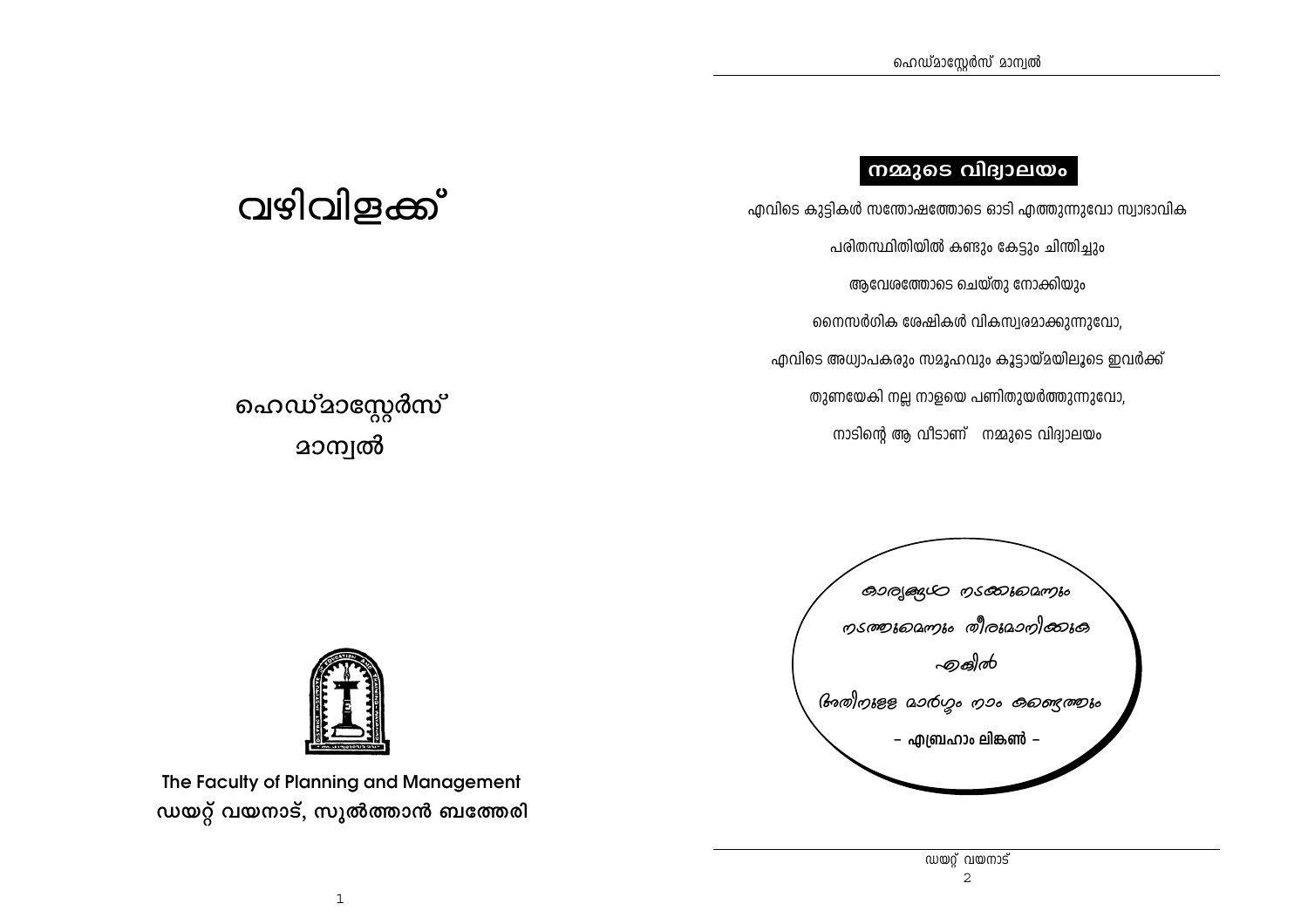# വഴിവിളക്ക്

## ഹെഡ്മാസ്റ്റേർസ്
## മാന്വൽ

**The Faculty of Planning and Management**
**ഡയറ്റ് വയനാട്, സുൽത്താൻ ബത്തേരി**

## നമ്മുടെ വിദ്യാലയം

എവിടെ കുട്ടികൾ സന്തോഷത്തോടെ ഓടി എത്തുന്നുവോ സ്വാഭാവിക

പരിതസ്ഥിതിയിൽ കണ്ടും കേട്ടും ചിന്തിച്ചും

ആവേശത്തോടെ ചെയ്തു നോക്കിയും

നൈസർഗിക ശേഷികൾ വികസ്വരമാക്കുന്നുവോ,

എവിടെ അധ്യാപകരും സമൂഹവും കൂട്ടായ്മയിലൂടെ ഇവർക്ക്

തുണയേകി നല്ല നാളയെ പണിതുയർത്തുന്നുവോ,

നാടിന്റെ ആ വീടാണ് നമ്മുടെ വിദ്യാലയം

*കാര്യങ്ങൾ നടക്കുമെന്നും*
*നടത്തുമെന്നും തീരുമാനിക്കുക*
*എങ്കിൽ*
*അതിനുള്ള മാർഗ്ഗം നാം കണ്ടെത്തും*

– എബ്രഹാം ലിങ്കൺ –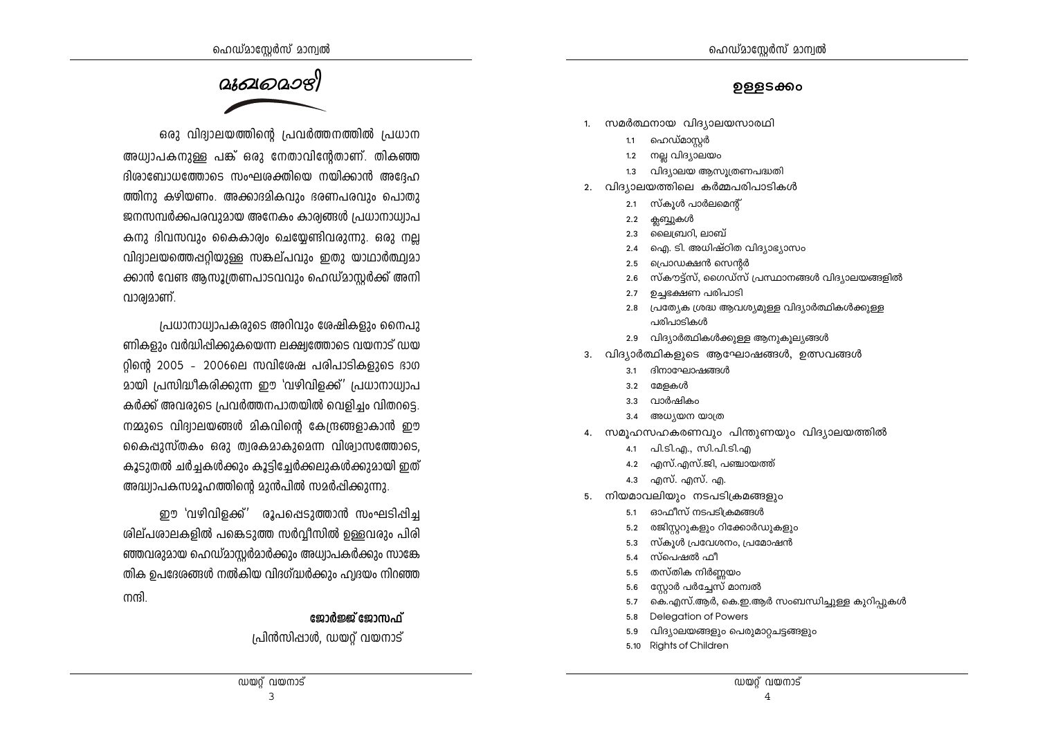# മുഖമൊഴി

ഒരു വിദ്യാലയത്തിന്റെ പ്രവർത്തനത്തിൽ പ്രധാന അധ്യാപകനുള്ള പങ്ക് ഒരു നേതാവിന്റേതാണ്. തികഞ്ഞ ദിശാബോധത്തോടെ സംഘശക്തിയെ നയിക്കാൻ അദ്ദേഹത്തിനു കഴിയണം. അക്കാദമികവും ഭരണപരവും പൊതുജനസമ്പർക്കപരവുമായ അനേകം കാര്യങ്ങൾ പ്രധാനാധ്യാപകനു ദിവസവും കൈകാര്യം ചെയ്യേണ്ടിവരുന്നു. ഒരു നല്ല വിദ്യാലയത്തെപ്പറ്റിയുള്ള സങ്കല്പവും ഇതു യാഥാർത്ഥ്യമാക്കാൻ വേണ്ട ആസൂത്രണപാടവവും ഹെഡ്മാസ്റ്റർക്ക് അനിവാര്യമാണ്.

പ്രധാനാധ്യാപകരുടെ അറിവും ശേഷികളും നൈപുണികളും വർദ്ധിപ്പിക്കുകയെന്ന ലക്ഷ്യത്തോടെ വയനാട് ഡയറ്റിന്റെ 2005 - 2006ലെ സവിശേഷ പരിപാടികളുടെ ഭാഗമായി പ്രസിദ്ധീകരിക്കുന്ന ഈ 'വഴിവിളക്ക്' പ്രധാനാധ്യാപകർക്ക് അവരുടെ പ്രവർത്തനപാതയിൽ വെളിച്ചം വിതറട്ടെ. നമ്മുടെ വിദ്യാലയങ്ങൾ മികവിന്റെ കേന്ദ്രങ്ങളാകാൻ ഈ കൈപ്പുസ്തകം ഒരു ത്വരകമാകുമെന്ന വിശ്വാസത്തോടെ, കൂടുതൽ ചർച്ചകൾക്കും കൂട്ടിച്ചേർക്കലുകൾക്കുമായി ഇത് അദ്ധ്യാപകസമൂഹത്തിന്റെ മുൻപിൽ സമർപ്പിക്കുന്നു.

ഈ 'വഴിവിളക്ക്' രൂപപ്പെടുത്താൻ സംഘടിപ്പിച്ച ശില്പശാലകളിൽ പങ്കെടുത്ത സർവ്വീസിൽ ഉള്ളവരും പിരിഞ്ഞവരുമായ ഹെഡ്മാസ്റ്റർമാർക്കും അധ്യാപകർക്കും സാങ്കേതിക ഉപദേശങ്ങൾ നൽകിയ വിദഗ്ദ്ധർക്കും ഹൃദയം നിറഞ്ഞ നന്ദി.

**ജോർജ്ജ് ജോസഫ്**
പ്രിൻസിപ്പാൾ, ഡയറ്റ് വയനാട്

# ഉള്ളടക്കം

1. സമർത്ഥനായ വിദ്യാലയസാരഥി
   - 1.1 ഹെഡ്മാസ്റ്റർ
   - 1.2 നല്ല വിദ്യാലയം
   - 1.3 വിദ്യാലയ ആസൂത്രണപദ്ധതി
2. വിദ്യാലയത്തിലെ കർമ്മപരിപാടികൾ
   - 2.1 സ്കൂൾ പാർലമെന്റ്
   - 2.2 ക്ലബ്ബുകൾ
   - 2.3 ലൈബ്രറി, ലാബ്
   - 2.4 ഐ. ടി. അധിഷ്ഠിത വിദ്യാഭ്യാസം
   - 2.5 പ്രൊഡക്ഷൻ സെന്റർ
   - 2.6 സ്കൗട്ട്സ്, ഗൈഡ്സ് പ്രസ്ഥാനങ്ങൾ വിദ്യാലയങ്ങളിൽ
   - 2.7 ഉച്ചഭക്ഷണ പരിപാടി
   - 2.8 പ്രത്യേക ശ്രദ്ധ ആവശ്യമുള്ള വിദ്യാർത്ഥികൾക്കുള്ള പരിപാടികൾ
   - 2.9 വിദ്യാർത്ഥികൾക്കുള്ള ആനുകൂല്യങ്ങൾ
3. വിദ്യാർത്ഥികളുടെ ആഘോഷങ്ങൾ, ഉത്സവങ്ങൾ
   - 3.1 ദിനാഘോഷങ്ങൾ
   - 3.2 മേളകൾ
   - 3.3 വാർഷികം
   - 3.4 അധ്യയന യാത്ര
4. സമൂഹസഹകരണവും പിന്തുണയും വിദ്യാലയത്തിൽ
   - 4.1 പി.ടി.എ., സി.പി.ടി.എ
   - 4.2 എസ്.എസ്.ജി, പഞ്ചായത്ത്
   - 4.3 എസ്. എസ്. എ.
5. നിയമാവലിയും നടപടിക്രമങ്ങളും
   - 5.1 ഓഫീസ് നടപടിക്രമങ്ങൾ
   - 5.2 രജിസ്റ്ററുകളും റിക്കോർഡുകളും
   - 5.3 സ്കൂൾ പ്രവേശനം, പ്രമോഷൻ
   - 5.4 സ്പെഷൽ ഫീ
   - 5.5 തസ്തിക നിർണ്ണയം
   - 5.6 സ്റ്റോർ പർച്ചേസ് മാന്വൽ
   - 5.7 കെ.എസ്.ആർ, കെ.ഇ.ആർ സംബന്ധിച്ചുള്ള കുറിപ്പുകൾ
   - 5.8 Delegation of Powers
   - 5.9 വിദ്യാലയങ്ങളും പെരുമാറ്റചട്ടങ്ങളും
   - 5.10 Rights of Children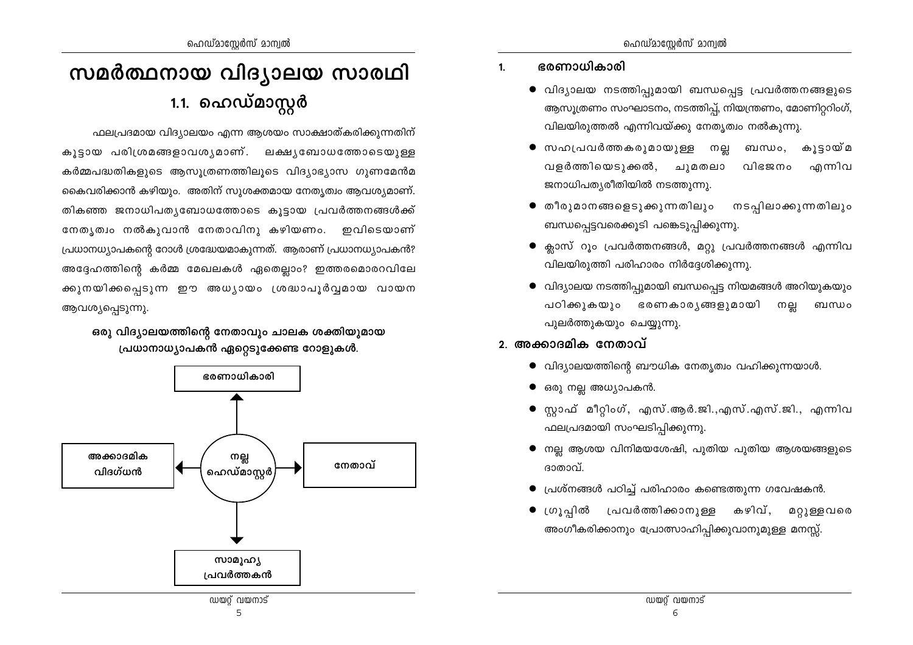# സമർത്ഥനായ വിദ്യാലയ സാരഥി

## 1.1. ഹെഡ്മാസ്റ്റർ

ഫലപ്രദമായ വിദ്യാലയം എന്ന ആശയം സാക്ഷാത്കരിക്കുന്നതിന് കൂട്ടായ പരിശ്രമങ്ങളാവശ്യമാണ്. ലക്ഷ്യബോധത്തോടെയുള്ള കർമ്മപദ്ധതികളുടെ ആസൂത്രണത്തിലൂടെ വിദ്യാഭ്യാസ ഗുണമേൻമ കൈവരിക്കാൻ കഴിയും. അതിന് സുശക്തമായ നേതൃത്വം ആവശ്യമാണ്. തികഞ്ഞ ജനാധിപത്യബോധത്തോടെ കൂട്ടായ പ്രവർത്തനങ്ങൾക്ക് നേതൃത്വം നൽകുവാൻ നേതാവിനു കഴിയണം. ഇവിടെയാണ് പ്രധാനധ്യാപകന്റെ റോൾ ശ്രദ്ധേയമാകുന്നത്. ആരാണ് പ്രധാനധ്യാപകൻ? അദ്ദേഹത്തിന്റെ കർമ്മ മേഖലകൾ ഏതെല്ലാം? ഇത്തരമൊരറിവിലേക്കുനയിക്കപ്പെടുന്ന ഈ അധ്യായം ശ്രദ്ധാപൂർവ്വമായ വായന ആവശ്യപ്പെടുന്നു.

**ഒരു വിദ്യാലയത്തിന്റെ നേതാവും ചാലക ശക്തിയുമായ പ്രധാനാധ്യാപകൻ ഏറ്റെടുക്കേണ്ട റോളുകൾ.**

- നല്ല ഹെഡ്മാസ്റ്റർ
  - ഭരണാധികാരി
  - അക്കാദമിക വിദഗ്ധൻ
  - നേതാവ്
  - സാമൂഹ്യ പ്രവർത്തകൻ

### 1. ഭരണാധികാരി

- വിദ്യാലയ നടത്തിപ്പുമായി ബന്ധപ്പെട്ട പ്രവർത്തനങ്ങളുടെ ആസൂത്രണം സംഘാടനം, നടത്തിപ്പ്, നിയന്ത്രണം, മോണിറ്ററിംഗ്, വിലയിരുത്തൽ എന്നിവയ്ക്കു നേതൃത്വം നൽകുന്നു.
- സഹപ്രവർത്തകരുമായുള്ള നല്ല ബന്ധം, കൂട്ടായ്മ വളർത്തിയെടുക്കൽ, ചുമതലാ വിഭജനം എന്നിവ ജനാധിപത്യരീതിയിൽ നടത്തുന്നു.
- തീരുമാനങ്ങളെടുക്കുന്നതിലും നടപ്പിലാക്കുന്നതിലും ബന്ധപ്പെട്ടവരെക്കൂടി പങ്കെടുപ്പിക്കുന്നു.
- ക്ലാസ് റൂം പ്രവർത്തനങ്ങൾ, മറ്റു പ്രവർത്തനങ്ങൾ എന്നിവ വിലയിരുത്തി പരിഹാരം നിർദ്ദേശിക്കുന്നു.
- വിദ്യാലയ നടത്തിപ്പുമായി ബന്ധപ്പെട്ട നിയമങ്ങൾ അറിയുകയും പഠിക്കുകയും ഭരണകാര്യങ്ങളുമായി നല്ല ബന്ധം പുലർത്തുകയും ചെയ്യുന്നു.

### 2. അക്കാദമിക നേതാവ്

- വിദ്യാലയത്തിന്റെ ബൗധിക നേതൃത്വം വഹിക്കുന്നയാൾ.
- ഒരു നല്ല അധ്യാപകൻ.
- സ്റ്റാഫ് മീറ്റിംഗ്, എസ്.ആർ.ജി.,എസ്.എസ്.ജി., എന്നിവ ഫലപ്രദമായി സംഘടിപ്പിക്കുന്നു.
- നല്ല ആശയ വിനിമയശേഷി, പുതിയ പുതിയ ആശയങ്ങളുടെ ദാതാവ്.
- പ്രശ്നങ്ങൾ പഠിച്ച് പരിഹാരം കണ്ടെത്തുന്ന ഗവേഷകൻ.
- ഗ്രൂപ്പിൽ പ്രവർത്തിക്കാനുള്ള കഴിവ്, മറ്റുള്ളവരെ അംഗീകരിക്കാനും പ്രോത്സാഹിപ്പിക്കുവാനുമുള്ള മനസ്സ്.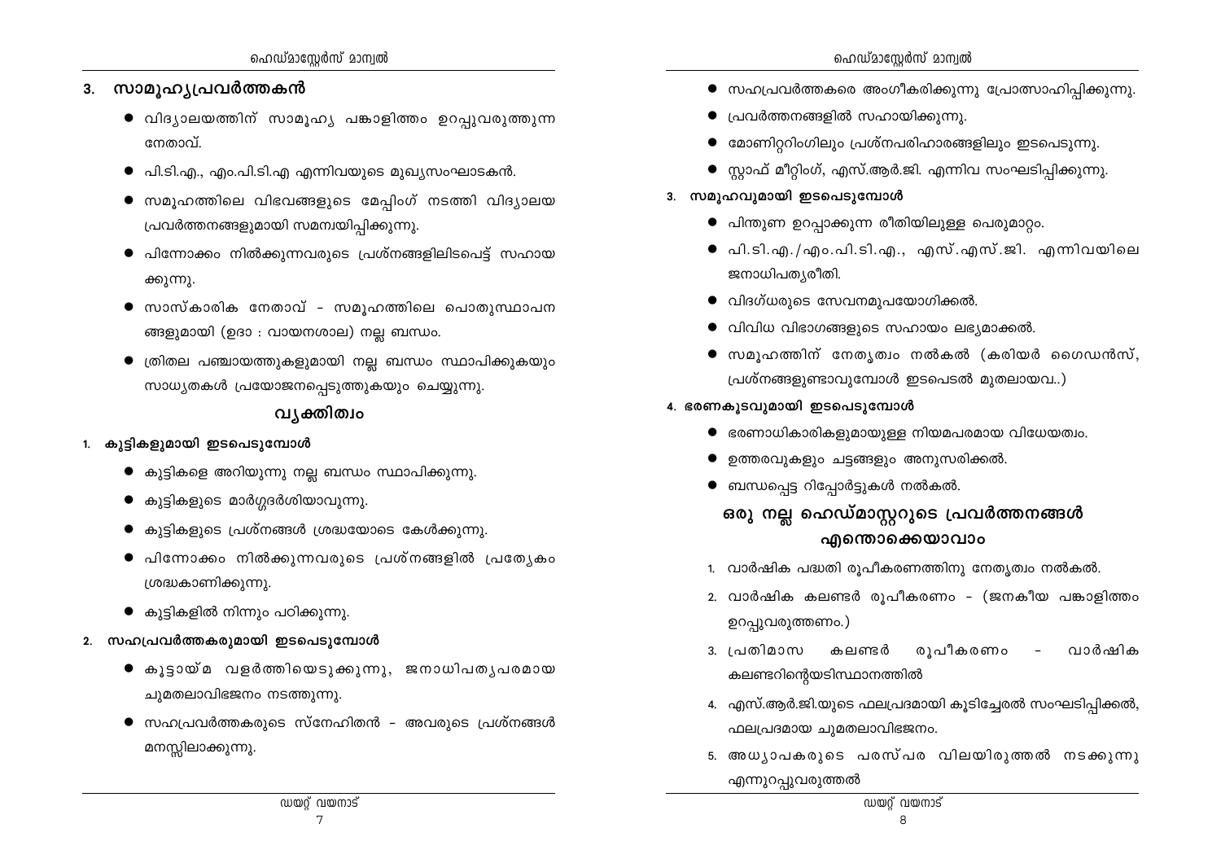## 3. സാമൂഹ്യപ്രവർത്തകൻ

- വിദ്യാലയത്തിന് സാമൂഹ്യ പങ്കാളിത്തം ഉറപ്പുവരുത്തുന്ന നേതാവ്.
- പി.ടി.എ., എം.പി.ടി.എ എന്നിവയുടെ മുഖ്യസംഘാടകൻ.
- സമൂഹത്തിലെ വിഭവങ്ങളുടെ മേപ്പിംഗ് നടത്തി വിദ്യാലയ പ്രവർത്തനങ്ങളുമായി സമന്വയിപ്പിക്കുന്നു.
- പിന്നോക്കം നിൽക്കുന്നവരുടെ പ്രശ്നങ്ങളിലിടപെട്ട് സഹായക്കുന്നു.
- സാസ്കാരിക നേതാവ് - സമൂഹത്തിലെ പൊതുസ്ഥാപനങ്ങളുമായി (ഉദാ : വായനശാല) നല്ല ബന്ധം.
- ത്രിതല പഞ്ചായത്തുകളുമായി നല്ല ബന്ധം സ്ഥാപിക്കുകയും സാധ്യതകൾ പ്രയോജനപ്പെടുത്തുകയും ചെയ്യുന്നു.

## വ്യക്തിത്വം

### 1. കുട്ടികളുമായി ഇടപെടുമ്പോൾ

- കുട്ടികളെ അറിയുന്നു നല്ല ബന്ധം സ്ഥാപിക്കുന്നു.
- കുട്ടികളുടെ മാർഗ്ഗദർശിയാവുന്നു.
- കുട്ടികളുടെ പ്രശ്നങ്ങൾ ശ്രദ്ധയോടെ കേൾക്കുന്നു.
- പിന്നോക്കം നിൽക്കുന്നവരുടെ പ്രശ്നങ്ങളിൽ പ്രത്യേകം ശ്രദ്ധകാണിക്കുന്നു.
- കുട്ടികളിൽ നിന്നും പഠിക്കുന്നു.

### 2. സഹപ്രവർത്തകരുമായി ഇടപെടുമ്പോൾ

- കൂട്ടായ്മ വളർത്തിയെടുക്കുന്നു, ജനാധിപത്യപരമായ ചുമതലാവിഭജനം നടത്തുന്നു.
- സഹപ്രവർത്തകരുടെ സ്നേഹിതൻ - അവരുടെ പ്രശ്നങ്ങൾ മനസ്സിലാക്കുന്നു.
- സഹപ്രവർത്തകരെ അംഗീകരിക്കുന്നു പ്രോത്സാഹിപ്പിക്കുന്നു.
- പ്രവർത്തനങ്ങളിൽ സഹായിക്കുന്നു.
- മോണിറ്ററിംഗിലും പ്രശ്നപരിഹാരങ്ങളിലും ഇടപെടുന്നു.
- സ്റ്റാഫ് മീറ്റിംഗ്, എസ്.ആർ.ജി. എന്നിവ സംഘടിപ്പിക്കുന്നു.

### 3. സമൂഹവുമായി ഇടപെടുമ്പോൾ

- പിന്തുണ ഉറപ്പാക്കുന്ന രീതിയിലുള്ള പെരുമാറ്റം.
- പി.ടി.എ./എം.പി.ടി.എ., എസ്.എസ്.ജി. എന്നിവയിലെ ജനാധിപത്യരീതി.
- വിദഗ്ധരുടെ സേവനമുപയോഗിക്കൽ.
- വിവിധ വിഭാഗങ്ങളുടെ സഹായം ലഭ്യമാക്കൽ.
- സമൂഹത്തിന് നേതൃത്വം നൽകൽ (കരിയർ ഗൈഡൻസ്, പ്രശ്നങ്ങളുണ്ടാവുമ്പോൾ ഇടപെടൽ മുതലായവ..)

### 4. ഭരണകൂടവുമായി ഇടപെടുമ്പോൾ

- ഭരണാധികാരികളുമായുള്ള നിയമപരമായ വിധേയത്വം.
- ഉത്തരവുകളും ചട്ടങ്ങളും അനുസരിക്കൽ.
- ബന്ധപ്പെട്ട റിപ്പോർട്ടുകൾ നൽകൽ.

## ഒരു നല്ല ഹെഡ്മാസ്റ്ററുടെ പ്രവർത്തനങ്ങൾ എന്തൊക്കെയാവാം

1. വാർഷിക പദ്ധതി രൂപീകരണത്തിനു നേതൃത്വം നൽകൽ.
2. വാർഷിക കലണ്ടർ രൂപീകരണം - (ജനകീയ പങ്കാളിത്തം ഉറപ്പുവരുത്തണം.)
3. പ്രതിമാസ കലണ്ടർ രൂപീകരണം - വാർഷിക കലണ്ടറിന്റെയടിസ്ഥാനത്തിൽ
4. എസ്.ആർ.ജി.യുടെ ഫലപ്രദമായി കൂടിച്ചേരൽ സംഘടിപ്പിക്കൽ, ഫലപ്രദമായ ചുമതലാവിഭജനം.
5. അധ്യാപകരുടെ പരസ്പര വിലയിരുത്തൽ നടക്കുന്നു എന്നുറപ്പുവരുത്തൽ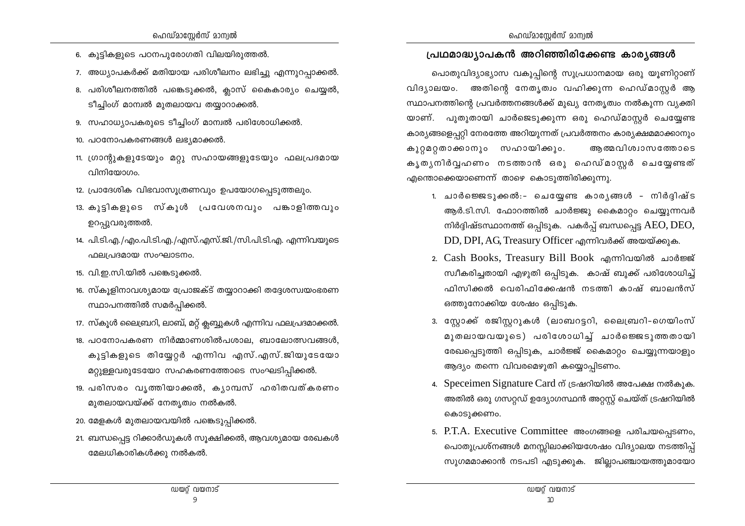6. കുട്ടികളുടെ പഠനപുരോഗതി വിലയിരുത്തൽ.
7. അധ്യാപകർക്ക് മതിയായ പരിശീലനം ലഭിച്ചു എന്നുറപ്പാക്കൽ.
8. പരിശീലനത്തിൽ പങ്കെടുക്കൽ, ക്ലാസ് കൈകാര്യം ചെയ്യൽ, ടീച്ചിംഗ് മാന്വൽ മുതലായവ തയ്യാറാക്കൽ.
9. സഹാധ്യാപകരുടെ ടീച്ചിംഗ് മാന്വൽ പരിശോധിക്കൽ.
10. പഠനോപകരണങ്ങൾ ലഭ്യമാക്കൽ.
11. ഗ്രാന്റുകളുടേയും മറ്റു സഹായങ്ങളുടേയും ഫലപ്രദമായ വിനിയോഗം.
12. പ്രാദേശിക വിഭവാസൂത്രണവും ഉപയോഗപ്പെടുത്തലും.
13. കുട്ടികളുടെ സ്കൂൾ പ്രവേശനവും പങ്കാളിത്തവും ഉറപ്പുവരുത്തൽ.
14. പി.ടി.എ./എം.പി.ടി.എ./എസ്.എസ്.ജി./സി.പി.ടി.എ. എന്നിവയുടെ ഫലപ്രദമായ സംഘാടനം.
15. വി.ഇ.സി.യിൽ പങ്കെടുക്കൽ.
16. സ്കൂളിനാവശ്യമായ പ്രോജക്ട് തയ്യാറാക്കി തദ്ദേശസ്വയംഭരണ സ്ഥാപനത്തിൽ സമർപ്പിക്കൽ.
17. സ്കൂൾ ലൈബ്രറി, ലാബ്, മറ്റ് ക്ലബ്ബുകൾ എന്നിവ ഫലപ്രദമാക്കൽ.
18. പഠനോപകരണ നിർമ്മാണശിൽപശാല, ബാലോത്സവങ്ങൾ, കുട്ടികളുടെ തിയ്യേറ്റർ എന്നിവ എസ്.എസ്.ജിയുടേയോ മറ്റുള്ളവരുടേയോ സഹകരണത്തോടെ സംഘടിപ്പിക്കൽ.
19. പരിസരം വൃത്തിയാക്കൽ, ക്യാമ്പസ് ഹരിതവത്കരണം മുതലായവയ്ക്ക് നേതൃത്വം നൽകൽ.
20. മേളകൾ മുതലായവയിൽ പങ്കെടുപ്പിക്കൽ.
21. ബന്ധപ്പെട്ട റിക്കാർഡുകൾ സൂക്ഷിക്കൽ, ആവശ്യമായ രേഖകൾ മേലധികാരികൾക്കു നൽകൽ.

## പ്രഥമാദ്ധ്യാപകൻ അറിഞ്ഞിരിക്കേണ്ട കാര്യങ്ങൾ

പൊതുവിദ്യാഭ്യാസ വകുപ്പിന്റെ സുപ്രധാനമായ ഒരു യൂണിറ്റാണ് വിദ്യാലയം. അതിന്റെ നേതൃത്വം വഹിക്കുന്ന ഹെഡ്മാസ്റ്റർ ആ സ്ഥാപനത്തിന്റെ പ്രവർത്തനങ്ങൾക്ക് മുഖ്യ നേതൃത്വം നൽകുന്ന വ്യക്തിയാണ്. പുതുതായി ചാർജെടുക്കുന്ന ഒരു ഹെഡ്മാസ്റ്റർ ചെയ്യേണ്ട കാര്യങ്ങളെപ്പറ്റി നേരത്തേ അറിയുന്നത് പ്രവർത്തനം കാര്യക്ഷമമാക്കാനും കുറ്റമറ്റതാക്കാനും സഹായിക്കും. ആത്മവിശ്വാസത്തോടെ കൃത്യനിർവ്വഹണം നടത്താൻ ഒരു ഹെഡ്മാസ്റ്റർ ചെയ്യേണ്ടത് എന്തൊക്കെയാണെന്ന് താഴെ കൊടുത്തിരിക്കുന്നു.

1. ചാർജ്ജെടുക്കൽ:- ചെയ്യേണ്ട കാര്യങ്ങൾ - നിർദ്ദിഷ്ട ആർ.ടി.സി. ഫോറത്തിൽ ചാർജ്ജു കൈമാറ്റം ചെയ്യുന്നവർ നിർദ്ദിഷ്ടസ്ഥാനത്ത് ഒപ്പിടുക. പകർപ്പ് ബന്ധപ്പെട്ട AEO, DEO, DD, DPI, AG, Treasury Officer എന്നിവർക്ക് അയയ്ക്കുക.
2. Cash Books, Treasury Bill Book എന്നിവയിൽ ചാർജ്ജ് സ്വീകരിച്ചതായി എഴുതി ഒപ്പിടുക. കാഷ് ബുക്ക് പരിശോധിച്ച് ഫിസിക്കൽ വെരിഫിക്കേഷൻ നടത്തി കാഷ് ബാലൻസ് ഒത്തുനോക്കിയ ശേഷം ഒപ്പിടുക.
3. സ്റ്റോക്ക് രജിസ്റ്ററുകൾ (ലാബറട്ടറി, ലൈബ്രറി-ഗെയിംസ് മുതലായവയുടെ) പരിശോധിച്ച് ചാർജ്ജെടുത്തതായി രേഖപ്പെടുത്തി ഒപ്പിടുക, ചാർജ്ജ് കൈമാറ്റം ചെയ്യുന്നയാളും ആദ്യം തന്നെ വിവരമെഴുതി കയ്യൊപ്പിടണം.
4. Speceimen Signature Card ന് ട്രഷറിയിൽ അപേക്ഷ നൽകുക. അതിൽ ഒരു ഗസറ്റഡ് ഉദ്യോഗസ്ഥൻ അറ്റസ്റ്റ് ചെയ്ത് ട്രഷറിയിൽ കൊടുക്കണം.
5. P.T.A. Executive Committee അംഗങ്ങളെ പരിചയപ്പെടണം, പൊതുപ്രശ്നങ്ങൾ മനസ്സിലാക്കിയശേഷം വിദ്യാലയ നടത്തിപ്പ് സുഗമമാക്കാൻ നടപടി എടുക്കുക. ജില്ലാപഞ്ചായത്തുമായോ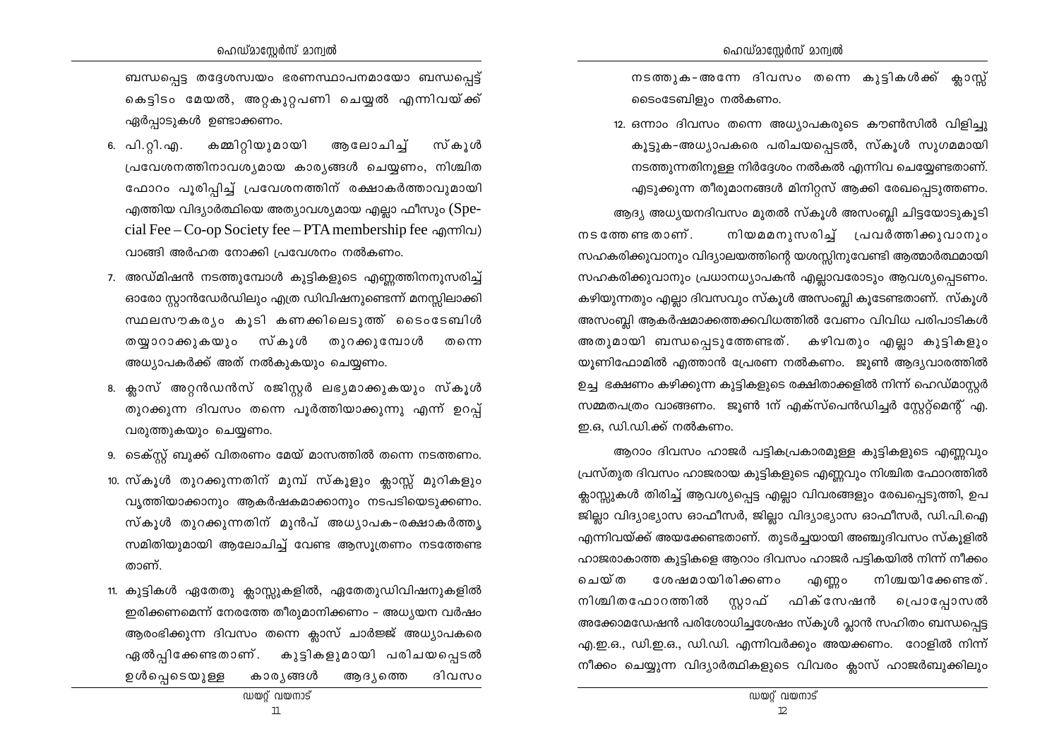ബന്ധപ്പെട്ട തദ്ദേശസ്വയം ഭരണസ്ഥാപനമായോ ബന്ധപ്പെട്ട് കെട്ടിടം മേയൽ, അറ്റകുറ്റപണി ചെയ്യൽ എന്നിവയ്ക്ക് ഏർപ്പാടുകൾ ഉണ്ടാക്കണം.

6. പി.റ്റി.എ. കമ്മിറ്റിയുമായി ആലോചിച്ച് സ്കൂൾ പ്രവേശനത്തിനാവശ്യമായ കാര്യങ്ങൾ ചെയ്യണം, നിശ്ചിത ഫോറം പൂരിപ്പിച്ച് പ്രവേശനത്തിന് രക്ഷാകർത്താവുമായി എത്തിയ വിദ്യാർത്ഥിയെ അത്യാവശ്യമായ എല്ലാ ഫീസും (Special Fee – Co-op Society fee – PTA membership fee എന്നിവ) വാങ്ങി അർഹത നോക്കി പ്രവേശനം നൽകണം.
7. അഡ്മിഷൻ നടത്തുമ്പോൾ കുട്ടികളുടെ എണ്ണത്തിനനുസരിച്ച് ഓരോ സ്റ്റാൻഡേർഡിലും എത്ര ഡിവിഷനുണ്ടെന്ന് മനസ്സിലാക്കി സ്ഥലസൗകര്യം കൂടി കണക്കിലെടുത്ത് ടൈംടേബിൾ തയ്യാറാക്കുകയും സ്കൂൾ തുറക്കുമ്പോൾ തന്നെ അധ്യാപകർക്ക് അത് നൽകുകയും ചെയ്യണം.
8. ക്ലാസ് അറ്റൻഡൻസ് രജിസ്റ്റർ ലഭ്യമാക്കുകയും സ്കൂൾ തുറക്കുന്ന ദിവസം തന്നെ പൂർത്തിയാക്കുന്നു എന്ന് ഉറപ്പ് വരുത്തുകയും ചെയ്യണം.
9. ടെക്സ്റ്റ് ബുക്ക് വിതരണം മേയ് മാസത്തിൽ തന്നെ നടത്തണം.
10. സ്കൂൾ തുറക്കുന്നതിന് മുമ്പ് സ്കൂളും ക്ലാസ്സ് മുറികളും വൃത്തിയാക്കാനും ആകർഷകമാക്കാനും നടപടിയെടുക്കണം. സ്കൂൾ തുറക്കുന്നതിന് മുൻപ് അധ്യാപക-രക്ഷാകർത്തൃ സമിതിയുമായി ആലോചിച്ച് വേണ്ട ആസൂത്രണം നടത്തേണ്ട താണ്.
11. കുട്ടികൾ ഏതേതു ക്ലാസ്സുകളിൽ, ഏതേതുഡിവിഷനുകളിൽ ഇരിക്കണമെന്ന് നേരത്തേ തീരുമാനിക്കണം – അധ്യയന വർഷം ആരംഭിക്കുന്ന ദിവസം തന്നെ ക്ലാസ് ചാർജ്ജ് അധ്യാപകരെ ഏൽപ്പിക്കേണ്ടതാണ്. കുട്ടികളുമായി പരിചയപ്പെടൽ ഉൾപ്പെടെയുള്ള കാര്യങ്ങൾ ആദ്യത്തെ ദിവസം നടത്തുക-അന്നേ ദിവസം തന്നെ കുട്ടികൾക്ക് ക്ലാസ് ടൈംടേബിളും നൽകണം.
12. ഒന്നാം ദിവസം തന്നെ അധ്യാപകരുടെ കൗൺസിൽ വിളിച്ചു കൂട്ടുക-അധ്യാപകരെ പരിചയപ്പെടൽ, സ്കൂൾ സുഗമമായി നടത്തുന്നതിനുള്ള നിർദ്ദേശം നൽകൽ എന്നിവ ചെയ്യേണ്ടതാണ്. എടുക്കുന്ന തീരുമാനങ്ങൾ മിനിറ്റ്സ് ആക്കി രേഖപ്പെടുത്തണം.

ആദ്യ അധ്യയനദിവസം മുതൽ സ്കൂൾ അസംബ്ലി ചിട്ടയോടുകൂടി നടത്തേണ്ടതാണ്. നിയമമനുസരിച്ച് പ്രവർത്തിക്കുവാനും സഹകരിക്കുവാനും വിദ്യാലയത്തിന്റെ യശസ്സിനുവേണ്ടി ആത്മാർത്ഥമായി സഹകരിക്കുവാനും പ്രധാനധ്യാപകൻ എല്ലാവരോടും ആവശ്യപ്പെടണം. കഴിയുന്നതും എല്ലാ ദിവസവും സ്കൂൾ അസംബ്ലി കൂടേണ്ടതാണ്. സ്കൂൾ അസംബ്ലി ആകർഷമാക്കത്തക്കവിധത്തിൽ വേണം വിവിധ പരിപാടികൾ അതുമായി ബന്ധപ്പെടുത്തേണ്ടത്. കഴിവതും എല്ലാ കുട്ടികളും യൂണിഫോമിൽ എത്താൻ പ്രേരണ നൽകണം. ജൂൺ ആദ്യവാരത്തിൽ ഉച്ച ഭക്ഷണം കഴിക്കുന്ന കുട്ടികളുടെ രക്ഷിതാക്കളിൽ നിന്ന് ഹെഡ്മാസ്റ്റർ സമ്മതപത്രം വാങ്ങണം. ജൂൺ 1ന് എക്സ്പെൻഡിച്ചർ സ്റ്റേറ്റ്മെന്റ് എ.ഇ.ഒ, ഡി.ഡി.ക്ക് നൽകണം.

ആറാം ദിവസം ഹാജർ പട്ടികപ്രകാരമുള്ള കുട്ടികളുടെ എണ്ണവും പ്രസ്തുത ദിവസം ഹാജരായ കുട്ടികളുടെ എണ്ണവും നിശ്ചിത ഫോറത്തിൽ ക്ലാസ്സുകൾ തിരിച്ച് ആവശ്യപ്പെട്ട എല്ലാ വിവരങ്ങളും രേഖപ്പെടുത്തി, ഉപ ജില്ലാ വിദ്യാഭ്യാസ ഓഫീസർ, ജില്ലാ വിദ്യാഭ്യാസ ഓഫീസർ, ഡി.പി.ഐ എന്നിവയ്ക്ക് അയക്കേണ്ടതാണ്. തുടർച്ചയായി അഞ്ചുദിവസം സ്കൂളിൽ ഹാജരാകാത്ത കുട്ടികളെ ആറാം ദിവസം ഹാജർ പട്ടികയിൽ നിന്ന് നീക്കം ചെയ്ത ശേഷമായിരിക്കണം എണ്ണം നിശ്ചയിക്കേണ്ടത്. നിശ്ചിതഫോറത്തിൽ സ്റ്റാഫ് ഫിക്സേഷൻ പ്രൊപ്പോസൽ അക്കോമഡേഷൻ പരിശോധിച്ചശേഷം സ്കൂൾ പ്ലാൻ സഹിതം ബന്ധപ്പെട്ട എ.ഇ.ഒ., ഡി.ഇ.ഒ., ഡി.ഡി. എന്നിവർക്കും അയക്കണം. റോളിൽ നിന്ന് നീക്കം ചെയ്യുന്ന വിദ്യാർത്ഥികളുടെ വിവരം ക്ലാസ് ഹാജർബുക്കിലും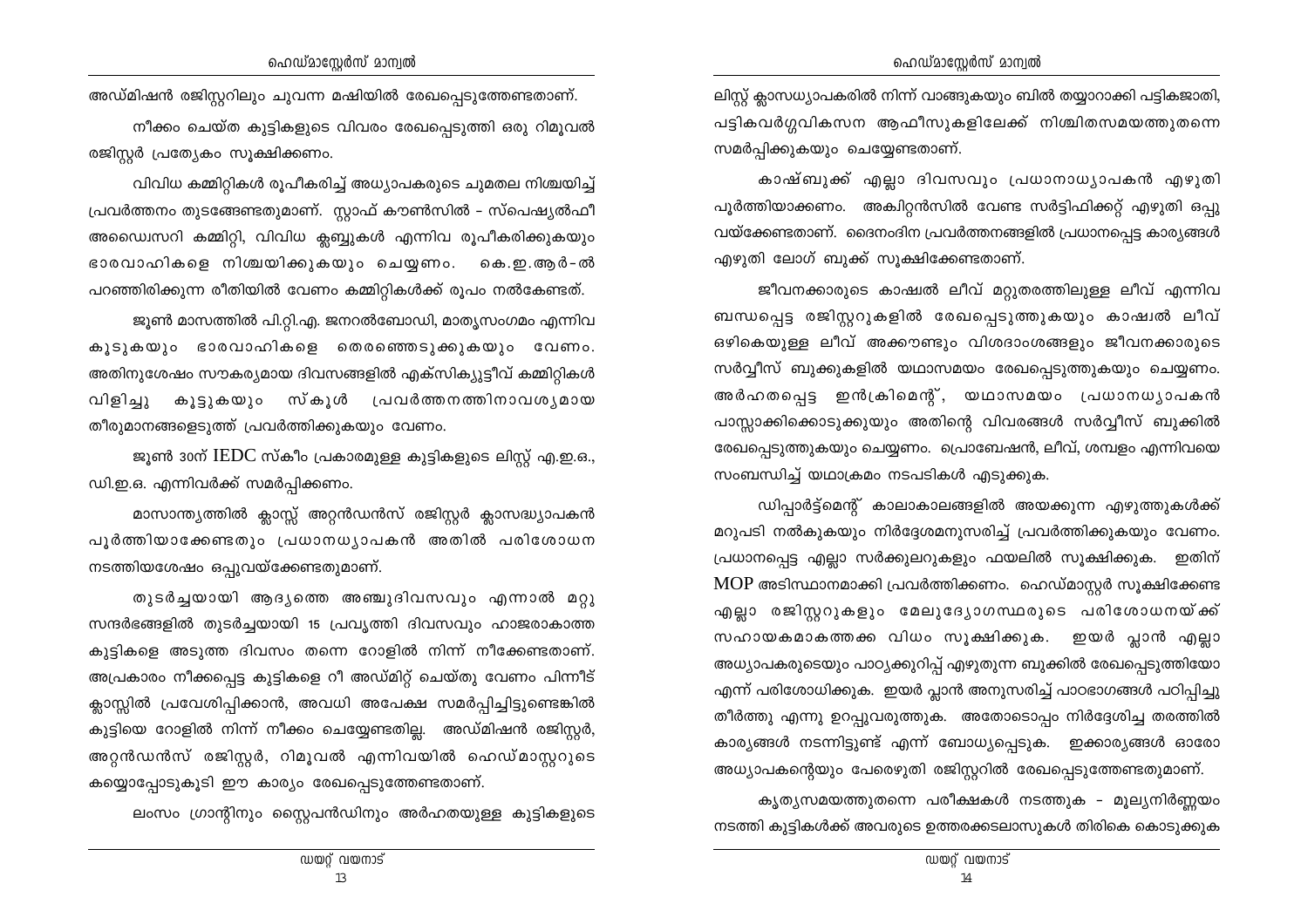അഡ്മിഷൻ രജിസ്റ്ററിലും ചുവന്ന മഷിയിൽ രേഖപ്പെടുത്തേണ്ടതാണ്.

നീക്കം ചെയ്ത കുട്ടികളുടെ വിവരം രേഖപ്പെടുത്തി ഒരു റിമൂവൽ രജിസ്റ്റർ പ്രത്യേകം സൂക്ഷിക്കണം.

വിവിധ കമ്മിറ്റികൾ രൂപീകരിച്ച് അധ്യാപകരുടെ ചുമതല നിശ്ചയിച്ച് പ്രവർത്തനം തുടങ്ങേണ്ടതുമാണ്. സ്റ്റാഫ് കൗൺസിൽ – സ്പെഷ്യൽഫീ അഡ്വൈസറി കമ്മിറ്റി, വിവിധ ക്ലബ്ബുകൾ എന്നിവ രൂപീകരിക്കുകയും ഭാരവാഹികളെ നിശ്ചയിക്കുകയും ചെയ്യണം. കെ.ഇ.ആർ-ൽ പറഞ്ഞിരിക്കുന്ന രീതിയിൽ വേണം കമ്മിറ്റികൾക്ക് രൂപം നൽകേണ്ടത്.

ജൂൺ മാസത്തിൽ പി.റ്റി.എ. ജനറൽബോഡി, മാതൃസംഗമം എന്നിവ കൂടുകയും ഭാരവാഹികളെ തെരഞ്ഞെടുക്കുകയും വേണം. അതിനുശേഷം സൗകര്യമായ ദിവസങ്ങളിൽ എക്സിക്യൂട്ടീവ് കമ്മിറ്റികൾ വിളിച്ചു കൂട്ടുകയും സ്കൂൾ പ്രവർത്തനത്തിനാവശ്യമായ തീരുമാനങ്ങളെടുത്ത് പ്രവർത്തിക്കുകയും വേണം.

ജൂൺ 30ന് IEDC സ്കീം പ്രകാരമുള്ള കുട്ടികളുടെ ലിസ്റ്റ് എ.ഇ.ഒ., ഡി.ഇ.ഒ. എന്നിവർക്ക് സമർപ്പിക്കണം.

മാസാന്ത്യത്തിൽ ക്ലാസ്സ് അറ്റൻഡൻസ് രജിസ്റ്റർ ക്ലാസദ്ധ്യാപകൻ പൂർത്തിയാക്കേണ്ടതും പ്രധാനധ്യാപകൻ അതിൽ പരിശോധന നടത്തിയശേഷം ഒപ്പുവയ്ക്കേണ്ടതുമാണ്.

തുടർച്ചയായി ആദ്യത്തെ അഞ്ചുദിവസവും എന്നാൽ മറ്റു സന്ദർഭങ്ങളിൽ തുടർച്ചയായി 15 പ്രവൃത്തി ദിവസവും ഹാജരാകാത്ത കുട്ടികളെ അടുത്ത ദിവസം തന്നെ റോളിൽ നിന്ന് നീക്കേണ്ടതാണ്. അപ്രകാരം നീക്കപ്പെട്ട കുട്ടികളെ റീ അഡ്മിറ്റ് ചെയ്തു വേണം പിന്നീട് ക്ലാസ്സിൽ പ്രവേശിപ്പിക്കാൻ, അവധി അപേക്ഷ സമർപ്പിച്ചിട്ടുണ്ടെങ്കിൽ കുട്ടിയെ റോളിൽ നിന്ന് നീക്കം ചെയ്യേണ്ടതില്ല. അഡ്മിഷൻ രജിസ്റ്റർ, അറ്റൻഡൻസ് രജിസ്റ്റർ, റിമൂവൽ എന്നിവയിൽ ഹെഡ്മാസ്റ്ററുടെ കയ്യൊപ്പോടുകൂടി ഈ കാര്യം രേഖപ്പെടുത്തേണ്ടതാണ്.

ലംസം ഗ്രാന്റിനും സ്റ്റൈപൻഡിനും അർഹതയുള്ള കുട്ടികളുടെ ലിസ്റ്റ് ക്ലാസധ്യാപകരിൽ നിന്ന് വാങ്ങുകയും ബിൽ തയ്യാറാക്കി പട്ടികജാതി, പട്ടികവർഗ്ഗവികസന ആഫീസുകളിലേക്ക് നിശ്ചിതസമയത്തുതന്നെ സമർപ്പിക്കുകയും ചെയ്യേണ്ടതാണ്.

കാഷ്ബുക്ക് എല്ലാ ദിവസവും പ്രധാനാധ്യാപകൻ എഴുതി പൂർത്തിയാക്കണം. അക്വിറ്റൻസിൽ വേണ്ട സർട്ടിഫിക്കറ്റ് എഴുതി ഒപ്പു വയ്ക്കേണ്ടതാണ്. ദൈനംദിന പ്രവർത്തനങ്ങളിൽ പ്രധാനപ്പെട്ട കാര്യങ്ങൾ എഴുതി ലോഗ് ബുക്ക് സൂക്ഷിക്കേണ്ടതാണ്.

ജീവനക്കാരുടെ കാഷ്വൽ ലീവ് മറ്റുതരത്തിലുള്ള ലീവ് എന്നിവ ബന്ധപ്പെട്ട രജിസ്റ്ററുകളിൽ രേഖപ്പെടുത്തുകയും കാഷ്വൽ ലീവ് ഒഴികെയുള്ള ലീവ് അക്കൗണ്ടും വിശദാംശങ്ങളും ജീവനക്കാരുടെ സർവ്വീസ് ബുക്കുകളിൽ യഥാസമയം രേഖപ്പെടുത്തുകയും ചെയ്യണം. അർഹതപ്പെട്ട ഇൻക്രിമെന്റ്, യഥാസമയം പ്രധാനധ്യാപകൻ പാസ്സാക്കിക്കൊടുക്കുയും അതിന്റെ വിവരങ്ങൾ സർവ്വീസ് ബുക്കിൽ രേഖപ്പെടുത്തുകയും ചെയ്യണം. പ്രൊബേഷൻ, ലീവ്, ശമ്പളം എന്നിവയെ സംബന്ധിച്ച് യഥാക്രമം നടപടികൾ എടുക്കുക.

ഡിപ്പാർട്ട്മെന്റ് കാലാകാലങ്ങളിൽ അയക്കുന്ന എഴുത്തുകൾക്ക് മറുപടി നൽകുകയും നിർദ്ദേശമനുസരിച്ച് പ്രവർത്തിക്കുകയും വേണം. പ്രധാനപ്പെട്ട എല്ലാ സർക്കുലറുകളും ഫയലിൽ സൂക്ഷിക്കുക. ഇതിന് MOP അടിസ്ഥാനമാക്കി പ്രവർത്തിക്കണം. ഹെഡ്മാസ്റ്റർ സൂക്ഷിക്കേണ്ട എല്ലാ രജിസ്റ്ററുകളും മേലുദ്യോഗസ്ഥരുടെ പരിശോധനയ്ക്ക് സഹായകമാകത്തക്ക വിധം സൂക്ഷിക്കുക. ഇയർ പ്ലാൻ എല്ലാ അധ്യാപകരുടെയും പാഠ്യക്കുറിപ്പ് എഴുതുന്ന ബുക്കിൽ രേഖപ്പെടുത്തിയോ എന്ന് പരിശോധിക്കുക. ഇയർ പ്ലാൻ അനുസരിച്ച് പാഠഭാഗങ്ങൾ പഠിപ്പിച്ചു തീർത്തു എന്നു ഉറപ്പുവരുത്തുക. അതോടൊപ്പം നിർദ്ദേശിച്ച തരത്തിൽ കാര്യങ്ങൾ നടന്നിട്ടുണ്ട് എന്ന് ബോധ്യപ്പെടുക. ഇക്കാര്യങ്ങൾ ഓരോ അധ്യാപകന്റെയും പേരെഴുതി രജിസ്റ്ററിൽ രേഖപ്പെടുത്തേണ്ടതുമാണ്.

കൃത്യസമയത്തുതന്നെ പരീക്ഷകൾ നടത്തുക – മൂല്യനിർണ്ണയം നടത്തി കുട്ടികൾക്ക് അവരുടെ ഉത്തരക്കടലാസുകൾ തിരികെ കൊടുക്കുക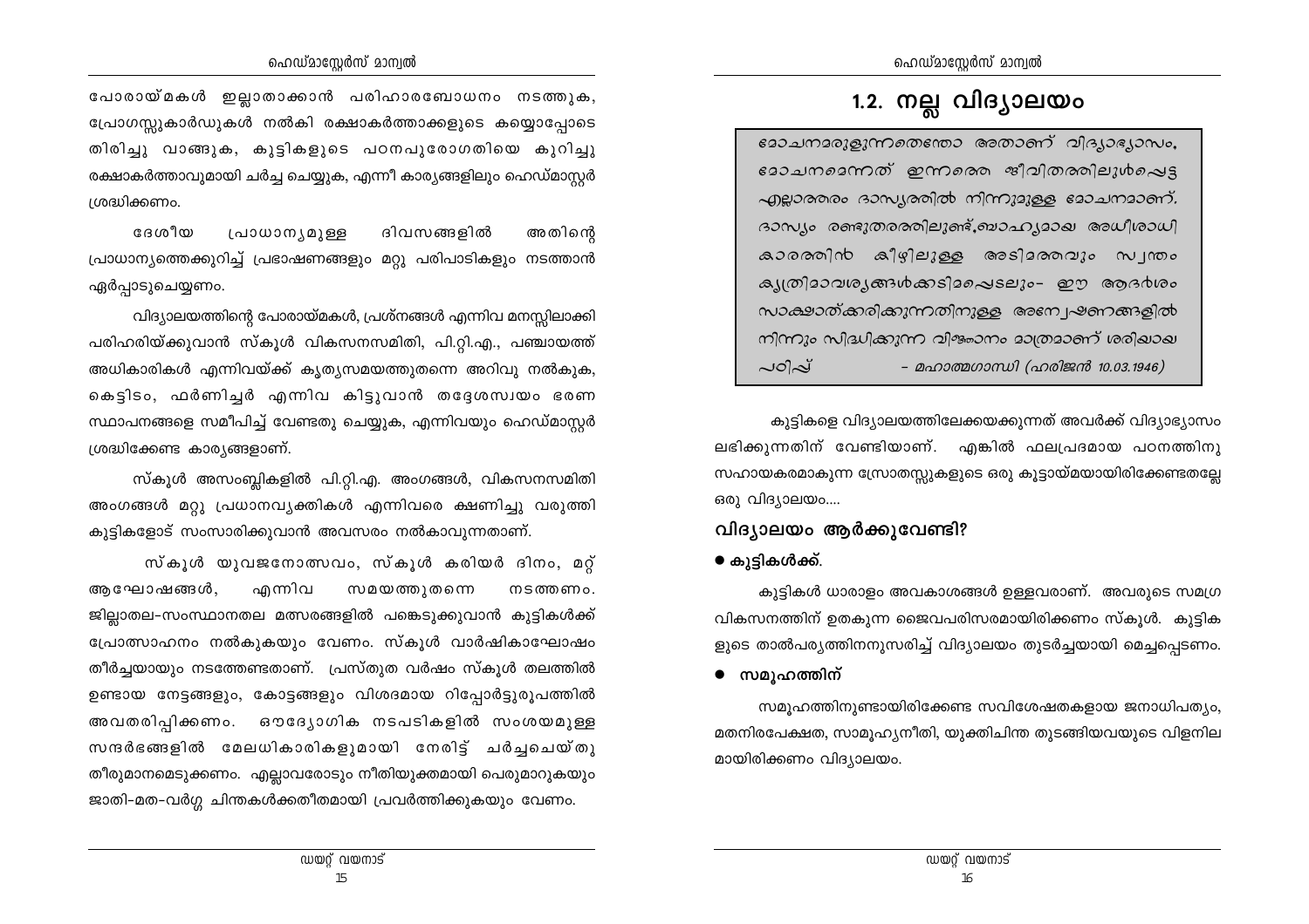പോരായ്മകൾ ഇല്ലാതാക്കാൻ പരിഹാരബോധനം നടത്തുക, പ്രോഗസ്സുകാർഡുകൾ നൽകി രക്ഷാകർത്താക്കളുടെ കയ്യൊപ്പോടെ തിരിച്ചു വാങ്ങുക, കുട്ടികളുടെ പഠനപുരോഗതിയെ കുറിച്ചു രക്ഷാകർത്താവുമായി ചർച്ച ചെയ്യുക, എന്നീ കാര്യങ്ങളിലും ഹെഡ്മാസ്റ്റർ ശ്രദ്ധിക്കണം.

ദേശീയ പ്രാധാന്യമുള്ള ദിവസങ്ങളിൽ അതിന്റെ പ്രാധാന്യത്തെക്കുറിച്ച് പ്രഭാഷണങ്ങളും മറ്റു പരിപാടികളും നടത്താൻ ഏർപ്പാടുചെയ്യണം.

വിദ്യാലയത്തിന്റെ പോരായ്മകൾ, പ്രശ്നങ്ങൾ എന്നിവ മനസ്സിലാക്കി പരിഹരിയ്ക്കുവാൻ സ്കൂൾ വികസനസമിതി, പി.റ്റി.എ., പഞ്ചായത്ത് അധികാരികൾ എന്നിവയ്ക്ക് കൃത്യസമയത്തുതന്നെ അറിവു നൽകുക, കെട്ടിടം, ഫർണിച്ചർ എന്നിവ കിട്ടുവാൻ തദ്ദേശസ്വയം ഭരണ സ്ഥാപനങ്ങളെ സമീപിച്ച് വേണ്ടതു ചെയ്യുക, എന്നിവയും ഹെഡ്മാസ്റ്റർ ശ്രദ്ധിക്കേണ്ട കാര്യങ്ങളാണ്.

സ്കൂൾ അസംബ്ലികളിൽ പി.റ്റി.എ. അംഗങ്ങൾ, വികസനസമിതി അംഗങ്ങൾ മറ്റു പ്രധാനവ്യക്തികൾ എന്നിവരെ ക്ഷണിച്ചു വരുത്തി കുട്ടികളോട് സംസാരിക്കുവാൻ അവസരം നൽകാവുന്നതാണ്.

സ്കൂൾ യുവജനോത്സവം, സ്കൂൾ കരിയർ ദിനം, മറ്റ് ആഘോഷങ്ങൾ, എന്നിവ സമയത്തുതന്നെ നടത്തണം. ജില്ലാതല-സംസ്ഥാനതല മത്സരങ്ങളിൽ പങ്കെടുക്കുവാൻ കുട്ടികൾക്ക് പ്രോത്സാഹനം നൽകുകയും വേണം. സ്കൂൾ വാർഷികാഘോഷം തീർച്ചയായും നടത്തേണ്ടതാണ്. പ്രസ്തുത വർഷം സ്കൂൾ തലത്തിൽ ഉണ്ടായ നേട്ടങ്ങളും, കോട്ടങ്ങളും വിശദമായ റിപ്പോർട്ടുരൂപത്തിൽ അവതരിപ്പിക്കണം. ഔദ്യോഗിക നടപടികളിൽ സംശയമുള്ള സന്ദർഭങ്ങളിൽ മേലധികാരികളുമായി നേരിട്ട് ചർച്ചചെയ്തു തീരുമാനമെടുക്കണം. എല്ലാവരോടും നീതിയുക്തമായി പെരുമാറുകയും ജാതി-മത-വർഗ്ഗ ചിന്തകൾക്കതീതമായി പ്രവർത്തിക്കുകയും വേണം.

# 1.2. നല്ല വിദ്യാലയം

> *മോചനമരുളുന്നതെന്തോ അതാണ് വിദ്യാഭ്യാസം. മോചനമെന്നത് ഇന്നത്തെ ജീവിതത്തിലുൾപ്പെട്ട എല്ലാത്തരം ദാസ്യത്തിൽ നിന്നുമുള്ള മോചനമാണ്. ദാസ്യം രണ്ടുതരത്തിലുണ്ട്.ബാഹ്യമായ അധീശാധികാരത്തിൻ കീഴിലുള്ള അടിമത്തവും സ്വന്തം കൃത്രിമാവശ്യങ്ങൾക്കടിമപ്പെടലും- ഈ ആദർശം സാക്ഷാത്ക്കരിക്കുന്നതിനുള്ള അന്വേഷണങ്ങളിൽ നിന്നും സിദ്ധിക്കുന്ന വിജ്ഞാനം മാത്രമാണ് ശരിയായ പഠിപ്പ്*
>
> *- മഹാത്മഗാന്ധി (ഹരിജൻ 10.03.1946)*

കുട്ടികളെ വിദ്യാലയത്തിലേക്കയക്കുന്നത് അവർക്ക് വിദ്യാഭ്യാസം ലഭിക്കുന്നതിന് വേണ്ടിയാണ്. എങ്കിൽ ഫലപ്രദമായ പഠനത്തിനു സഹായകരമാകുന്ന സ്രോതസ്സുകളുടെ ഒരു കൂട്ടായ്മയായിരിക്കേണ്ടതല്ലേ ഒരു വിദ്യാലയം....

## വിദ്യാലയം ആർക്കുവേണ്ടി?

- **കുട്ടികൾക്ക്.**

കുട്ടികൾ ധാരാളം അവകാശങ്ങൾ ഉള്ളവരാണ്. അവരുടെ സമഗ്ര വികസനത്തിന് ഉതകുന്ന ജൈവപരിസരമായിരിക്കണം സ്കൂൾ. കുട്ടികളുടെ താൽപര്യത്തിനനുസരിച്ച് വിദ്യാലയം തുടർച്ചയായി മെച്ചപ്പെടണം.

- **സമൂഹത്തിന്**

സമൂഹത്തിനുണ്ടായിരിക്കേണ്ട സവിശേഷതകളായ ജനാധിപത്യം, മതനിരപേക്ഷത, സാമൂഹ്യനീതി, യുക്തിചിന്ത തുടങ്ങിയവയുടെ വിളനിലമായിരിക്കണം വിദ്യാലയം.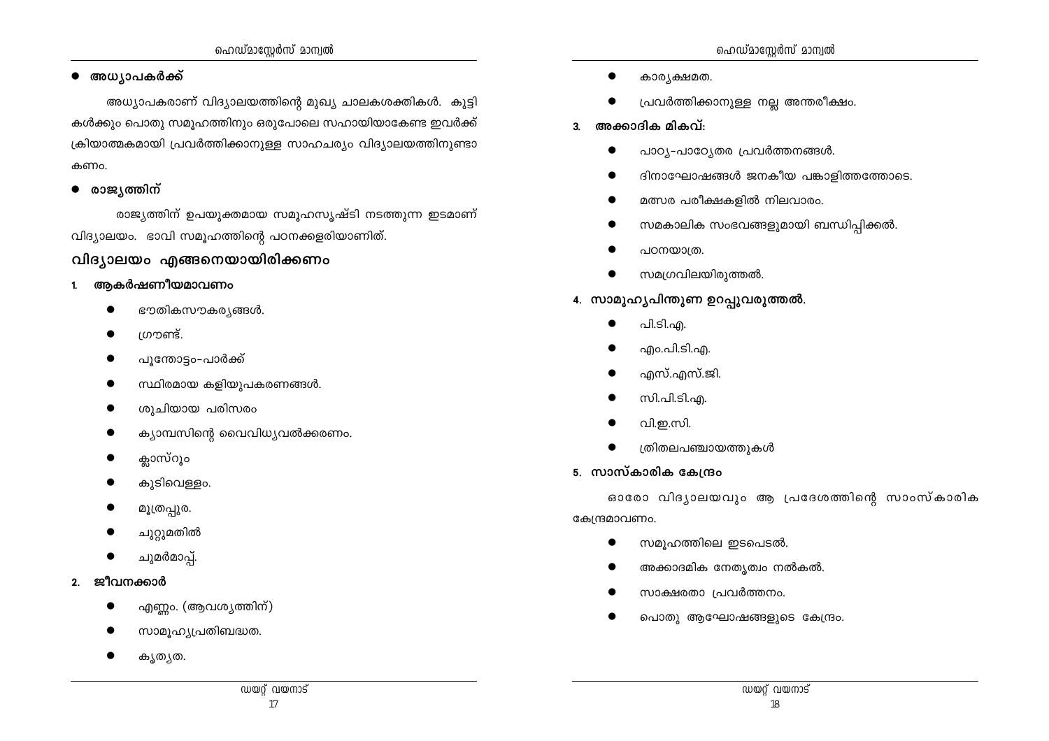- **അധ്യാപകർക്ക്**

അധ്യാപകരാണ് വിദ്യാലയത്തിന്റെ മുഖ്യ ചാലകശക്തികൾ. കുട്ടികൾക്കും പൊതു സമൂഹത്തിനും ഒരുപോലെ സഹായിയാകേണ്ട ഇവർക്ക് ക്രിയാത്മകമായി പ്രവർത്തിക്കാനുള്ള സാഹചര്യം വിദ്യാലയത്തിനുണ്ടാകണം.

- **രാജ്യത്തിന്**

രാജ്യത്തിന് ഉപയുക്തമായ സമൂഹസൃഷ്ടി നടത്തുന്ന ഇടമാണ് വിദ്യാലയം. ഭാവി സമൂഹത്തിന്റെ പഠനക്കളരിയാണിത്.

## വിദ്യാലയം എങ്ങനെയായിരിക്കണം

1. **ആകർഷണീയമാവണം**
   - ഭൗതികസൗകര്യങ്ങൾ.
   - ഗ്രൗണ്ട്.
   - പൂന്തോട്ടം-പാർക്ക്
   - സ്ഥിരമായ കളിയുപകരണങ്ങൾ.
   - ശുചിയായ പരിസരം
   - ക്യാമ്പസിന്റെ വൈവിധ്യവൽക്കരണം.
   - ക്ലാസ്റൂം
   - കുടിവെള്ളം.
   - മൂത്രപ്പുര.
   - ചുറ്റുമതിൽ
   - ചുമർമാപ്പ്.
2. **ജീവനക്കാർ**
   - എണ്ണം. (ആവശ്യത്തിന്)
   - സാമൂഹ്യപ്രതിബദ്ധത.
   - കൃത്യത.
   - കാര്യക്ഷമത.
   - പ്രവർത്തിക്കാനുള്ള നല്ല അന്തരീക്ഷം.
3. **അക്കാദിക മികവ്:**
   - പാഠ്യ-പാഠ്യേതര പ്രവർത്തനങ്ങൾ.
   - ദിനാഘോഷങ്ങൾ ജനകീയ പങ്കാളിത്തത്തോടെ.
   - മത്സര പരീക്ഷകളിൽ നിലവാരം.
   - സമകാലിക സംഭവങ്ങളുമായി ബന്ധിപ്പിക്കൽ.
   - പഠനയാത്ര.
   - സമഗ്രവിലയിരുത്തൽ.
4. **സാമൂഹ്യപിന്തുണ ഉറപ്പുവരുത്തൽ.**
   - പി.ടി.എ.
   - എം.പി.ടി.എ.
   - എസ്.എസ്.ജി.
   - സി.പി.ടി.എ.
   - വി.ഇ.സി.
   - ത്രിതലപഞ്ചായത്തുകൾ
5. **സാസ്കാരിക കേന്ദ്രം**

   ഓരോ വിദ്യാലയവും ആ പ്രദേശത്തിന്റെ സാംസ്കാരിക കേന്ദ്രമാവണം.

   - സമൂഹത്തിലെ ഇടപെടൽ.
   - അക്കാദമിക നേതൃത്വം നൽകൽ.
   - സാക്ഷരതാ പ്രവർത്തനം.
   - പൊതു ആഘോഷങ്ങളുടെ കേന്ദ്രം.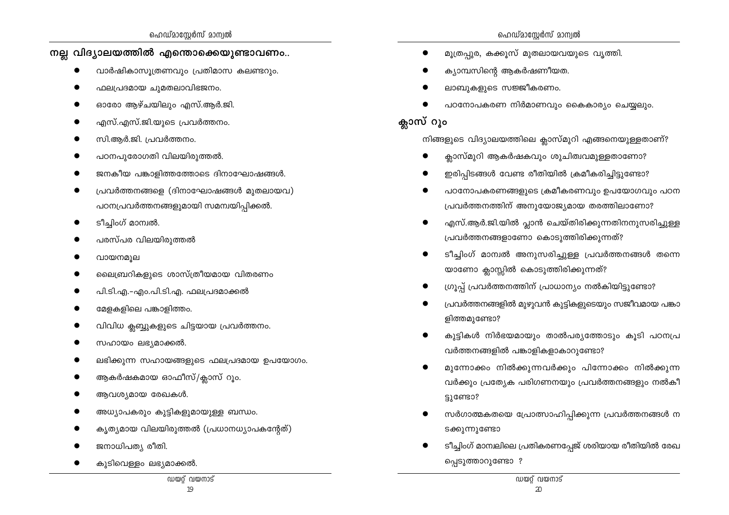## നല്ല വിദ്യാലയത്തിൽ എന്തൊക്കെയുണ്ടാവണം..

- വാർഷികാസൂത്രണവും പ്രതിമാസ കലണ്ടറും.
- ഫലപ്രദമായ ചുമതലാവിഭജനം.
- ഓരോ ആഴ്ചയിലും എസ്.ആർ.ജി.
- എസ്.എസ്.ജി.യുടെ പ്രവർത്തനം.
- സി.ആർ.ജി. പ്രവർത്തനം.
- പഠനപുരോഗതി വിലയിരുത്തൽ.
- ജനകീയ പങ്കാളിത്തത്തോടെ ദിനാഘോഷങ്ങൾ.
- പ്രവർത്തനങ്ങളെ (ദിനാഘോഷങ്ങൾ മുതലായവ) പഠനപ്രവർത്തനങ്ങളുമായി സമന്വയിപ്പിക്കൽ.
- ടീച്ചിംഗ് മാന്വൽ.
- പരസ്പര വിലയിരുത്തൽ
- വായനമൂല
- ലൈബ്രറികളുടെ ശാസ്ത്രീയമായ വിതരണം
- പി.ടി.എ.-എം.പി.ടി.എ. ഫലപ്രദമാക്കൽ
- മേളകളിലെ പങ്കാളിത്തം.
- വിവിധ ക്ലബ്ബുകളുടെ ചിട്ടയായ പ്രവർത്തനം.
- സഹായം ലഭ്യമാക്കൽ.
- ലഭിക്കുന്ന സഹായങ്ങളുടെ ഫലപ്രദമായ ഉപയോഗം.
- ആകർഷകമായ ഓഫീസ്/ക്ലാസ് റൂം.
- ആവശ്യമായ രേഖകൾ.
- അധ്യാപകരും കുട്ടികളുമായുള്ള ബന്ധം.
- കൃത്യമായ വിലയിരുത്തൽ (പ്രധാനധ്യാപകന്റേത്)
- ജനാധിപത്യ രീതി.
- കുടിവെള്ളം ലഭ്യമാക്കൽ.
- മൂത്രപ്പുര, കക്കൂസ് മുതലായവയുടെ വൃത്തി.
- ക്യാമ്പസിന്റെ ആകർഷണീയത.
- ലാബുകളുടെ സജ്ജീകരണം.
- പഠനോപകരണ നിർമാണവും കൈകാര്യം ചെയ്യലും.

## ക്ലാസ് റൂം

നിങ്ങളുടെ വിദ്യാലയത്തിലെ ക്ലാസ്മുറി എങ്ങനെയുള്ളതാണ്?

- ക്ലാസ്മുറി ആകർഷകവും ശുചിത്വവുമുള്ളതാണോ?
- ഇരിപ്പിടങ്ങൾ വേണ്ട രീതിയിൽ ക്രമീകരിച്ചിട്ടുണ്ടോ?
- പഠനോപകരണങ്ങളുടെ ക്രമീകരണവും ഉപയോഗവും പഠന പ്രവർത്തനത്തിന് അനുയോജ്യമായ തരത്തിലാണോ?
- എസ്.ആർ.ജി.യിൽ പ്ലാൻ ചെയ്തിരിക്കുന്നതിനനുസരിച്ചുള്ള പ്രവർത്തനങ്ങളാണോ കൊടുത്തിരിക്കുന്നത്?
- ടീച്ചിംഗ് മാന്വൽ അനുസരിച്ചുള്ള പ്രവർത്തനങ്ങൾ തന്നെയാണോ ക്ലാസ്സിൽ കൊടുത്തിരിക്കുന്നത്?
- ഗ്രൂപ്പ് പ്രവർത്തനത്തിന് പ്രാധാന്യം നൽകിയിട്ടുണ്ടോ?
- പ്രവർത്തനങ്ങളിൽ മുഴുവൻ കുട്ടികളുടെയും സജീവമായ പങ്കാളിത്തമുണ്ടോ?
- കുട്ടികൾ നിർഭയമായും താൽപര്യത്തോടും കൂടി പഠനപ്രവർത്തനങ്ങളിൽ പങ്കാളികളാകാറുണ്ടോ?
- മുന്നോക്കം നിൽക്കുന്നവർക്കും പിന്നോക്കം നിൽക്കുന്നവർക്കും പ്രത്യേക പരിഗണനയും പ്രവർത്തനങ്ങളും നൽകീട്ടുണ്ടോ?
- സർഗാത്മകതയെ പ്രോത്സാഹിപ്പിക്കുന്ന പ്രവർത്തനങ്ങൾ നടക്കുന്നുണ്ടോ
- ടീച്ചിംഗ് മാന്വലിലെ പ്രതികരണപ്പേജ് ശരിയായ രീതിയിൽ രേഖപ്പെടുത്താറുണ്ടോ ?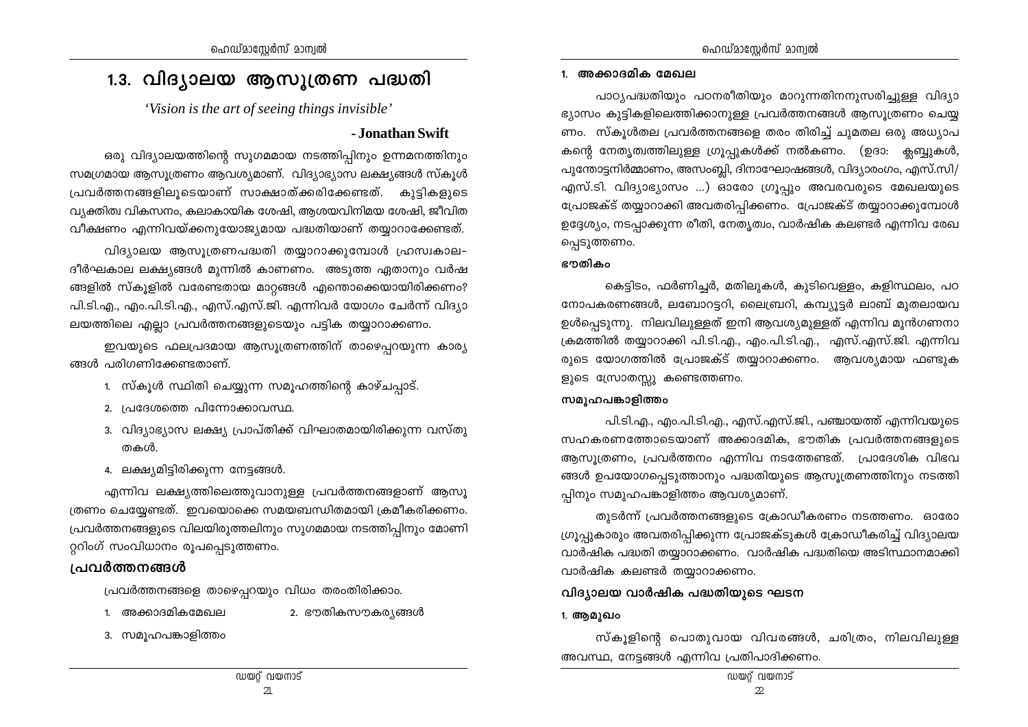# 1.3. വിദ്യാലയ ആസൂത്രണ പദ്ധതി

*'Vision is the art of seeing things invisible'*

**- Jonathan Swift**

ഒരു വിദ്യാലയത്തിന്റെ സുഗമമായ നടത്തിപ്പിനും ഉന്നമനത്തിനും സമഗ്രമായ ആസൂത്രണം ആവശ്യമാണ്. വിദ്യാഭ്യാസ ലക്ഷ്യങ്ങൾ സ്കൂൾ പ്രവർത്തനങ്ങളിലൂടെയാണ് സാക്ഷാത്ക്കരിക്കേണ്ടത്. കുട്ടികളുടെ വ്യക്തിത്വ വികസനം, കലാകായിക ശേഷി, ആശയവിനിമയ ശേഷി, ജീവിത വീക്ഷണം എന്നിവയ്ക്കനുയോജ്യമായ പദ്ധതിയാണ് തയ്യാറാക്കേണ്ടത്.

വിദ്യാലയ ആസൂത്രണപദ്ധതി തയ്യാറാക്കുമ്പോൾ ഹ്രസ്വകാല-ദീർഘകാല ലക്ഷ്യങ്ങൾ മുന്നിൽ കാണണം. അടുത്ത ഏതാനും വർഷങ്ങളിൽ സ്കൂളിൽ വരേണ്ടതായ മാറ്റങ്ങൾ എന്തൊക്കെയായിരിക്കണം? പി.ടി.എ., എം.പി.ടി.എ., എസ്.എസ്.ജി. എന്നിവർ യോഗം ചേർന്ന് വിദ്യാലയത്തിലെ എല്ലാ പ്രവർത്തനങ്ങളുടെയും പട്ടിക തയ്യാറാക്കണം.

ഇവയുടെ ഫലപ്രദമായ ആസൂത്രണത്തിന് താഴെപ്പറയുന്ന കാര്യങ്ങൾ പരിഗണിക്കേണ്ടതാണ്.

1. സ്കൂൾ സ്ഥിതി ചെയ്യുന്ന സമൂഹത്തിന്റെ കാഴ്ചപ്പാട്.
2. പ്രദേശത്തെ പിന്നോക്കാവസ്ഥ.
3. വിദ്യാഭ്യാസ ലക്ഷ്യ പ്രാപ്തിക്ക് വിഘാതമായിരിക്കുന്ന വസ്തുതകൾ.
4. ലക്ഷ്യമിട്ടിരിക്കുന്ന നേട്ടങ്ങൾ.

എന്നിവ ലക്ഷ്യത്തിലെത്തുവാനുള്ള പ്രവർത്തനങ്ങളാണ് ആസൂത്രണം ചെയ്യേണ്ടത്. ഇവയൊക്കെ സമയബന്ധിതമായി ക്രമീകരിക്കണം. പ്രവർത്തനങ്ങളുടെ വിലയിരുത്തലിനും സുഗമമായ നടത്തിപ്പിനും മോണിറ്ററിംഗ് സംവിധാനം രൂപപ്പെടുത്തണം.

## പ്രവർത്തനങ്ങൾ

പ്രവർത്തനങ്ങളെ താഴെപ്പറയും വിധം തരംതിരിക്കാം.

1. അക്കാദമികമേഖല
2. ഭൗതികസൗകര്യങ്ങൾ
3. സമൂഹപങ്കാളിത്തം

### 1. അക്കാദമിക മേഖല

പാഠ്യപദ്ധതിയും പഠനരീതിയും മാറുന്നതിനനുസരിച്ചുള്ള വിദ്യാഭ്യാസം കുട്ടികളിലെത്തിക്കാനുള്ള പ്രവർത്തനങ്ങൾ ആസൂത്രണം ചെയ്യണം. സ്കൂൾതല പ്രവർത്തനങ്ങളെ തരം തിരിച്ച് ചുമതല ഒരു അധ്യാപകന്റെ നേതൃത്വത്തിലുള്ള ഗ്രൂപ്പുകൾക്ക് നൽകണം. (ഉദാ: ക്ലബ്ബുകൾ, പൂന്തോട്ടനിർമ്മാണം, അസംബ്ലി, ദിനാഘോഷങ്ങൾ, വിദ്യാരംഗം, എസ്.സി/എസ്.ടി. വിദ്യാഭ്യാസം ...) ഓരോ ഗ്രൂപ്പും അവരവരുടെ മേഖലയുടെ പ്രോജക്ട് തയ്യാറാക്കി അവതരിപ്പിക്കണം. പ്രോജക്ട് തയ്യാറാക്കുമ്പോൾ ഉദ്ദേശ്യം, നടപ്പാക്കുന്ന രീതി, നേതൃത്വം, വാർഷിക കലണ്ടർ എന്നിവ രേഖപ്പെടുത്തണം.

#### ഭൗതികം

കെട്ടിടം, ഫർണിച്ചർ, മതിലുകൾ, കുടിവെള്ളം, കളിസ്ഥലം, പഠനോപകരണങ്ങൾ, ലബോറട്ടറി, ലൈബ്രറി, കമ്പ്യൂട്ടർ ലാബ് മുതലായവ ഉൾപ്പെടുന്നു. നിലവിലുള്ളത് ഇനി ആവശ്യമുള്ളത് എന്നിവ മുൻഗണനാക്രമത്തിൽ തയ്യാറാക്കി പി.ടി.എ., എം.പി.ടി.എ., എസ്.എസ്.ജി. എന്നിവരുടെ യോഗത്തിൽ പ്രോജക്ട് തയ്യാറാക്കണം. ആവശ്യമായ ഫണ്ടുകളുടെ സ്രോതസ്സു കണ്ടെത്തണം.

#### സമൂഹപങ്കാളിത്തം

പി.ടി.എ., എം.പി.ടി.എ., എസ്.എസ്.ജി., പഞ്ചായത്ത് എന്നിവയുടെ സഹകരണത്തോടെയാണ് അക്കാദമിക, ഭൗതിക പ്രവർത്തനങ്ങളുടെ ആസൂത്രണം, പ്രവർത്തനം എന്നിവ നടത്തേണ്ടത്. പ്രാദേശിക വിഭവങ്ങൾ ഉപയോഗപ്പെടുത്താനും പദ്ധതിയുടെ ആസൂത്രണത്തിനും നടത്തിപ്പിനും സമൂഹപങ്കാളിത്തം ആവശ്യമാണ്.

തുടർന്ന് പ്രവർത്തനങ്ങളുടെ ക്രോഡീകരണം നടത്തണം. ഓരോ ഗ്രൂപ്പുകാരും അവതരിപ്പിക്കുന്ന പ്രോജക്ടുകൾ ക്രോഡീകരിച്ച് വിദ്യാലയ വാർഷിക പദ്ധതി തയ്യാറാക്കണം. വാർഷിക പദ്ധതിയെ അടിസ്ഥാനമാക്കി വാർഷിക കലണ്ടർ തയ്യാറാക്കണം.

## വിദ്യാലയ വാർഷിക പദ്ധതിയുടെ ഘടന

### 1. ആമുഖം

സ്കൂളിന്റെ പൊതുവായ വിവരങ്ങൾ, ചരിത്രം, നിലവിലുള്ള അവസ്ഥ, നേട്ടങ്ങൾ എന്നിവ പ്രതിപാദിക്കണം.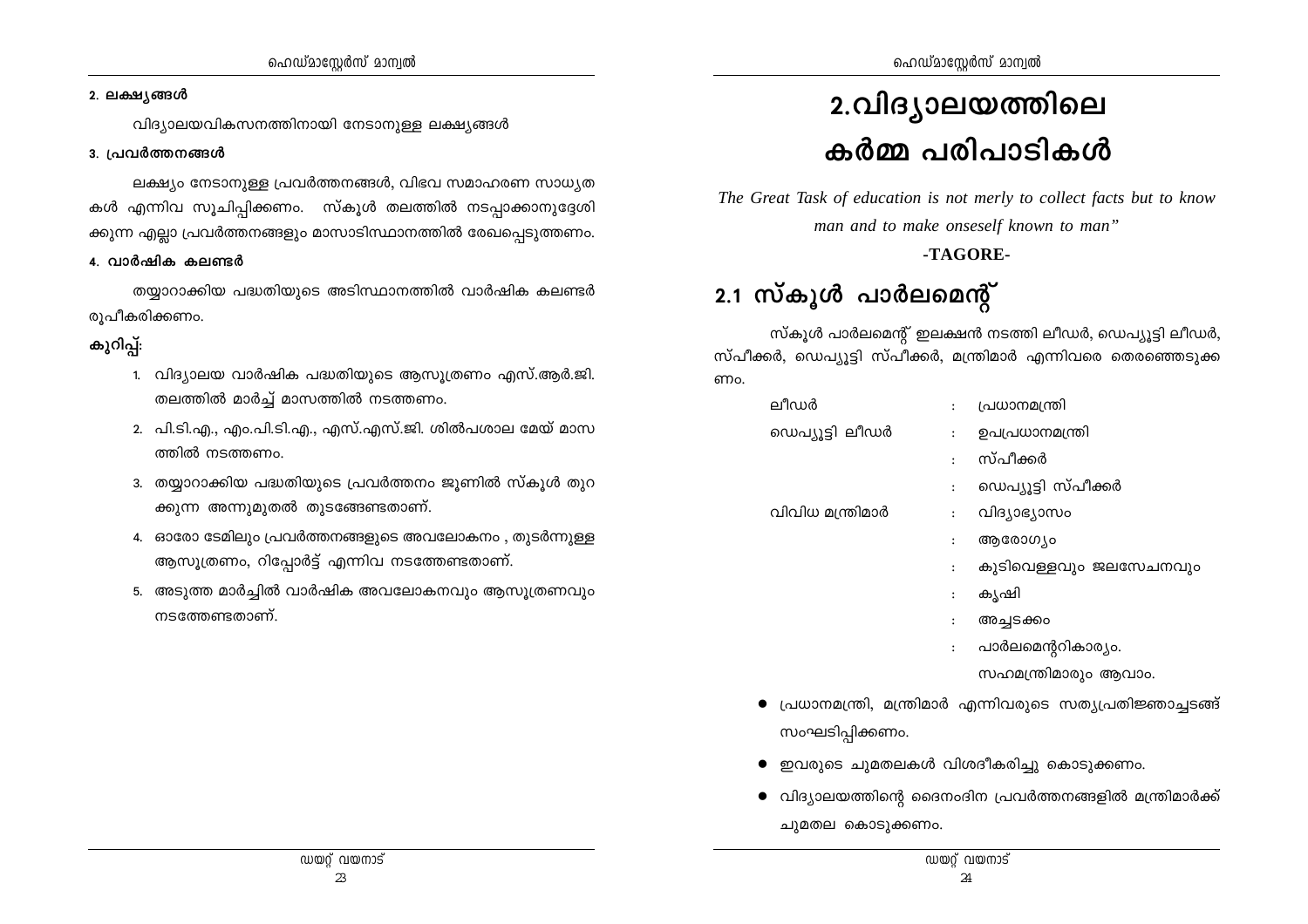**2. ലക്ഷ്യങ്ങൾ**

വിദ്യാലയവികസനത്തിനായി നേടാനുള്ള ലക്ഷ്യങ്ങൾ

**3. പ്രവർത്തനങ്ങൾ**

ലക്ഷ്യം നേടാനുള്ള പ്രവർത്തനങ്ങൾ, വിഭവ സമാഹരണ സാധ്യതകൾ എന്നിവ സൂചിപ്പിക്കണം. സ്കൂൾ തലത്തിൽ നടപ്പാക്കാനുദ്ദേശിക്കുന്ന എല്ലാ പ്രവർത്തനങ്ങളും മാസാടിസ്ഥാനത്തിൽ രേഖപ്പെടുത്തണം.

**4. വാർഷിക കലണ്ടർ**

തയ്യാറാക്കിയ പദ്ധതിയുടെ അടിസ്ഥാനത്തിൽ വാർഷിക കലണ്ടർ രൂപീകരിക്കണം.

**കുറിപ്പ്:**

1. വിദ്യാലയ വാർഷിക പദ്ധതിയുടെ ആസൂത്രണം എസ്.ആർ.ജി. തലത്തിൽ മാർച്ച് മാസത്തിൽ നടത്തണം.
2. പി.ടി.എ., എം.പി.ടി.എ., എസ്.എസ്.ജി. ശിൽപശാല മേയ് മാസത്തിൽ നടത്തണം.
3. തയ്യാറാക്കിയ പദ്ധതിയുടെ പ്രവർത്തനം ജൂണിൽ സ്കൂൾ തുറക്കുന്ന അന്നുമുതൽ തുടങ്ങേണ്ടതാണ്.
4. ഓരോ ടേമിലും പ്രവർത്തനങ്ങളുടെ അവലോകനം , തുടർന്നുള്ള ആസൂത്രണം, റിപ്പോർട്ട് എന്നിവ നടത്തേണ്ടതാണ്.
5. അടുത്ത മാർച്ചിൽ വാർഷിക അവലോകനവും ആസൂത്രണവും നടത്തേണ്ടതാണ്.

# 2.വിദ്യാലയത്തിലെ കർമ്മ പരിപാടികൾ

*The Great Task of education is not merly to collect facts but to know man and to make onseself known to man"*

**-TAGORE-**

## 2.1 സ്കൂൾ പാർലമെന്റ്

സ്കൂൾ പാർലമെന്റ് ഇലക്ഷൻ നടത്തി ലീഡർ, ഡെപ്യൂട്ടി ലീഡർ, സ്പീക്കർ, ഡെപ്യൂട്ടി സ്പീക്കർ, മന്ത്രിമാർ എന്നിവരെ തെരഞ്ഞെടുക്കണം.

| | | |
|---|---|---|
| ലീഡർ | : | പ്രധാനമന്ത്രി |
| ഡെപ്യൂട്ടി ലീഡർ | : | ഉപപ്രധാനമന്ത്രി |
| | : | സ്പീക്കർ |
| | : | ഡെപ്യൂട്ടി സ്പീക്കർ |
| വിവിധ മന്ത്രിമാർ | : | വിദ്യാഭ്യാസം |
| | : | ആരോഗ്യം |
| | : | കുടിവെള്ളവും ജലസേചനവും |
| | : | കൃഷി |
| | : | അച്ചടക്കം |
| | : | പാർലമെന്ററികാര്യം. |
| | | സഹമന്ത്രിമാരും ആവാം. |

- പ്രധാനമന്ത്രി, മന്ത്രിമാർ എന്നിവരുടെ സത്യപ്രതിജ്ഞാച്ചടങ്ങ് സംഘടിപ്പിക്കണം.
- ഇവരുടെ ചുമതലകൾ വിശദീകരിച്ചു കൊടുക്കണം.
- വിദ്യാലയത്തിന്റെ ദൈനംദിന പ്രവർത്തനങ്ങളിൽ മന്ത്രിമാർക്ക് ചുമതല കൊടുക്കണം.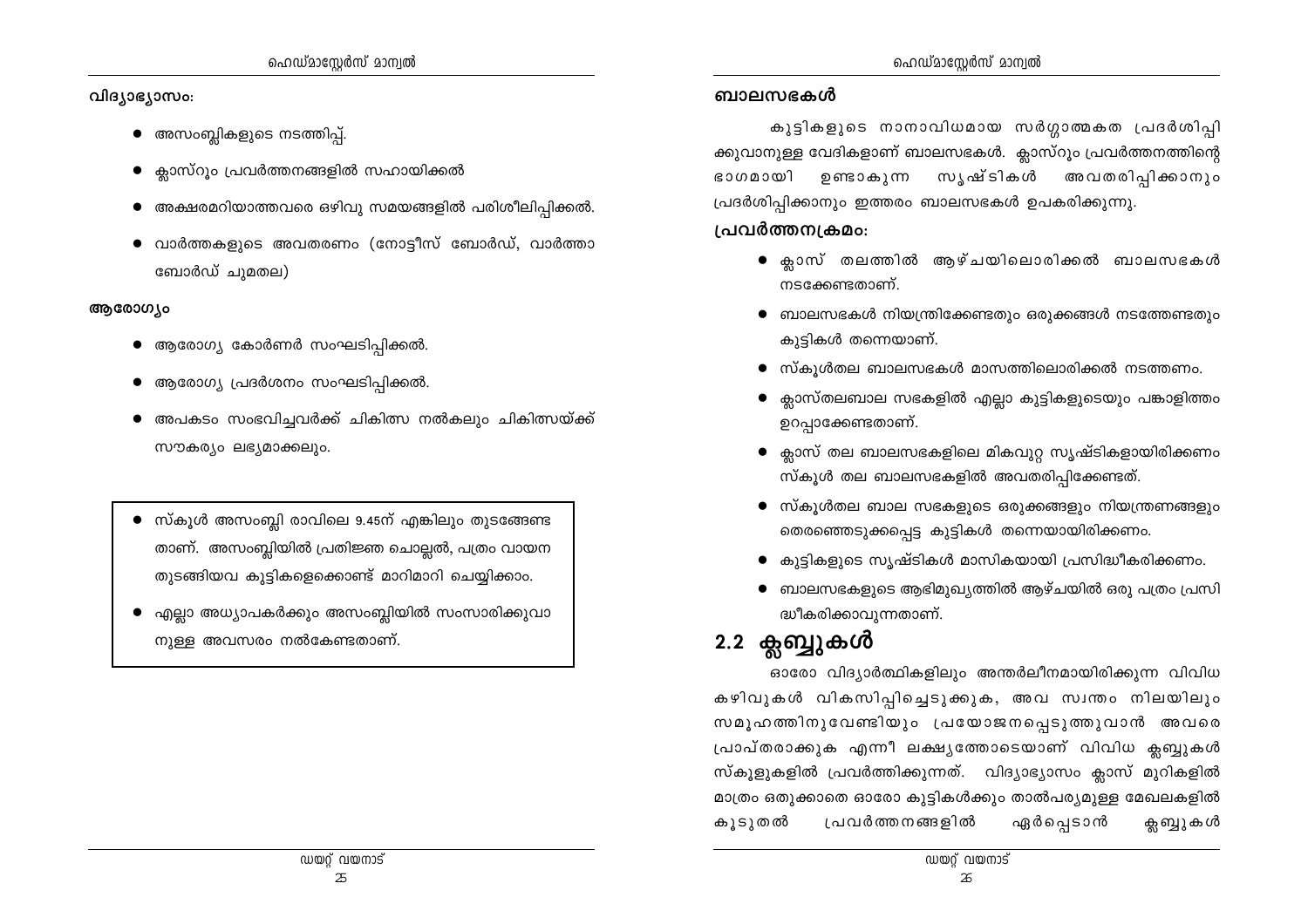**വിദ്യാഭ്യാസം:**

- അസംബ്ലികളുടെ നടത്തിപ്പ്.
- ക്ലാസ്റൂം പ്രവർത്തനങ്ങളിൽ സഹായിക്കൽ
- അക്ഷരമറിയാത്തവരെ ഒഴിവു സമയങ്ങളിൽ പരിശീലിപ്പിക്കൽ.
- വാർത്തകളുടെ അവതരണം (നോട്ടീസ് ബോർഡ്, വാർത്താ ബോർഡ് ചുമതല)

**ആരോഗ്യം**

- ആരോഗ്യ കോർണർ സംഘടിപ്പിക്കൽ.
- ആരോഗ്യ പ്രദർശനം സംഘടിപ്പിക്കൽ.
- അപകടം സംഭവിച്ചവർക്ക് ചികിത്സ നൽകലും ചികിത്സയ്ക്ക് സൗകര്യം ലഭ്യമാക്കലും.

> - സ്കൂൾ അസംബ്ലി രാവിലെ 9.45ന് എങ്കിലും തുടങ്ങേണ്ട താണ്. അസംബ്ലിയിൽ പ്രതിജ്ഞ ചൊല്ലൽ, പത്രം വായന തുടങ്ങിയവ കുട്ടികളെക്കൊണ്ട് മാറിമാറി ചെയ്യിക്കാം.
> - എല്ലാ അധ്യാപകർക്കും അസംബ്ലിയിൽ സംസാരിക്കുവാ നുള്ള അവസരം നൽകേണ്ടതാണ്.

**ബാലസഭകൾ**

കുട്ടികളുടെ നാനാവിധമായ സർഗ്ഗാത്മകത പ്രദർശിപ്പി ക്കുവാനുള്ള വേദികളാണ് ബാലസഭകൾ. ക്ലാസ്റൂം പ്രവർത്തനത്തിന്റെ ഭാഗമായി ഉണ്ടാകുന്ന സൃഷ്ടികൾ അവതരിപ്പിക്കാനും പ്രദർശിപ്പിക്കാനും ഇത്തരം ബാലസഭകൾ ഉപകരിക്കുന്നു.

**പ്രവർത്തനക്രമം:**

- ക്ലാസ് തലത്തിൽ ആഴ്ചയിലൊരിക്കൽ ബാലസഭകൾ നടക്കേണ്ടതാണ്.
- ബാലസഭകൾ നിയന്ത്രിക്കേണ്ടതും ഒരുക്കങ്ങൾ നടത്തേണ്ടതും കുട്ടികൾ തന്നെയാണ്.
- സ്കൂൾതല ബാലസഭകൾ മാസത്തിലൊരിക്കൽ നടത്തണം.
- ക്ലാസ്തലബാല സഭകളിൽ എല്ലാ കുട്ടികളുടെയും പങ്കാളിത്തം ഉറപ്പാക്കേണ്ടതാണ്.
- ക്ലാസ് തല ബാലസഭകളിലെ മികവുറ്റ സൃഷ്ടികളായിരിക്കണം സ്കൂൾ തല ബാലസഭകളിൽ അവതരിപ്പിക്കേണ്ടത്.
- സ്കൂൾതല ബാല സഭകളുടെ ഒരുക്കങ്ങളും നിയന്ത്രണങ്ങളും തെരഞ്ഞെടുക്കപ്പെട്ട കുട്ടികൾ തന്നെയായിരിക്കണം.
- കുട്ടികളുടെ സൃഷ്ടികൾ മാസികയായി പ്രസിദ്ധീകരിക്കണം.
- ബാലസഭകളുടെ ആഭിമുഖ്യത്തിൽ ആഴ്ചയിൽ ഒരു പത്രം പ്രസി ദ്ധീകരിക്കാവുന്നതാണ്.

## 2.2 ക്ലബ്ബുകൾ

ഓരോ വിദ്യാർത്ഥികളിലും അന്തർലീനമായിരിക്കുന്ന വിവിധ കഴിവുകൾ വികസിപ്പിച്ചെടുക്കുക, അവ സ്വന്തം നിലയിലും സമൂഹത്തിനുവേണ്ടിയും പ്രയോജനപ്പെടുത്തുവാൻ അവരെ പ്രാപ്തരാക്കുക എന്നീ ലക്ഷ്യത്തോടെയാണ് വിവിധ ക്ലബ്ബുകൾ സ്കൂളുകളിൽ പ്രവർത്തിക്കുന്നത്. വിദ്യാഭ്യാസം ക്ലാസ് മുറികളിൽ മാത്രം ഒതുക്കാതെ ഓരോ കുട്ടികൾക്കും താൽപര്യമുള്ള മേഖലകളിൽ കൂടുതൽ പ്രവർത്തനങ്ങളിൽ ഏർപ്പെടാൻ ക്ലബ്ബുകൾ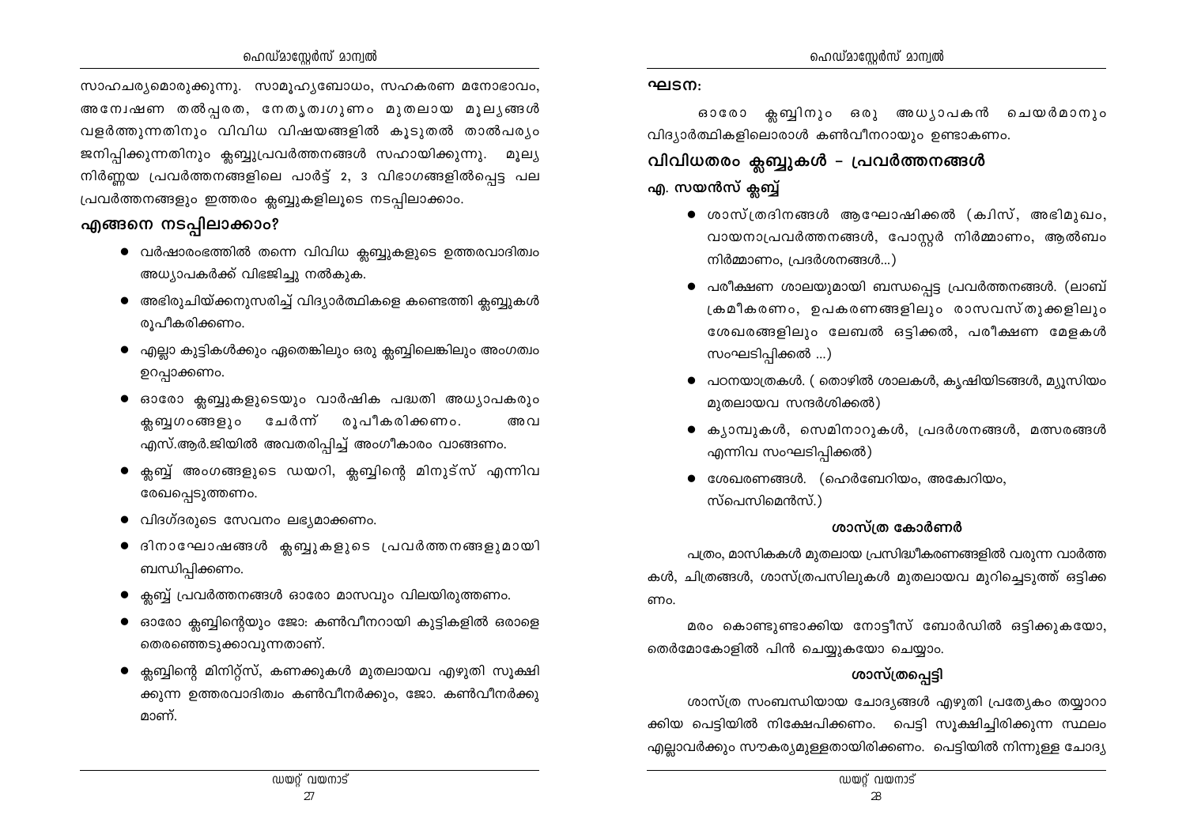സാഹചര്യമൊരുക്കുന്നു. സാമൂഹ്യബോധം, സഹകരണ മനോഭാവം, അന്വേഷണ തൽപ്പരത, നേതൃത്വഗുണം മുതലായ മൂല്യങ്ങൾ വളർത്തുന്നതിനും വിവിധ വിഷയങ്ങളിൽ കൂടുതൽ താൽപര്യം ജനിപ്പിക്കുന്നതിനും ക്ലബ്ബുപ്രവർത്തനങ്ങൾ സഹായിക്കുന്നു. മൂല്യ നിർണ്ണയ പ്രവർത്തനങ്ങളിലെ പാർട്ട് 2, 3 വിഭാഗങ്ങളിൽപ്പെട്ട പല പ്രവർത്തനങ്ങളും ഇത്തരം ക്ലബ്ബുകളിലൂടെ നടപ്പിലാക്കാം.

## എങ്ങനെ നടപ്പിലാക്കാം?

- വർഷാരംഭത്തിൽ തന്നെ വിവിധ ക്ലബ്ബുകളുടെ ഉത്തരവാദിത്വം അധ്യാപകർക്ക് വിഭജിച്ചു നൽകുക.
- അഭിരുചിയ്ക്കനുസരിച്ച് വിദ്യാർത്ഥികളെ കണ്ടെത്തി ക്ലബ്ബുകൾ രൂപീകരിക്കണം.
- എല്ലാ കുട്ടികൾക്കും ഏതെങ്കിലും ഒരു ക്ലബ്ബിലെങ്കിലും അംഗത്വം ഉറപ്പാക്കണം.
- ഓരോ ക്ലബ്ബുകളുടെയും വാർഷിക പദ്ധതി അധ്യാപകരും ക്ലബ്ബംഗങ്ങളും ചേർന്ന് രൂപീകരിക്കണം. അവ എസ്.ആർ.ജിയിൽ അവതരിപ്പിച്ച് അംഗീകാരം വാങ്ങണം.
- ക്ലബ്ബ് അംഗങ്ങളുടെ ഡയറി, ക്ലബ്ബിന്റെ മിനുട്സ് എന്നിവ രേഖപ്പെടുത്തണം.
- വിദഗ്ദരുടെ സേവനം ലഭ്യമാക്കണം.
- ദിനാഘോഷങ്ങൾ ക്ലബ്ബുകളുടെ പ്രവർത്തനങ്ങളുമായി ബന്ധിപ്പിക്കണം.
- ക്ലബ്ബ് പ്രവർത്തനങ്ങൾ ഓരോ മാസവും വിലയിരുത്തണം.
- ഓരോ ക്ലബ്ബിന്റെയും ജോ: കൺവീനറായി കുട്ടികളിൽ ഒരാളെ തെരഞ്ഞെടുക്കാവുന്നതാണ്.
- ക്ലബ്ബിന്റെ മിനിറ്റ്സ്, കണക്കുകൾ മുതലായവ എഴുതി സൂക്ഷിക്കുന്ന ഉത്തരവാദിത്വം കൺവീനർക്കും, ജോ. കൺവീനർക്കുമാണ്.

### ഘടന:

ഓരോ ക്ലബ്ബിനും ഒരു അധ്യാപകൻ ചെയർമാനും വിദ്യാർത്ഥികളിലൊരാൾ കൺവീനറായും ഉണ്ടാകണം.

## വിവിധതരം ക്ലബ്ബുകൾ - പ്രവർത്തനങ്ങൾ

### എ. സയൻസ് ക്ലബ്ബ്

- ശാസ്ത്രദിനങ്ങൾ ആഘോഷിക്കൽ (ക്വിസ്, അഭിമുഖം, വായനാപ്രവർത്തനങ്ങൾ, പോസ്റ്റർ നിർമ്മാണം, ആൽബം നിർമ്മാണം, പ്രദർശനങ്ങൾ...)
- പരീക്ഷണ ശാലയുമായി ബന്ധപ്പെട്ട പ്രവർത്തനങ്ങൾ. (ലാബ് ക്രമീകരണം, ഉപകരണങ്ങളിലും രാസവസ്തുക്കളിലും ശേഖരങ്ങളിലും ലേബൽ ഒട്ടിക്കൽ, പരീക്ഷണ മേളകൾ സംഘടിപ്പിക്കൽ ...)
- പഠനയാത്രകൾ. ( തൊഴിൽ ശാലകൾ, കൃഷിയിടങ്ങൾ, മ്യൂസിയം മുതലായവ സന്ദർശിക്കൽ)
- ക്യാമ്പുകൾ, സെമിനാറുകൾ, പ്രദർശനങ്ങൾ, മത്സരങ്ങൾ എന്നിവ സംഘടിപ്പിക്കൽ)
- ശേഖരണങ്ങൾ. (ഹെർബേറിയം, അക്വേറിയം, സ്പെസിമെൻസ്.)

#### ശാസ്ത്ര കോർണർ

പത്രം, മാസികകൾ മുതലായ പ്രസിദ്ധീകരണങ്ങളിൽ വരുന്ന വാർത്തകൾ, ചിത്രങ്ങൾ, ശാസ്ത്രപസിലുകൾ മുതലായവ മുറിച്ചെടുത്ത് ഒട്ടിക്കണം.

മരം കൊണ്ടുണ്ടാക്കിയ നോട്ടീസ് ബോർഡിൽ ഒട്ടിക്കുകയോ, തെർമോകോളിൽ പിൻ ചെയ്യുകയോ ചെയ്യാം.

#### ശാസ്ത്രപ്പെട്ടി

ശാസ്ത്ര സംബന്ധിയായ ചോദ്യങ്ങൾ എഴുതി പ്രത്യേകം തയ്യാറാക്കിയ പെട്ടിയിൽ നിക്ഷേപിക്കണം. പെട്ടി സൂക്ഷിച്ചിരിക്കുന്ന സ്ഥലം എല്ലാവർക്കും സൗകര്യമുള്ളതായിരിക്കണം. പെട്ടിയിൽ നിന്നുള്ള ചോദ്യ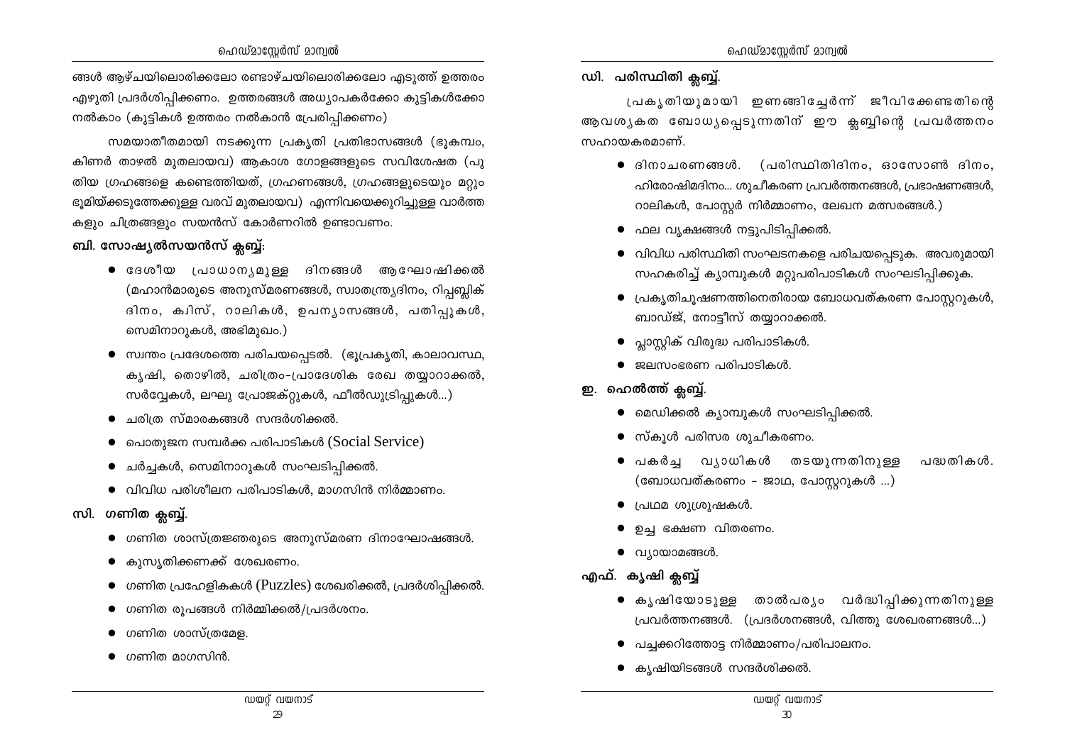ങ്ങൾ ആഴ്ചയിലൊരിക്കലോ രണ്ടാഴ്ചയിലൊരിക്കലോ എടുത്ത് ഉത്തരം എഴുതി പ്രദർശിപ്പിക്കണം. ഉത്തരങ്ങൾ അധ്യാപകർക്കോ കുട്ടികൾക്കോ നൽകാം (കുട്ടികൾ ഉത്തരം നൽകാൻ പ്രേരിപ്പിക്കണം)

സമയാതീതമായി നടക്കുന്ന പ്രകൃതി പ്രതിഭാസങ്ങൾ (ഭൂകമ്പം, കിണർ താഴൽ മുതലായവ) ആകാശ ഗോളങ്ങളുടെ സവിശേഷത (പുതിയ ഗ്രഹങ്ങളെ കണ്ടെത്തിയത്, ഗ്രഹണങ്ങൾ, ഗ്രഹങ്ങളുടെയും മറ്റും ഭൂമിയ്ക്കടുത്തേക്കുള്ള വരവ് മുതലായവ) എന്നിവയെക്കുറിച്ചുള്ള വാർത്തകളും ചിത്രങ്ങളും സയൻസ് കോർണറിൽ ഉണ്ടാവണം.

### ബി. സോഷ്യൽസയൻസ് ക്ലബ്ബ്:

- ദേശീയ പ്രാധാന്യമുള്ള ദിനങ്ങൾ ആഘോഷിക്കൽ (മഹാൻമാരുടെ അനുസ്മരണങ്ങൾ, സ്വാതന്ത്ര്യദിനം, റിപ്പബ്ലിക് ദിനം, ക്വിസ്, റാലികൾ, ഉപന്യാസങ്ങൾ, പതിപ്പുകൾ, സെമിനാറുകൾ, അഭിമുഖം.)
- സ്വന്തം പ്രദേശത്തെ പരിചയപ്പെടൽ. (ഭൂപ്രകൃതി, കാലാവസ്ഥ, കൃഷി, തൊഴിൽ, ചരിത്രം-പ്രാദേശിക രേഖ തയ്യാറാക്കൽ, സർവ്വേകൾ, ലഘു പ്രോജക്റ്റുകൾ, ഫീൽഡുട്രിപ്പുകൾ...)
- ചരിത്ര സ്മാരകങ്ങൾ സന്ദർശിക്കൽ.
- പൊതുജന സമ്പർക്ക പരിപാടികൾ (Social Service)
- ചർച്ചകൾ, സെമിനാറുകൾ സംഘടിപ്പിക്കൽ.
- വിവിധ പരിശീലന പരിപാടികൾ, മാഗസിൻ നിർമ്മാണം.

### സി. ഗണിത ക്ലബ്ബ്.

- ഗണിത ശാസ്ത്രജ്ഞരുടെ അനുസ്മരണ ദിനാഘോഷങ്ങൾ.
- കുസൃതിക്കണക്ക് ശേഖരണം.
- ഗണിത പ്രഹേളികകൾ (Puzzles) ശേഖരിക്കൽ, പ്രദർശിപ്പിക്കൽ.
- ഗണിത രൂപങ്ങൾ നിർമ്മിക്കൽ/പ്രദർശനം.
- ഗണിത ശാസ്ത്രമേള.
- ഗണിത മാഗസിൻ.

### ഡി. പരിസ്ഥിതി ക്ലബ്ബ്.

പ്രകൃതിയുമായി ഇണങ്ങിച്ചേർന്ന് ജീവിക്കേണ്ടതിന്റെ ആവശ്യകത ബോധ്യപ്പെടുന്നതിന് ഈ ക്ലബ്ബിന്റെ പ്രവർത്തനം സഹായകരമാണ്.

- ദിനാചരണങ്ങൾ. (പരിസ്ഥിതിദിനം, ഓസോൺ ദിനം, ഹിരോഷിമദിനം... ശുചീകരണ പ്രവർത്തനങ്ങൾ, പ്രഭാഷണങ്ങൾ, റാലികൾ, പോസ്റ്റർ നിർമ്മാണം, ലേഖന മത്സരങ്ങൾ.)
- ഫല വൃക്ഷങ്ങൾ നട്ടുപിടിപ്പിക്കൽ.
- വിവിധ പരിസ്ഥിതി സംഘടനകളെ പരിചയപ്പെടുക. അവരുമായി സഹകരിച്ച് ക്യാമ്പുകൾ മറ്റുപരിപാടികൾ സംഘടിപ്പിക്കുക.
- പ്രകൃതിചൂഷണത്തിനെതിരായ ബോധവത്കരണ പോസ്റ്ററുകൾ, ബാഡ്ജ്, നോട്ടീസ് തയ്യാറാക്കൽ.
- പ്ലാസ്റ്റിക് വിരുദ്ധ പരിപാടികൾ.
- ജലസംഭരണ പരിപാടികൾ.

### ഇ. ഹെൽത്ത് ക്ലബ്ബ്.

- മെഡിക്കൽ ക്യാമ്പുകൾ സംഘടിപ്പിക്കൽ.
- സ്കൂൾ പരിസര ശുചീകരണം.
- പകർച്ച വ്യാധികൾ തടയുന്നതിനുള്ള പദ്ധതികൾ. (ബോധവത്കരണം - ജാഥ, പോസ്റ്ററുകൾ ...)
- പ്രഥമ ശുശ്രൂഷകൾ.
- ഉച്ച ഭക്ഷണ വിതരണം.
- വ്യായാമങ്ങൾ.

### എഫ്. കൃഷി ക്ലബ്ബ്

- കൃഷിയോടുള്ള താൽപര്യം വർദ്ധിപ്പിക്കുന്നതിനുള്ള പ്രവർത്തനങ്ങൾ. (പ്രദർശനങ്ങൾ, വിത്തു ശേഖരണങ്ങൾ...)
- പച്ചക്കറിത്തോട്ട നിർമ്മാണം/പരിപാലനം.
- കൃഷിയിടങ്ങൾ സന്ദർശിക്കൽ.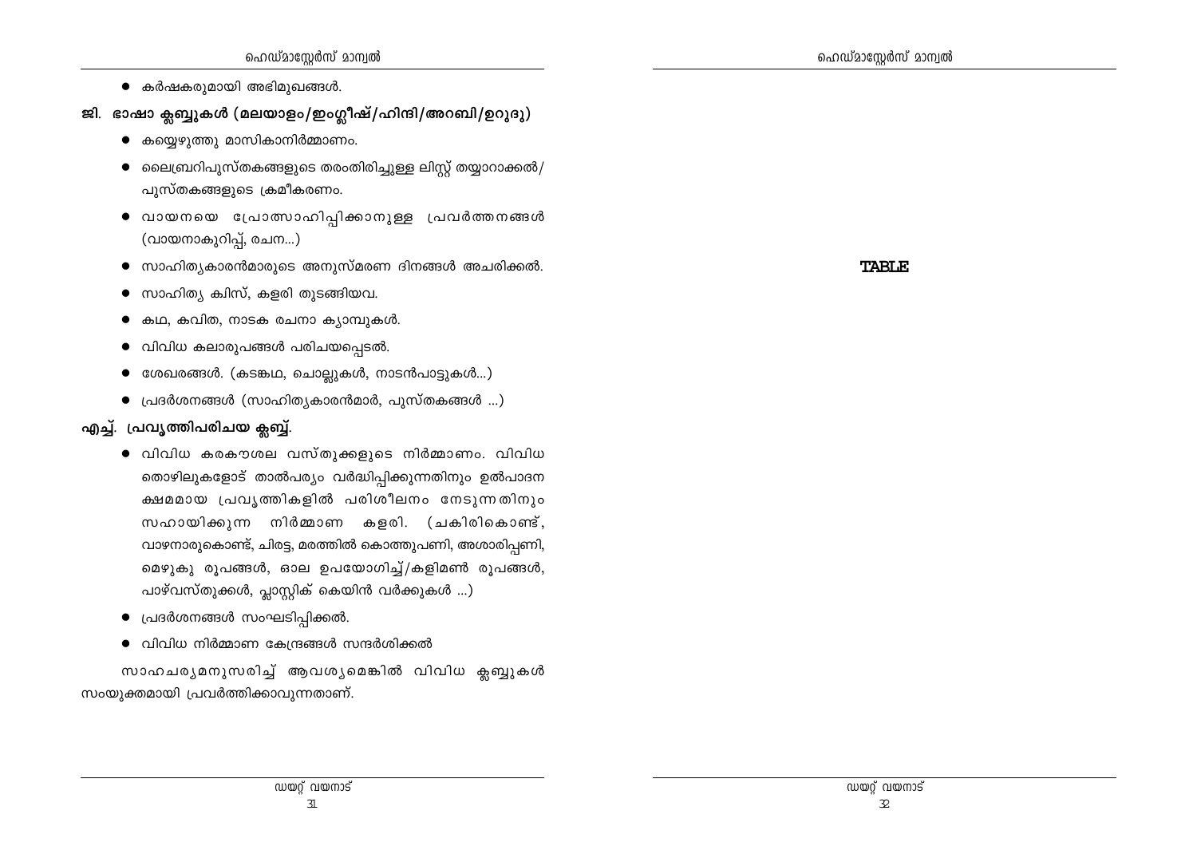- കർഷകരുമായി അഭിമുഖങ്ങൾ.

## ജി. ഭാഷാ ക്ലബ്ബുകൾ (മലയാളം/ഇംഗ്ലീഷ്/ഹിന്ദി/അറബി/ഉറുദു)

- കയ്യെഴുത്തു മാസികാനിർമ്മാണം.
- ലൈബ്രറിപുസ്തകങ്ങളുടെ തരംതിരിച്ചുള്ള ലിസ്റ്റ് തയ്യാറാക്കൽ/ പുസ്തകങ്ങളുടെ ക്രമീകരണം.
- വായനയെ പ്രോത്സാഹിപ്പിക്കാനുള്ള പ്രവർത്തനങ്ങൾ (വായനാകുറിപ്പ്, രചന...)
- സാഹിത്യകാരൻമാരുടെ അനുസ്മരണ ദിനങ്ങൾ അചരിക്കൽ.
- സാഹിത്യ ക്വിസ്, കളരി തുടങ്ങിയവ.
- കഥ, കവിത, നാടക രചനാ ക്യാമ്പുകൾ.
- വിവിധ കലാരൂപങ്ങൾ പരിചയപ്പെടൽ.
- ശേഖരങ്ങൾ. (കടങ്കഥ, ചൊല്ലുകൾ, നാടൻപാട്ടുകൾ...)
- പ്രദർശനങ്ങൾ (സാഹിത്യകാരൻമാർ, പുസ്തകങ്ങൾ ...)

## എച്ച്. പ്രവൃത്തിപരിചയ ക്ലബ്ബ്.

- വിവിധ കരകൗശല വസ്തുക്കളുടെ നിർമ്മാണം. വിവിധ തൊഴിലുകളോട് താൽപര്യം വർദ്ധിപ്പിക്കുന്നതിനും ഉൽപാദന ക്ഷമമായ പ്രവൃത്തികളിൽ പരിശീലനം നേടുന്നതിനും സഹായിക്കുന്ന നിർമ്മാണ കളരി. (ചകിരികൊണ്ട്, വാഴനാരുകൊണ്ട്, ചിരട്ട, മരത്തിൽ കൊത്തുപണി, അശാരിപ്പണി, മെഴുകു രൂപങ്ങൾ, ഓല ഉപയോഗിച്ച്/കളിമൺ രൂപങ്ങൾ, പാഴ്വസ്തുക്കൾ, പ്ലാസ്റ്റിക് കെയിൻ വർക്കുകൾ ...)
- പ്രദർശനങ്ങൾ സംഘടിപ്പിക്കൽ.
- വിവിധ നിർമ്മാണ കേന്ദ്രങ്ങൾ സന്ദർശിക്കൽ

സാഹചര്യമനുസരിച്ച് ആവശ്യമെങ്കിൽ വിവിധ ക്ലബ്ബുകൾ സംയുക്തമായി പ്രവർത്തിക്കാവുന്നതാണ്.

TABLE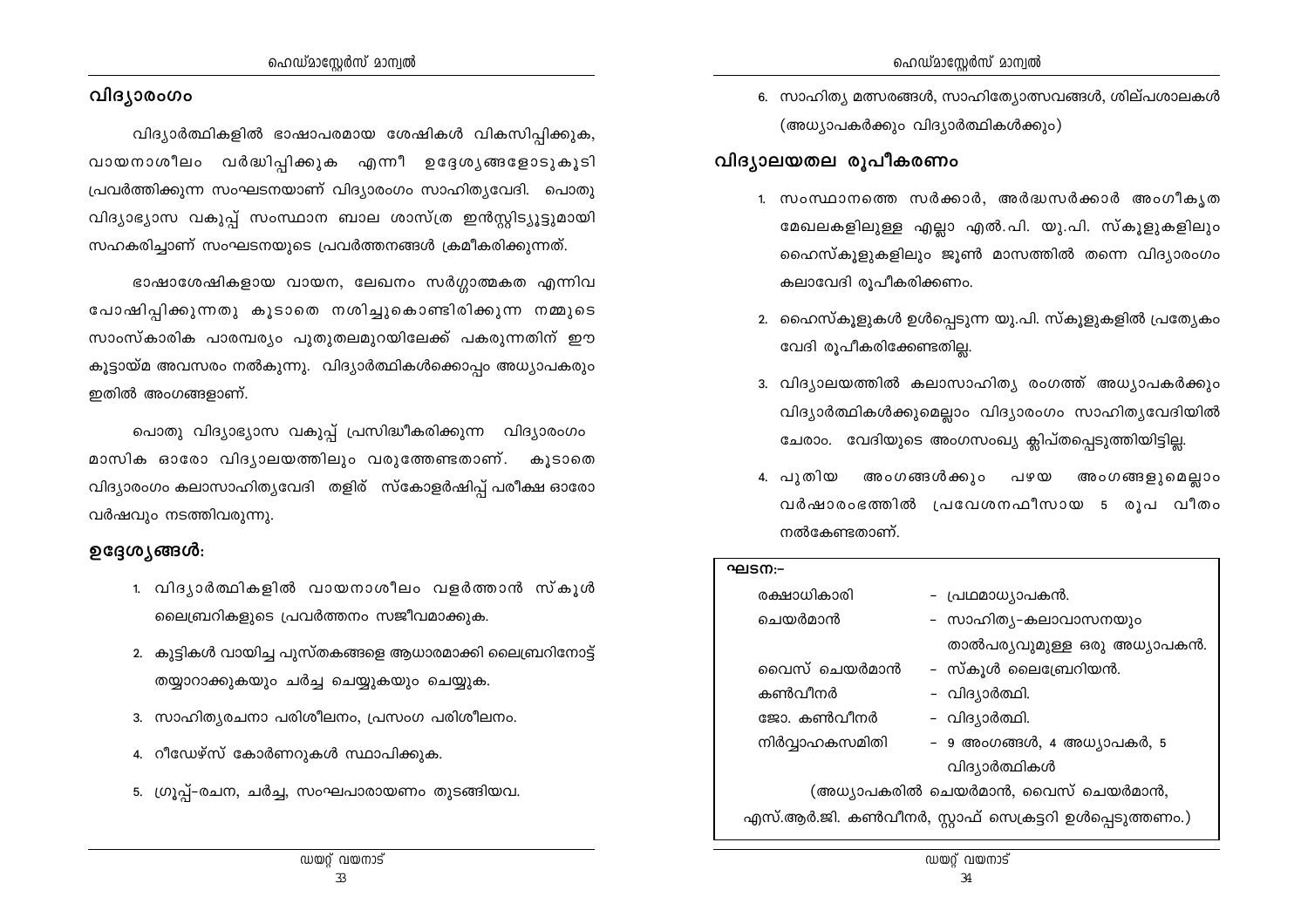## വിദ്യാരംഗം

വിദ്യാർത്ഥികളിൽ ഭാഷാപരമായ ശേഷികൾ വികസിപ്പിക്കുക, വായനാശീലം വർദ്ധിപ്പിക്കുക എന്നീ ഉദ്ദേശ്യങ്ങളോടുകൂടി പ്രവർത്തിക്കുന്ന സംഘടനയാണ് വിദ്യാരംഗം സാഹിത്യവേദി. പൊതു വിദ്യാഭ്യാസ വകുപ്പ് സംസ്ഥാന ബാല ശാസ്ത്ര ഇൻസ്റ്റിട്യൂട്ടുമായി സഹകരിച്ചാണ് സംഘടനയുടെ പ്രവർത്തനങ്ങൾ ക്രമീകരിക്കുന്നത്.

ഭാഷാശേഷികളായ വായന, ലേഖനം സർഗ്ഗാത്മകത എന്നിവ പോഷിപ്പിക്കുന്നതു കൂടാതെ നശിച്ചുകൊണ്ടിരിക്കുന്ന നമ്മുടെ സാംസ്കാരിക പാരമ്പര്യം പുതുതലമുറയിലേക്ക് പകരുന്നതിന് ഈ കൂട്ടായ്മ അവസരം നൽകുന്നു. വിദ്യാർത്ഥികൾക്കൊപ്പം അധ്യാപകരും ഇതിൽ അംഗങ്ങളാണ്.

പൊതു വിദ്യാഭ്യാസ വകുപ്പ് പ്രസിദ്ധീകരിക്കുന്ന വിദ്യാരംഗം മാസിക ഓരോ വിദ്യാലയത്തിലും വരുത്തേണ്ടതാണ്. കൂടാതെ വിദ്യാരംഗം കലാസാഹിത്യവേദി തളിര് സ്കോളർഷിപ്പ് പരീക്ഷ ഓരോ വർഷവും നടത്തിവരുന്നു.

### ഉദ്ദേശ്യങ്ങൾ:

1. വിദ്യാർത്ഥികളിൽ വായനാശീലം വളർത്താൻ സ്കൂൾ ലൈബ്രറികളുടെ പ്രവർത്തനം സജീവമാക്കുക.
2. കുട്ടികൾ വായിച്ച പുസ്തകങ്ങളെ ആധാരമാക്കി ലൈബ്രറിനോട്ട് തയ്യാറാക്കുകയും ചർച്ച ചെയ്യുകയും ചെയ്യുക.
3. സാഹിത്യരചനാ പരിശീലനം, പ്രസംഗ പരിശീലനം.
4. റീഡേഴ്സ് കോർണറുകൾ സ്ഥാപിക്കുക.
5. ഗ്രൂപ്പ്-രചന, ചർച്ച, സംഘപാരായണം തുടങ്ങിയവ.
6. സാഹിത്യ മത്സരങ്ങൾ, സാഹിത്യോത്സവങ്ങൾ, ശില്പശാലകൾ (അധ്യാപകർക്കും വിദ്യാർത്ഥികൾക്കും)

### വിദ്യാലയതല രൂപീകരണം

1. സംസ്ഥാനത്തെ സർക്കാർ, അർദ്ധസർക്കാർ അംഗീകൃത മേഖലകളിലുള്ള എല്ലാ എൽ.പി. യു.പി. സ്കൂളുകളിലും ഹൈസ്കൂളുകളിലും ജൂൺ മാസത്തിൽ തന്നെ വിദ്യാരംഗം കലാവേദി രൂപീകരിക്കണം.
2. ഹൈസ്കൂളുകൾ ഉൾപ്പെടുന്ന യു.പി. സ്കൂളുകളിൽ പ്രത്യേകം വേദി രൂപീകരിക്കേണ്ടതില്ല.
3. വിദ്യാലയത്തിൽ കലാസാഹിത്യ രംഗത്ത് അധ്യാപകർക്കും വിദ്യാർത്ഥികൾക്കുമെല്ലാം വിദ്യാരംഗം സാഹിത്യവേദിയിൽ ചേരാം. വേദിയുടെ അംഗസംഖ്യ ക്ലിപ്തപ്പെടുത്തിയിട്ടില്ല.
4. പുതിയ അംഗങ്ങൾക്കും പഴയ അംഗങ്ങളുമെല്ലാം വർഷാരംഭത്തിൽ പ്രവേശനഫീസായ 5 രൂപ വീതം നൽകേണ്ടതാണ്.

**ഘടന:-**

| | |
|---|---|
| രക്ഷാധികാരി | - പ്രഥമാധ്യാപകൻ. |
| ചെയർമാൻ | - സാഹിത്യ-കലാവാസനയും താൽപര്യവുമുള്ള ഒരു അധ്യാപകൻ. |
| വൈസ് ചെയർമാൻ | - സ്കൂൾ ലൈബ്രേറിയൻ. |
| കൺവീനർ | - വിദ്യാർത്ഥി. |
| ജോ. കൺവീനർ | - വിദ്യാർത്ഥി. |
| നിർവ്വാഹകസമിതി | - 9 അംഗങ്ങൾ, 4 അധ്യാപകർ, 5 വിദ്യാർത്ഥികൾ |

(അധ്യാപകരിൽ ചെയർമാൻ, വൈസ് ചെയർമാൻ, എസ്.ആർ.ജി. കൺവീനർ, സ്റ്റാഫ് സെക്രട്ടറി ഉൾപ്പെടുത്തണം.)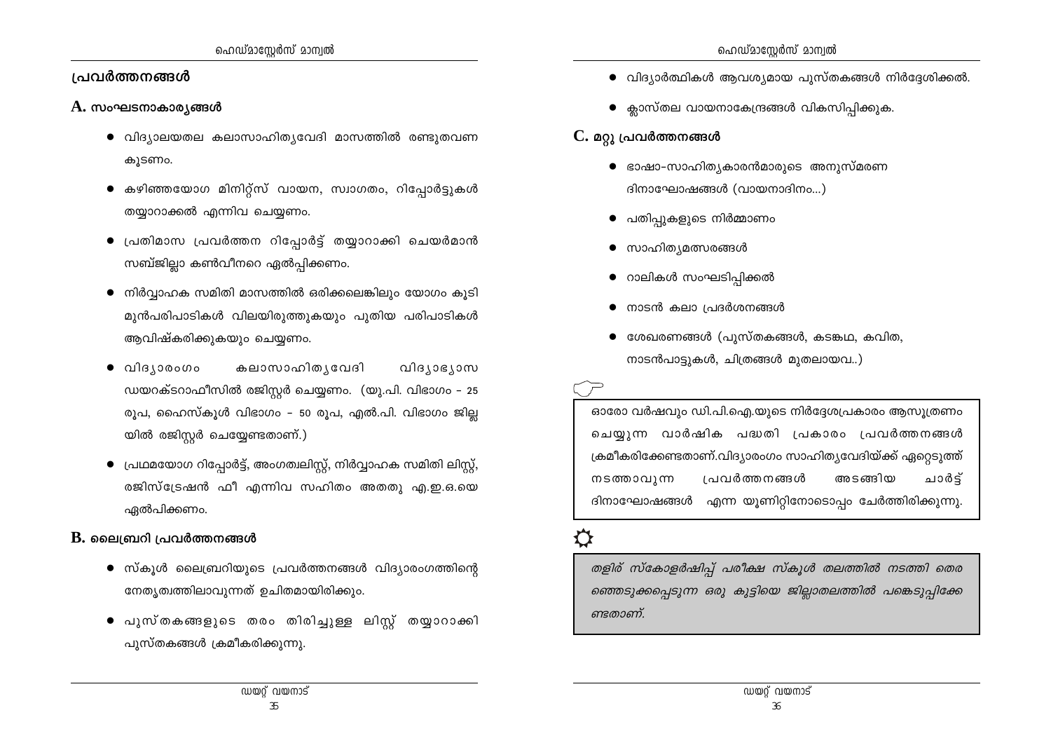## പ്രവർത്തനങ്ങൾ

### A. സംഘടനാകാര്യങ്ങൾ

- വിദ്യാലയതല കലാസാഹിത്യവേദി മാസത്തിൽ രണ്ടുതവണ കൂടണം.
- കഴിഞ്ഞയോഗ മിനിറ്റ്സ് വായന, സ്വാഗതം, റിപ്പോർട്ടുകൾ തയ്യാറാക്കൽ എന്നിവ ചെയ്യണം.
- പ്രതിമാസ പ്രവർത്തന റിപ്പോർട്ട് തയ്യാറാക്കി ചെയർമാൻ സബ്ജില്ലാ കൺവീനറെ ഏൽപ്പിക്കണം.
- നിർവ്വാഹക സമിതി മാസത്തിൽ ഒരിക്കലെങ്കിലും യോഗം കൂടി മുൻപരിപാടികൾ വിലയിരുത്തുകയും പുതിയ പരിപാടികൾ ആവിഷ്കരിക്കുകയും ചെയ്യണം.
- വിദ്യാരംഗം കലാസാഹിത്യവേദി വിദ്യാഭ്യാസ ഡയറക്ടറാഫീസിൽ രജിസ്റ്റർ ചെയ്യണം. (യു.പി. വിഭാഗം - 25 രൂപ, ഹൈസ്കൂൾ വിഭാഗം - 50 രൂപ, എൽ.പി. വിഭാഗം ജില്ല യിൽ രജിസ്റ്റർ ചെയ്യേണ്ടതാണ്.)
- പ്രഥമയോഗ റിപ്പോർട്ട്, അംഗത്വലിസ്റ്റ്, നിർവ്വാഹക സമിതി ലിസ്റ്റ്, രജിസ്ട്രേഷൻ ഫീ എന്നിവ സഹിതം അതതു എ.ഇ.ഒ.യെ ഏൽപിക്കണം.

### B. ലൈബ്രറി പ്രവർത്തനങ്ങൾ

- സ്കൂൾ ലൈബ്രറിയുടെ പ്രവർത്തനങ്ങൾ വിദ്യാരംഗത്തിന്റെ നേതൃത്വത്തിലാവുന്നത് ഉചിതമായിരിക്കും.
- പുസ്തകങ്ങളുടെ തരം തിരിച്ചുള്ള ലിസ്റ്റ് തയ്യാറാക്കി പുസ്തകങ്ങൾ ക്രമീകരിക്കുന്നു.
- വിദ്യാർത്ഥികൾ ആവശ്യമായ പുസ്തകങ്ങൾ നിർദ്ദേശിക്കൽ.
- ക്ലാസ്തല വായനാകേന്ദ്രങ്ങൾ വികസിപ്പിക്കുക.

### C. മറ്റു പ്രവർത്തനങ്ങൾ

- ഭാഷാ-സാഹിത്യകാരൻമാരുടെ അനുസ്മരണ ദിനാഘോഷങ്ങൾ (വായനാദിനം...)
- പതിപ്പുകളുടെ നിർമ്മാണം
- സാഹിത്യമത്സരങ്ങൾ
- റാലികൾ സംഘടിപ്പിക്കൽ
- നാടൻ കലാ പ്രദർശനങ്ങൾ
- ശേഖരണങ്ങൾ (പുസ്തകങ്ങൾ, കടങ്കഥ, കവിത, നാടൻപാട്ടുകൾ, ചിത്രങ്ങൾ മുതലായവ..)

ഓരോ വർഷവും ഡി.പി.ഐ.യുടെ നിർദ്ദേശപ്രകാരം ആസൂത്രണം ചെയ്യുന്ന വാർഷിക പദ്ധതി പ്രകാരം പ്രവർത്തനങ്ങൾ ക്രമീകരിക്കേണ്ടതാണ്.വിദ്യാരംഗം സാഹിത്യവേദിയ്ക്ക് ഏറ്റെടുത്ത് നടത്താവുന്ന പ്രവർത്തനങ്ങൾ അടങ്ങിയ ചാർട്ട് ദിനാഘോഷങ്ങൾ എന്ന യൂണിറ്റിനോടൊപ്പം ചേർത്തിരിക്കുന്നു.

*തളിര് സ്കോളർഷിപ്പ് പരീക്ഷ സ്കൂൾ തലത്തിൽ നടത്തി തെരഞ്ഞെടുക്കപ്പെടുന്ന ഒരു കുട്ടിയെ ജില്ലാതലത്തിൽ പങ്കെടുപ്പിക്കേണ്ടതാണ്.*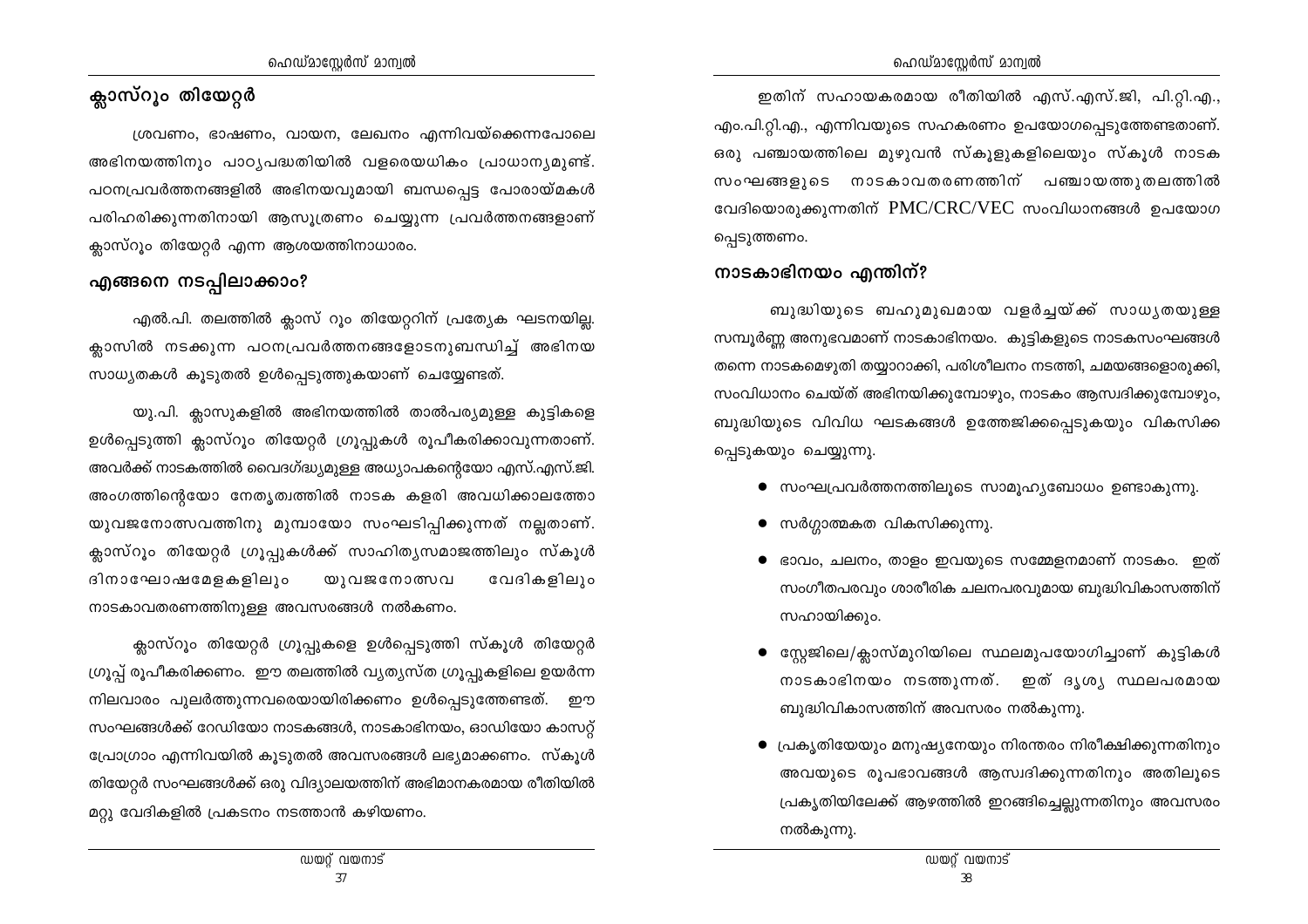## ക്ലാസ്റൂം തിയേറ്റർ

ശ്രവണം, ഭാഷണം, വായന, ലേഖനം എന്നിവയ്ക്കെന്നപോലെ അഭിനയത്തിനും പാഠ്യപദ്ധതിയിൽ വളരെയധികം പ്രാധാന്യമുണ്ട്. പഠനപ്രവർത്തനങ്ങളിൽ അഭിനയവുമായി ബന്ധപ്പെട്ട പോരായ്മകൾ പരിഹരിക്കുന്നതിനായി ആസൂത്രണം ചെയ്യുന്ന പ്രവർത്തനങ്ങളാണ് ക്ലാസ്റൂം തിയേറ്റർ എന്ന ആശയത്തിനാധാരം.

## എങ്ങനെ നടപ്പിലാക്കാം?

എൽ.പി. തലത്തിൽ ക്ലാസ് റൂം തിയേറ്ററിന് പ്രത്യേക ഘടനയില്ല. ക്ലാസിൽ നടക്കുന്ന പഠനപ്രവർത്തനങ്ങളോടനുബന്ധിച്ച് അഭിനയ സാധ്യതകൾ കൂടുതൽ ഉൾപ്പെടുത്തുകയാണ് ചെയ്യേണ്ടത്.

യു.പി. ക്ലാസുകളിൽ അഭിനയത്തിൽ താൽപര്യമുള്ള കുട്ടികളെ ഉൾപ്പെടുത്തി ക്ലാസ്റൂം തിയേറ്റർ ഗ്രൂപ്പുകൾ രൂപീകരിക്കാവുന്നതാണ്. അവർക്ക് നാടകത്തിൽ വൈദഗ്ദ്ധ്യമുള്ള അധ്യാപകന്റെയോ എസ്.എസ്.ജി. അംഗത്തിന്റെയോ നേതൃത്വത്തിൽ നാടക കളരി അവധിക്കാലത്തോ യുവജനോത്സവത്തിനു മുമ്പായോ സംഘടിപ്പിക്കുന്നത് നല്ലതാണ്. ക്ലാസ്റൂം തിയേറ്റർ ഗ്രൂപ്പുകൾക്ക് സാഹിത്യസമാജത്തിലും സ്കൂൾ ദിനാഘോഷമേളകളിലും യുവജനോത്സവ വേദികളിലും നാടകാവതരണത്തിനുള്ള അവസരങ്ങൾ നൽകണം.

ക്ലാസ്റൂം തിയേറ്റർ ഗ്രൂപ്പുകളെ ഉൾപ്പെടുത്തി സ്കൂൾ തിയേറ്റർ ഗ്രൂപ്പ് രൂപീകരിക്കണം. ഈ തലത്തിൽ വ്യത്യസ്ത ഗ്രൂപ്പുകളിലെ ഉയർന്ന നിലവാരം പുലർത്തുന്നവരെയായിരിക്കണം ഉൾപ്പെടുത്തേണ്ടത്. ഈ സംഘങ്ങൾക്ക് റേഡിയോ നാടകങ്ങൾ, നാടകാഭിനയം, ഓഡിയോ കാസറ്റ് പ്രോഗ്രാം എന്നിവയിൽ കൂടുതൽ അവസരങ്ങൾ ലഭ്യമാക്കണം. സ്കൂൾ തിയേറ്റർ സംഘങ്ങൾക്ക് ഒരു വിദ്യാലയത്തിന് അഭിമാനകരമായ രീതിയിൽ മറ്റു വേദികളിൽ പ്രകടനം നടത്താൻ കഴിയണം.

ഇതിന് സഹായകരമായ രീതിയിൽ എസ്.എസ്.ജി, പി.റ്റി.എ., എം.പി.റ്റി.എ., എന്നിവയുടെ സഹകരണം ഉപയോഗപ്പെടുത്തേണ്ടതാണ്. ഒരു പഞ്ചായത്തിലെ മുഴുവൻ സ്കൂളുകളിലെയും സ്കൂൾ നാടക സംഘങ്ങളുടെ നാടകാവതരണത്തിന് പഞ്ചായത്തുതലത്തിൽ വേദിയൊരുക്കുന്നതിന് PMC/CRC/VEC സംവിധാനങ്ങൾ ഉപയോഗപ്പെടുത്തണം.

## നാടകാഭിനയം എന്തിന്?

ബുദ്ധിയുടെ ബഹുമുഖമായ വളർച്ചയ്ക്ക് സാധ്യതയുള്ള സമ്പൂർണ്ണ അനുഭവമാണ് നാടകാഭിനയം. കുട്ടികളുടെ നാടകസംഘങ്ങൾ തന്നെ നാടകമെഴുതി തയ്യാറാക്കി, പരിശീലനം നടത്തി, ചമയങ്ങളൊരുക്കി, സംവിധാനം ചെയ്ത് അഭിനയിക്കുമ്പോഴും, നാടകം ആസ്വദിക്കുമ്പോഴും, ബുദ്ധിയുടെ വിവിധ ഘടകങ്ങൾ ഉത്തേജിക്കപ്പെടുകയും വികസിക്കപ്പെടുകയും ചെയ്യുന്നു.

- സംഘപ്രവർത്തനത്തിലൂടെ സാമൂഹ്യബോധം ഉണ്ടാകുന്നു.
- സർഗ്ഗാത്മകത വികസിക്കുന്നു.
- ഭാവം, ചലനം, താളം ഇവയുടെ സമ്മേളനമാണ് നാടകം. ഇത് സംഗീതപരവും ശാരീരിക ചലനപരവുമായ ബുദ്ധിവികാസത്തിന് സഹായിക്കും.
- സ്റ്റേജിലെ/ക്ലാസ്മുറിയിലെ സ്ഥലമുപയോഗിച്ചാണ് കുട്ടികൾ നാടകാഭിനയം നടത്തുന്നത്. ഇത് ദൃശ്യ സ്ഥലപരമായ ബുദ്ധിവികാസത്തിന് അവസരം നൽകുന്നു.
- പ്രകൃതിയേയും മനുഷ്യനേയും നിരന്തരം നിരീക്ഷിക്കുന്നതിനും അവയുടെ രൂപഭാവങ്ങൾ ആസ്വദിക്കുന്നതിനും അതിലൂടെ പ്രകൃതിയിലേക്ക് ആഴത്തിൽ ഇറങ്ങിച്ചെല്ലുന്നതിനും അവസരം നൽകുന്നു.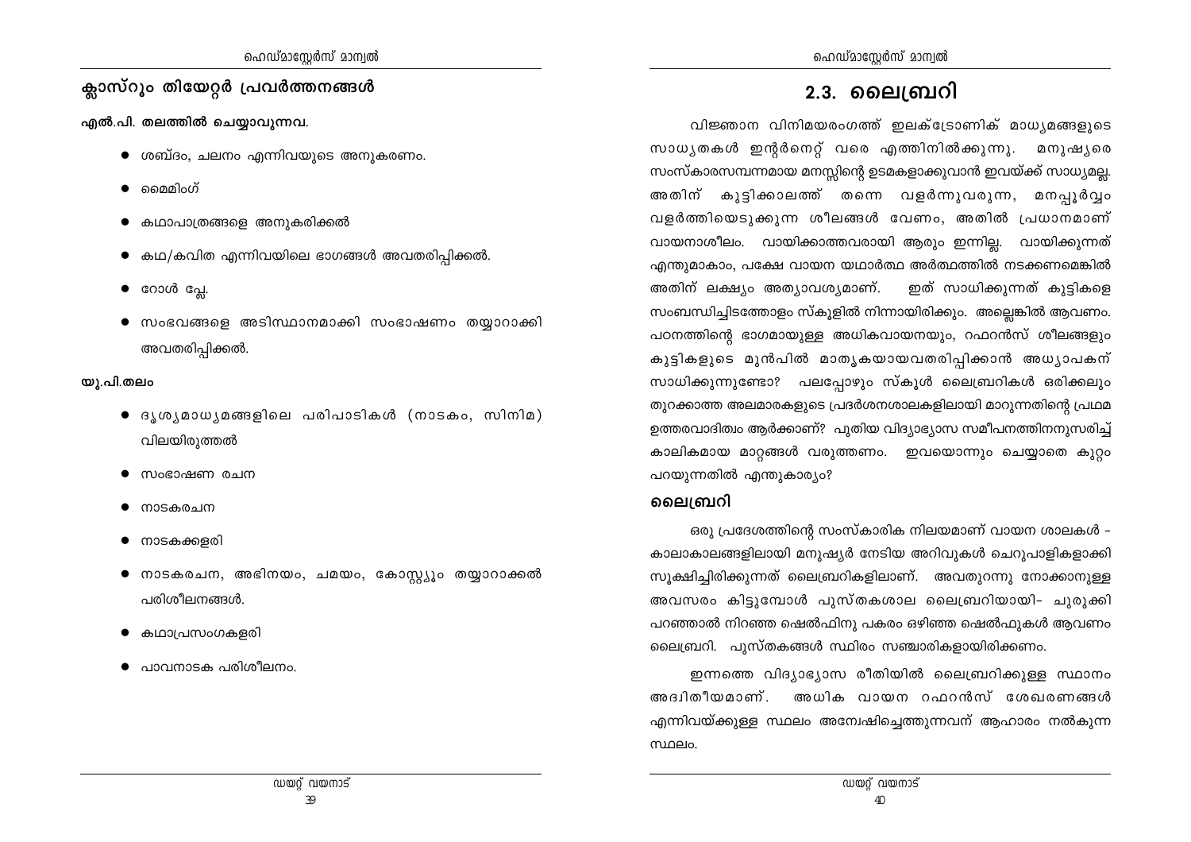## ക്ലാസ്റൂം തിയേറ്റർ പ്രവർത്തനങ്ങൾ

**എൽ.പി. തലത്തിൽ ചെയ്യാവുന്നവ.**

- ശബ്ദം, ചലനം എന്നിവയുടെ അനുകരണം.
- മൈമിംഗ്
- കഥാപാത്രങ്ങളെ അനുകരിക്കൽ
- കഥ/കവിത എന്നിവയിലെ ഭാഗങ്ങൾ അവതരിപ്പിക്കൽ.
- റോൾ പ്ലേ.
- സംഭവങ്ങളെ അടിസ്ഥാനമാക്കി സംഭാഷണം തയ്യാറാക്കി അവതരിപ്പിക്കൽ.

**യു.പി.തലം**

- ദൃശ്യമാധ്യമങ്ങളിലെ പരിപാടികൾ (നാടകം, സിനിമ) വിലയിരുത്തൽ
- സംഭാഷണ രചന
- നാടകരചന
- നാടകക്കളരി
- നാടകരചന, അഭിനയം, ചമയം, കോസ്റ്റ്യൂം തയ്യാറാക്കൽ പരിശീലനങ്ങൾ.
- കഥാപ്രസംഗകളരി
- പാവനാടക പരിശീലനം.

# 2.3. ലൈബ്രറി

വിജ്ഞാന വിനിമയരംഗത്ത് ഇലക്ട്രോണിക് മാധ്യമങ്ങളുടെ സാധ്യതകൾ ഇന്റർനെറ്റ് വരെ എത്തിനിൽക്കുന്നു. മനുഷ്യരെ സംസ്കാരസമ്പന്നമായ മനസ്സിന്റെ ഉടമകളാക്കുവാൻ ഇവയ്ക്ക് സാധ്യമല്ല. അതിന് കുട്ടിക്കാലത്ത് തന്നെ വളർന്നുവരുന്ന, മനപ്പൂർവ്വം വളർത്തിയെടുക്കുന്ന ശീലങ്ങൾ വേണം, അതിൽ പ്രധാനമാണ് വായനാശീലം. വായിക്കാത്തവരായി ആരും ഇന്നില്ല. വായിക്കുന്നത് എന്തുമാകാം, പക്ഷേ വായന യഥാർത്ഥ അർത്ഥത്തിൽ നടക്കണമെങ്കിൽ അതിന് ലക്ഷ്യം അത്യാവശ്യമാണ്. ഇത് സാധിക്കുന്നത് കുട്ടികളെ സംബന്ധിച്ചിടത്തോളം സ്കൂളിൽ നിന്നായിരിക്കും. അല്ലെങ്കിൽ ആവണം. പഠനത്തിന്റെ ഭാഗമായുള്ള അധികവായനയും, റഫറൻസ് ശീലങ്ങളും കുട്ടികളുടെ മുൻപിൽ മാതൃകയായവതരിപ്പിക്കാൻ അധ്യാപകന് സാധിക്കുന്നുണ്ടോ? പലപ്പോഴും സ്കൂൾ ലൈബ്രറികൾ ഒരിക്കലും തുറക്കാത്ത അലമാരകളുടെ പ്രദർശനശാലകളിലായി മാറുന്നതിന്റെ പ്രഥമ ഉത്തരവാദിത്വം ആർക്കാണ്? പുതിയ വിദ്യാഭ്യാസ സമീപനത്തിനനുസരിച്ച് കാലികമായ മാറ്റങ്ങൾ വരുത്തണം. ഇവയൊന്നും ചെയ്യാതെ കുറ്റം പറയുന്നതിൽ എന്തുകാര്യം?

## ലൈബ്രറി

ഒരു പ്രദേശത്തിന്റെ സംസ്കാരിക നിലയമാണ് വായന ശാലകൾ – കാലാകാലങ്ങളിലായി മനുഷ്യർ നേടിയ അറിവുകൾ ചെറുപാളികളാക്കി സൂക്ഷിച്ചിരിക്കുന്നത് ലൈബ്രറികളിലാണ്. അവതുറന്നു നോക്കാനുള്ള അവസരം കിട്ടുമ്പോൾ പുസ്തകശാല ലൈബ്രറിയായി– ചുരുക്കി പറഞ്ഞാൽ നിറഞ്ഞ ഷെൽഫിനു പകരം ഒഴിഞ്ഞ ഷെൽഫുകൾ ആവണം ലൈബ്രറി. പുസ്തകങ്ങൾ സ്ഥിരം സഞ്ചാരികളായിരിക്കണം.

ഇന്നത്തെ വിദ്യാഭ്യാസ രീതിയിൽ ലൈബ്രറിക്കുള്ള സ്ഥാനം അദ്വിതീയമാണ്. അധിക വായന റഫറൻസ് ശേഖരണങ്ങൾ എന്നിവയ്ക്കുള്ള സ്ഥലം അന്വേഷിച്ചെത്തുന്നവന് ആഹാരം നൽകുന്ന സ്ഥലം.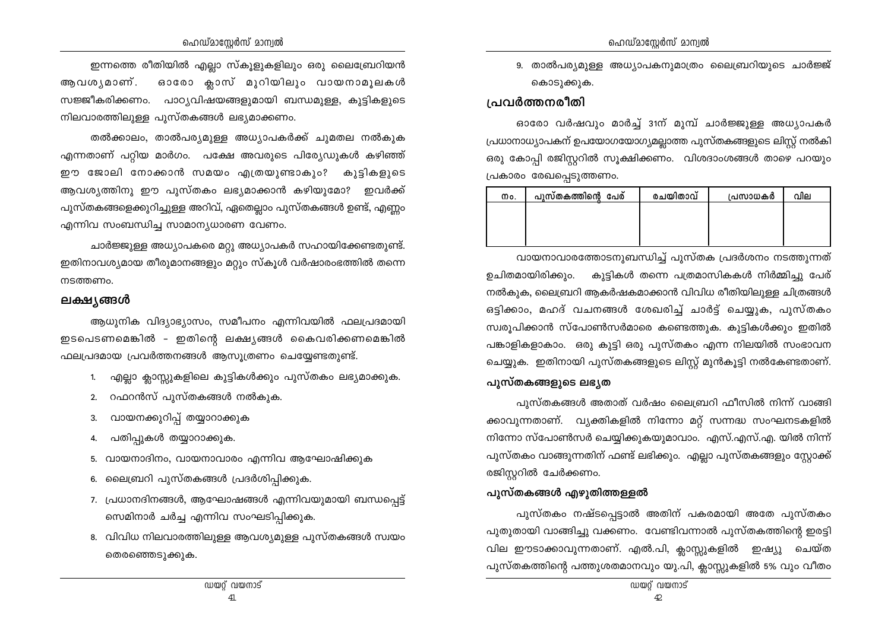ഇന്നത്തെ രീതിയിൽ എല്ലാ സ്കൂളുകളിലും ഒരു ലൈബ്രേറിയൻ ആവശ്യമാണ്. ഓരോ ക്ലാസ് മുറിയിലും വായനാമൂലകൾ സജ്ജീകരിക്കണം. പാഠ്യവിഷയങ്ങളുമായി ബന്ധമുള്ള, കുട്ടികളുടെ നിലവാരത്തിലുള്ള പുസ്തകങ്ങൾ ലഭ്യമാക്കണം.

തൽക്കാലം, താൽപര്യമുള്ള അധ്യാപകർക്ക് ചുമതല നൽകുക എന്നതാണ് പറ്റിയ മാർഗം. പക്ഷേ അവരുടെ പിര്യേഡുകൾ കഴിഞ്ഞ് ഈ ജോലി നോക്കാൻ സമയം എത്രയുണ്ടാകും? കുട്ടികളുടെ ആവശ്യത്തിനു ഈ പുസ്തകം ലഭ്യമാക്കാൻ കഴിയുമോ? ഇവർക്ക് പുസ്തകങ്ങളെക്കുറിച്ചുള്ള അറിവ്, ഏതെല്ലാം പുസ്തകങ്ങൾ ഉണ്ട്, എണ്ണം എന്നിവ സംബന്ധിച്ച സാമാന്യധാരണ വേണം.

ചാർജ്ജുള്ള അധ്യാപകരെ മറ്റു അധ്യാപകർ സഹായിക്കേണ്ടതുണ്ട്. ഇതിനാവശ്യമായ തീരുമാനങ്ങളും മറ്റും സ്കൂൾ വർഷാരംഭത്തിൽ തന്നെ നടത്തണം.

## ലക്ഷ്യങ്ങൾ

ആധുനിക വിദ്യാഭ്യാസം, സമീപനം എന്നിവയിൽ ഫലപ്രദമായി ഇടപെടണമെങ്കിൽ – ഇതിന്റെ ലക്ഷ്യങ്ങൾ കൈവരിക്കണമെങ്കിൽ ഫലപ്രദമായ പ്രവർത്തനങ്ങൾ ആസൂത്രണം ചെയ്യേണ്ടതുണ്ട്.

1. എല്ലാ ക്ലാസ്സുകളിലെ കുട്ടികൾക്കും പുസ്തകം ലഭ്യമാക്കുക.
2. റഫറൻസ് പുസ്തകങ്ങൾ നൽകുക.
3. വായനക്കുറിപ്പ് തയ്യാറാക്കുക
4. പതിപ്പുകൾ തയ്യാറാക്കുക.
5. വായനാദിനം, വായനാവാരം എന്നിവ ആഘോഷിക്കുക
6. ലൈബ്രേറി പുസ്തകങ്ങൾ പ്രദർശിപ്പിക്കുക.
7. പ്രധാനദിനങ്ങൾ, ആഘോഷങ്ങൾ എന്നിവയുമായി ബന്ധപ്പെട്ട് സെമിനാർ ചർച്ച എന്നിവ സംഘടിപ്പിക്കുക.
8. വിവിധ നിലവാരത്തിലുള്ള ആവശ്യമുള്ള പുസ്തകങ്ങൾ സ്വയം തെരഞ്ഞെടുക്കുക.
9. താൽപര്യമുള്ള അധ്യാപകനുമാത്രം ലൈബ്രറിയുടെ ചാർജ്ജ് കൊടുക്കുക.

## പ്രവർത്തനരീതി

ഓരോ വർഷവും മാർച്ച് 31ന് മുമ്പ് ചാർജ്ജുള്ള അധ്യാപകർ പ്രധാനാധ്യാപകന് ഉപയോഗയോഗ്യമല്ലാത്ത പുസ്തകങ്ങളുടെ ലിസ്റ്റ് നൽകി ഒരു കോപ്പി രജിസ്റ്ററിൽ സൂക്ഷിക്കണം. വിശദാംശങ്ങൾ താഴെ പറയും പ്രകാരം രേഖപ്പെടുത്തണം.

| നം. | പുസ്തകത്തിന്റെ പേര് | രചയിതാവ് | പ്രസാധകർ | വില |
|---|---|---|---|---|
| | | | | |

വായനാവാരത്തോടനുബന്ധിച്ച് പുസ്തക പ്രദർശനം നടത്തുന്നത് ഉചിതമായിരിക്കും. കുട്ടികൾ തന്നെ പത്രമാസികകൾ നിർമ്മിച്ചു പേര് നൽകുക, ലൈബ്രേറി ആകർഷകമാക്കാൻ വിവിധ രീതിയിലുള്ള ചിത്രങ്ങൾ ഒട്ടിക്കാം, മഹദ് വചനങ്ങൾ ശേഖരിച്ച് ചാർട്ട് ചെയ്യുക, പുസ്തകം സ്വരൂപിക്കാൻ സ്പോൺസർമാരെ കണ്ടെത്തുക. കുട്ടികൾക്കും ഇതിൽ പങ്കാളികളാകാം. ഒരു കുട്ടി ഒരു പുസ്തകം എന്ന നിലയിൽ സംഭാവന ചെയ്യുക. ഇതിനായി പുസ്തകങ്ങളുടെ ലിസ്റ്റ് മുൻകൂട്ടി നൽകേണ്ടതാണ്.

### പുസ്തകങ്ങളുടെ ലഭ്യത

പുസ്തകങ്ങൾ അതാത് വർഷം ലൈബ്രേറി ഫീസിൽ നിന്ന് വാങ്ങി ക്കാവുന്നതാണ്. വ്യക്തികളിൽ നിന്നോ മറ്റ് സന്നദ്ധ സംഘടനകളിൽ നിന്നോ സ്പോൺസർ ചെയ്യിക്കുകയുമാവാം. എസ്.എസ്.എ. യിൽ നിന്ന് പുസ്തകം വാങ്ങുന്നതിന് ഫണ്ട് ലഭിക്കും. എല്ലാ പുസ്തകങ്ങളും സ്റ്റോക്ക് രജിസ്റ്ററിൽ ചേർക്കണം.

### പുസ്തകങ്ങൾ എഴുതിത്തള്ളൽ

പുസ്തകം നഷ്ടപ്പെട്ടാൽ അതിന് പകരമായി അതേ പുസ്തകം പുതുതായി വാങ്ങിച്ചു വക്കണം. വേണ്ടിവന്നാൽ പുസ്തകത്തിന്റെ ഇരട്ടി വില ഈടാക്കാവുന്നതാണ്. എൽ.പി, ക്ലാസ്സുകളിൽ ഇഷ്യു ചെയ്ത പുസ്തകത്തിന്റെ പത്തുശതമാനവും യു.പി, ക്ലാസ്സുകളിൽ 5% വും വീതം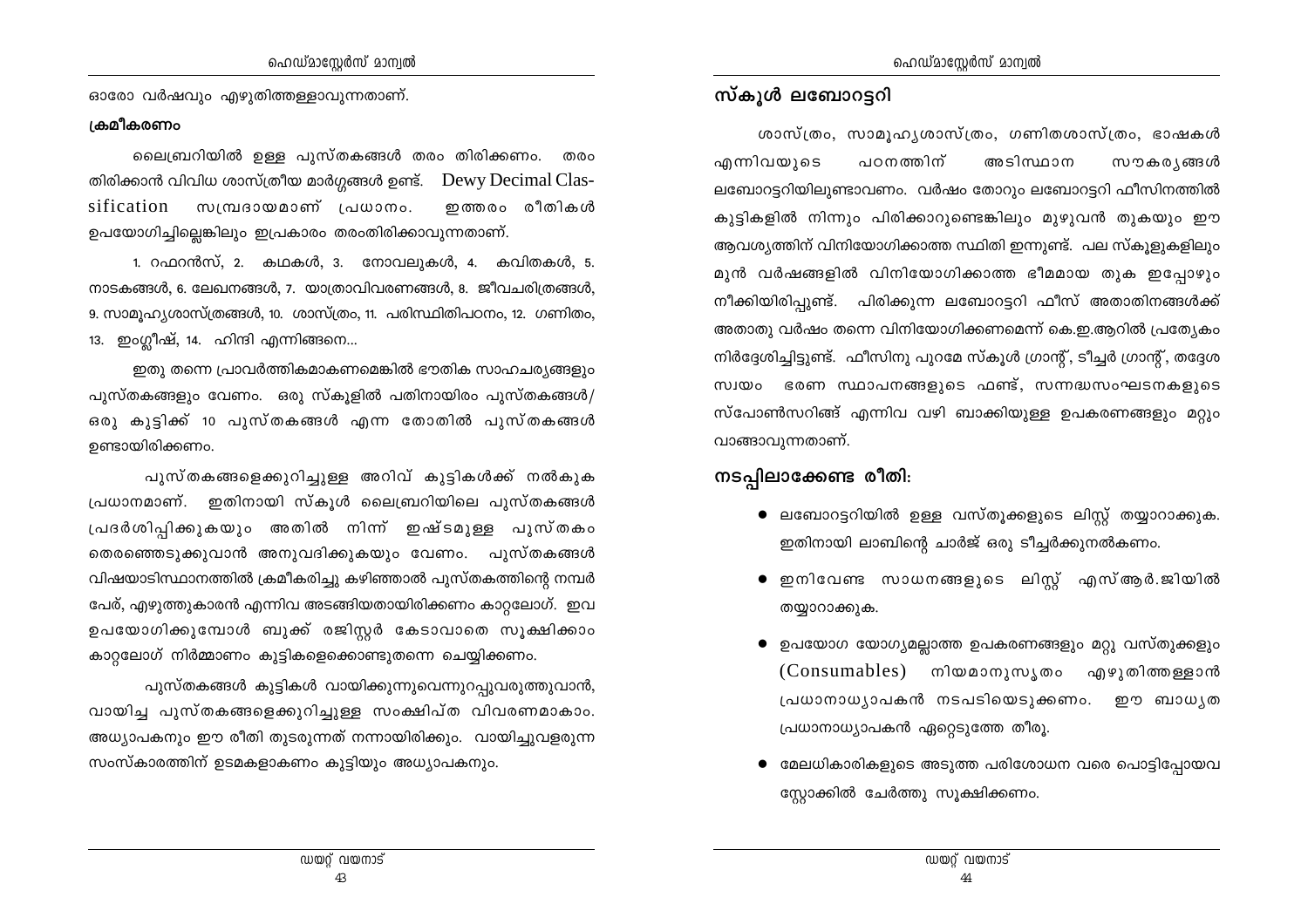ഓരോ വർഷവും എഴുതിത്തള്ളാവുന്നതാണ്.

**ക്രമീകരണം**

ലൈബ്രറിയിൽ ഉള്ള പുസ്തകങ്ങൾ തരം തിരിക്കണം. തരം തിരിക്കാൻ വിവിധ ശാസ്ത്രീയ മാർഗ്ഗങ്ങൾ ഉണ്ട്. Dewy Decimal Classification സമ്പ്രദായമാണ് പ്രധാനം. ഇത്തരം രീതികൾ ഉപയോഗിച്ചില്ലെങ്കിലും ഇപ്രകാരം തരംതിരിക്കാവുന്നതാണ്.

1. റഫറൻസ്, 2. കഥകൾ, 3. നോവലുകൾ, 4. കവിതകൾ, 5. നാടകങ്ങൾ, 6. ലേഖനങ്ങൾ, 7. യാത്രാവിവരണങ്ങൾ, 8. ജീവചരിത്രങ്ങൾ, 9. സാമൂഹ്യശാസ്ത്രങ്ങൾ, 10. ശാസ്ത്രം, 11. പരിസ്ഥിതിപഠനം, 12. ഗണിതം, 13. ഇംഗ്ലീഷ്, 14. ഹിന്ദി എന്നിങ്ങനെ...

ഇതു തന്നെ പ്രാവർത്തികമാകണമെങ്കിൽ ഭൗതിക സാഹചര്യങ്ങളും പുസ്തകങ്ങളും വേണം. ഒരു സ്കൂളിൽ പതിനായിരം പുസ്തകങ്ങൾ/ ഒരു കുട്ടിക്ക് 10 പുസ്തകങ്ങൾ എന്ന തോതിൽ പുസ്തകങ്ങൾ ഉണ്ടായിരിക്കണം.

പുസ്തകങ്ങളെക്കുറിച്ചുള്ള അറിവ് കുട്ടികൾക്ക് നൽകുക പ്രധാനമാണ്. ഇതിനായി സ്കൂൾ ലൈബ്രറിയിലെ പുസ്തകങ്ങൾ പ്രദർശിപ്പിക്കുകയും അതിൽ നിന്ന് ഇഷ്ടമുള്ള പുസ്തകം തെരഞ്ഞെടുക്കുവാൻ അനുവദിക്കുകയും വേണം. പുസ്തകങ്ങൾ വിഷയാടിസ്ഥാനത്തിൽ ക്രമീകരിച്ചു കഴിഞ്ഞാൽ പുസ്തകത്തിന്റെ നമ്പർ പേര്, എഴുത്തുകാരൻ എന്നിവ അടങ്ങിയതായിരിക്കണം കാറ്റലോഗ്. ഇവ ഉപയോഗിക്കുമ്പോൾ ബുക്ക് രജിസ്റ്റർ കേടാവാതെ സൂക്ഷിക്കാം കാറ്റലോഗ് നിർമ്മാണം കുട്ടികളെക്കൊണ്ടുതന്നെ ചെയ്യിക്കണം.

പുസ്തകങ്ങൾ കുട്ടികൾ വായിക്കുന്നുവെന്നുറപ്പുവരുത്തുവാൻ, വായിച്ച പുസ്തകങ്ങളെക്കുറിച്ചുള്ള സംക്ഷിപ്ത വിവരണമാകാം. അധ്യാപകനും ഈ രീതി തുടരുന്നത് നന്നായിരിക്കും. വായിച്ചുവളരുന്ന സംസ്കാരത്തിന് ഉടമകളാകണം കുട്ടിയും അധ്യാപകനും.

## സ്കൂൾ ലബോറട്ടറി

ശാസ്ത്രം, സാമൂഹ്യശാസ്ത്രം, ഗണിതശാസ്ത്രം, ഭാഷകൾ എന്നിവയുടെ പഠനത്തിന് അടിസ്ഥാന സൗകര്യങ്ങൾ ലബോറട്ടറിയിലുണ്ടാവണം. വർഷം തോറും ലബോറട്ടറി ഫീസിനത്തിൽ കുട്ടികളിൽ നിന്നും പിരിക്കാറുണ്ടെങ്കിലും മുഴുവൻ തുകയും ഈ ആവശ്യത്തിന് വിനിയോഗിക്കാത്ത സ്ഥിതി ഇന്നുണ്ട്. പല സ്കൂളുകളിലും മുൻ വർഷങ്ങളിൽ വിനിയോഗിക്കാത്ത ഭീമമായ തുക ഇപ്പോഴും നീക്കിയിരിപ്പുണ്ട്. പിരിക്കുന്ന ലബോറട്ടറി ഫീസ് അതാതിനങ്ങൾക്ക് അതാതു വർഷം തന്നെ വിനിയോഗിക്കണമെന്ന് കെ.ഇ.ആറിൽ പ്രത്യേകം നിർദ്ദേശിച്ചിട്ടുണ്ട്. ഫീസിനു പുറമേ സ്കൂൾ ഗ്രാന്റ്, ടീച്ചർ ഗ്രാന്റ്, തദ്ദേശ സ്വയം ഭരണ സ്ഥാപനങ്ങളുടെ ഫണ്ട്, സന്നദ്ധസംഘടനകളുടെ സ്പോൺസറിങ്ങ് എന്നിവ വഴി ബാക്കിയുള്ള ഉപകരണങ്ങളും മറ്റും വാങ്ങാവുന്നതാണ്.

### നടപ്പിലാക്കേണ്ട രീതി:

- ലബോറട്ടറിയിൽ ഉള്ള വസ്തുക്കളുടെ ലിസ്റ്റ് തയ്യാറാക്കുക. ഇതിനായി ലാബിന്റെ ചാർജ് ഒരു ടീച്ചർക്കുനൽകണം.
- ഇനിവേണ്ട സാധനങ്ങളുടെ ലിസ്റ്റ് എസ്.ആർ.ജിയിൽ തയ്യാറാക്കുക.
- ഉപയോഗ യോഗ്യമല്ലാത്ത ഉപകരണങ്ങളും മറ്റു വസ്തുക്കളും (Consumables) നിയമാനുസൃതം എഴുതിത്തള്ളാൻ പ്രധാനാധ്യാപകൻ നടപടിയെടുക്കണം. ഈ ബാധ്യത പ്രധാനാധ്യാപകൻ ഏറ്റെടുത്തേ തീരൂ.
- മേലധികാരികളുടെ അടുത്ത പരിശോധന വരെ പൊട്ടിപ്പോയവ സ്റ്റോക്കിൽ ചേർത്തു സൂക്ഷിക്കണം.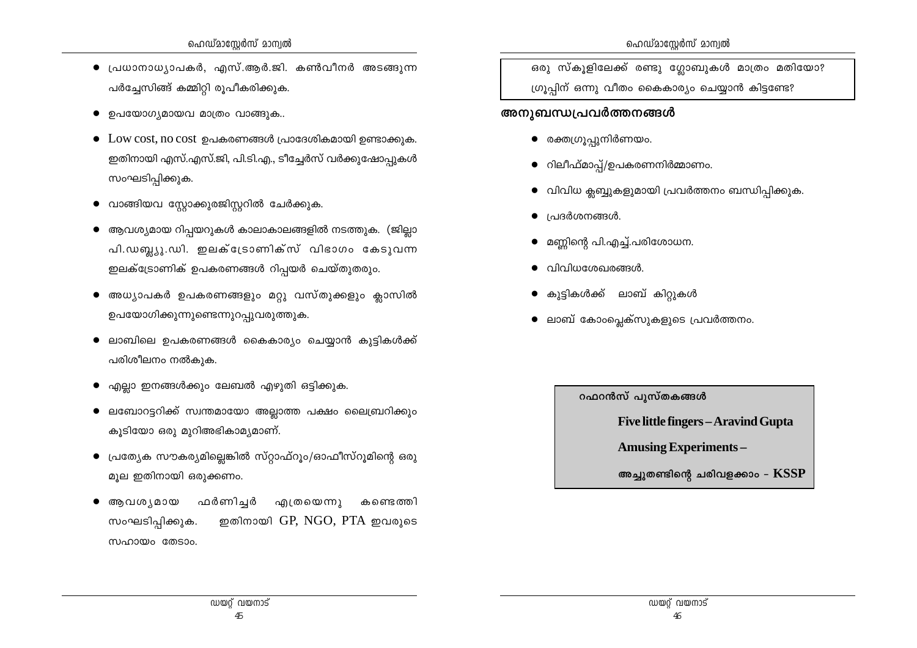- പ്രധാനാധ്യാപകർ, എസ്.ആർ.ജി. കൺവീനർ അടങ്ങുന്ന പർച്ചേസിങ്ങ് കമ്മിറ്റി രൂപീകരിക്കുക.
- ഉപയോഗ്യമായവ മാത്രം വാങ്ങുക..
- Low cost, no cost ഉപകരണങ്ങൾ പ്രാദേശികമായി ഉണ്ടാക്കുക. ഇതിനായി എസ്.എസ്.ജി, പി.ടി.എ., ടീച്ചേർസ് വർക്കുഷോപ്പുകൾ സംഘടിപ്പിക്കുക.
- വാങ്ങിയവ സ്റ്റോക്കുരജിസ്റ്ററിൽ ചേർക്കുക.
- ആവശ്യമായ റിപ്പയറുകൾ കാലാകാലങ്ങളിൽ നടത്തുക. (ജില്ലാ പി.ഡബ്ല്യു.ഡി. ഇലക്ട്രോണിക്സ് വിഭാഗം കേടുവന്ന ഇലക്ട്രോണിക് ഉപകരണങ്ങൾ റിപ്പയർ ചെയ്തുതരും.
- അധ്യാപകർ ഉപകരണങ്ങളും മറ്റു വസ്തുക്കളും ക്ലാസിൽ ഉപയോഗിക്കുന്നുണ്ടെന്നുറപ്പുവരുത്തുക.
- ലാബിലെ ഉപകരണങ്ങൾ കൈകാര്യം ചെയ്യാൻ കുട്ടികൾക്ക് പരിശീലനം നൽകുക.
- എല്ലാ ഇനങ്ങൾക്കും ലേബൽ എഴുതി ഒട്ടിക്കുക.
- ലബോറട്ടറിക്ക് സ്വന്തമായോ അല്ലാത്ത പക്ഷം ലൈബ്രറിക്കും കൂടിയോ ഒരു മുറിഅഭികാമ്യമാണ്.
- പ്രത്യേക സൗകര്യമില്ലെങ്കിൽ സ്റ്റാഫ്റൂം/ഓഫീസ്റൂമിന്റെ ഒരു മൂല ഇതിനായി ഒരുക്കണം.
- ആവശ്യമായ ഫർണിച്ചർ എത്രയെന്നു കണ്ടെത്തി സംഘടിപ്പിക്കുക. ഇതിനായി GP, NGO, PTA ഇവരുടെ സഹായം തേടാം.

ഒരു സ്കൂളിലേക്ക് രണ്ടു ഗ്ലോബുകൾ മാത്രം മതിയോ?
ഗ്രൂപ്പിന് ഒന്നു വീതം കൈകാര്യം ചെയ്യാൻ കിട്ടണ്ടേ?

## അനുബന്ധപ്രവർത്തനങ്ങൾ

- രക്തഗ്രൂപ്പുനിർണയം.
- റിലീഫ്മാപ്പ്/ഉപകരണനിർമ്മാണം.
- വിവിധ ക്ലബ്ബുകളുമായി പ്രവർത്തനം ബന്ധിപ്പിക്കുക.
- പ്രദർശനങ്ങൾ.
- മണ്ണിന്റെ പി.എച്ച്.പരിശോധന.
- വിവിധശേഖരങ്ങൾ.
- കുട്ടികൾക്ക് ലാബ് കിറ്റുകൾ
- ലാബ് കോംപ്ലെക്സുകളുടെ പ്രവർത്തനം.

**റഫറൻസ് പുസ്തകങ്ങൾ**

**Five little fingers – Aravind Gupta**

**Amusing Experiments –**

**അച്ചുതണ്ടിന്റെ ചരിവളക്കാം - KSSP**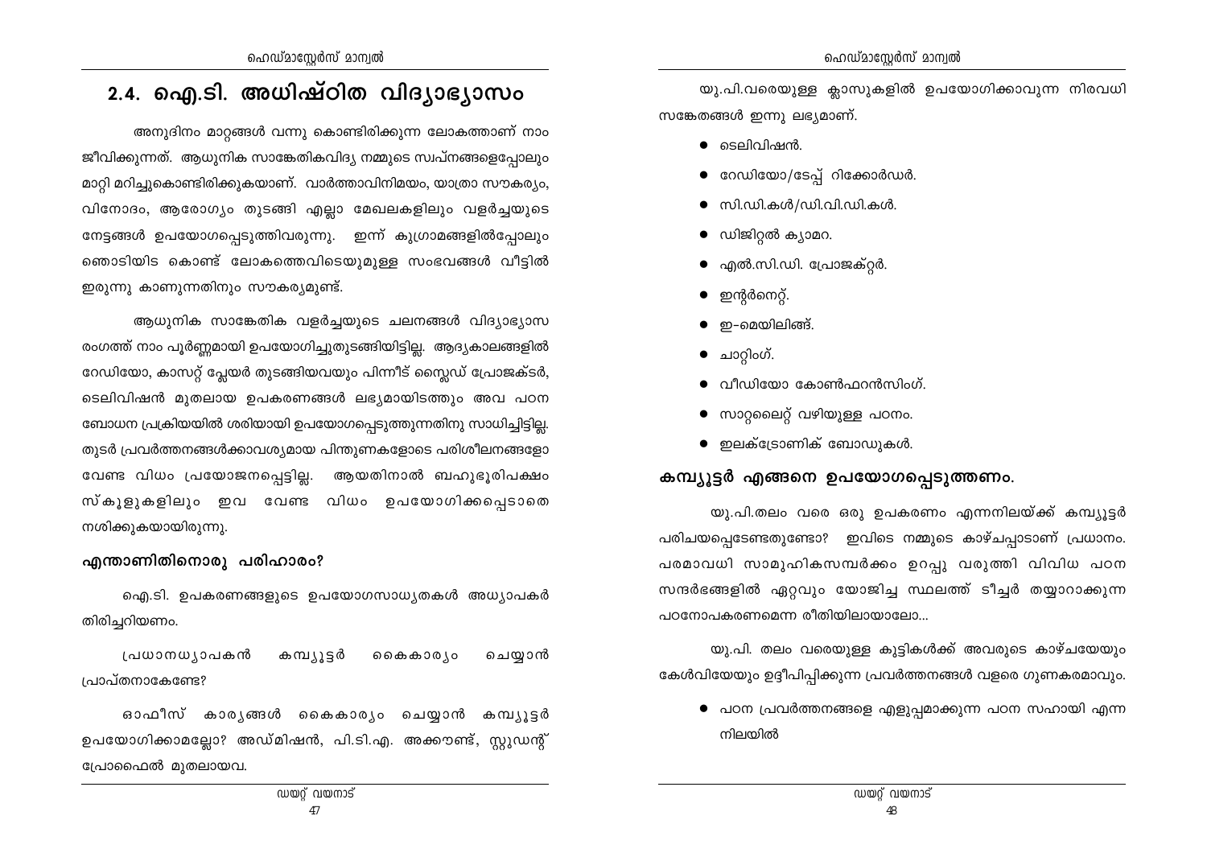## 2.4. ഐ.ടി. അധിഷ്ഠിത വിദ്യാഭ്യാസം

അനുദിനം മാറ്റങ്ങൾ വന്നു കൊണ്ടിരിക്കുന്ന ലോകത്താണ് നാം ജീവിക്കുന്നത്. ആധുനിക സാങ്കേതികവിദ്യ നമ്മുടെ സ്വപ്നങ്ങളെപ്പോലും മാറ്റി മറിച്ചുകൊണ്ടിരിക്കുകയാണ്. വാർത്താവിനിമയം, യാത്രാ സൗകര്യം, വിനോദം, ആരോഗ്യം തുടങ്ങി എല്ലാ മേഖലകളിലും വളർച്ചയുടെ നേട്ടങ്ങൾ ഉപയോഗപ്പെടുത്തിവരുന്നു. ഇന്ന് കുഗ്രാമങ്ങളിൽപ്പോലും ഞൊടിയിട കൊണ്ട് ലോകത്തെവിടെയുമുള്ള സംഭവങ്ങൾ വീട്ടിൽ ഇരുന്നു കാണുന്നതിനും സൗകര്യമുണ്ട്.

ആധുനിക സാങ്കേതിക വളർച്ചയുടെ ചലനങ്ങൾ വിദ്യാഭ്യാസ രംഗത്ത് നാം പൂർണ്ണമായി ഉപയോഗിച്ചുതുടങ്ങിയിട്ടില്ല. ആദ്യകാലങ്ങളിൽ റേഡിയോ, കാസറ്റ് പ്ലേയർ തുടങ്ങിയവയും പിന്നീട് സ്ലൈഡ് പ്രോജക്ടർ, ടെലിവിഷൻ മുതലായ ഉപകരണങ്ങൾ ലഭ്യമായിടത്തും അവ പഠന ബോധന പ്രക്രിയയിൽ ശരിയായി ഉപയോഗപ്പെടുത്തുന്നതിനു സാധിച്ചിട്ടില്ല. തുടർ പ്രവർത്തനങ്ങൾക്കാവശ്യമായ പിന്തുണകളോടെ പരിശീലനങ്ങളോ വേണ്ട വിധം പ്രയോജനപ്പെട്ടില്ല. ആയതിനാൽ ബഹുഭൂരിപക്ഷം സ്കൂളുകളിലും ഇവ വേണ്ട വിധം ഉപയോഗിക്കപ്പെടാതെ നശിക്കുകയായിരുന്നു.

### എന്താണിതിനൊരു പരിഹാരം?

ഐ.ടി. ഉപകരണങ്ങളുടെ ഉപയോഗസാധ്യതകൾ അധ്യാപകർ തിരിച്ചറിയണം.

പ്രധാനധ്യാപകൻ കമ്പ്യൂട്ടർ കൈകാര്യം ചെയ്യാൻ പ്രാപ്തനാകേണ്ടേ?

ഓഫീസ് കാര്യങ്ങൾ കൈകാര്യം ചെയ്യാൻ കമ്പ്യൂട്ടർ ഉപയോഗിക്കാമല്ലോ? അഡ്മിഷൻ, പി.ടി.എ. അക്കൗണ്ട്, സ്റ്റുഡന്റ് പ്രോഫൈൽ മുതലായവ.

യു.പി.വരെയുള്ള ക്ലാസുകളിൽ ഉപയോഗിക്കാവുന്ന നിരവധി സങ്കേതങ്ങൾ ഇന്നു ലഭ്യമാണ്.

- ടെലിവിഷൻ.
- റേഡിയോ/ടേപ്പ് റിക്കോർഡർ.
- സി.ഡി.കൾ/ഡി.വി.ഡി.കൾ.
- ഡിജിറ്റൽ ക്യാമറ.
- എൽ.സി.ഡി. പ്രോജക്റ്റർ.
- ഇന്റർനെറ്റ്.
- ഇ-മെയിലിങ്ങ്.
- ചാറ്റിംഗ്.
- വീഡിയോ കോൺഫറൻസിംഗ്.
- സാറ്റലൈറ്റ് വഴിയുള്ള പഠനം.
- ഇലക്ട്രോണിക് ബോഡുകൾ.

### കമ്പ്യൂട്ടർ എങ്ങനെ ഉപയോഗപ്പെടുത്തണം.

യു.പി.തലം വരെ ഒരു ഉപകരണം എന്നനിലയ്ക്ക് കമ്പ്യൂട്ടർ പരിചയപ്പെടേണ്ടതുണ്ടോ? ഇവിടെ നമ്മുടെ കാഴ്ചപ്പാടാണ് പ്രധാനം. പരമാവധി സാമൂഹികസമ്പർക്കം ഉറപ്പു വരുത്തി വിവിധ പഠന സന്ദർഭങ്ങളിൽ ഏറ്റവും യോജിച്ച സ്ഥലത്ത് ടീച്ചർ തയ്യാറാക്കുന്ന പഠനോപകരണമെന്ന രീതിയിലായാലോ...

യു.പി. തലം വരെയുള്ള കുട്ടികൾക്ക് അവരുടെ കാഴ്ചയേയും കേൾവിയേയും ഉദ്ദീപിപ്പിക്കുന്ന പ്രവർത്തനങ്ങൾ വളരെ ഗുണകരമാവും.

- പഠന പ്രവർത്തനങ്ങളെ എളുപ്പമാക്കുന്ന പഠന സഹായി എന്ന നിലയിൽ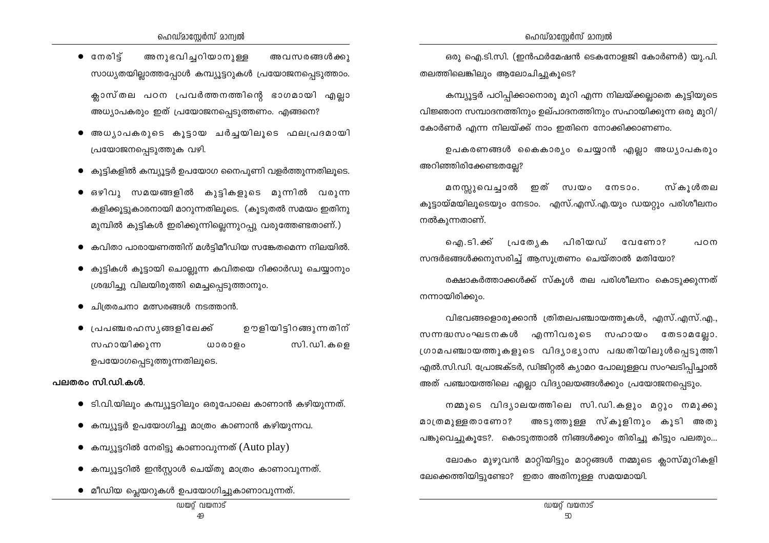- നേരിട്ട് അനുഭവിച്ചറിയാനുള്ള അവസരങ്ങൾക്കു സാധ്യതയില്ലാത്തപ്പോൾ കമ്പ്യൂട്ടറുകൾ പ്രയോജനപ്പെടുത്താം.

  ക്ലാസ്തല പഠന പ്രവർത്തനത്തിന്റെ ഭാഗമായി എല്ലാ അധ്യാപകരും ഇത് പ്രയോജനപ്പെടുത്തണം. എങ്ങനെ?

- അധ്യാപകരുടെ കൂട്ടായ ചർച്ചയിലൂടെ ഫലപ്രദമായി പ്രയോജനപ്പെടുത്തുക വഴി.
- കുട്ടികളിൽ കമ്പ്യൂട്ടർ ഉപയോഗ നൈപുണി വളർത്തുന്നതിലൂടെ.
- ഒഴിവു സമയങ്ങളിൽ കുട്ടികളുടെ മുന്നിൽ വരുന്ന കളിക്കൂട്ടുകാരനായി മാറുന്നതിലൂടെ. (കൂടുതൽ സമയം ഇതിനു മുമ്പിൽ കുട്ടികൾ ഇരിക്കുന്നില്ലെന്നുറപ്പു വരുത്തേണ്ടതാണ്.)
- കവിതാ പാരായണത്തിന് മൾട്ടിമീഡിയ സങ്കേതമെന്ന നിലയിൽ.
- കുട്ടികൾ കൂട്ടായി ചൊല്ലുന്ന കവിതയെ റിക്കാർഡു ചെയ്യാനും ശ്രദ്ധിച്ചു വിലയിരുത്തി മെച്ചപ്പെടുത്താനും.
- ചിത്രരചനാ മത്സരങ്ങൾ നടത്താൻ.
- പ്രപഞ്ചരഹസ്യങ്ങളിലേക്ക് ഊളിയിട്ടിറങ്ങുന്നതിന് സഹായിക്കുന്ന ധാരാളം സി.ഡി.കളെ ഉപയോഗപ്പെടുത്തുന്നതിലൂടെ.

**പലതരം സി.ഡി.കൾ.**

- ടി.വി.യിലും കമ്പ്യൂട്ടറിലും ഒരുപോലെ കാണാൻ കഴിയുന്നത്.
- കമ്പ്യൂട്ടർ ഉപയോഗിച്ചു മാത്രം കാണാൻ കഴിയുന്നവ.
- കമ്പ്യൂട്ടറിൽ നേരിട്ടു കാണാവുന്നത് (Auto play)
- കമ്പ്യൂട്ടറിൽ ഇൻസ്റ്റാൾ ചെയ്തു മാത്രം കാണാവുന്നത്.
- മീഡിയ പ്ലെയറുകൾ ഉപയോഗിച്ചുകാണാവുന്നത്.

ഒരു ഐ.ടി.സി. (ഇൻഫർമേഷൻ ടെകനോളജി കോർണർ) യു.പി. തലത്തിലെങ്കിലും ആലോചിച്ചുകൂടെ?

കമ്പ്യൂട്ടർ പഠിപ്പിക്കാനൊരു മുറി എന്ന നിലയ്ക്കല്ലാതെ കുട്ടിയുടെ വിജ്ഞാന സമ്പാദനത്തിനും ഉല്പാദനത്തിനും സഹായിക്കുന്ന ഒരു മുറി/ കോർണർ എന്ന നിലയ്ക്ക് നാം ഇതിനെ നോക്കിക്കാണണം.

ഉപകരണങ്ങൾ കൈകാര്യം ചെയ്യാൻ എല്ലാ അധ്യാപകരും അറിഞ്ഞിരിക്കേണ്ടതല്ലേ?

മനസ്സുവെച്ചാൽ ഇത് സ്വയം നേടാം. സ്കൂൾതല കൂട്ടായ്മയിലൂടെയും നേടാം. എസ്.എസ്.എ.യും ഡയറ്റും പരിശീലനം നൽകുന്നതാണ്.

ഐ.ടി.ക്ക് പ്രത്യേക പിരിയഡ് വേണോ? പഠന സന്ദർഭങ്ങൾക്കനുസരിച്ച് ആസൂത്രണം ചെയ്താൽ മതിയോ?

രക്ഷാകർത്താക്കൾക്ക് സ്കൂൾ തല പരിശീലനം കൊടുക്കുന്നത് നന്നായിരിക്കും.

വിഭവങ്ങളൊരുക്കാൻ ത്രിതലപഞ്ചായത്തുകൾ, എസ്.എസ്.എ., സന്നദ്ധസംഘടനകൾ എന്നിവരുടെ സഹായം തേടാമല്ലോ. ഗ്രാമപഞ്ചായത്തുകളുടെ വിദ്യാഭ്യാസ പദ്ധതിയിലുൾപ്പെടുത്തി എൽ.സി.ഡി. പ്രോജക്ടർ, ഡിജിറ്റൽ ക്യാമറ പോലുള്ളവ സംഘടിപ്പിച്ചാൽ അത് പഞ്ചായത്തിലെ എല്ലാ വിദ്യാലയങ്ങൾക്കും പ്രയോജനപ്പെടും.

നമ്മുടെ വിദ്യാലയത്തിലെ സി.ഡി.കളും മറ്റും നമുക്കു മാത്രമുള്ളതാണോ? അടുത്തുള്ള സ്കൂളിനും കൂടി അതു പങ്കുവെച്ചുകൂടേ?. കൊടുത്താൽ നിങ്ങൾക്കും തിരിച്ചു കിട്ടും പലതും...

ലോകം മുഴുവൻ മാറ്റിയിട്ടും മാറ്റങ്ങൾ നമ്മുടെ ക്ലാസ്മുറികളിലേക്കെത്തിയിട്ടുണ്ടോ? ഇതാ അതിനുള്ള സമയമായി.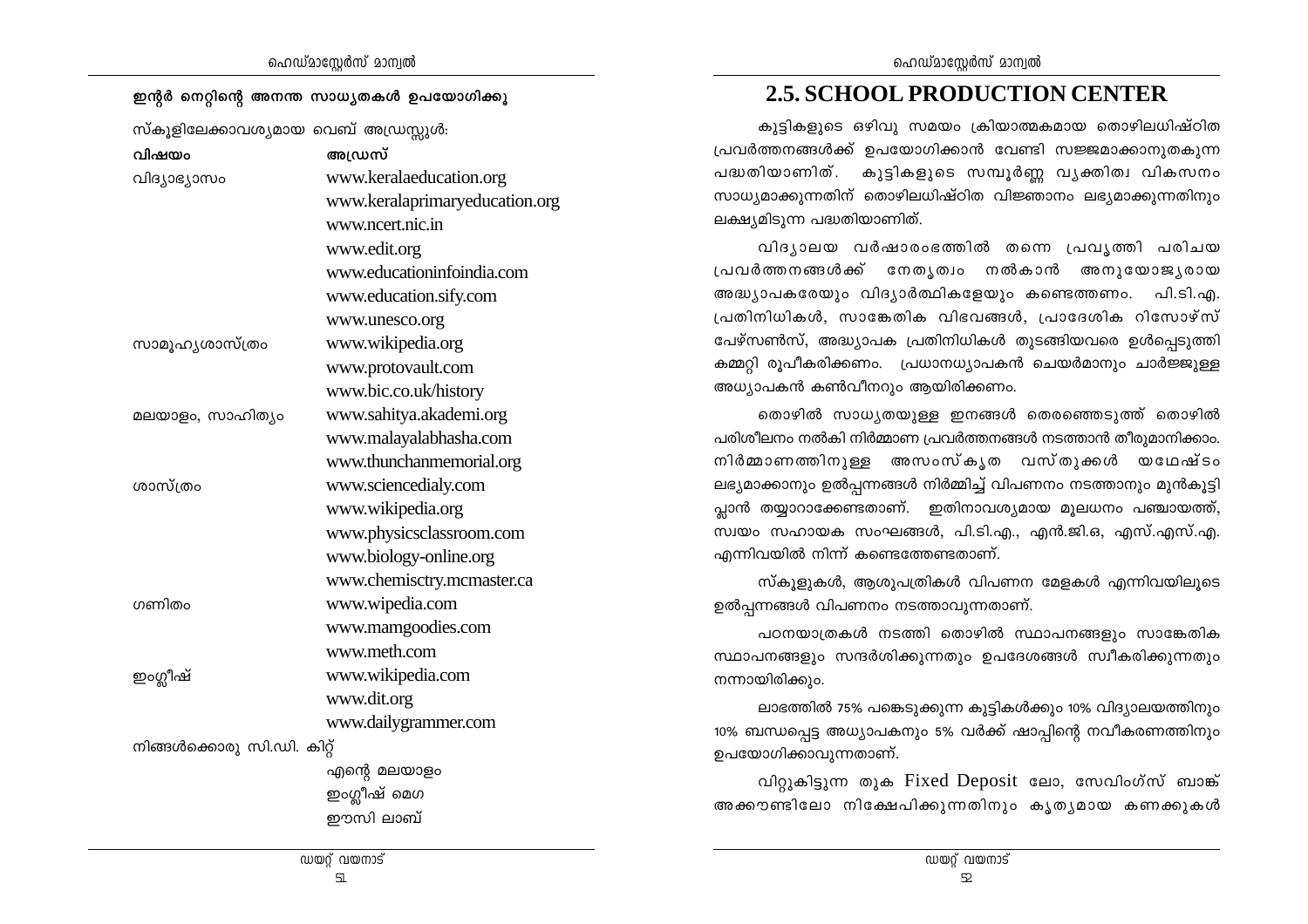### ഇന്റർ നെറ്റിന്റെ അനന്ത സാധ്യതകൾ ഉപയോഗിക്കൂ

സ്കൂളിലേക്കാവശ്യമായ വെബ് അഡ്രസ്സുകൾ:

| വിഷയം | അഡ്രസ് |
|---|---|
| വിദ്യാഭ്യാസം | www.keralaeducation.org |
| | www.keralaprimaryeducation.org |
| | www.ncert.nic.in |
| | www.edit.org |
| | www.educationinfoindia.com |
| | www.education.sify.com |
| | www.unesco.org |
| സാമൂഹ്യശാസ്ത്രം | www.wikipedia.org |
| | www.protovault.com |
| | www.bic.co.uk/history |
| മലയാളം, സാഹിത്യം | www.sahitya.akademi.org |
| | www.malayalabhasha.com |
| | www.thunchanmemorial.org |
| ശാസ്ത്രം | www.sciencedialy.com |
| | www.wikipedia.org |
| | www.physicsclassroom.com |
| | www.biology-online.org |
| | www.chemisctry.mcmaster.ca |
| ഗണിതം | www.wipedia.com |
| | www.mamgoodies.com |
| | www.meth.com |
| ഇംഗ്ലീഷ് | www.wikipedia.com |
| | www.dit.org |
| | www.dailygrammer.com |

നിങ്ങൾക്കൊരു സി.ഡി. കിറ്റ്

- എന്റെ മലയാളം
- ഇംഗ്ലീഷ് മെഗ
- ഈസി ലാബ്

## 2.5. SCHOOL PRODUCTION CENTER

കുട്ടികളുടെ ഒഴിവു സമയം ക്രിയാത്മകമായ തൊഴിലധിഷ്ഠിത പ്രവർത്തനങ്ങൾക്ക് ഉപയോഗിക്കാൻ വേണ്ടി സജ്ജമാക്കാനുതകുന്ന പദ്ധതിയാണിത്. കുട്ടികളുടെ സമ്പൂർണ്ണ വ്യക്തിത്വ വികസനം സാധ്യമാക്കുന്നതിന് തൊഴിലധിഷ്ഠിത വിജ്ഞാനം ലഭ്യമാക്കുന്നതിനും ലക്ഷ്യമിടുന്ന പദ്ധതിയാണിത്.

വിദ്യാലയ വർഷാരംഭത്തിൽ തന്നെ പ്രവൃത്തി പരിചയ പ്രവർത്തനങ്ങൾക്ക് നേതൃത്വം നൽകാൻ അനുയോജ്യരായ അദ്ധ്യാപകരേയും വിദ്യാർത്ഥികളേയും കണ്ടെത്തണം. പി.ടി.എ. പ്രതിനിധികൾ, സാങ്കേതിക വിഭവങ്ങൾ, പ്രാദേശിക റിസോഴ്സ് പേഴ്സൺസ്, അദ്ധ്യാപക പ്രതിനിധികൾ തുടങ്ങിയവരെ ഉൾപ്പെടുത്തി കമ്മറ്റി രൂപീകരിക്കണം. പ്രധാനധ്യാപകൻ ചെയർമാനും ചാർജ്ജുള്ള അധ്യാപകൻ കൺവീനറും ആയിരിക്കണം.

തൊഴിൽ സാധ്യതയുള്ള ഇനങ്ങൾ തെരഞ്ഞെടുത്ത് തൊഴിൽ പരിശീലനം നൽകി നിർമ്മാണ പ്രവർത്തനങ്ങൾ നടത്താൻ തീരുമാനിക്കാം. നിർമ്മാണത്തിനുള്ള അസംസ്കൃത വസ്തുക്കൾ യഥേഷ്ടം ലഭ്യമാക്കാനും ഉൽപ്പന്നങ്ങൾ നിർമ്മിച്ച് വിപണനം നടത്താനും മുൻകൂട്ടി പ്ലാൻ തയ്യാറാക്കേണ്ടതാണ്. ഇതിനാവശ്യമായ മൂലധനം പഞ്ചായത്ത്, സ്വയം സഹായക സംഘങ്ങൾ, പി.ടി.എ., എൻ.ജി.ഒ, എസ്.എസ്.എ. എന്നിവയിൽ നിന്ന് കണ്ടെത്തേണ്ടതാണ്.

സ്കൂളുകൾ, ആശുപത്രികൾ വിപണന മേളകൾ എന്നിവയിലൂടെ ഉൽപ്പന്നങ്ങൾ വിപണനം നടത്താവുന്നതാണ്.

പഠനയാത്രകൾ നടത്തി തൊഴിൽ സ്ഥാപനങ്ങളും സാങ്കേതിക സ്ഥാപനങ്ങളും സന്ദർശിക്കുന്നതും ഉപദേശങ്ങൾ സ്വീകരിക്കുന്നതും നന്നായിരിക്കും.

ലാഭത്തിൽ 75% പങ്കെടുക്കുന്ന കുട്ടികൾക്കും 10% വിദ്യാലയത്തിനും 10% ബന്ധപ്പെട്ട അധ്യാപകനും 5% വർക്ക് ഷാപ്പിന്റെ നവീകരണത്തിനും ഉപയോഗിക്കാവുന്നതാണ്.

വിറ്റുകിട്ടുന്ന തുക Fixed Deposit ലോ, സേവിംഗ്സ് ബാങ്ക് അക്കൗണ്ടിലോ നിക്ഷേപിക്കുന്നതിനും കൃത്യമായ കണക്കുകൾ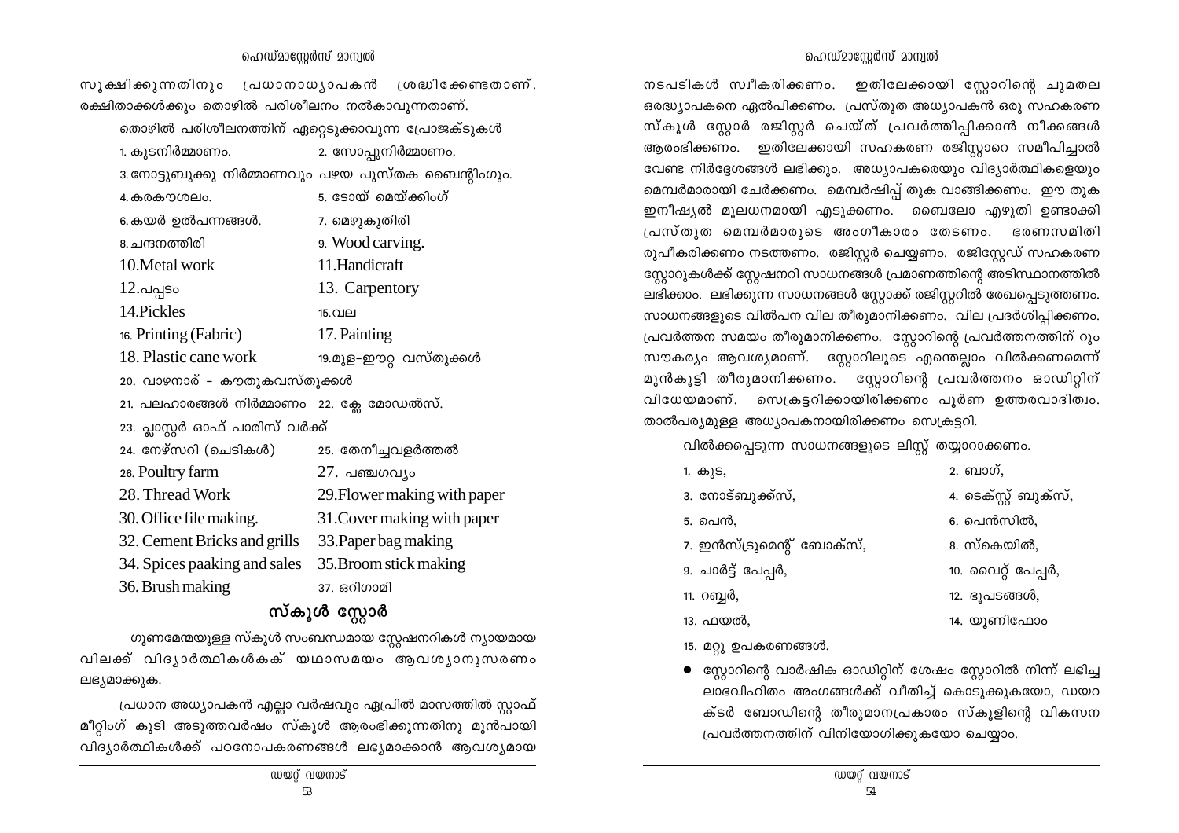സൂക്ഷിക്കുന്നതിനും പ്രധാനാധ്യാപകൻ ശ്രദ്ധിക്കേണ്ടതാണ്. രക്ഷിതാക്കൾക്കും തൊഴിൽ പരിശീലനം നൽകാവുന്നതാണ്.

തൊഴിൽ പരിശീലനത്തിന് ഏറ്റെടുക്കാവുന്ന പ്രോജക്ടുകൾ

1. കുടനിർമ്മാണം.
2. സോപ്പുനിർമ്മാണം.
3. നോട്ടുബുക്കു നിർമ്മാണവും പഴയ പുസ്തക ബൈന്റിംഗും.
4. കരകൗശലം.
5. ടോയ് മെയ്ക്കിംഗ്
6. കയർ ഉൽപന്നങ്ങൾ.
7. മെഴുകുതിരി
8. ചന്ദനത്തിരി
9. Wood carving.
10. Metal work
11. Handicraft
12. പപ്പടം
13. Carpentory
14. Pickles
15. വല
16. Printing (Fabric)
17. Painting
18. Plastic cane work
19. മുള-ഈറ്റ വസ്തുക്കൾ
20. വാഴനാര് - കൗതുകവസ്തുക്കൾ
21. പലഹാരങ്ങൾ നിർമ്മാണം
22. ക്ലേ മോഡൽസ്.
23. പ്ലാസ്റ്റർ ഓഫ് പാരിസ് വർക്ക്
24. നേഴ്സറി (ചെടികൾ)
25. തേനീച്ചവളർത്തൽ
26. Poultry farm
27. പഞ്ചഗവ്യം
28. Thread Work
29. Flower making with paper
30. Office file making.
31. Cover making with paper
32. Cement Bricks and grills
33. Paper bag making
34. Spices paaking and sales
35. Broom stick making
36. Brush making
37. ഒറിഗാമി

## സ്കൂൾ സ്റ്റോർ

ഗുണമേന്മയുള്ള സ്കൂൾ സംബന്ധമായ സ്റ്റേഷനറികൾ ന്യായമായ വിലക്ക് വിദ്യാർത്ഥികൾകക് യഥാസമയം ആവശ്യാനുസരണം ലഭ്യമാക്കുക.

പ്രധാന അധ്യാപകൻ എല്ലാ വർഷവും ഏപ്രിൽ മാസത്തിൽ സ്റ്റാഫ് മീറ്റിംഗ് കൂടി അടുത്തവർഷം സ്കൂൾ ആരംഭിക്കുന്നതിനു മുൻപായി വിദ്യാർത്ഥികൾക്ക് പഠനോപകരണങ്ങൾ ലഭ്യമാക്കാൻ ആവശ്യമായ നടപടികൾ സ്വീകരിക്കണം. ഇതിലേക്കായി സ്റ്റോറിന്റെ ചുമതല ഒരദ്ധ്യാപകനെ ഏൽപിക്കണം. പ്രസ്തുത അധ്യാപകൻ ഒരു സഹകരണ സ്കൂൾ സ്റ്റോർ രജിസ്റ്റർ ചെയ്ത് പ്രവർത്തിപ്പിക്കാൻ നീക്കങ്ങൾ ആരംഭിക്കണം. ഇതിലേക്കായി സഹകരണ രജിസ്റ്റാറെ സമീപിച്ചാൽ വേണ്ട നിർദ്ദേശങ്ങൾ ലഭിക്കും. അധ്യാപകരെയും വിദ്യാർത്ഥികളെയും മെമ്പർമാരായി ചേർക്കണം. മെമ്പർഷിപ്പ് തുക വാങ്ങിക്കണം. ഈ തുക ഇനീഷ്യൽ മൂലധനമായി എടുക്കണം. ബൈലോ എഴുതി ഉണ്ടാക്കി പ്രസ്തുത മെമ്പർമാരുടെ അംഗീകാരം തേടണം. ഭരണസമിതി രൂപീകരിക്കണം നടത്തണം. രജിസ്റ്റർ ചെയ്യണം. രജിസ്റ്റേഡ് സഹകരണ സ്റ്റോറുകൾക്ക് സ്റ്റേഷനറി സാധനങ്ങൾ പ്രമാണത്തിന്റെ അടിസ്ഥാനത്തിൽ ലഭിക്കാം. ലഭിക്കുന്ന സാധനങ്ങൾ സ്റ്റോക്ക് രജിസ്റ്ററിൽ രേഖപ്പെടുത്തണം. സാധനങ്ങളുടെ വിൽപന വില തീരുമാനിക്കണം. വില പ്രദർശിപ്പിക്കണം. പ്രവർത്തന സമയം തീരുമാനിക്കണം. സ്റ്റോറിന്റെ പ്രവർത്തനത്തിന് റൂം സൗകര്യം ആവശ്യമാണ്. സ്റ്റോറിലൂടെ എന്തെല്ലാം വിൽക്കണമെന്ന് മുൻകൂട്ടി തീരുമാനിക്കണം. സ്റ്റോറിന്റെ പ്രവർത്തനം ഓഡിറ്റിന് വിധേയമാണ്. സെക്രട്ടറിക്കായിരിക്കണം പൂർണ ഉത്തരവാദിത്വം. താൽപര്യമുള്ള അധ്യാപകനായിരിക്കണം സെക്രട്ടറി.

വിൽക്കപ്പെടുന്ന സാധനങ്ങളുടെ ലിസ്റ്റ് തയ്യാറാക്കണം.

1. കുട,
2. ബാഗ്,
3. നോട്ബുക്ക്സ്,
4. ടെക്സ്റ്റ് ബുക്സ്,
5. പെൻ,
6. പെൻസിൽ,
7. ഇൻസ്ട്രുമെന്റ് ബോക്സ്,
8. സ്കെയിൽ,
9. ചാർട്ട് പേപ്പർ,
10. വൈറ്റ് പേപ്പർ,
11. റബ്ബർ,
12. ഭൂപടങ്ങൾ,
13. ഫയൽ,
14. യൂണിഫോം
15. മറ്റു ഉപകരണങ്ങൾ.

- സ്റ്റോറിന്റെ വാർഷിക ഓഡിറ്റിന് ശേഷം സ്റ്റോറിൽ നിന്ന് ലഭിച്ച ലാഭവിഹിതം അംഗങ്ങൾക്ക് വീതിച്ച് കൊടുക്കുകയോ, ഡയറക്ടർ ബോഡിന്റെ തീരുമാനപ്രകാരം സ്കൂളിന്റെ വികസന പ്രവർത്തനത്തിന് വിനിയോഗിക്കുകയോ ചെയ്യാം.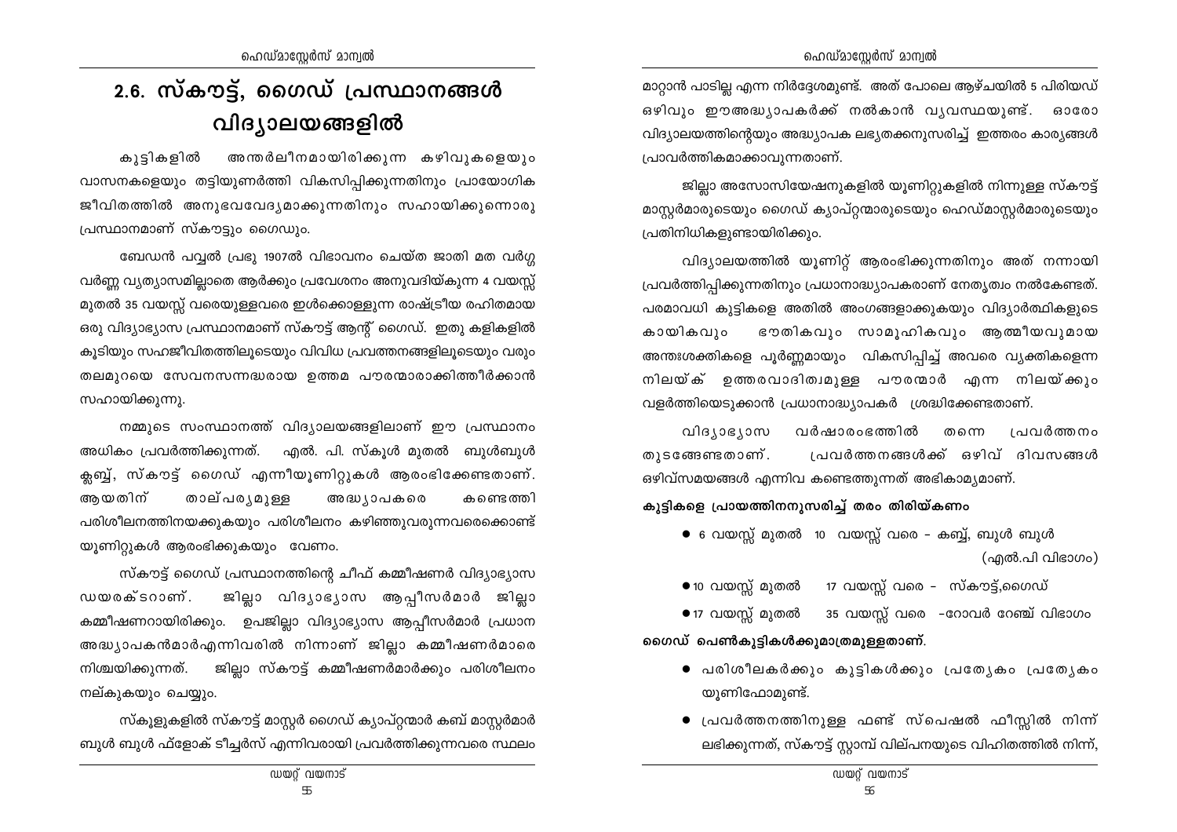# 2.6. സ്കൗട്ട്, ഗൈഡ് പ്രസ്ഥാനങ്ങൾ വിദ്യാലയങ്ങളിൽ

കുട്ടികളിൽ അന്തർലീനമായിരിക്കുന്ന കഴിവുകളെയും വാസനകളെയും തട്ടിയുണർത്തി വികസിപ്പിക്കുന്നതിനും പ്രായോഗിക ജീവിതത്തിൽ അനുഭവവേദ്യമാക്കുന്നതിനും സഹായിക്കുന്നൊരു പ്രസ്ഥാനമാണ് സ്കൗട്ടും ഗൈഡും.

ബേഡൻ പവ്വൽ പ്രഭു 1907ൽ വിഭാവനം ചെയ്ത ജാതി മത വർഗ്ഗ വർണ്ണ വ്യത്യാസമില്ലാതെ ആർക്കും പ്രവേശനം അനുവദിയ്ക്കുന്ന 4 വയസ്സ് മുതൽ 35 വയസ്സ് വരെയുള്ളവരെ ഇൾക്കൊള്ളുന്ന രാഷ്ട്രീയ രഹിതമായ ഒരു വിദ്യാഭ്യാസ പ്രസ്ഥാനമാണ് സ്കൗട്ട് ആന്റ് ഗൈഡ്. ഇതു കളികളിൽ കൂടിയും സഹജീവിതത്തിലൂടെയും വിവിധ പ്രവത്തനങ്ങളിലൂടെയും വരും തലമുറയെ സേവനസന്നദ്ധരായ ഉത്തമ പൗരന്മാരാക്കിത്തീർക്കാൻ സഹായിക്കുന്നു.

നമ്മുടെ സംസ്ഥാനത്ത് വിദ്യാലയങ്ങളിലാണ് ഈ പ്രസ്ഥാനം അധികം പ്രവർത്തിക്കുന്നത്. എൽ. പി. സ്കൂൾ മുതൽ ബുൾബുൾ ക്ലബ്ബ്, സ്കൗട്ട് ഗൈഡ് എന്നീയൂണിറ്റുകൾ ആരംഭിക്കേണ്ടതാണ്. ആയതിന് താല്പര്യമുള്ള അദ്ധ്യാപകരെ കണ്ടെത്തി പരിശീലനത്തിനയക്കുകയും പരിശീലനം കഴിഞ്ഞുവരുന്നവരെക്കൊണ്ട് യൂണിറ്റുകൾ ആരംഭിക്കുകയും വേണം.

സ്കൗട്ട് ഗൈഡ് പ്രസ്ഥാനത്തിന്റെ ചീഫ് കമ്മീഷണർ വിദ്യാഭ്യാസ ഡയരക്ടറാണ്. ജില്ലാ വിദ്യാഭ്യാസ ആപ്പീസർമാർ ജില്ലാ കമ്മീഷണറായിരിക്കും. ഉപജില്ലാ വിദ്യാഭ്യാസ ആപ്പീസർമാർ പ്രധാന അദ്ധ്യാപകൻമാർഎന്നിവരിൽ നിന്നാണ് ജില്ലാ കമ്മീഷണർമാരെ നിശ്ചയിക്കുന്നത്. ജില്ലാ സ്കൗട്ട് കമ്മീഷണർമാർക്കും പരിശീലനം നല്കുകയും ചെയ്യും.

സ്കൂളുകളിൽ സ്കൗട്ട് മാസ്റ്റർ ഗൈഡ് ക്യാപ്റ്റന്മാർ കബ് മാസ്റ്റർമാർ ബുൾ ബുൾ ഫ്ളോക് ടീച്ചർസ് എന്നിവരായി പ്രവർത്തിക്കുന്നവരെ സ്ഥലം മാറ്റാൻ പാടില്ല എന്ന നിർദ്ദേശമുണ്ട്. അത് പോലെ ആഴ്ചയിൽ 5 പിരിയഡ് ഒഴിവും ഈഅദ്ധ്യാപകർക്ക് നൽകാൻ വ്യവസ്ഥയുണ്ട്. ഓരോ വിദ്യാലയത്തിന്റെയും അദ്ധ്യാപക ലഭ്യതക്കനുസരിച്ച് ഇത്തരം കാര്യങ്ങൾ പ്രാവർത്തികമാക്കാവുന്നതാണ്.

ജില്ലാ അസോസിയേഷനുകളിൽ യൂണിറ്റുകളിൽ നിന്നുള്ള സ്കൗട്ട് മാസ്റ്റർമാരുടെയും ഗൈഡ് ക്യാപ്റ്റന്മാരുടെയും ഹെഡ്മാസ്റ്റർമാരുടെയും പ്രതിനിധികളുണ്ടായിരിക്കും.

വിദ്യാലയത്തിൽ യൂണിറ്റ് ആരംഭിക്കുന്നതിനും അത് നന്നായി പ്രവർത്തിപ്പിക്കുന്നതിനും പ്രധാനാദ്ധ്യാപകരാണ് നേതൃത്വം നൽകേണ്ടത്. പരമാവധി കുട്ടികളെ അതിൽ അംഗങ്ങളാക്കുകയും വിദ്യാർത്ഥികളുടെ കായികവും ഭൗതികവും സാമൂഹികവും ആത്മീയവുമായ അന്തഃശക്തികളെ പൂർണ്ണമായും വികസിപ്പിച്ച് അവരെ വ്യക്തികളെന്ന നിലയ്ക് ഉത്തരവാദിത്വമുള്ള പൗരന്മാർ എന്ന നിലയ്ക്കും വളർത്തിയെടുക്കാൻ പ്രധാനാദ്ധ്യാപകർ ശ്രദ്ധിക്കേണ്ടതാണ്.

വിദ്യാഭ്യാസ വർഷാരംഭത്തിൽ തന്നെ പ്രവർത്തനം തുടങ്ങേണ്ടതാണ്. പ്രവർത്തനങ്ങൾക്ക് ഒഴിവ് ദിവസങ്ങൾ ഒഴിവ്സമയങ്ങൾ എന്നിവ കണ്ടെത്തുന്നത് അഭികാമ്യമാണ്.

**കുട്ടികളെ പ്രായത്തിനനുസരിച്ച് തരം തിരിയ്കണം**

- 6 വയസ്സ് മുതൽ 10 വയസ്സ് വരെ - കബ്ബ്, ബുൾ ബുൾ (എൽ.പി വിഭാഗം)
- 10 വയസ്സ് മുതൽ 17 വയസ്സ് വരെ - സ്കൗട്ട്,ഗൈഡ്
- 17 വയസ്സ് മുതൽ 35 വയസ്സ് വരെ -റോവർ റേഞ്ച് വിഭാഗം

**ഗൈഡ് പെൺകുട്ടികൾക്കുമാത്രമുള്ളതാണ്.**

- പരിശീലകർക്കും കുട്ടികൾക്കും പ്രത്യേകം പ്രത്യേകം യൂണിഫോമുണ്ട്.
- പ്രവർത്തനത്തിനുള്ള ഫണ്ട് സ്പെഷൽ ഫീസ്സിൽ നിന്ന് ലഭിക്കുന്നത്, സ്കൗട്ട് സ്റ്റാമ്പ് വില്പനയുടെ വിഹിതത്തിൽ നിന്ന്,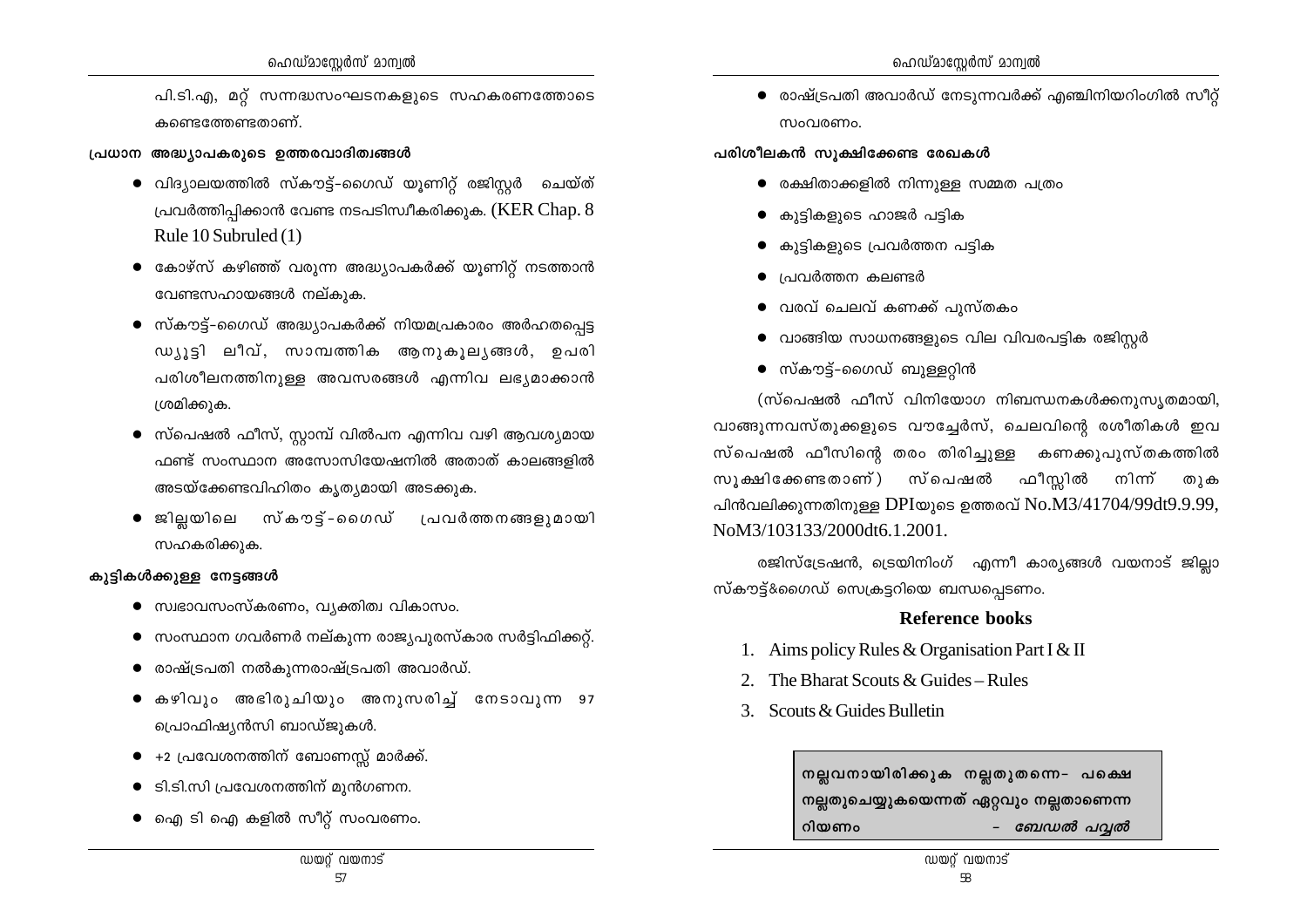പി.ടി.എ, മറ്റ് സന്നദ്ധസംഘടനകളുടെ സഹകരണത്തോടെ കണ്ടെത്തേണ്ടതാണ്.

### പ്രധാന അദ്ധ്യാപകരുടെ ഉത്തരവാദിത്വങ്ങൾ

- വിദ്യാലയത്തിൽ സ്കൗട്ട്-ഗൈഡ് യൂണിറ്റ് രജിസ്റ്റർ ചെയ്ത് പ്രവർത്തിപ്പിക്കാൻ വേണ്ട നടപടിസ്വീകരിക്കുക. (KER Chap. 8 Rule 10 Subruled (1)
- കോഴ്സ് കഴിഞ്ഞ് വരുന്ന അദ്ധ്യാപകർക്ക് യൂണിറ്റ് നടത്താൻ വേണ്ടസഹായങ്ങൾ നല്കുക.
- സ്കൗട്ട്-ഗൈഡ് അദ്ധ്യാപകർക്ക് നിയമപ്രകാരം അർഹതപ്പെട്ട ഡ്യൂട്ടി ലീവ്, സാമ്പത്തിക ആനുകൂല്യങ്ങൾ, ഉപരി പരിശീലനത്തിനുള്ള അവസരങ്ങൾ എന്നിവ ലഭ്യമാക്കാൻ ശ്രമിക്കുക.
- സ്പെഷൽ ഫീസ്, സ്റ്റാമ്പ് വിൽപന എന്നിവ വഴി ആവശ്യമായ ഫണ്ട് സംസ്ഥാന അസോസിയേഷനിൽ അതാത് കാലങ്ങളിൽ അടയ്ക്കേണ്ടവിഹിതം കൃത്യമായി അടക്കുക.
- ജില്ലയിലെ സ്കൗട്ട്-ഗൈഡ് പ്രവർത്തനങ്ങളുമായി സഹകരിക്കുക.

### കുട്ടികൾക്കുള്ള നേട്ടങ്ങൾ

- സ്വഭാവസംസ്കരണം, വ്യക്തിത്വ വികാസം.
- സംസ്ഥാന ഗവർണർ നല്കുന്ന രാജ്യപുരസ്കാര സർട്ടിഫിക്കറ്റ്.
- രാഷ്ട്രപതി നൽകുന്നരാഷ്ട്രപതി അവാർഡ്.
- കഴിവും അഭിരുചിയും അനുസരിച്ച് നേടാവുന്ന 97 പ്രൊഫിഷ്യൻസി ബാഡ്ജുകൾ.
- +2 പ്രവേശനത്തിന് ബോണസ്സ് മാർക്ക്.
- ടി.ടി.സി പ്രവേശനത്തിന് മുൻഗണന.
- ഐ ടി ഐ കളിൽ സീറ്റ് സംവരണം.
- രാഷ്ട്രപതി അവാർഡ് നേടുന്നവർക്ക് എഞ്ചിനിയറിംഗിൽ സീറ്റ് സംവരണം.

### പരിശീലകൻ സൂക്ഷിക്കേണ്ട രേഖകൾ

- രക്ഷിതാക്കളിൽ നിന്നുള്ള സമ്മത പത്രം
- കുട്ടികളുടെ ഹാജർ പട്ടിക
- കുട്ടികളുടെ പ്രവർത്തന പട്ടിക
- പ്രവർത്തന കലണ്ടർ
- വരവ് ചെലവ് കണക്ക് പുസ്തകം
- വാങ്ങിയ സാധനങ്ങളുടെ വില വിവരപട്ടിക രജിസ്റ്റർ
- സ്കൗട്ട്-ഗൈഡ് ബുള്ളറ്റിൻ

(സ്പെഷൽ ഫീസ് വിനിയോഗ നിബന്ധനകൾക്കനുസൃതമായി, വാങ്ങുന്നവസ്തുക്കളുടെ വൗച്ചേർസ്, ചെലവിന്റെ രശീതികൾ ഇവ സ്പെഷൽ ഫീസിന്റെ തരം തിരിച്ചുള്ള കണക്കുപുസ്തകത്തിൽ സൂക്ഷിക്കേണ്ടതാണ്) സ്പെഷൽ ഫീസ്സിൽ നിന്ന് തുക പിൻവലിക്കുന്നതിനുള്ള DPIയുടെ ഉത്തരവ് No.M3/41704/99dt9.9.99, NoM3/103133/2000dt6.1.2001.

രജിസ്ട്രേഷൻ, ട്രെയിനിംഗ് എന്നീ കാര്യങ്ങൾ വയനാട് ജില്ലാ സ്കൗട്ട്&ഗൈഡ് സെക്രട്ടറിയെ ബന്ധപ്പെടണം.

### Reference books

1. Aims policy Rules & Organisation Part I & II
2. The Bharat Scouts & Guides – Rules
3. Scouts & Guides Bulletin

> **നല്ലവനായിരിക്കുക നല്ലതുതന്നെ- പക്ഷെ നല്ലതുചെയ്യുകയെന്നത് ഏറ്റവും നല്ലതാണെന്ന റിയണം** – ***ബേഡൽ പവ്വൽ***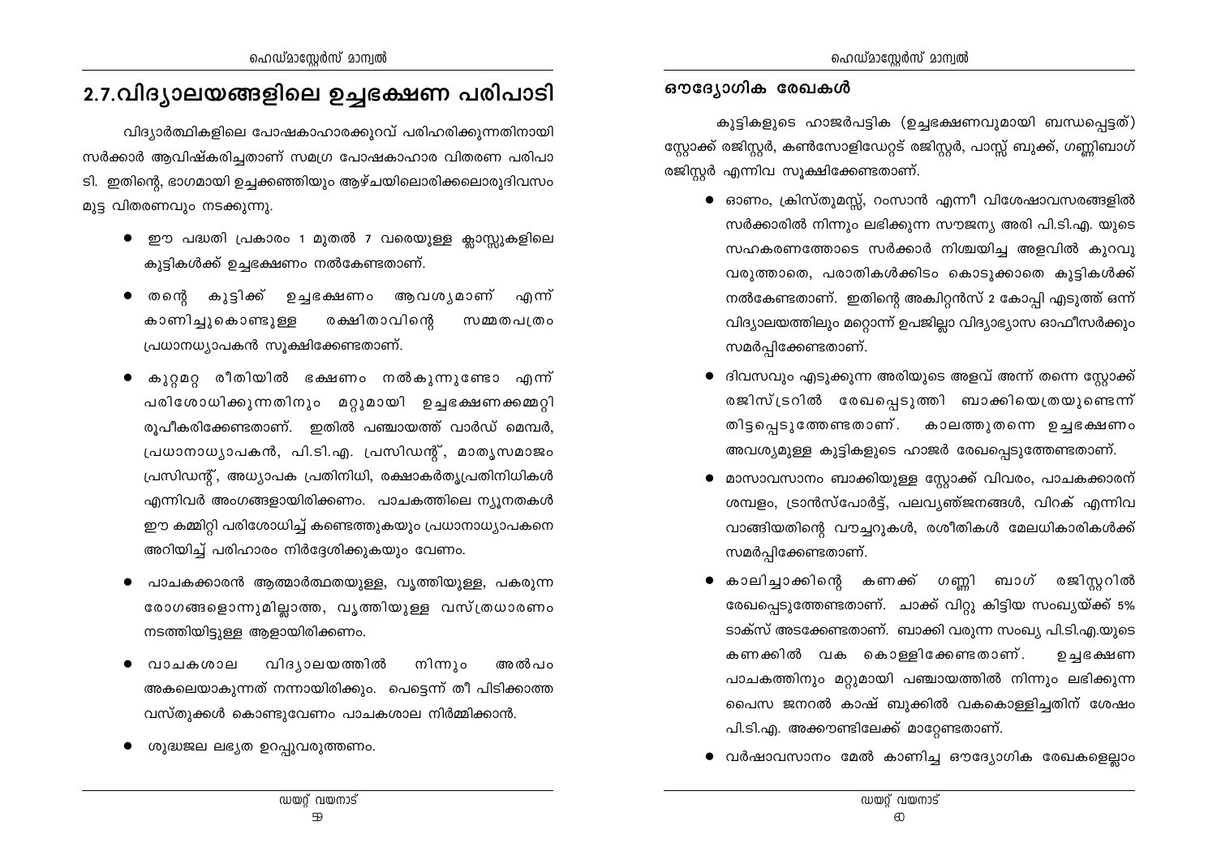## 2.7.വിദ്യാലയങ്ങളിലെ ഉച്ചഭക്ഷണ പരിപാടി

വിദ്യാർത്ഥികളിലെ പോഷകാഹാരക്കുറവ് പരിഹരിക്കുന്നതിനായി സർക്കാർ ആവിഷ്കരിച്ചതാണ് സമഗ്ര പോഷകാഹാര വിതരണ പരിപാടി. ഇതിന്റെ, ഭാഗമായി ഉച്ചക്കഞ്ഞിയും ആഴ്ചയിലൊരിക്കലൊരുദിവസം മുട്ട വിതരണവും നടക്കുന്നു.

- ഈ പദ്ധതി പ്രകാരം 1 മുതൽ 7 വരെയുള്ള ക്ലാസ്സുകളിലെ കുട്ടികൾക്ക് ഉച്ചഭക്ഷണം നൽകേണ്ടതാണ്.
- തന്റെ കുട്ടിക്ക് ഉച്ചഭക്ഷണം ആവശ്യമാണ് എന്ന് കാണിച്ചുകൊണ്ടുള്ള രക്ഷിതാവിന്റെ സമ്മതപത്രം പ്രധാനധ്യാപകൻ സൂക്ഷിക്കേണ്ടതാണ്.
- കുറ്റമറ്റ രീതിയിൽ ഭക്ഷണം നൽകുന്നുണ്ടോ എന്ന് പരിശോധിക്കുന്നതിനും മറ്റുമായി ഉച്ചഭക്ഷണക്കമ്മറ്റി രൂപീകരിക്കേണ്ടതാണ്. ഇതിൽ പഞ്ചായത്ത് വാർഡ് മെമ്പർ, പ്രധാനാധ്യാപകൻ, പി.ടി.എ. പ്രസിഡന്റ്, മാതൃസമാജം പ്രസിഡന്റ്, അധ്യാപക പ്രതിനിധി, രക്ഷാകർതൃപ്രതിനിധികൾ എന്നിവർ അംഗങ്ങളായിരിക്കണം. പാചകത്തിലെ ന്യൂനതകൾ ഈ കമ്മിറ്റി പരിശോധിച്ച് കണ്ടെത്തുകയും പ്രധാനാധ്യാപകനെ അറിയിച്ച് പരിഹാരം നിർദ്ദേശിക്കുകയും വേണം.
- പാചകക്കാരൻ ആത്മാർത്ഥതയുള്ള, വൃത്തിയുള്ള, പകരുന്ന രോഗങ്ങളൊന്നുമില്ലാത്ത, വൃത്തിയുള്ള വസ്ത്രധാരണം നടത്തിയിട്ടുള്ള ആളായിരിക്കണം.
- വാചകശാല വിദ്യാലയത്തിൽ നിന്നും അൽപം അകലെയാകുന്നത് നന്നായിരിക്കും. പെട്ടെന്ന് തീ പിടിക്കാത്ത വസ്തുക്കൾ കൊണ്ടുവേണം പാചകശാല നിർമ്മിക്കാൻ.
- ശുദ്ധജല ലഭ്യത ഉറപ്പുവരുത്തണം.

### ഔദ്യോഗിക രേഖകൾ

കുട്ടികളുടെ ഹാജർപട്ടിക (ഉച്ചഭക്ഷണവുമായി ബന്ധപ്പെട്ടത്) സ്റ്റോക്ക് രജിസ്റ്റർ, കൺസോളിഡേറ്റ് രജിസ്റ്റർ, പാസ്സ് ബുക്ക്, ഗണ്ണിബാഗ് രജിസ്റ്റർ എന്നിവ സൂക്ഷിക്കേണ്ടതാണ്.

- ഓണം, ക്രിസ്തുമസ്സ്, റംസാൻ എന്നീ വിശേഷാവസരങ്ങളിൽ സർക്കാരിൽ നിന്നും ലഭിക്കുന്ന സൗജന്യ അരി പി.ടി.എ. യുടെ സഹകരണത്തോടെ സർക്കാർ നിശ്ചയിച്ച അളവിൽ കുറവു വരുത്താതെ, പരാതികൾക്കിടം കൊടുക്കാതെ കുട്ടികൾക്ക് നൽകേണ്ടതാണ്. ഇതിന്റെ അക്വിറ്റൻസ് 2 കോപ്പി എടുത്ത് ഒന്ന് വിദ്യാലയത്തിലും മറ്റൊന്ന് ഉപജില്ലാ വിദ്യാഭ്യാസ ഓഫീസർക്കും സമർപ്പിക്കേണ്ടതാണ്.
- ദിവസവും എടുക്കുന്ന അരിയുടെ അളവ് അന്ന് തന്നെ സ്റ്റോക്ക് രജിസ്ട്രറിൽ രേഖപ്പെടുത്തി ബാക്കിയെത്രയുണ്ടെന്ന് തിട്ടപ്പെടുത്തേണ്ടതാണ്. കാലത്തുതന്നെ ഉച്ചഭക്ഷണം അവശ്യമുള്ള കുട്ടികളുടെ ഹാജർ രേഖപ്പെടുത്തേണ്ടതാണ്.
- മാസാവസാനം ബാക്കിയുള്ള സ്റ്റോക്ക് വിവരം, പാചകക്കാരന് ശമ്പളം, ട്രാൻസ്പോർട്ട്, പലവ്യഞ്ജനങ്ങൾ, വിറക് എന്നിവ വാങ്ങിയതിന്റെ വൗച്ചറുകൾ, രശീതികൾ മേലധികാരികൾക്ക് സമർപ്പിക്കേണ്ടതാണ്.
- കാലിച്ചാക്കിന്റെ കണക്ക് ഗണ്ണി ബാഗ് രജിസ്റ്ററിൽ രേഖപ്പെടുത്തേണ്ടതാണ്. ചാക്ക് വിറ്റു കിട്ടിയ സംഖ്യയ്ക്ക് 5% ടാക്സ് അടക്കേണ്ടതാണ്. ബാക്കി വരുന്ന സംഖ്യ പി.ടി.എ.യുടെ കണക്കിൽ വക കൊള്ളിക്കേണ്ടതാണ്. ഉച്ചഭക്ഷണ പാചകത്തിനും മറ്റുമായി പഞ്ചായത്തിൽ നിന്നും ലഭിക്കുന്ന പൈസ ജനറൽ കാഷ് ബുക്കിൽ വകകൊള്ളിച്ചതിന് ശേഷം പി.ടി.എ. അക്കൗണ്ടിലേക്ക് മാറ്റേണ്ടതാണ്.
- വർഷാവസാനം മേൽ കാണിച്ച ഔദ്യോഗിക രേഖകളെല്ലാം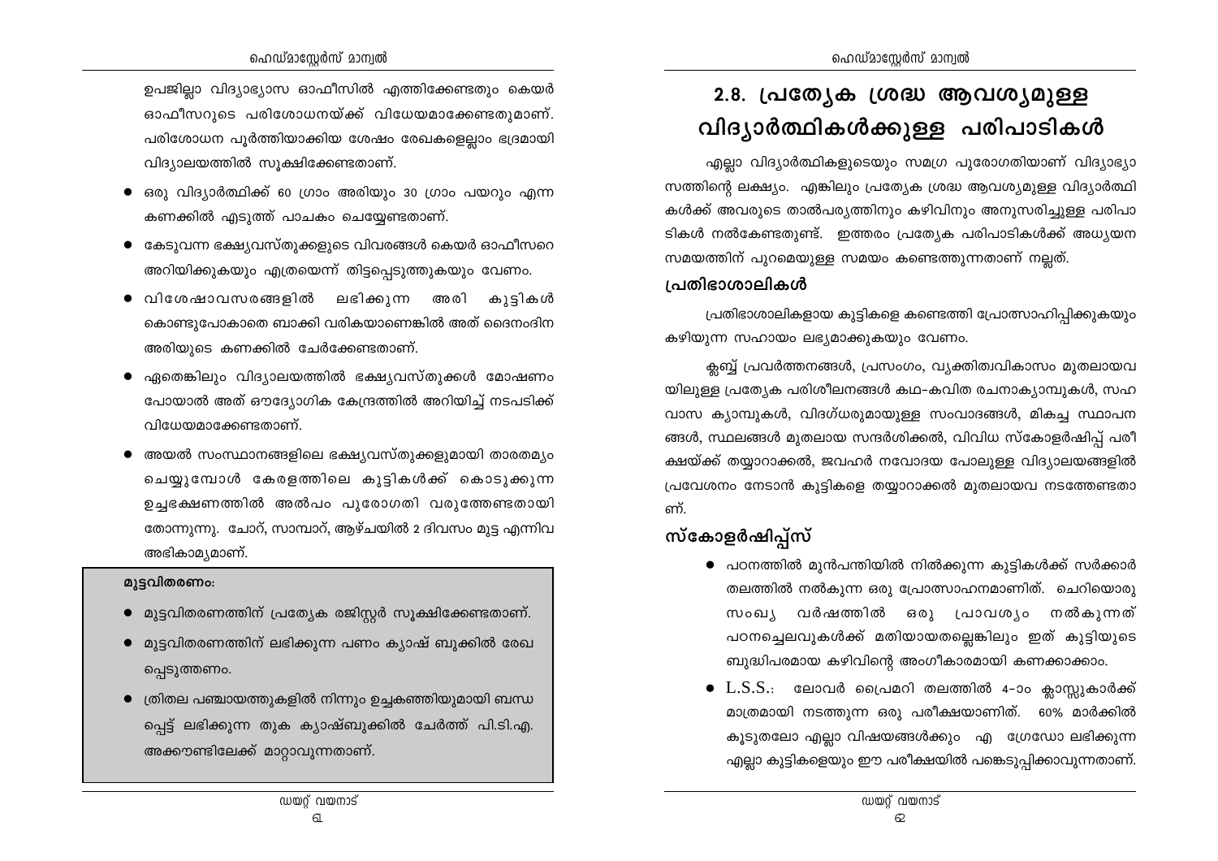ഉപജില്ലാ വിദ്യാഭ്യാസ ഓഫീസിൽ എത്തിക്കേണ്ടതും കെയർ ഓഫീസറുടെ പരിശോധനയ്ക്ക് വിധേയമാക്കേണ്ടതുമാണ്. പരിശോധന പൂർത്തിയാക്കിയ ശേഷം രേഖകളെല്ലാം ഭദ്രമായി വിദ്യാലയത്തിൽ സൂക്ഷിക്കേണ്ടതാണ്.

- ഒരു വിദ്യാർത്ഥിക്ക് 60 ഗ്രാം അരിയും 30 ഗ്രാം പയറും എന്ന കണക്കിൽ എടുത്ത് പാചകം ചെയ്യേണ്ടതാണ്.
- കേടുവന്ന ഭക്ഷ്യവസ്തുക്കളുടെ വിവരങ്ങൾ കെയർ ഓഫീസറെ അറിയിക്കുകയും എത്രയെന്ന് തിട്ടപ്പെടുത്തുകയും വേണം.
- വിശേഷാവസരങ്ങളിൽ ലഭിക്കുന്ന അരി കുട്ടികൾ കൊണ്ടുപോകാതെ ബാക്കി വരികയാണെങ്കിൽ അത് ദൈനംദിന അരിയുടെ കണക്കിൽ ചേർക്കേണ്ടതാണ്.
- ഏതെങ്കിലും വിദ്യാലയത്തിൽ ഭക്ഷ്യവസ്തുക്കൾ മോഷണം പോയാൽ അത് ഔദ്യോഗിക കേന്ദ്രത്തിൽ അറിയിച്ച് നടപടിക്ക് വിധേയമാക്കേണ്ടതാണ്.
- അയൽ സംസ്ഥാനങ്ങളിലെ ഭക്ഷ്യവസ്തുക്കളുമായി താരതമ്യം ചെയ്യുമ്പോൾ കേരളത്തിലെ കുട്ടികൾക്ക് കൊടുക്കുന്ന ഉച്ചഭക്ഷണത്തിൽ അൽപം പുരോഗതി വരുത്തേണ്ടതായി തോന്നുന്നു. ചോറ്, സാമ്പാറ്, ആഴ്ചയിൽ 2 ദിവസം മുട്ട എന്നിവ അഭികാമ്യമാണ്.

**മുട്ടവിതരണം:**

- മുട്ടവിതരണത്തിന് പ്രത്യേക രജിസ്റ്റർ സൂക്ഷിക്കേണ്ടതാണ്.
- മുട്ടവിതരണത്തിന് ലഭിക്കുന്ന പണം ക്യാഷ് ബുക്കിൽ രേഖപ്പെടുത്തണം.
- ത്രിതല പഞ്ചായത്തുകളിൽ നിന്നും ഉച്ചകഞ്ഞിയുമായി ബന്ധപ്പെട്ട് ലഭിക്കുന്ന തുക ക്യാഷ്ബുക്കിൽ ചേർത്ത് പി.ടി.എ. അക്കൗണ്ടിലേക്ക് മാറ്റാവുന്നതാണ്.

# 2.8. പ്രത്യേക ശ്രദ്ധ ആവശ്യമുള്ള വിദ്യാർത്ഥികൾക്കുള്ള പരിപാടികൾ

എല്ലാ വിദ്യാർത്ഥികളുടെയും സമഗ്ര പുരോഗതിയാണ് വിദ്യാഭ്യാസത്തിന്റെ ലക്ഷ്യം. എങ്കിലും പ്രത്യേക ശ്രദ്ധ ആവശ്യമുള്ള വിദ്യാർത്ഥികൾക്ക് അവരുടെ താൽപര്യത്തിനും കഴിവിനും അനുസരിച്ചുള്ള പരിപാടികൾ നൽകേണ്ടതുണ്ട്. ഇത്തരം പ്രത്യേക പരിപാടികൾക്ക് അധ്യയന സമയത്തിന് പുറമെയുള്ള സമയം കണ്ടെത്തുന്നതാണ് നല്ലത്.

## പ്രതിഭാശാലികൾ

പ്രതിഭാശാലികളായ കുട്ടികളെ കണ്ടെത്തി പ്രോത്സാഹിപ്പിക്കുകയും കഴിയുന്ന സഹായം ലഭ്യമാക്കുകയും വേണം.

ക്ലബ്ബ് പ്രവർത്തനങ്ങൾ, പ്രസംഗം, വ്യക്തിത്വവികാസം മുതലായവയിലുള്ള പ്രത്യേക പരിശീലനങ്ങൾ കഥ-കവിത രചനാക്യാമ്പുകൾ, സഹവാസ ക്യാമ്പുകൾ, വിദഗ്ധരുമായുള്ള സംവാദങ്ങൾ, മികച്ച സ്ഥാപനങ്ങൾ, സ്ഥലങ്ങൾ മുതലായ സന്ദർശിക്കൽ, വിവിധ സ്കോളർഷിപ്പ് പരീക്ഷയ്ക്ക് തയ്യാറാക്കൽ, ജവഹർ നവോദയ പോലുള്ള വിദ്യാലയങ്ങളിൽ പ്രവേശനം നേടാൻ കുട്ടികളെ തയ്യാറാക്കൽ മുതലായവ നടത്തേണ്ടതാണ്.

## സ്കോളർഷിപ്പ്സ്

- പഠനത്തിൽ മുൻപന്തിയിൽ നിൽക്കുന്ന കുട്ടികൾക്ക് സർക്കാർ തലത്തിൽ നൽകുന്ന ഒരു പ്രോത്സാഹനമാണിത്. ചെറിയൊരു സംഖ്യ വർഷത്തിൽ ഒരു പ്രാവശ്യം നൽകുന്നത് പഠനച്ചെലവുകൾക്ക് മതിയായതല്ലെങ്കിലും ഇത് കുട്ടിയുടെ ബുദ്ധിപരമായ കഴിവിന്റെ അംഗീകാരമായി കണക്കാക്കാം.
- L.S.S.: ലോവർ പ്രൈമറി തലത്തിൽ 4-ാം ക്ലാസ്സുകാർക്ക് മാത്രമായി നടത്തുന്ന ഒരു പരീക്ഷയാണിത്. 60% മാർക്കിൽ കൂടുതലോ എല്ലാ വിഷയങ്ങൾക്കും എ ഗ്രേഡോ ലഭിക്കുന്ന എല്ലാ കുട്ടികളെയും ഈ പരീക്ഷയിൽ പങ്കെടുപ്പിക്കാവുന്നതാണ്.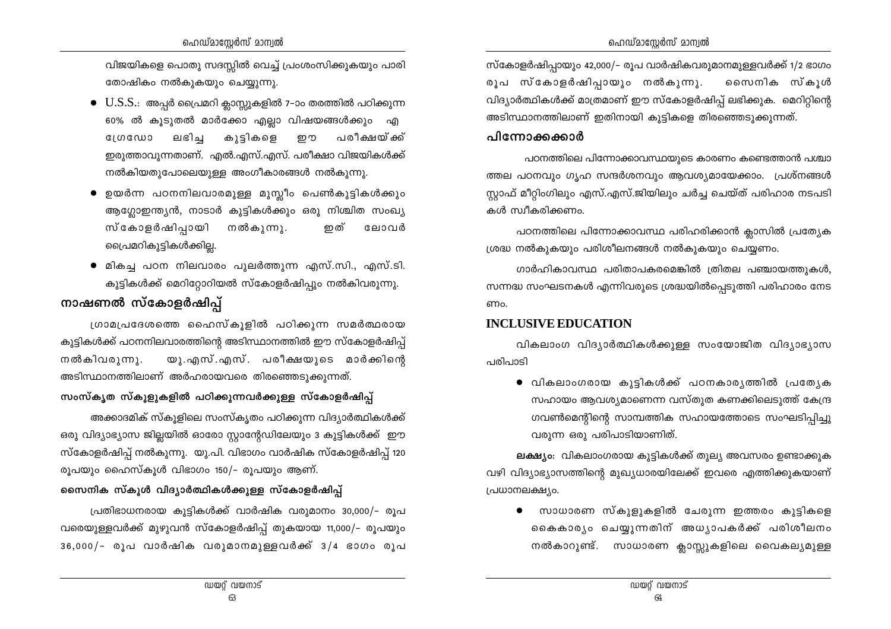വിജയികളെ പൊതു സദസ്സിൽ വെച്ച് പ്രശംസിക്കുകയും പാരി തോഷികം നൽകുകയും ചെയ്യുന്നു.

- U.S.S.: അപ്പർ പ്രൈമറി ക്ലാസ്സുകളിൽ 7-ാം തരത്തിൽ പഠിക്കുന്ന 60% ൽ കൂടുതൽ മാർക്കോ എല്ലാ വിഷയങ്ങൾക്കും എ ഗ്രേഡോ ലഭിച്ച കുട്ടികളെ ഈ പരീക്ഷയ്ക്ക് ഇരുത്താവുന്നതാണ്. എൽ.എസ്.എസ്. പരീക്ഷാ വിജയികൾക്ക് നൽകിയതുപോലെയുള്ള അംഗീകാരങ്ങൾ നൽകുന്നു.
- ഉയർന്ന പഠനനിലവാരമുള്ള മുസ്ലീം പെൺകുട്ടികൾക്കും ആംഗ്ലോഇന്ത്യൻ, നാടാർ കുട്ടികൾക്കും ഒരു നിശ്ചിത സംഖ്യ സ്കോളർഷിപ്പായി നൽകുന്നു. ഇത് ലോവർ പ്രൈമറികുട്ടികൾക്കില്ല.
- മികച്ച പഠന നിലവാരം പുലർത്തുന്ന എസ്.സി., എസ്.ടി. കുട്ടികൾക്ക് മെറിറ്റോറിയൽ സ്കോളർഷിപ്പും നൽകിവരുന്നു.

## നാഷണൽ സ്കോളർഷിപ്പ്

ഗ്രാമപ്രദേശത്തെ ഹൈസ്കൂളിൽ പഠിക്കുന്ന സമർത്ഥരായ കുട്ടികൾക്ക് പഠനനിലവാരത്തിന്റെ അടിസ്ഥാനത്തിൽ ഈ സ്കോളർഷിപ്പ് നൽകിവരുന്നു. യു.എസ്.എസ്. പരീക്ഷയുടെ മാർക്കിന്റെ അടിസ്ഥാനത്തിലാണ് അർഹരായവരെ തിരഞ്ഞെടുക്കുന്നത്.

### സംസ്കൃത സ്കൂളുകളിൽ പഠിക്കുന്നവർക്കുള്ള സ്കോളർഷിപ്പ്

അക്കാദമിക് സ്കൂളിലെ സംസ്കൃതം പഠിക്കുന്ന വിദ്യാർത്ഥികൾക്ക് ഒരു വിദ്യാഭ്യാസ ജില്ലയിൽ ഓരോ സ്റ്റാന്റേഡിലേയും 3 കുട്ടികൾക്ക് ഈ സ്കോളർഷിപ്പ് നൽകുന്നു. യു.പി. വിഭാഗം വാർഷിക സ്കോളർഷിപ്പ് 120 രൂപയും ഹൈസ്കൂൾ വിഭാഗം 150/- രൂപയും ആണ്.

### സൈനിക സ്കൂൾ വിദ്യാർത്ഥികൾക്കുള്ള സ്കോളർഷിപ്പ്

പ്രതിഭാധനരായ കുട്ടികൾക്ക് വാർഷിക വരുമാനം 30,000/- രൂപ വരെയുള്ളവർക്ക് മുഴുവൻ സ്കോളർഷിപ്പ് തുകയായ 11,000/- രൂപയും 36,000/- രൂപ വാർഷിക വരുമാനമുള്ളവർക്ക് 3/4 ഭാഗം രൂപ സ്കോളർഷിപ്പായും 42,000/- രൂപ വാർഷികവരുമാനമുള്ളവർക്ക് 1/2 ഭാഗം രൂപ സ്കോളർഷിപ്പായും നൽകുന്നു. സൈനിക സ്കൂൾ വിദ്യാർത്ഥികൾക്ക് മാത്രമാണ് ഈ സ്കോളർഷിപ്പ് ലഭിക്കുക. മെറിറ്റിന്റെ അടിസ്ഥാനത്തിലാണ് ഇതിനായി കുട്ടികളെ തിരഞ്ഞെടുക്കുന്നത്.

## പിന്നോക്കക്കാർ

പഠനത്തിലെ പിന്നോക്കാവസ്ഥയുടെ കാരണം കണ്ടെത്താൻ പശ്ചാത്തല പഠനവും ഗൃഹ സന്ദർശനവും ആവശ്യമായേക്കാം. പ്രശ്നങ്ങൾ സ്റ്റാഫ് മീറ്റിംഗിലും എസ്.എസ്.ജിയിലും ചർച്ച ചെയ്ത് പരിഹാര നടപടികൾ സ്വീകരിക്കണം.

പഠനത്തിലെ പിന്നോക്കാവസ്ഥ പരിഹരിക്കാൻ ക്ലാസിൽ പ്രത്യേക ശ്രദ്ധ നൽകുകയും പരിശീലനങ്ങൾ നൽകുകയും ചെയ്യണം.

ഗാർഹികാവസ്ഥ പരിതാപകരമെങ്കിൽ ത്രിതല പഞ്ചായത്തുകൾ, സന്നദ്ധ സംഘടനകൾ എന്നിവരുടെ ശ്രദ്ധയിൽപ്പെടുത്തി പരിഹാരം നേടണം.

## INCLUSIVE EDUCATION

വികലാംഗ വിദ്യാർത്ഥികൾക്കുള്ള സംയോജിത വിദ്യാഭ്യാസ പരിപാടി

- വികലാംഗരായ കുട്ടികൾക്ക് പഠനകാര്യത്തിൽ പ്രത്യേക സഹായം ആവശ്യമാണെന്ന വസ്തുത കണക്കിലെടുത്ത് കേന്ദ്ര ഗവൺമെന്റിന്റെ സാമ്പത്തിക സഹായത്തോടെ സംഘടിപ്പിച്ചു വരുന്ന ഒരു പരിപാടിയാണിത്.

**ലക്ഷ്യം:** വികലാംഗരായ കുട്ടികൾക്ക് തുല്യ അവസരം ഉണ്ടാക്കുക വഴി വിദ്യാഭ്യാസത്തിന്റെ മുഖ്യധാരയിലേക്ക് ഇവരെ എത്തിക്കുകയാണ് പ്രധാനലക്ഷ്യം.

- സാധാരണ സ്കൂളുകളിൽ ചേരുന്ന ഇത്തരം കുട്ടികളെ കൈകാര്യം ചെയ്യുന്നതിന് അധ്യാപകർക്ക് പരിശീലനം നൽകാറുണ്ട്. സാധാരണ ക്ലാസ്സുകളിലെ വൈകല്യമുള്ള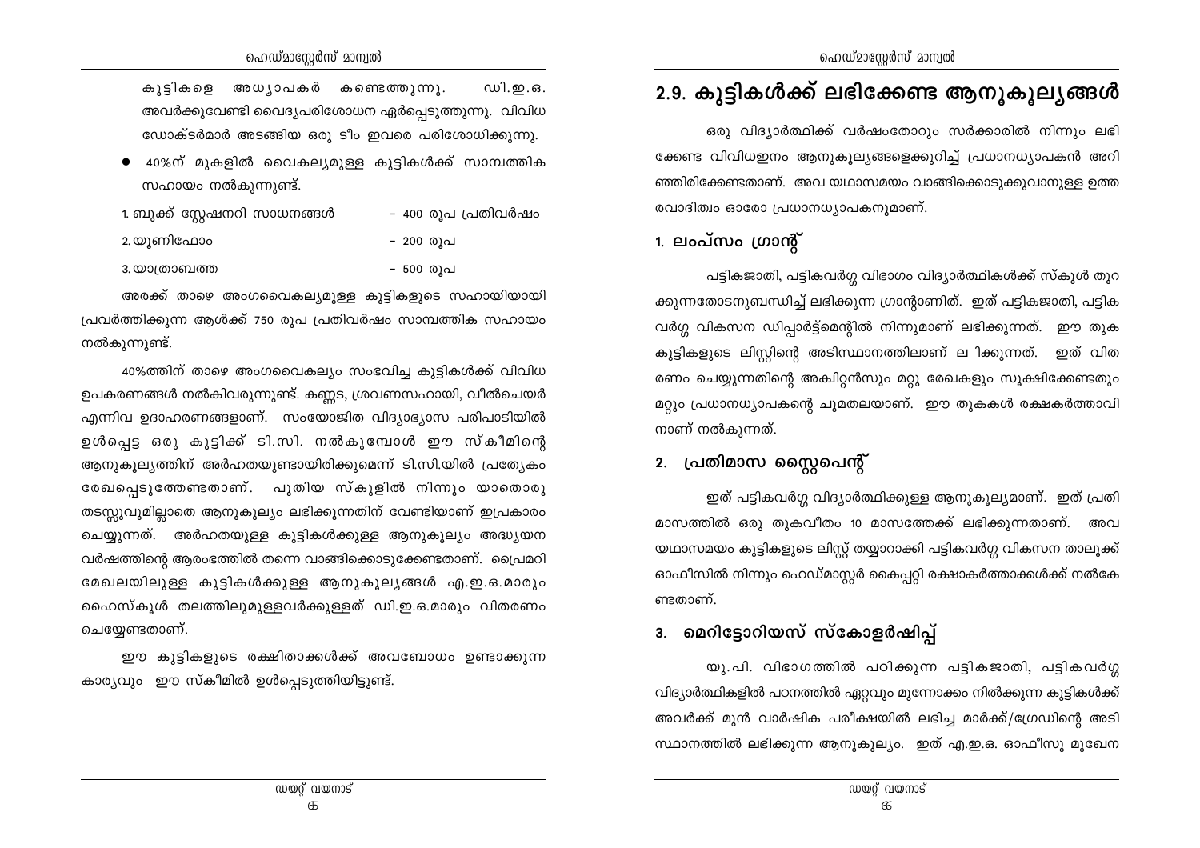കുട്ടികളെ അധ്യാപകർ കണ്ടെത്തുന്നു. ഡി.ഇ.ഒ. അവർക്കുവേണ്ടി വൈദ്യപരിശോധന ഏർപ്പെടുത്തുന്നു. വിവിധ ഡോക്ടർമാർ അടങ്ങിയ ഒരു ടീം ഇവരെ പരിശോധിക്കുന്നു.

- 40%ന് മുകളിൽ വൈകല്യമുള്ള കുട്ടികൾക്ക് സാമ്പത്തിക സഹായം നൽകുന്നുണ്ട്.

| | |
|---|---|
| 1. ബുക്ക് സ്റ്റേഷനറി സാധനങ്ങൾ | – 400 രൂപ പ്രതിവർഷം |
| 2. യൂണിഫോം | – 200 രൂപ |
| 3. യാത്രാബത്ത | – 500 രൂപ |

അരക്ക് താഴെ അംഗവൈകല്യമുള്ള കുട്ടികളുടെ സഹായിയായി പ്രവർത്തിക്കുന്ന ആൾക്ക് 750 രൂപ പ്രതിവർഷം സാമ്പത്തിക സഹായം നൽകുന്നുണ്ട്.

40%ത്തിന് താഴെ അംഗവൈകല്യം സംഭവിച്ച കുട്ടികൾക്ക് വിവിധ ഉപകരണങ്ങൾ നൽകിവരുന്നുണ്ട്. കണ്ണട, ശ്രവണസഹായി, വീൽചെയർ എന്നിവ ഉദാഹരണങ്ങളാണ്. സംയോജിത വിദ്യാഭ്യാസ പരിപാടിയിൽ ഉൾപ്പെട്ട ഒരു കുട്ടിക്ക് ടി.സി. നൽകുമ്പോൾ ഈ സ്കീമിന്റെ ആനുകൂല്യത്തിന് അർഹതയുണ്ടായിരിക്കുമെന്ന് ടി.സി.യിൽ പ്രത്യേകം രേഖപ്പെടുത്തേണ്ടതാണ്. പുതിയ സ്കൂളിൽ നിന്നും യാതൊരു തടസ്സവുമില്ലാതെ ആനുകൂല്യം ലഭിക്കുന്നതിന് വേണ്ടിയാണ് ഇപ്രകാരം ചെയ്യുന്നത്. അർഹതയുള്ള കുട്ടികൾക്കുള്ള ആനുകൂല്യം അദ്ധ്യയന വർഷത്തിന്റെ ആരംഭത്തിൽ തന്നെ വാങ്ങിക്കൊടുക്കേണ്ടതാണ്. പ്രൈമറി മേഖലയിലുള്ള കുട്ടികൾക്കുള്ള ആനുകൂല്യങ്ങൾ എ.ഇ.ഒ.മാരും ഹൈസ്കൂൾ തലത്തിലുമുള്ളവർക്കുള്ളത് ഡി.ഇ.ഒ.മാരും വിതരണം ചെയ്യേണ്ടതാണ്.

ഈ കുട്ടികളുടെ രക്ഷിതാക്കൾക്ക് അവബോധം ഉണ്ടാക്കുന്ന കാര്യവും ഈ സ്കീമിൽ ഉൾപ്പെടുത്തിയിട്ടുണ്ട്.

## 2.9. കുട്ടികൾക്ക് ലഭിക്കേണ്ട ആനുകൂല്യങ്ങൾ

ഒരു വിദ്യാർത്ഥിക്ക് വർഷംതോറും സർക്കാരിൽ നിന്നും ലഭിക്കേണ്ട വിവിധഇനം ആനുകൂല്യങ്ങളെക്കുറിച്ച് പ്രധാനധ്യാപകൻ അറിഞ്ഞിരിക്കേണ്ടതാണ്. അവ യഥാസമയം വാങ്ങിക്കൊടുക്കുവാനുള്ള ഉത്തരവാദിത്വം ഓരോ പ്രധാനധ്യാപകനുമാണ്.

### 1. ലംപ്സം ഗ്രാന്റ്

പട്ടികജാതി, പട്ടികവർഗ്ഗ വിഭാഗം വിദ്യാർത്ഥികൾക്ക് സ്കൂൾ തുറക്കുന്നതോടനുബന്ധിച്ച് ലഭിക്കുന്ന ഗ്രാന്റാണിത്. ഇത് പട്ടികജാതി, പട്ടികവർഗ്ഗ വികസന ഡിപ്പാർട്ട്മെന്റിൽ നിന്നുമാണ് ലഭിക്കുന്നത്. ഈ തുക കുട്ടികളുടെ ലിസ്റ്റിന്റെ അടിസ്ഥാനത്തിലാണ് ല ഭിക്കുന്നത്. ഇത് വിതരണം ചെയ്യുന്നതിന്റെ അക്വിറ്റൻസും മറ്റു രേഖകളും സൂക്ഷിക്കേണ്ടതും മറ്റും പ്രധാനധ്യാപകന്റെ ചുമതലയാണ്. ഈ തുകകൾ രക്ഷകർത്താവിനാണ് നൽകുന്നത്.

### 2. പ്രതിമാസ സ്റ്റൈപെന്റ്

ഇത് പട്ടികവർഗ്ഗ വിദ്യാർത്ഥിക്കുള്ള ആനുകൂല്യമാണ്. ഇത് പ്രതിമാസത്തിൽ ഒരു തുകവീതം 10 മാസത്തേക്ക് ലഭിക്കുന്നതാണ്. അവ യഥാസമയം കുട്ടികളുടെ ലിസ്റ്റ് തയ്യാറാക്കി പട്ടികവർഗ്ഗ വികസന താലൂക്ക് ഓഫീസിൽ നിന്നും ഹെഡ്മാസ്റ്റർ കൈപ്പറ്റി രക്ഷാകർത്താക്കൾക്ക് നൽകേണ്ടതാണ്.

### 3. മെറിട്ടോറിയസ് സ്കോളർഷിപ്പ്

യു.പി. വിഭാഗത്തിൽ പഠിക്കുന്ന പട്ടികജാതി, പട്ടികവർഗ്ഗ വിദ്യാർത്ഥികളിൽ പഠനത്തിൽ ഏറ്റവും മുന്നോക്കം നിൽക്കുന്ന കുട്ടികൾക്ക് അവർക്ക് മുൻ വാർഷിക പരീക്ഷയിൽ ലഭിച്ച മാർക്ക്/ഗ്രേഡിന്റെ അടിസ്ഥാനത്തിൽ ലഭിക്കുന്ന ആനുകൂല്യം. ഇത് എ.ഇ.ഒ. ഓഫീസു മുഖേന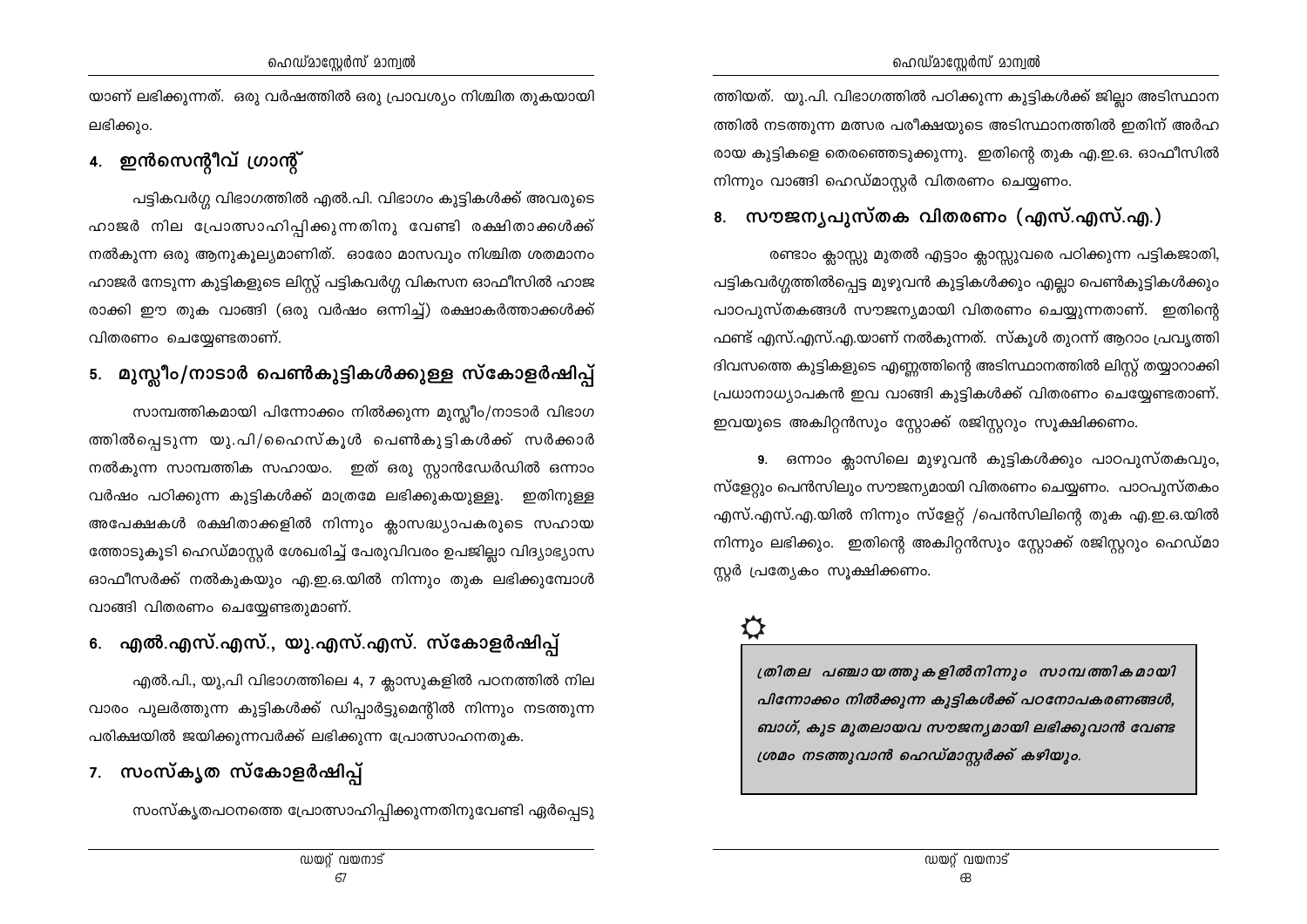യാണ് ലഭിക്കുന്നത്. ഒരു വർഷത്തിൽ ഒരു പ്രാവശ്യം നിശ്ചിത തുകയായി ലഭിക്കും.

## 4. ഇൻസെന്റീവ് ഗ്രാന്റ്

പട്ടികവർഗ്ഗ വിഭാഗത്തിൽ എൽ.പി. വിഭാഗം കുട്ടികൾക്ക് അവരുടെ ഹാജർ നില പ്രോത്സാഹിപ്പിക്കുന്നതിനു വേണ്ടി രക്ഷിതാക്കൾക്ക് നൽകുന്ന ഒരു ആനുകൂല്യമാണിത്. ഓരോ മാസവും നിശ്ചിത ശതമാനം ഹാജർ നേടുന്ന കുട്ടികളുടെ ലിസ്റ്റ് പട്ടികവർഗ്ഗ വികസന ഓഫീസിൽ ഹാജരാക്കി ഈ തുക വാങ്ങി (ഒരു വർഷം ഒന്നിച്ച്) രക്ഷാകർത്താക്കൾക്ക് വിതരണം ചെയ്യേണ്ടതാണ്.

## 5. മുസ്ലീം/നാടാർ പെൺകുട്ടികൾക്കുള്ള സ്കോളർഷിപ്പ്

സാമ്പത്തികമായി പിന്നോക്കം നിൽക്കുന്ന മുസ്ലീം/നാടാർ വിഭാഗത്തിൽപ്പെടുന്ന യു.പി/ഹൈസ്കൂൾ പെൺകുട്ടികൾക്ക് സർക്കാർ നൽകുന്ന സാമ്പത്തിക സഹായം. ഇത് ഒരു സ്റ്റാൻഡേർഡിൽ ഒന്നാം വർഷം പഠിക്കുന്ന കുട്ടികൾക്ക് മാത്രമേ ലഭിക്കുകയുള്ളൂ. ഇതിനുള്ള അപേക്ഷകൾ രക്ഷിതാക്കളിൽ നിന്നും ക്ലാസദ്ധ്യാപകരുടെ സഹായത്തോടുകൂടി ഹെഡ്മാസ്റ്റർ ശേഖരിച്ച് പേരുവിവരം ഉപജില്ലാ വിദ്യാഭ്യാസ ഓഫീസർക്ക് നൽകുകയും എ.ഇ.ഒ.യിൽ നിന്നും തുക ലഭിക്കുമ്പോൾ വാങ്ങി വിതരണം ചെയ്യേണ്ടതുമാണ്.

## 6. എൽ.എസ്.എസ്., യു.എസ്.എസ്. സ്കോളർഷിപ്പ്

എൽ.പി., യു,പി വിഭാഗത്തിലെ 4, 7 ക്ലാസുകളിൽ പഠനത്തിൽ നിലവാരം പുലർത്തുന്ന കുട്ടികൾക്ക് ഡിപ്പാർട്ടുമെന്റിൽ നിന്നും നടത്തുന്ന പരിക്ഷയിൽ ജയിക്കുന്നവർക്ക് ലഭിക്കുന്ന പ്രോത്സാഹനതുക.

## 7. സംസ്കൃത സ്കോളർഷിപ്പ്

സംസ്കൃതപഠനത്തെ പ്രോത്സാഹിപ്പിക്കുന്നതിനുവേണ്ടി ഏർപ്പെടുത്തിയത്. യു.പി. വിഭാഗത്തിൽ പഠിക്കുന്ന കുട്ടികൾക്ക് ജില്ലാ അടിസ്ഥാനത്തിൽ നടത്തുന്ന മത്സര പരീക്ഷയുടെ അടിസ്ഥാനത്തിൽ ഇതിന് അർഹരായ കുട്ടികളെ തെരഞ്ഞെടുക്കുന്നു. ഇതിന്റെ തുക എ.ഇ.ഒ. ഓഫീസിൽ നിന്നും വാങ്ങി ഹെഡ്മാസ്റ്റർ വിതരണം ചെയ്യണം.

## 8. സൗജന്യപുസ്തക വിതരണം (എസ്.എസ്.എ.)

രണ്ടാം ക്ലാസ്സു മുതൽ എട്ടാം ക്ലാസ്സുവരെ പഠിക്കുന്ന പട്ടികജാതി, പട്ടികവർഗ്ഗത്തിൽപ്പെട്ട മുഴുവൻ കുട്ടികൾക്കും എല്ലാ പെൺകുട്ടികൾക്കും പാഠപുസ്തകങ്ങൾ സൗജന്യമായി വിതരണം ചെയ്യുന്നതാണ്. ഇതിന്റെ ഫണ്ട് എസ്.എസ്.എ.യാണ് നൽകുന്നത്. സ്കൂൾ തുറന്ന് ആറാം പ്രവൃത്തി ദിവസത്തെ കുട്ടികളുടെ എണ്ണത്തിന്റെ അടിസ്ഥാനത്തിൽ ലിസ്റ്റ് തയ്യാറാക്കി പ്രധാനാധ്യാപകൻ ഇവ വാങ്ങി കുട്ടികൾക്ക് വിതരണം ചെയ്യേണ്ടതാണ്. ഇവയുടെ അക്വിറ്റൻസും സ്റ്റോക്ക് രജിസ്റ്ററും സൂക്ഷിക്കണം.

**9.** ഒന്നാം ക്ലാസിലെ മുഴുവൻ കുട്ടികൾക്കും പാഠപുസ്തകവും, സ്ളേറ്റും പെൻസിലും സൗജന്യമായി വിതരണം ചെയ്യണം. പാഠപുസ്തകം എസ്.എസ്.എ.യിൽ നിന്നും സ്ളേറ്റ് /പെൻസിലിന്റെ തുക എ.ഇ.ഒ.യിൽ നിന്നും ലഭിക്കും. ഇതിന്റെ അക്വിറ്റൻസും സ്റ്റോക്ക് രജിസ്റ്ററും ഹെഡ്മാസ്റ്റർ പ്രത്യേകം സൂക്ഷിക്കണം.

> ***ത്രിതല പഞ്ചായത്തുകളിൽനിന്നും സാമ്പത്തികമായി പിന്നോക്കം നിൽക്കുന്ന കുട്ടികൾക്ക് പഠനോപകരണങ്ങൾ, ബാഗ്, കുട മുതലായവ സൗജന്യമായി ലഭിക്കുവാൻ വേണ്ട ശ്രമം നടത്തുവാൻ ഹെഡ്മാസ്റ്റർക്ക് കഴിയും.***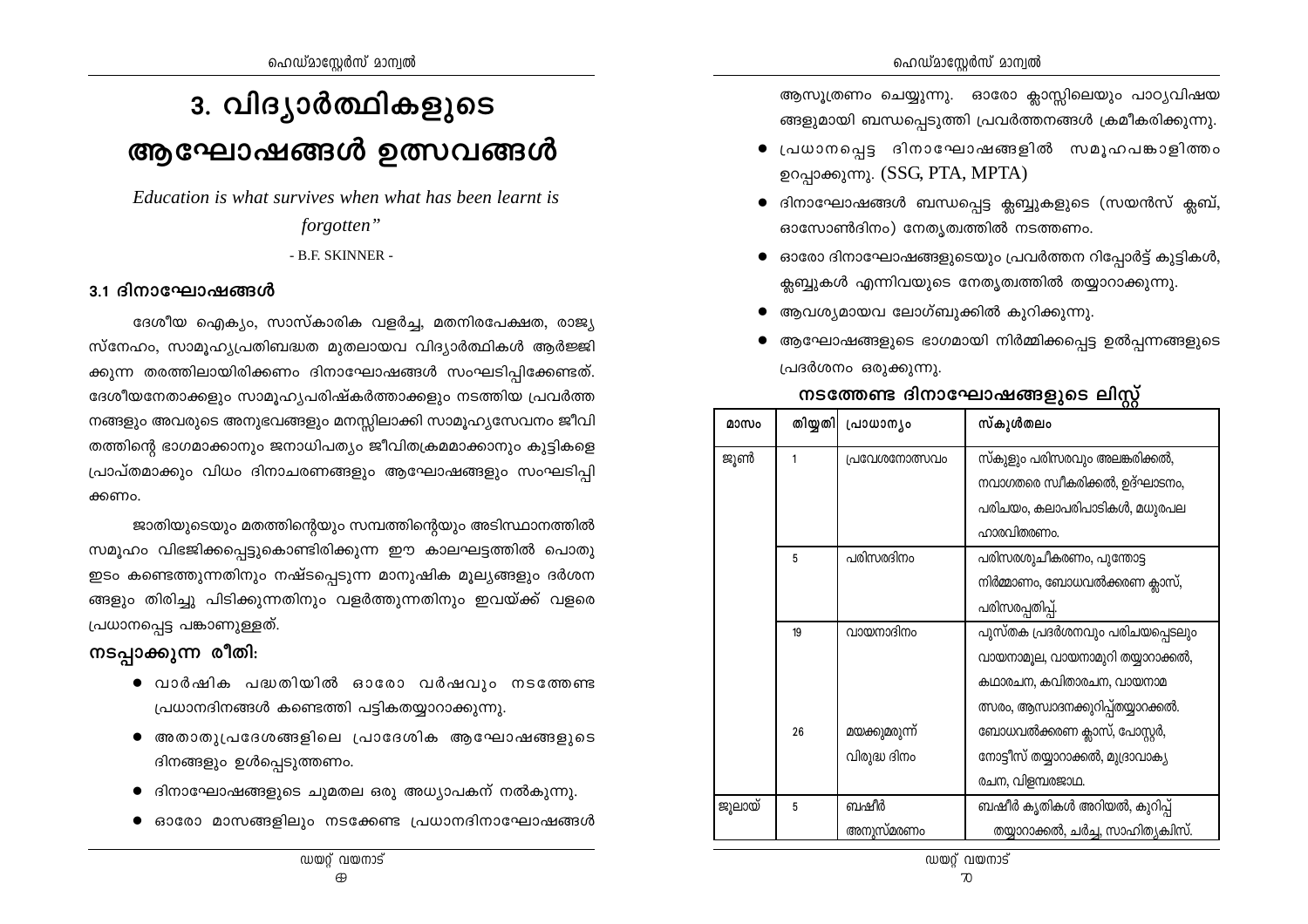# 3. വിദ്യാർത്ഥികളുടെ ആഘോഷങ്ങൾ ഉത്സവങ്ങൾ

*Education is what survives when what has been learnt is forgotten"*

- B.F. SKINNER -

### 3.1 ദിനാഘോഷങ്ങൾ

ദേശീയ ഐക്യം, സാംസ്കാരിക വളർച്ച, മതനിരപേക്ഷത, രാജ്യസ്നേഹം, സാമൂഹ്യപ്രതിബദ്ധത മുതലായവ വിദ്യാർത്ഥികൾ ആർജ്ജിക്കുന്ന തരത്തിലായിരിക്കണം ദിനാഘോഷങ്ങൾ സംഘടിപ്പിക്കേണ്ടത്. ദേശീയനേതാക്കളും സാമൂഹ്യപരിഷ്കർത്താക്കളും നടത്തിയ പ്രവർത്തനങ്ങളും അവരുടെ അനുഭവങ്ങളും മനസ്സിലാക്കി സാമൂഹ്യസേവനം ജീവിതത്തിന്റെ ഭാഗമാക്കാനും ജനാധിപത്യം ജീവിതക്രമമാക്കാനും കുട്ടികളെ പ്രാപ്തമാക്കും വിധം ദിനാചരണങ്ങളും ആഘോഷങ്ങളും സംഘടിപ്പിക്കണം.

ജാതിയുടെയും മതത്തിന്റെയും സമ്പത്തിന്റെയും അടിസ്ഥാനത്തിൽ സമൂഹം വിഭജിക്കപ്പെട്ടുകൊണ്ടിരിക്കുന്ന ഈ കാലഘട്ടത്തിൽ പൊതു ഇടം കണ്ടെത്തുന്നതിനും നഷ്ടപ്പെടുന്ന മാനുഷിക മൂല്യങ്ങളും ദർശനങ്ങളും തിരിച്ചു പിടിക്കുന്നതിനും വളർത്തുന്നതിനും ഇവയ്ക്ക് വളരെ പ്രധാനപ്പെട്ട പങ്കാണുള്ളത്.

### നടപ്പാക്കുന്ന രീതി:

- വാർഷിക പദ്ധതിയിൽ ഓരോ വർഷവും നടത്തേണ്ട പ്രധാനദിനങ്ങൾ കണ്ടെത്തി പട്ടികതയ്യാറാക്കുന്നു.
- അതാതുപ്രദേശങ്ങളിലെ പ്രാദേശിക ആഘോഷങ്ങളുടെ ദിനങ്ങളും ഉൾപ്പെടുത്തണം.
- ദിനാഘോഷങ്ങളുടെ ചുമതല ഒരു അധ്യാപകന് നൽകുന്നു.
- ഓരോ മാസങ്ങളിലും നടക്കേണ്ട പ്രധാനദിനാഘോഷങ്ങൾ ആസൂത്രണം ചെയ്യുന്നു. ഓരോ ക്ലാസ്സിലെയും പാഠ്യവിഷയങ്ങളുമായി ബന്ധപ്പെടുത്തി പ്രവർത്തനങ്ങൾ ക്രമീകരിക്കുന്നു.
- പ്രധാനപ്പെട്ട ദിനാഘോഷങ്ങളിൽ സമൂഹപങ്കാളിത്തം ഉറപ്പാക്കുന്നു. (SSG, PTA, MPTA)
- ദിനാഘോഷങ്ങൾ ബന്ധപ്പെട്ട ക്ലബ്ബുകളുടെ (സയൻസ് ക്ലബ്, ഓസോൺദിനം) നേതൃത്വത്തിൽ നടത്തണം.
- ഓരോ ദിനാഘോഷങ്ങളുടെയും പ്രവർത്തന റിപ്പോർട്ട് കുട്ടികൾ, ക്ലബ്ബുകൾ എന്നിവയുടെ നേതൃത്വത്തിൽ തയ്യാറാക്കുന്നു.
- ആവശ്യമായവ ലോഗ്ബുക്കിൽ കുറിക്കുന്നു.
- ആഘോഷങ്ങളുടെ ഭാഗമായി നിർമ്മിക്കപ്പെട്ട ഉൽപ്പന്നങ്ങളുടെ പ്രദർശനം ഒരുക്കുന്നു.

### നടത്തേണ്ട ദിനാഘോഷങ്ങളുടെ ലിസ്റ്റ്

| മാസം | തിയ്യതി | പ്രാധാന്യം | സ്കൂൾതലം |
|---|---|---|---|
| ജൂൺ | 1 | പ്രവേശനോത്സവം | സ്കൂളും പരിസരവും അലങ്കരിക്കൽ, നവാഗതരെ സ്വീകരിക്കൽ, ഉദ്ഘാടനം, പരിചയം, കലാപരിപാടികൾ, മധുരപലഹാരവിതരണം. |
| | 5 | പരിസരദിനം | പരിസരശുചീകരണം, പൂന്തോട്ട നിർമ്മാണം, ബോധവൽക്കരണ ക്ലാസ്, പരിസരപ്പതിപ്പ്. |
| | 19 | വായനാദിനം | പുസ്തക പ്രദർശനവും പരിചയപ്പെടലും വായനാമൂല, വായനാമുറി തയ്യാറാക്കൽ, കഥാരചന, കവിതാരചന, വായനാമത്സരം, ആസ്വാദനക്കുറിപ്പ്തയ്യാറാക്കൽ. |
| | 26 | മയക്കുമരുന്ന് വിരുദ്ധ ദിനം | ബോധവൽക്കരണ ക്ലാസ്, പോസ്റ്റർ, നോട്ടീസ് തയ്യാറാക്കൽ, മുദ്രാവാക്യ രചന, വിളംബരജാഥ. |
| ജൂലായ് | 5 | ബഷീർ അനുസ്മരണം | ബഷീർ കൃതികൾ അറിയൽ, കുറിപ്പ് തയ്യാറാക്കൽ, ചർച്ച, സാഹിത്യക്വിസ്. |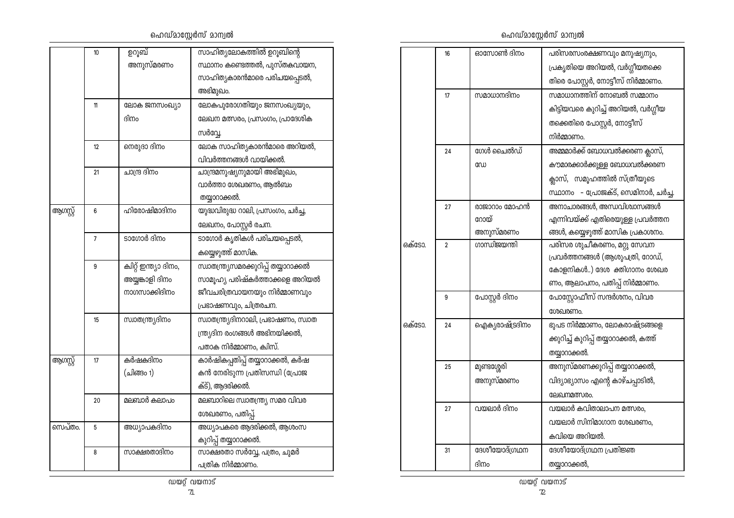| | | | |
|---|---|---|---|
| | 10 | ഉറൂബ് അനുസ്മരണം | സാഹിത്യലോകത്തിൽ ഉറൂബിന്റെ സ്ഥാനം കണ്ടെത്തൽ, പുസ്തകവായന, സാഹിത്യകാരൻമാരെ പരിചയപ്പെടൽ, അഭിമുഖം. |
| | 11 | ലോക ജനസംഖ്യാ ദിനം | ലോകപുരോഗതിയും ജനസംഖ്യയും, ലേഖന മത്സരം, പ്രസംഗം, പ്രാദേശിക സർവ്വേ. |
| | 12 | നെരൂദാ ദിനം | ലോക സാഹിത്യകാരൻമാരെ അറിയൽ, വിവർത്തനങ്ങൾ വായിക്കൽ. |
| | 21 | ചാന്ദ്ര ദിനം | ചാന്ദ്രമനുഷ്യനുമായി അഭിമുഖം, വാർത്താ ശേഖരണം, ആൽബം തയ്യാറാക്കൽ. |
| ആഗസ്റ്റ് | 6 | ഹിരോഷിമാദിനം | യുദ്ധവിരുദ്ധ റാലി, പ്രസംഗം, ചർച്ച, ലേഖനം, പോസ്റ്റർ രചന. |
| | 7 | ടാഗോർ ദിനം | ടാഗോർ കൃതികൾ പരിചയപ്പെടൽ, കയ്യെഴുത്ത് മാസിക. |
| | 9 | ക്വിറ്റ് ഇന്ത്യാ ദിനം, അയ്യങ്കാളി ദിനം നാഗസാക്കിദിനം | സ്വാതന്ത്ര്യസമരക്കുറിപ്പ് തയ്യാറാക്കൽ സാമൂഹ്യ പരിഷ്കർത്താക്കളെ അറിയൽ ജീവചരിത്രവായനയും നിർമ്മാണവും പ്രഭാഷണവും, ചിത്രരചന. |
| | 15 | സ്വാതന്ത്ര്യദിനം | സ്വാതന്ത്ര്യദിനറാലി, പ്രഭാഷണം, സ്വാതന്ത്ര്യദിന രംഗങ്ങൾ അഭിനയിക്കൽ, പതാക നിർമ്മാണം, ക്വിസ്. |
| ആഗസ്റ്റ് | 17 | കർഷകദിനം (ചിങ്ങം 1) | കാർഷികപ്പതിപ്പ് തയ്യാറാക്കൽ, കർഷകൻ നേരിടുന്ന പ്രതിസന്ധി (പ്രോജക്ട്), ആദരിക്കൽ. |
| | 20 | മലബാർ കലാപം | മലബാറിലെ സ്വാതന്ത്ര്യ സമര വിവര ശേഖരണം, പതിപ്പ്. |
| സെപ്തം. | 5 | അധ്യാപകദിനം | അധ്യാപകരെ ആദരിക്കൽ, ആശംസ കുറിപ്പ് തയ്യാറാക്കൽ. |
| | 8 | സാക്ഷരതാദിനം | സാക്ഷരതാ സർവ്വേ, പത്രം, ചുമർ പത്രിക നിർമ്മാണം. |

| | | | |
|---|---|---|---|
| | 16 | ഓസോൺ ദിനം | പരിസരസംരക്ഷണവും മനുഷ്യനും, പ്രകൃതിയെ അറിയൽ, വർഗ്ഗീയതക്കെതിരെ പോസ്റ്റർ, നോട്ടീസ് നിർമ്മാണം. |
| | 17 | സമാധാനദിനം | സമാധാനത്തിന് നോബൽ സമ്മാനം കിട്ടിയവരെ കുറിച്ച് അറിയൽ, വർഗ്ഗീയതക്കെതിരെ പോസ്റ്റർ, നോട്ടീസ് നിർമ്മാണം. |
| | 24 | ഗേൾ ചൈൽഡ് ഡേ | അമ്മമാർക്ക് ബോധവൽക്കരണ ക്ലാസ്, കൗമാരക്കാർക്കുള്ള ബോധവൽക്കരണ ക്ലാസ്, സമൂഹത്തിൽ സ്ത്രീയുടെ സ്ഥാനം - പ്രോജക്ട്, സെമിനാർ, ചർച്ച. |
| | 27 | രാജാറാം മോഹൻ റോയ് അനുസ്മരണം | അനാചാരങ്ങൾ, അന്ധവിശ്വാസങ്ങൾ എന്നിവയ്ക്ക് എതിരെയുള്ള പ്രവർത്തനങ്ങൾ, കയ്യെഴുത്ത് മാസിക പ്രകാശനം. |
| ഒക്ടോ. | 2 | ഗാന്ധിജയന്തി | പരിസര ശുചീകരണം, മറ്റു സേവന പ്രവർത്തനങ്ങൾ (ആശുപത്രി, റോഡ്, കോളനികൾ..) ദേശ ഭക്തിഗാനം ശേഖരണം, ആലാപനം, പതിപ്പ് നിർമ്മാണം. |
| | 9 | പോസ്റ്റൽ ദിനം | പോസ്റ്റോഫീസ് സന്ദർശനം, വിവര ശേഖരണം. |
| ഒക്ടോ. | 24 | ഐക്യരാഷ്ട്രദിനം | ഭൂപട നിർമ്മാണം, ലോകരാഷ്ട്രങ്ങളെക്കുറിച്ച് കുറിപ്പ് തയ്യാറാക്കൽ, കത്ത് തയ്യാറാക്കൽ. |
| | 25 | മുണ്ടശ്ശേരി അനുസ്മരണം | അനുസ്മരണക്കുറിപ്പ് തയ്യാറാക്കൽ, വിദ്യാഭ്യാസം എന്റെ കാഴ്ചപ്പാടിൽ, ലേഖനമത്സരം. |
| | 27 | വയലാർ ദിനം | വയലാർ കവിതാലാപന മത്സരം, വയലാർ സിനിമാഗാന ശേഖരണം, കവിയെ അറിയൽ. |
| | 31 | ദേശീയോദ്ഗ്രഥന ദിനം | ദേശീയോദ്ഗ്രഥന പ്രതിജ്ഞ തയ്യാറാക്കൽ, |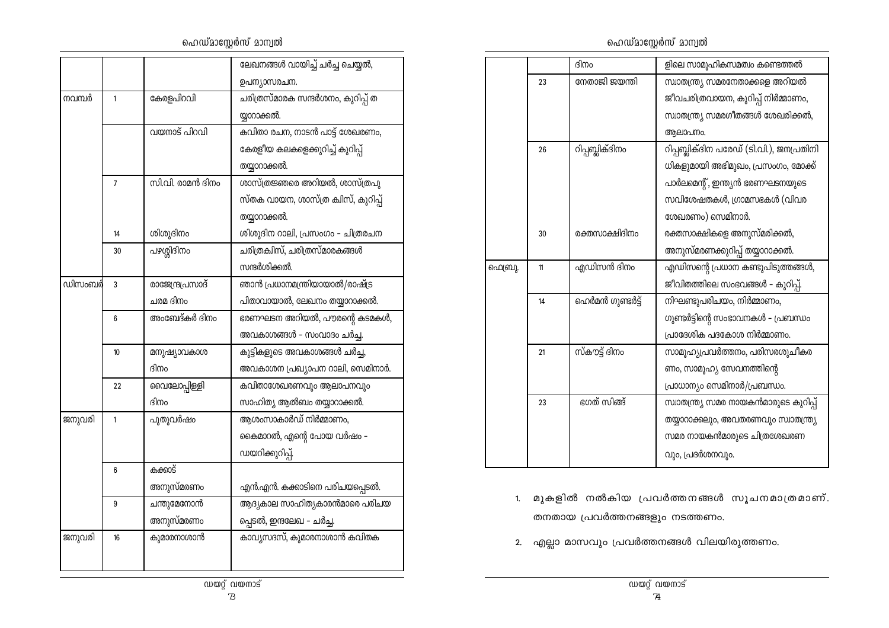| | | | ലേഖനങ്ങൾ വായിച്ച് ചർച്ച ചെയ്യൽ, ഉപന്യാസരചന. |
|---|---|---|---|
| നവമ്പർ | 1 | കേരളപിറവി | ചരിത്രസ്മാരക സന്ദർശനം, കുറിപ്പ് തയ്യാറാക്കൽ. |
| | | വയനാട് പിറവി | കവിതാ രചന, നാടൻ പാട്ട് ശേഖരണം, കേരളീയ കലകളെക്കുറിച്ച് കുറിപ്പ് തയ്യാറാക്കൽ. |
| | 7 | സി.വി. രാമൻ ദിനം | ശാസ്ത്രജ്ഞരെ അറിയൽ, ശാസ്ത്രപുസ്തക വായന, ശാസ്ത്ര ക്വിസ്, കുറിപ്പ് തയ്യാറാക്കൽ. |
| | 14 | ശിശുദിനം | ശിശുദിന റാലി, പ്രസംഗം - ചിത്രരചന |
| | 30 | പഴശ്ശിദിനം | ചരിത്രക്വിസ്, ചരിത്രസ്മാരകങ്ങൾ സന്ദർശിക്കൽ. |
| ഡിസംബർ | 3 | രാജേന്ദ്രപ്രസാദ് ചരമ ദിനം | ഞാൻ പ്രധാനമന്ത്രിയായാൽ/രാഷ്ട്രപിതാവായാൽ, ലേഖനം തയ്യാറാക്കൽ. |
| | 6 | അംബേദ്കർ ദിനം | ഭരണഘടന അറിയൽ, പൗരന്റെ കടമകൾ, അവകാശങ്ങൾ - സംവാദം ചർച്ച. |
| | 10 | മനുഷ്യാവകാശ ദിനം | കുട്ടികളുടെ അവകാശങ്ങൾ ചർച്ച, അവകാശന പ്രഖ്യാപന റാലി, സെമിനാർ. |
| | 22 | വൈലോപ്പിള്ളി ദിനം | കവിതാശേഖരണവും ആലാപനവും സാഹിത്യ ആൽബം തയ്യാറാക്കൽ. |
| ജനുവരി | 1 | പുതുവർഷം | ആശംസാകാർഡ് നിർമ്മാണം, കൈമാറൽ, എന്റെ പോയ വർഷം - ഡയറിക്കുറിപ്പ്. |
| | 6 | കക്കാട് അനുസ്മരണം | എൻ.എൻ. കക്കാടിനെ പരിചയപ്പെടൽ. |
| | 9 | ചന്തുമേനോൻ അനുസ്മരണം | ആദ്യകാല സാഹിത്യകാരൻമാരെ പരിചയപ്പെടൽ, ഇന്ദുലേഖ - ചർച്ച. |
| ജനുവരി | 16 | കുമാരനാശാൻ ദിനം | കാവ്യസദസ്, കുമാരനാശാൻ കവിതകളിലെ സാമൂഹികസമത്വം കണ്ടെത്തൽ |
| | 23 | നേതാജി ജയന്തി | സ്വാതന്ത്ര്യ സമരനേതാക്കളെ അറിയൽ ജീവചരിത്രവായന, കുറിപ്പ് നിർമ്മാണം, സ്വാതന്ത്ര്യ സമരഗീതങ്ങൾ ശേഖരിക്കൽ, ആലാപനം. |
| | 26 | റിപ്പബ്ലിക്ദിനം | റിപ്പബ്ലിക്ദിന പരേഡ് (ടി.വി.), ജനപ്രതിനിധികളുമായി അഭിമുഖം, പ്രസംഗം, മോക്ക് പാർലമെന്റ്, ഇന്ത്യൻ ഭരണഘടനയുടെ സവിശേഷതകൾ, ഗ്രാമസഭകൾ (വിവര ശേഖരണം) സെമിനാർ. |
| | 30 | രക്തസാക്ഷിദിനം | രക്തസാക്ഷികളെ അനുസ്മരിക്കൽ, അനുസ്മരണക്കുറിപ്പ് തയ്യാറാക്കൽ. |
| ഫെബ്രു. | 11 | എഡിസൻ ദിനം | എഡിസന്റെ പ്രധാന കണ്ടുപിടുത്തങ്ങൾ, ജീവിതത്തിലെ സംഭവങ്ങൾ - കുറിപ്പ്. |
| | 14 | ഹെർമൻ ഗുണ്ടർട്ട് | നിഘണ്ടുപരിചയം, നിർമ്മാണം, ഗുണ്ടർട്ടിന്റെ സംഭാവനകൾ - പ്രബന്ധം പ്രാദേശിക പദകോശ നിർമ്മാണം. |
| | 21 | സ്കൗട്ട് ദിനം | സാമൂഹ്യപ്രവർത്തനം, പരിസരശുചീകരണം, സാമൂഹ്യ സേവനത്തിന്റെ പ്രാധാന്യം സെമിനാർ/പ്രബന്ധം. |
| | 23 | ഭഗത് സിങ്ങ് | സ്വാതന്ത്ര്യ സമര നായകൻമാരുടെ കുറിപ്പ് തയ്യാറാക്കലും, അവതരണവും സ്വാതന്ത്ര്യ സമര നായകൻമാരുടെ ചിത്രശേഖരണവും, പ്രദർശനവും. |

1. മുകളിൽ നൽകിയ പ്രവർത്തനങ്ങൾ സൂചനമാത്രമാണ്. തനതായ പ്രവർത്തനങ്ങളും നടത്തണം.
2. എല്ലാ മാസവും പ്രവർത്തനങ്ങൾ വിലയിരുത്തണം.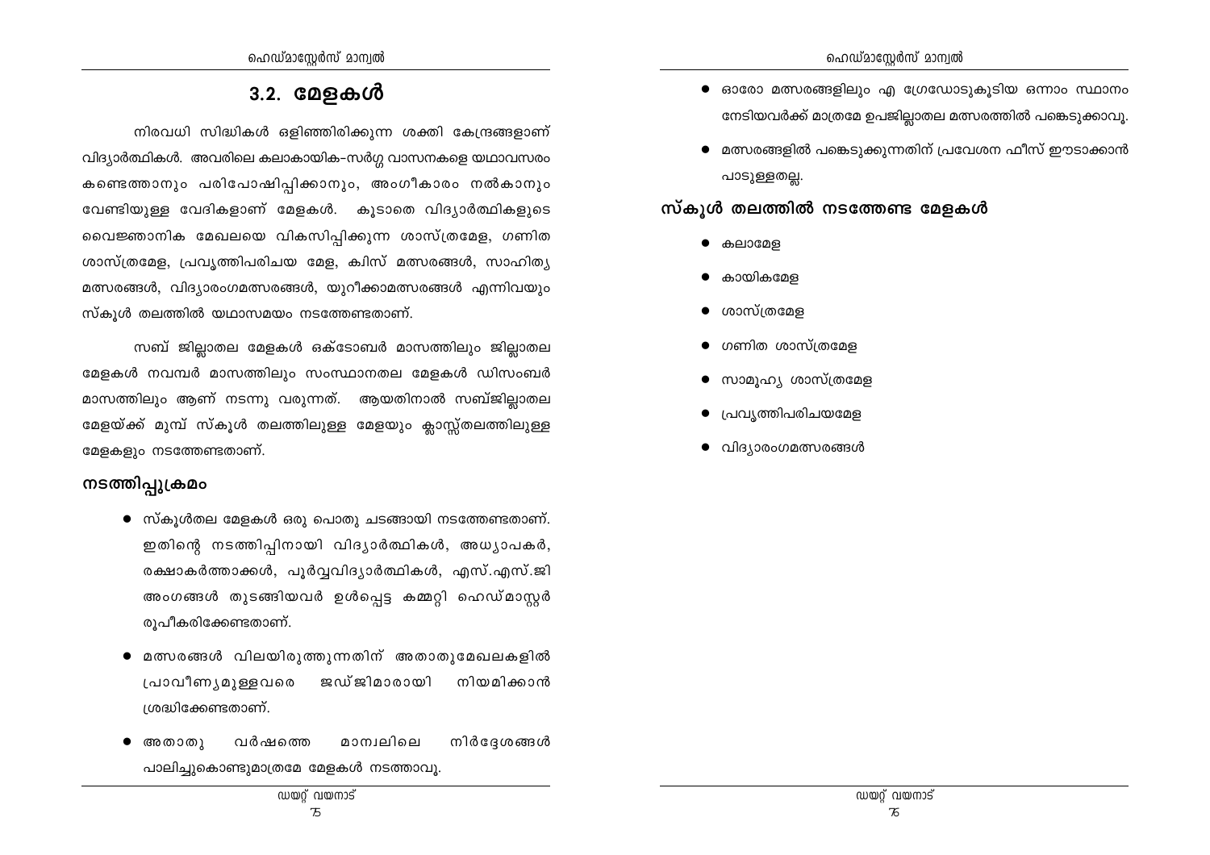## 3.2. മേളകൾ

നിരവധി സിദ്ധികൾ ഒളിഞ്ഞിരിക്കുന്ന ശക്തി കേന്ദ്രങ്ങളാണ് വിദ്യാർത്ഥികൾ. അവരിലെ കലാകായിക-സർഗ്ഗ വാസനകളെ യഥാവസരം കണ്ടെത്താനും പരിപോഷിപ്പിക്കാനും, അംഗീകാരം നൽകാനും വേണ്ടിയുള്ള വേദികളാണ് മേളകൾ. കൂടാതെ വിദ്യാർത്ഥികളുടെ വൈജ്ഞാനിക മേഖലയെ വികസിപ്പിക്കുന്ന ശാസ്ത്രമേള, ഗണിത ശാസ്ത്രമേള, പ്രവൃത്തിപരിചയ മേള, ക്വിസ് മത്സരങ്ങൾ, സാഹിത്യ മത്സരങ്ങൾ, വിദ്യാരംഗമത്സരങ്ങൾ, യുറീക്കാമത്സരങ്ങൾ എന്നിവയും സ്കൂൾ തലത്തിൽ യഥാസമയം നടത്തേണ്ടതാണ്.

സബ് ജില്ലാതല മേളകൾ ഒക്ടോബർ മാസത്തിലും ജില്ലാതല മേളകൾ നവമ്പർ മാസത്തിലും സംസ്ഥാനതല മേളകൾ ഡിസംബർ മാസത്തിലും ആണ് നടന്നു വരുന്നത്. ആയതിനാൽ സബ്ജില്ലാതല മേളയ്ക്ക് മുമ്പ് സ്കൂൾ തലത്തിലുള്ള മേളയും ക്ലാസ്സ്തലത്തിലുള്ള മേളകളും നടത്തേണ്ടതാണ്.

### നടത്തിപ്പുക്രമം

- സ്കൂൾതല മേളകൾ ഒരു പൊതു ചടങ്ങായി നടത്തേണ്ടതാണ്. ഇതിന്റെ നടത്തിപ്പിനായി വിദ്യാർത്ഥികൾ, അധ്യാപകർ, രക്ഷാകർത്താക്കൾ, പൂർവ്വവിദ്യാർത്ഥികൾ, എസ്.എസ്.ജി അംഗങ്ങൾ തുടങ്ങിയവർ ഉൾപ്പെട്ട കമ്മറ്റി ഹെഡ്മാസ്റ്റർ രൂപീകരിക്കേണ്ടതാണ്.
- മത്സരങ്ങൾ വിലയിരുത്തുന്നതിന് അതാതുമേഖലകളിൽ പ്രാവീണ്യമുള്ളവരെ ജഡ്ജിമാരായി നിയമിക്കാൻ ശ്രദ്ധിക്കേണ്ടതാണ്.
- അതാതു വർഷത്തെ മാന്വലിലെ നിർദ്ദേശങ്ങൾ പാലിച്ചുകൊണ്ടുമാത്രമേ മേളകൾ നടത്താവൂ.
- ഓരോ മത്സരങ്ങളിലും എ ഗ്രേഡോടുകൂടിയ ഒന്നാം സ്ഥാനം നേടിയവർക്ക് മാത്രമേ ഉപജില്ലാതല മത്സരത്തിൽ പങ്കെടുക്കാവൂ.
- മത്സരങ്ങളിൽ പങ്കെടുക്കുന്നതിന് പ്രവേശന ഫീസ് ഈടാക്കാൻ പാടുള്ളതല്ല.

### സ്കൂൾ തലത്തിൽ നടത്തേണ്ട മേളകൾ

- കലാമേള
- കായികമേള
- ശാസ്ത്രമേള
- ഗണിത ശാസ്ത്രമേള
- സാമൂഹ്യ ശാസ്ത്രമേള
- പ്രവൃത്തിപരിചയമേള
- വിദ്യാരംഗമത്സരങ്ങൾ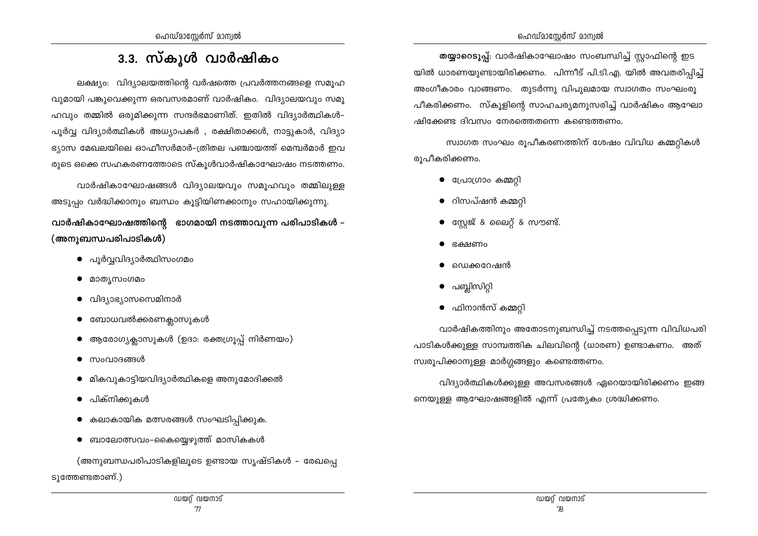## 3.3. സ്കൂൾ വാർഷികം

ലക്ഷ്യം: വിദ്യാലയത്തിന്റെ വർഷത്തെ പ്രവർത്തനങ്ങളെ സമൂഹവുമായി പങ്കുവെക്കുന്ന ഒരവസരമാണ് വാർഷികം. വിദ്യാലയവും സമൂഹവും തമ്മിൽ ഒരുമിക്കുന്ന സന്ദർഭമാണിത്. ഇതിൽ വിദ്യാർത്ഥികൾ-പൂർവ്വ വിദ്യാർത്ഥികൾ അധ്യാപകർ , രക്ഷിതാക്കൾ, നാട്ടുകാർ, വിദ്യാഭ്യാസ മേഖലയിലെ ഓഫീസർമാർ-ത്രിതല പഞ്ചായത്ത് മെമ്പർമാർ ഇവരുടെ ഒക്കെ സഹകരണത്തോടെ സ്കൂൾവാർഷികാഘോഷം നടത്തണം.

വാർഷികാഘോഷങ്ങൾ വിദ്യാലയവും സമൂഹവും തമ്മിലുള്ള അടുപ്പം വർദ്ധിക്കാനും ബന്ധം കൂട്ടിയിണക്കാനും സഹായിക്കുന്നു.

**വാർഷികാഘോഷത്തിന്റെ ഭാഗമായി നടത്താവുന്ന പരിപാടികൾ - (അനുബന്ധപരിപാടികൾ)**

- പൂർവ്വവിദ്യാർത്ഥിസംഗമം
- മാതൃസംഗമം
- വിദ്യാഭ്യാസസെമിനാർ
- ബോധവൽക്കരണക്ലാസുകൾ
- ആരോഗ്യക്ലാസുകൾ (ഉദാ: രക്തഗ്രൂപ്പ് നിർണയം)
- സംവാദങ്ങൾ
- മികവുകാട്ടിയവിദ്യാർത്ഥികളെ അനുമോദിക്കൽ
- പിക്നിക്കുകൾ
- കലാകായിക മത്സരങ്ങൾ സംഘടിപ്പിക്കുക.
- ബാലോത്സവം-കൈയ്യെഴുത്ത് മാസികകൾ

(അനുബന്ധപരിപാടികളിലൂടെ ഉണ്ടായ സൃഷ്ടികൾ - രേഖപ്പെടുത്തേണ്ടതാണ്.)

**തയ്യാറെടുപ്പ്:** വാർഷികാഘോഷം സംബന്ധിച്ച് സ്റ്റാഫിന്റെ ഇടയിൽ ധാരണയുണ്ടായിരിക്കണം. പിന്നീട് പി.ടി.എ. യിൽ അവതരിപ്പിച്ച് അംഗീകാരം വാങ്ങണം. തുടർന്നു വിപുലമായ സ്വാഗതം സംഘംരൂപീകരിക്കണം. സ്കൂളിന്റെ സാഹചര്യമനുസരിച്ച് വാർഷികം ആഘോഷിക്കേണ്ട ദിവസം നേരത്തെതന്നെ കണ്ടെത്തണം.

സ്വാഗത സംഘം രൂപീകരണത്തിന് ശേഷം വിവിധ കമ്മറ്റികൾ രൂപീകരിക്കണം.

- പ്രോഗ്രാം കമ്മറ്റി
- റിസപ്ഷൻ കമ്മറ്റി
- സ്റ്റേജ് & ലൈറ്റ് & സൗണ്ട്.
- ഭക്ഷണം
- ഡെക്കറേഷൻ
- പബ്ലിസിറ്റി
- ഫിനാൻസ് കമ്മറ്റി

വാർഷികത്തിനും അതോടനുബന്ധിച്ച് നടത്തപ്പെടുന്ന വിവിധപരിപാടികൾക്കുള്ള സാമ്പത്തിക ചിലവിന്റെ (ധാരണ) ഉണ്ടാകണം. അത് സ്വരൂപിക്കാനുള്ള മാർഗ്ഗങ്ങളും കണ്ടെത്തണം.

വിദ്യാർത്ഥികൾക്കുള്ള അവസരങ്ങൾ ഏറെയായിരിക്കണം ഇങ്ങനെയുള്ള ആഘോഷങ്ങളിൽ എന്ന് പ്രത്യേകം ശ്രദ്ധിക്കണം.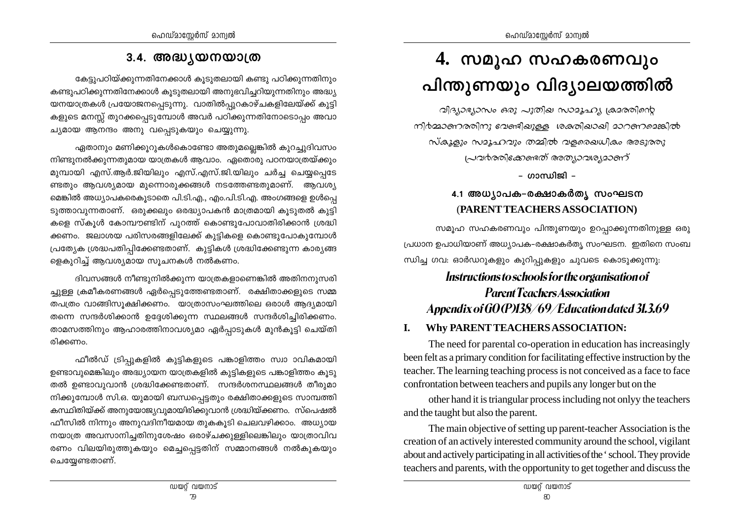## 3.4. അദ്ധ്യയനയാത്ര

കേട്ടുപഠിയ്ക്കുന്നതിനേക്കാൾ കൂടുതലായി കണ്ടു പഠിക്കുന്നതിനും കണ്ടുപഠിക്കുന്നതിനേക്കാൾ കൂടുതലായി അനുഭവിച്ചറിയുന്നതിനും അദ്ധ്യയനയാത്രകൾ പ്രയോജനപ്പെടുന്നു. വാതിൽപ്പുറകാഴ്ചകളിലേയ്ക്ക് കുട്ടികളുടെ മനസ്സ് തുറക്കപ്പെടുമ്പോൾ അവർ പഠിക്കുന്നതിനോടൊപ്പം അവാച്യമായ ആനന്ദം അനു വപ്പെടുകയും ചെയ്യുന്നു.

ഏതാനും മണിക്കൂറുകൾകൊണ്ടോ അതുമല്ലെങ്കിൽ കുറച്ചുദിവസം നിണ്ടുനൽക്കുന്നതുമായ യാത്രകൾ ആവാം. ഏതൊരു പഠനയാത്രയ്ക്കും മുമ്പായി എസ്.ആർ.ജിയിലും എസ്.എസ്.ജി.യിലും ചർച്ച ചെയ്യപ്പെടേണ്ടതും ആവശ്യമായ മുന്നൊരുക്കങ്ങൾ നടത്തേണ്ടതുമാണ്. ആവശ്യമെങ്കിൽ അധ്യാപകരെകൂടാതെ പി.ടി.എ., എം.പി.ടി.എ. അംഗങ്ങളെ ഉൾപ്പെടുത്താവുന്നതാണ്. ഒരുക്കലും ഒരദ്ധ്യാപകൻ മാത്രമായി കൂടുതൽ കുട്ടികളെ സ്കൂൾ കോമ്പൗണ്ടിന് പുറത്ത് കൊണ്ടുപോവാതിരിക്കാൻ ശ്രദ്ധിക്കണം. ജലാശയ പരിസരങ്ങളിലേക്ക് കുട്ടികളെ കൊണ്ടുപോകുമ്പോൾ പ്രത്യേക ശ്രദ്ധപതിപ്പിക്കേണ്ടതാണ്. കുട്ടികൾ ശ്രദ്ധിക്കേണ്ടുന്ന കാര്യങ്ങളെകുറിച്ച് ആവശ്യമായ സൂചനകൾ നൽകണം.

ദിവസങ്ങൾ നീണ്ടുനിൽക്കുന്ന യാത്രകളാണെങ്കിൽ അതിനനുസരിച്ചുള്ള ക്രമീകരണങ്ങൾ ഏർപ്പെടുത്തേണ്ടതാണ്. രക്ഷിതാക്കളുടെ സമ്മതപത്രം വാങ്ങിസൂക്ഷിക്കണം. യാത്രാസംഘത്തിലെ ഒരാൾ ആദ്യമായി തന്നെ സന്ദർശിക്കാൻ ഉദ്ദേശിക്കുന്ന സ്ഥലങ്ങൾ സന്ദർശിച്ചിരിക്കണം. താമസത്തിനും ആഹാരത്തിനാവശ്യമാ ഏർപ്പാടുകൾ മുൻകൂട്ടി ചെയ്തിരിക്കണം.

ഫീൽഡ് ട്രിപ്പുകളിൽ കുട്ടികളുടെ പങ്കാളിത്തം സ്വാ ാവികമായി ഉണ്ടാവുമെങ്കിലും അദ്ധ്യായന യാത്രകളിൽ കുട്ടികളുടെ പങ്കാളിത്തം കൂടുതൽ ഉണ്ടാവുവാൻ ശ്രദ്ധിക്കേണ്ടതാണ്. സന്ദർശനസ്ഥലങ്ങൾ തീരുമാനിക്കുമ്പോൾ സി.ഒ. യുമായി ബന്ധപ്പെട്ടതും രക്ഷിതാക്കളുടെ സാമ്പത്തികസ്ഥിതിയ്ക്ക് അനുയോജ്യവുമായിരിക്കുവാൻ ശ്രദ്ധിയ്ക്കണം. സ്പെഷൽ ഫീസിൽ നിന്നും അനുവദിനീയമായ തുകകൂടി ചെലവഴിക്കാം. അധ്യായനയാത്ര അവസാനിച്ചതിനുശേഷം ഒരാഴ്ചക്കുള്ളിലെങ്കിലും യാത്രാവിവരണം വിലയിരുത്തുകയും മെച്ചപ്പെട്ടതിന് സമ്മാനങ്ങൾ നൽകുകയും ചെയ്യേണ്ടതാണ്.

# 4. സമൂഹ സഹകരണവും പിന്തുണയും വിദ്യാലയത്തിൽ

*വിദ്യാഭ്യാസം ഒരു പുതിയ സാമൂഹ്യ ക്രമത്തിന്റെ നിർമ്മാണത്തിനു വേണ്ടിയുള്ള ശക്തിയായി മാറണമെങ്കിൽ സ്കൂളും സമൂഹവും തമ്മിൽ വളരെയധികം അടുത്തു പ്രവർത്തിക്കേണ്ടത് അത്യാവശ്യമാണ്*

– ഗാന്ധിജി –

### 4.1 അധ്യാപക-രക്ഷാകർതൃ സംഘടന (PARENT TEACHERS ASSOCIATION)

സമൂഹ സഹകരണവും പിന്തുണയും ഉറപ്പാക്കുന്നതിനുള്ള ഒരു പ്രധാന ഉപാധിയാണ് അധ്യാപക-രക്ഷാകർതൃ സംഘടന. ഇതിനെ സംബന്ധിച്ച ഗവ: ഓർഡറുകളും കുറിപ്പുകളും ചുവടെ കൊടുക്കുന്നു:

***Instructions to schools for the organisation of Parent Teachers Association***
***Appendix of GO (P)138/69/Education dated 31.3.69***

**I. Why PARENT TEACHERS ASSOCIATION:**

The need for parental co-operation in education has increasingly been felt as a primary condition for facilitating effective instruction by the teacher. The learning teaching process is not conceived as a face to face confrontation between teachers and pupils any longer but on the other hand it is triangular process including not onlyy the teachers and the taught but also the parent.

The main objective of setting up parent-teacher Association is the creation of an actively interested community around the school, vigilant about and actively participating in all activities of the ' school. They provide teachers and parents, with the opportunity to get together and discuss the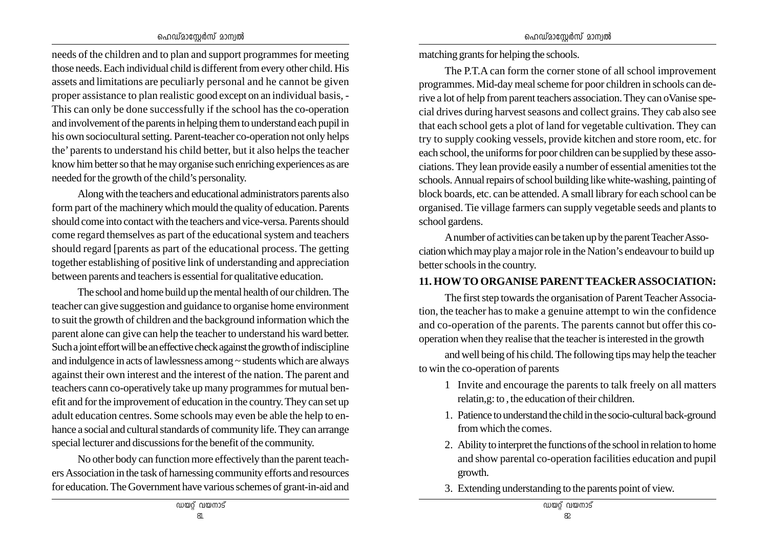needs of the children and to plan and support programmes for meeting those needs. Each individual child is different from every other child. His assets and limitations are peculiarly personal and he cannot be given proper assistance to plan realistic good except on an individual basis, - This can only be done successfully if the school has the co-operation and involvement of the parents in helping them to understand each pupil in his own sociocultural setting. Parent-teacher co-operation not only helps the' parents to understand his child better, but it also helps the teacher know him better so that he may organise such enriching experiences as are needed for the growth of the child's personality.

Along with the teachers and educational administrators parents also form part of the machinery which mould the quality of education. Parents should come into contact with the teachers and vice-versa. Parents should come regard themselves as part of the educational system and teachers should regard [parents as part of the educational process. The getting together establishing of positive link of understanding and appreciation between parents and teachers is essential for qualitative education.

The school and home build up the mental health of our children. The teacher can give suggestion and guidance to organise home environment to suit the growth of children and the background information which the parent alone can give can help the teacher to understand his ward better. Such a joint effort will be an effective check against the growth of indiscipline and indulgence in acts of lawlessness among ~ students which are always against their own interest and the interest of the nation. The parent and teachers cann co-operatively take up many programmes for mutual benefit and for the improvement of education in the country. They can set up adult education centres. Some schools may even be able the help to enhance a social and cultural standards of community life. They can arrange special lecturer and discussions for the benefit of the community.

No other body can function more effectively than the parent teachers Association in the task of harnessing community efforts and resources for education. The Government have various schemes of grant-in-aid and matching grants for helping the schools.

The P.T.A can form the corner stone of all school improvement programmes. Mid-day meal scheme for poor children in schools can derive a lot of help from parent teachers association. They can oVanise special drives during harvest seasons and collect grains. They cab also see that each school gets a plot of land for vegetable cultivation. They can try to supply cooking vessels, provide kitchen and store room, etc. for each school, the uniforms for poor children can be supplied by these associations. They lean provide easily a number of essential amenities tot the schools. Annual repairs of school building like white-washing, painting of block boards, etc. can be attended. A small library for each school can be organised. Tie village farmers can supply vegetable seeds and plants to school gardens.

A number of activities can be taken up by the parent Teacher Association which may play a major role in the Nation's endeavour to build up better schools in the country.

## 11. HOW TO ORGANISE PARENT TEACkER ASSOCIATION:

The first step towards the organisation of Parent Teacher Association, the teacher has to make a genuine attempt to win the confidence and co-operation of the parents. The parents cannot but offer this co-operation when they realise that the teacher is interested in the growth and well being of his child. The following tips may help the teacher to win the co-operation of parents

1 Invite and encourage the parents to talk freely on all matters relatin,g: to , the education of their children.

1. Patience to understand the child in the socio-cultural back-ground from which the comes.
2. Ability to interpret the functions of the school in relation to home and show parental co-operation facilities education and pupil growth.
3. Extending understanding to the parents point of view.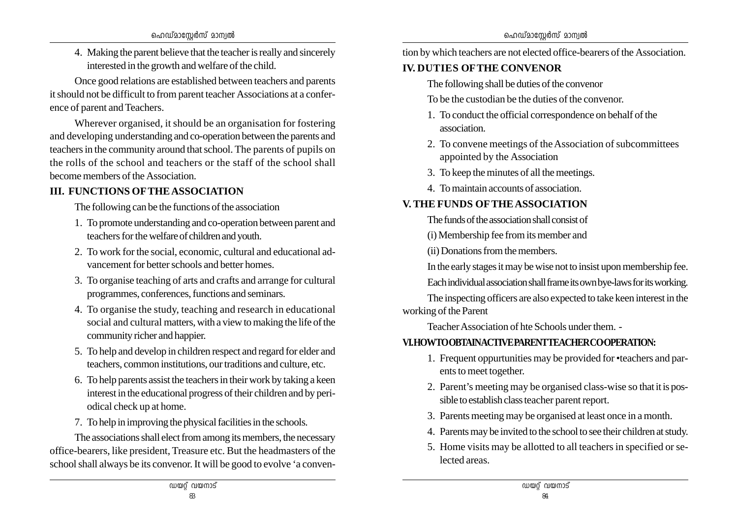4. Making the parent believe that the teacher is really and sincerely interested in the growth and welfare of the child.

Once good relations are established between teachers and parents it should not be difficult to from parent teacher Associations at a conference of parent and Teachers.

Wherever organised, it should be an organisation for fostering and developing understanding and co-operation between the parents and teachers in the community around that school. The parents of pupils on the rolls of the school and teachers or the staff of the school shall become members of the Association.

## III. FUNCTIONS OF THE ASSOCIATION

The following can be the functions of the association

1. To promote understanding and co-operation between parent and teachers for the welfare of children and youth.
2. To work for the social, economic, cultural and educational advancement for better schools and better homes.
3. To organise teaching of arts and crafts and arrange for cultural programmes, conferences, functions and seminars.
4. To organise the study, teaching and research in educational social and cultural matters, with a view to making the life of the community richer and happier.
5. To help and develop in children respect and regard for elder and teachers, common institutions, our traditions and culture, etc.
6. To help parents assist the teachers in their work by taking a keen interest in the educational progress of their children and by periodical check up at home.
7. To help in improving the physical facilities in the schools.

The associations shall elect from among its members, the necessary office-bearers, like president, Treasure etc. But the headmasters of the school shall always be its convenor. It will be good to evolve 'a convention by which teachers are not elected office-bearers of the Association.

## IV. DUTIES OF THE CONVENOR

The following shall be duties of the convenor

To be the custodian be the duties of the convenor.

1. To conduct the official correspondence on behalf of the association.
2. To convene meetings of the Association of subcommittees appointed by the Association
3. To keep the minutes of all the meetings.
4. To maintain accounts of association.

## V. THE FUNDS OF THE ASSOCIATION

The funds of the association shall consist of

(i) Membership fee from its member and

(ii) Donations from the members.

In the early stages it may be wise not to insist upon membership fee.

Each individual association shall frame its own bye-laws for its working.

The inspecting officers are also expected to take keen interest in the working of the Parent

Teacher Association of hte Schools under them. -

## VI. HOW TO OBTAIN ACTIVE PARENT TEACHER CO-OPERATION:

1. Frequent oppurtunities may be provided for •teachers and parents to meet together.
2. Parent's meeting may be organised class-wise so that it is possible to establish class teacher parent report.
3. Parents meeting may be organised at least once in a month.
4. Parents may be invited to the school to see their children at study.
5. Home visits may be allotted to all teachers in specified or selected areas.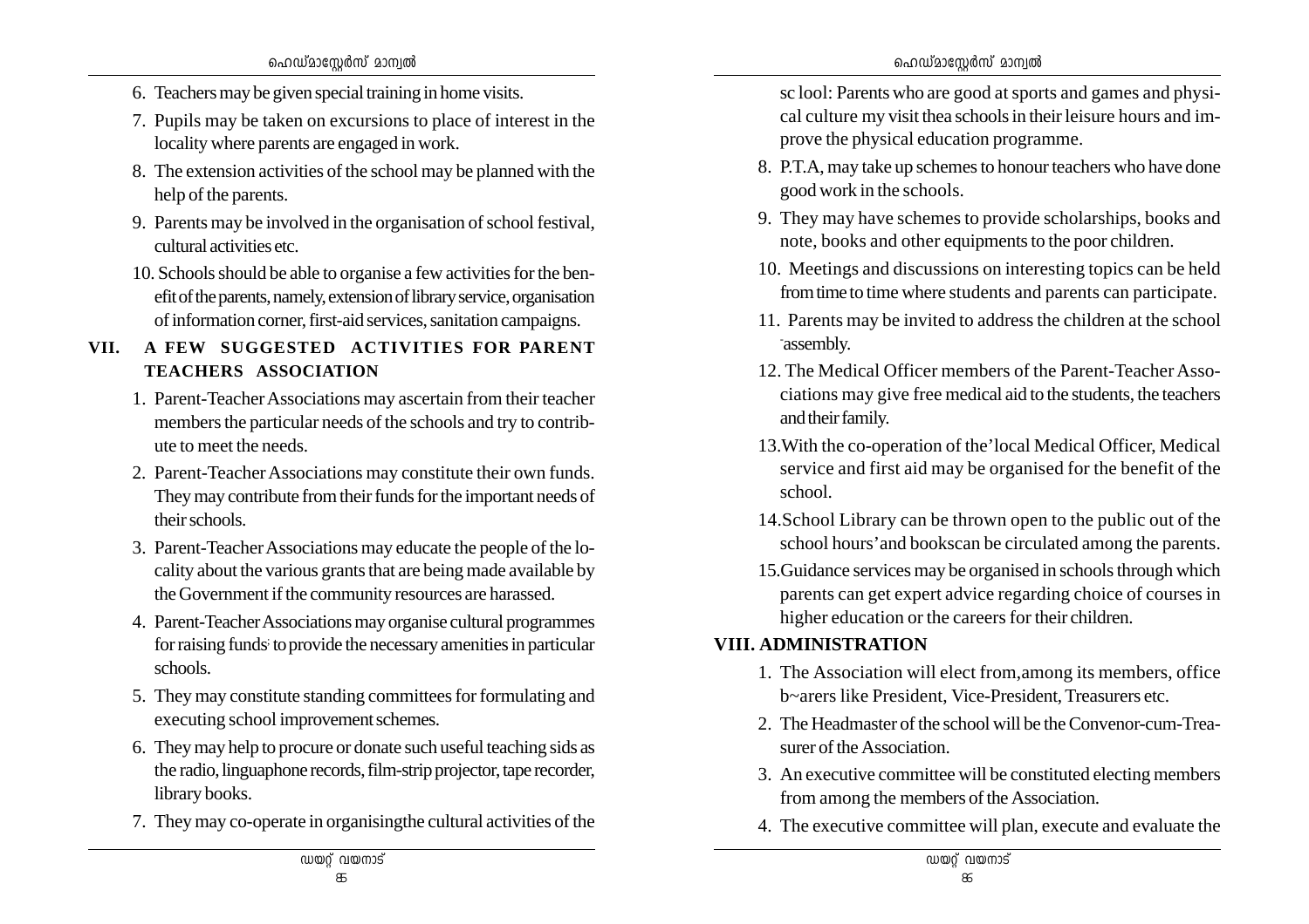6. Teachers may be given special training in home visits.
7. Pupils may be taken on excursions to place of interest in the locality where parents are engaged in work.
8. The extension activities of the school may be planned with the help of the parents.
9. Parents may be involved in the organisation of school festival, cultural activities etc.
10. Schools should be able to organise a few activities for the benefit of the parents, namely, extension of library service, organisation of information corner, first-aid services, sanitation campaigns.

## VII. A FEW SUGGESTED ACTIVITIES FOR PARENT TEACHERS ASSOCIATION

1. Parent-Teacher Associations may ascertain from their teacher members the particular needs of the schools and try to contribute to meet the needs.
2. Parent-Teacher Associations may constitute their own funds. They may contribute from their funds for the important needs of their schools.
3. Parent-Teacher Associations may educate the people of the locality about the various grants that are being made available by the Government if the community resources are harassed.
4. Parent-Teacher Associations may organise cultural programmes for raising funds to provide the necessary amenities in particular schools.
5. They may constitute standing committees for formulating and executing school improvement schemes.
6. They may help to procure or donate such useful teaching sids as the radio, linguaphone records, film-strip projector, tape recorder, library books.
7. They may co-operate in organisingthe cultural activities of the sc lool: Parents who are good at sports and games and physical culture my visit thea schools in their leisure hours and improve the physical education programme.
8. P.T.A, may take up schemes to honour teachers who have done good work in the schools.
9. They may have schemes to provide scholarships, books and note, books and other equipments to the poor children.
10. Meetings and discussions on interesting topics can be held from time to time where students and parents can participate.
11. Parents may be invited to address the children at the school assembly.
12. The Medical Officer members of the Parent-Teacher Associations may give free medical aid to the students, the teachers and their family.
13. With the co-operation of the'local Medical Officer, Medical service and first aid may be organised for the benefit of the school.
14. School Library can be thrown open to the public out of the school hours'and bookscan be circulated among the parents.
15. Guidance services may be organised in schools through which parents can get expert advice regarding choice of courses in higher education or the careers for their children.

## VIII. ADMINISTRATION

1. The Association will elect from,among its members, office b~arers like President, Vice-President, Treasurers etc.
2. The Headmaster of the school will be the Convenor-cum-Treasurer of the Association.
3. An executive committee will be constituted electing members from among the members of the Association.
4. The executive committee will plan, execute and evaluate the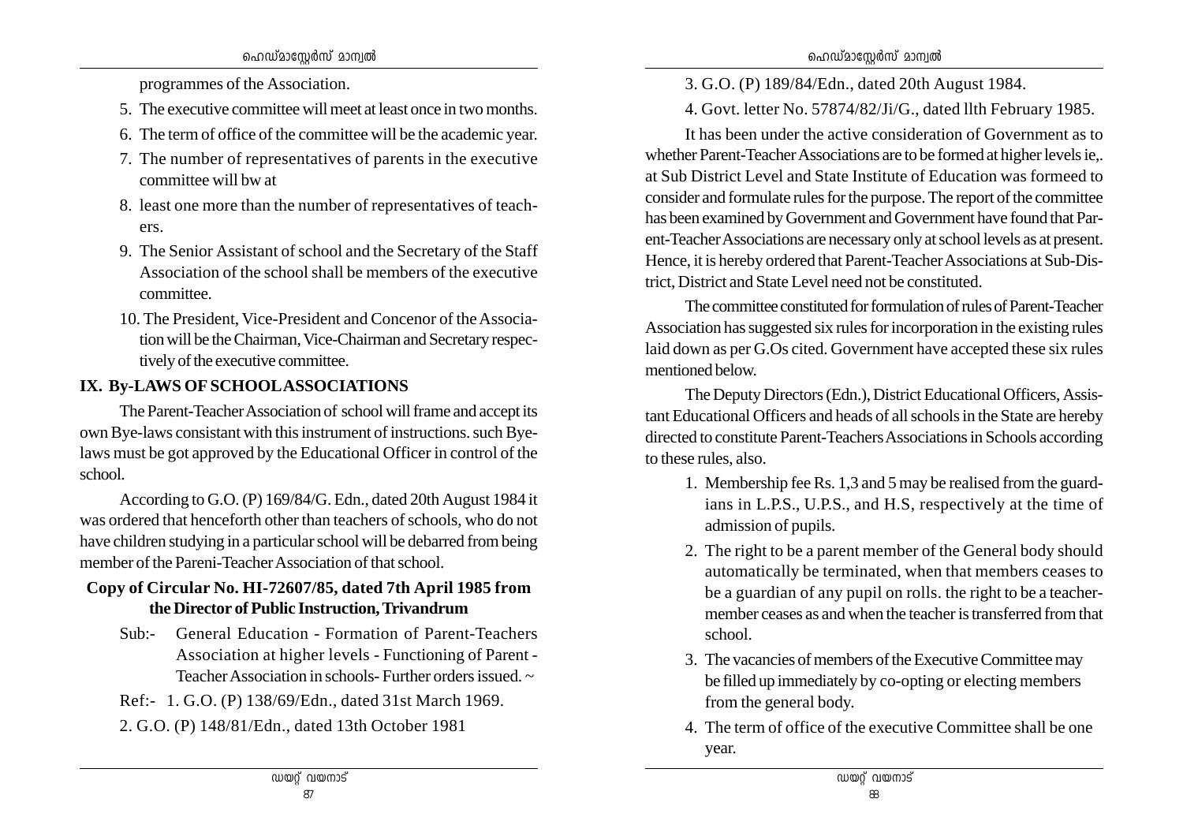programmes of the Association.

5. The executive committee will meet at least once in two months.
6. The term of office of the committee will be the academic year.
7. The number of representatives of parents in the executive committee will bw at
8. least one more than the number of representatives of teachers.
9. The Senior Assistant of school and the Secretary of the Staff Association of the school shall be members of the executive committee.
10. The President, Vice-President and Concenor of the Association will be the Chairman, Vice-Chairman and Secretary respectively of the executive committee.

## IX. By-LAWS OF SCHOOL ASSOCIATIONS

The Parent-Teacher Association of school will frame and accept its own Bye-laws consistant with this instrument of instructions. such Bye-laws must be got approved by the Educational Officer in control of the school.

According to G.O. (P) 169/84/G. Edn., dated 20th August 1984 it was ordered that henceforth other than teachers of schools, who do not have children studying in a particular school will be debarred from being member of the Pareni-Teacher Association of that school.

### Copy of Circular No. HI-72607/85, dated 7th April 1985 from the Director of Public Instruction, Trivandrum

Sub:- General Education - Formation of Parent-Teachers Association at higher levels - Functioning of Parent - Teacher Association in schools- Further orders issued. ~

Ref:- 1. G.O. (P) 138/69/Edn., dated 31st March 1969.

2. G.O. (P) 148/81/Edn., dated 13th October 1981

3. G.O. (P) 189/84/Edn., dated 20th August 1984.

4. Govt. letter No. 57874/82/Ji/G., dated llth February 1985.

It has been under the active consideration of Government as to whether Parent-Teacher Associations are to be formed at higher levels ie,. at Sub District Level and State Institute of Education was formeed to consider and formulate rules for the purpose. The report of the committee has been examined by Government and Government have found that Parent-Teacher Associations are necessary only at school levels as at present. Hence, it is hereby ordered that Parent-Teacher Associations at Sub-District, District and State Level need not be constituted.

The committee constituted for formulation of rules of Parent-Teacher Association has suggested six rules for incorporation in the existing rules laid down as per G.Os cited. Government have accepted these six rules mentioned below.

The Deputy Directors (Edn.), District Educational Officers, Assistant Educational Officers and heads of all schools in the State are hereby directed to constitute Parent-Teachers Associations in Schools according to these rules, also.

1. Membership fee Rs. 1,3 and 5 may be realised from the guardians in L.P.S., U.P.S., and H.S, respectively at the time of admission of pupils.
2. The right to be a parent member of the General body should automatically be terminated, when that members ceases to be a guardian of any pupil on rolls. the right to be a teacher-member ceases as and when the teacher is transferred from that school.
3. The vacancies of members of the Executive Committee may be filled up immediately by co-opting or electing members from the general body.
4. The term of office of the executive Committee shall be one year.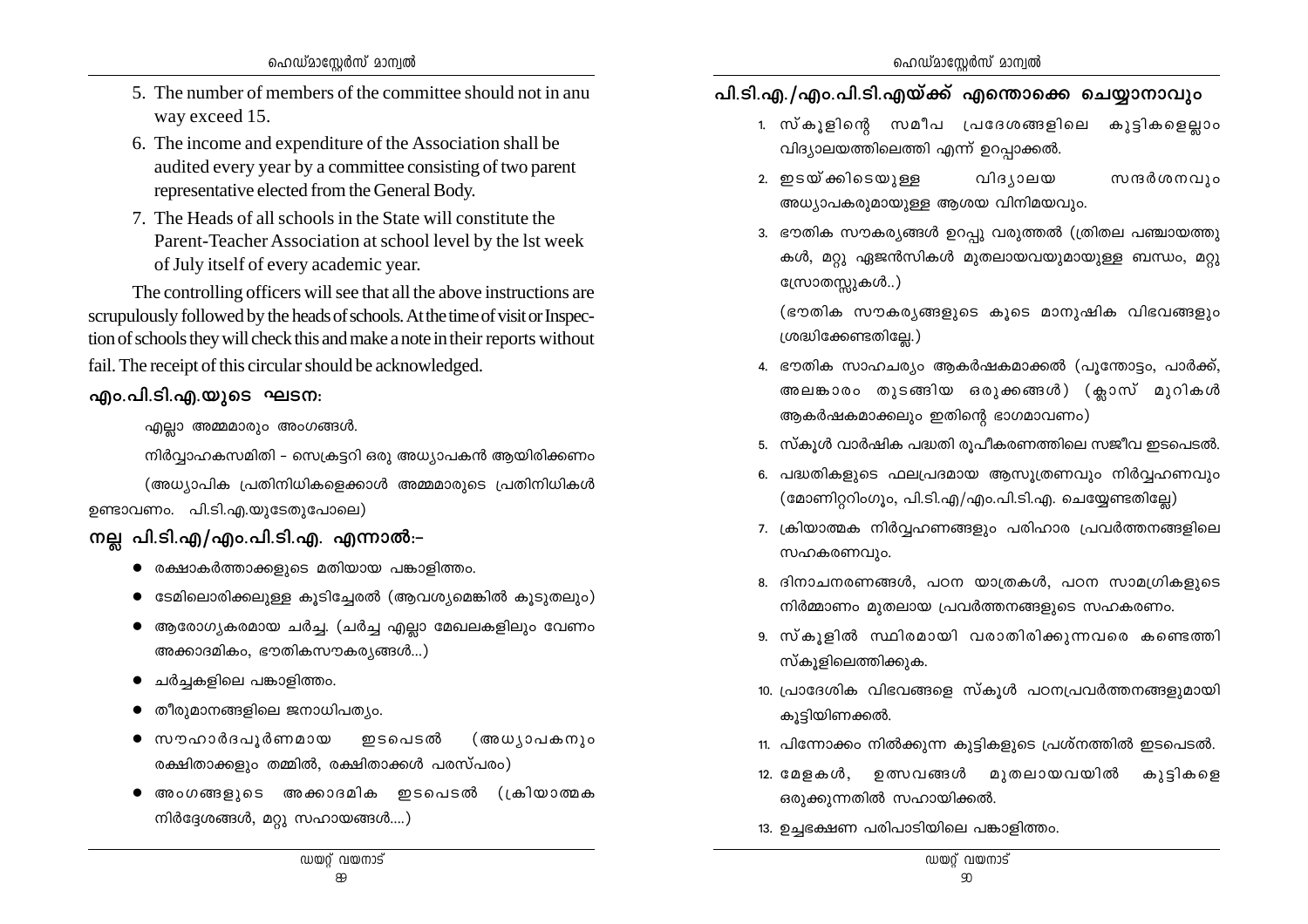5. The number of members of the committee should not in anu way exceed 15.
6. The income and expenditure of the Association shall be audited every year by a committee consisting of two parent representative elected from the General Body.
7. The Heads of all schools in the State will constitute the Parent-Teacher Association at school level by the lst week of July itself of every academic year.

The controlling officers will see that all the above instructions are scrupulously followed by the heads of schools. At the time of visit or Inspection of schools they will check this and make a note in their reports without fail. The receipt of this circular should be acknowledged.

## എം.പി.ടി.എ.യുടെ ഘടന:

എല്ലാ അമ്മമാരും അംഗങ്ങൾ.

നിർവ്വാഹകസമിതി – സെക്രട്ടറി ഒരു അധ്യാപകൻ ആയിരിക്കണം

(അധ്യാപിക പ്രതിനിധികളെക്കാൾ അമ്മമാരുടെ പ്രതിനിധികൾ ഉണ്ടാവണം. പി.ടി.എ.യുടേതുപോലെ)

## നല്ല പി.ടി.എ/എം.പി.ടി.എ. എന്നാൽ:–

- രക്ഷാകർത്താക്കളുടെ മതിയായ പങ്കാളിത്തം.
- ടേമിലൊരിക്കലുള്ള കൂടിച്ചേരൽ (ആവശ്യമെങ്കിൽ കൂടുതലും)
- ആരോഗ്യകരമായ ചർച്ച. (ചർച്ച എല്ലാ മേഖലകളിലും വേണം അക്കാദമികം, ഭൗതികസൗകര്യങ്ങൾ...)
- ചർച്ചകളിലെ പങ്കാളിത്തം.
- തീരുമാനങ്ങളിലെ ജനാധിപത്യം.
- സൗഹാർദപൂർണമായ ഇടപെടൽ (അധ്യാപകനും രക്ഷിതാക്കളും തമ്മിൽ, രക്ഷിതാക്കൾ പരസ്പരം)
- അംഗങ്ങളുടെ അക്കാദമിക ഇടപെടൽ (ക്രിയാത്മക നിർദ്ദേശങ്ങൾ, മറ്റു സഹായങ്ങൾ....)

## പി.ടി.എ./എം.പി.ടി.എയ്ക്ക് എന്തൊക്കെ ചെയ്യാനാവും

1. സ്കൂളിന്റെ സമീപ പ്രദേശങ്ങളിലെ കുട്ടികളെല്ലാം വിദ്യാലയത്തിലെത്തി എന്ന് ഉറപ്പാക്കൽ.
2. ഇടയ്ക്കിടെയുള്ള വിദ്യാലയ സന്ദർശനവും അധ്യാപകരുമായുള്ള ആശയ വിനിമയവും.
3. ഭൗതിക സൗകര്യങ്ങൾ ഉറപ്പു വരുത്തൽ (ത്രിതല പഞ്ചായത്തുകൾ, മറ്റു ഏജൻസികൾ മുതലായവയുമായുള്ള ബന്ധം, മറ്റു സ്രോതസ്സുകൾ..)

   (ഭൗതിക സൗകര്യങ്ങളുടെ കൂടെ മാനുഷിക വിഭവങ്ങളും ശ്രദ്ധിക്കേണ്ടതില്ലേ.)
4. ഭൗതിക സാഹചര്യം ആകർഷകമാക്കൽ (പൂന്തോട്ടം, പാർക്ക്, അലങ്കാരം തുടങ്ങിയ ഒരുക്കങ്ങൾ) (ക്ലാസ് മുറികൾ ആകർഷകമാക്കലും ഇതിന്റെ ഭാഗമാവണം)
5. സ്കൂൾ വാർഷിക പദ്ധതി രൂപീകരണത്തിലെ സജീവ ഇടപെടൽ.
6. പദ്ധതികളുടെ ഫലപ്രദമായ ആസൂത്രണവും നിർവ്വഹണവും (മോണിറ്ററിംഗും, പി.ടി.എ/എം.പി.ടി.എ. ചെയ്യേണ്ടതില്ലേ)
7. ക്രിയാത്മക നിർവ്വഹണങ്ങളും പരിഹാര പ്രവർത്തനങ്ങളിലെ സഹകരണവും.
8. ദിനാചനരണങ്ങൾ, പഠന യാത്രകൾ, പഠന സാമഗ്രികളുടെ നിർമ്മാണം മുതലായ പ്രവർത്തനങ്ങളുടെ സഹകരണം.
9. സ്കൂളിൽ സ്ഥിരമായി വരാതിരിക്കുന്നവരെ കണ്ടെത്തി സ്കൂളിലെത്തിക്കുക.
10. പ്രാദേശിക വിഭവങ്ങളെ സ്കൂൾ പഠനപ്രവർത്തനങ്ങളുമായി കൂട്ടിയിണക്കൽ.
11. പിന്നോക്കം നിൽക്കുന്ന കുട്ടികളുടെ പ്രശ്നത്തിൽ ഇടപെടൽ.
12. മേളകൾ, ഉത്സവങ്ങൾ മുതലായവയിൽ കുട്ടികളെ ഒരുക്കുന്നതിൽ സഹായിക്കൽ.
13. ഉച്ചഭക്ഷണ പരിപാടിയിലെ പങ്കാളിത്തം.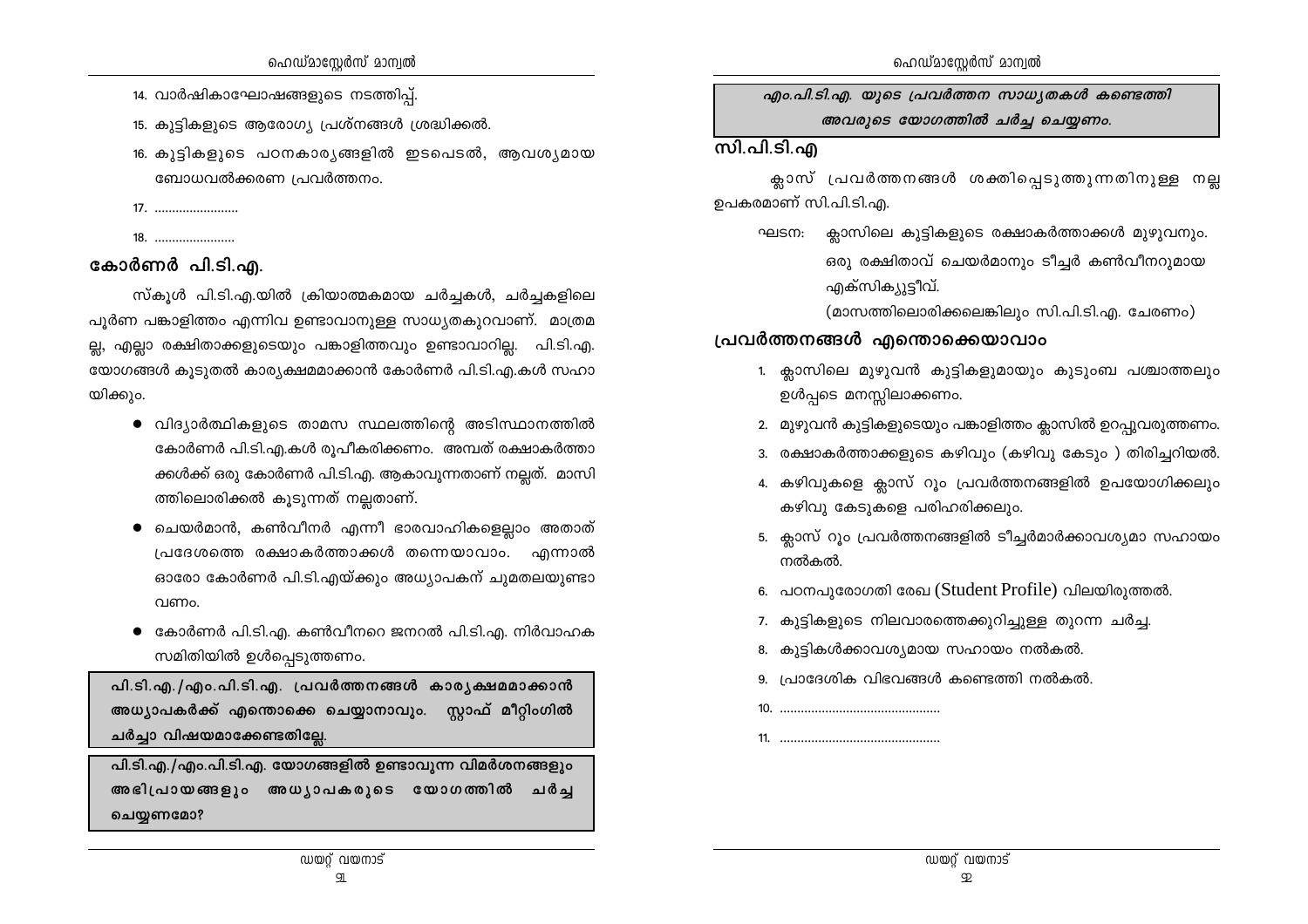14. വാർഷികാഘോഷങ്ങളുടെ നടത്തിപ്പ്.
15. കുട്ടികളുടെ ആരോഗ്യ പ്രശ്നങ്ങൾ ശ്രദ്ധിക്കൽ.
16. കുട്ടികളുടെ പഠനകാര്യങ്ങളിൽ ഇടപെടൽ, ആവശ്യമായ ബോധവൽക്കരണ പ്രവർത്തനം.
17. ........................
18. .......................

## കോർണർ പി.ടി.എ.

സ്കൂൾ പി.ടി.എ.യിൽ ക്രിയാത്മകമായ ചർച്ചകൾ, ചർച്ചകളിലെ പൂർണ പങ്കാളിത്തം എന്നിവ ഉണ്ടാവാനുള്ള സാധ്യതകുറവാണ്. മാത്രമല്ല, എല്ലാ രക്ഷിതാക്കളുടെയും പങ്കാളിത്തവും ഉണ്ടാവാറില്ല. പി.ടി.എ. യോഗങ്ങൾ കൂടുതൽ കാര്യക്ഷമമാക്കാൻ കോർണർ പി.ടി.എ.കൾ സഹായിക്കും.

- വിദ്യാർത്ഥികളുടെ താമസ സ്ഥലത്തിന്റെ അടിസ്ഥാനത്തിൽ കോർണർ പി.ടി.എ.കൾ രൂപീകരിക്കണം. അമ്പത് രക്ഷാകർത്താക്കൾക്ക് ഒരു കോർണർ പി.ടി.എ. ആകാവുന്നതാണ് നല്ലത്. മാസിത്തിലൊരിക്കൽ കൂടുന്നത് നല്ലതാണ്.
- ചെയർമാൻ, കൺവീനർ എന്നീ ഭാരവാഹികളെല്ലാം അതാത് പ്രദേശത്തെ രക്ഷാകർത്താക്കൾ തന്നെയാവാം. എന്നാൽ ഓരോ കോർണർ പി.ടി.എയ്ക്കും അധ്യാപകന് ചുമതലയുണ്ടാവണം.
- കോർണർ പി.ടി.എ. കൺവീനറെ ജനറൽ പി.ടി.എ. നിർവാഹക സമിതിയിൽ ഉൾപ്പെടുത്തണം.

**പി.ടി.എ./എം.പി.ടി.എ. പ്രവർത്തനങ്ങൾ കാര്യക്ഷമമാക്കാൻ അധ്യാപകർക്ക് എന്തൊക്കെ ചെയ്യാനാവും. സ്റ്റാഫ് മീറ്റിംഗിൽ ചർച്ചാ വിഷയമാക്കേണ്ടതില്ലേ.**

**പി.ടി.എ./എം.പി.ടി.എ. യോഗങ്ങളിൽ ഉണ്ടാവുന്ന വിമർശനങ്ങളും അഭിപ്രായങ്ങളും അധ്യാപകരുടെ യോഗത്തിൽ ചർച്ച ചെയ്യണമോ?**

***എം.പി.ടി.എ. യുടെ പ്രവർത്തന സാധ്യതകൾ കണ്ടെത്തി അവരുടെ യോഗത്തിൽ ചർച്ച ചെയ്യണം.***

## സി.പി.ടി.എ

ക്ലാസ് പ്രവർത്തനങ്ങൾ ശക്തിപ്പെടുത്തുന്നതിനുള്ള നല്ല ഉപകരമാണ് സി.പി.ടി.എ.

ഘടന: ക്ലാസിലെ കുട്ടികളുടെ രക്ഷാകർത്താക്കൾ മുഴുവനും. ഒരു രക്ഷിതാവ് ചെയർമാനും ടീച്ചർ കൺവീനറുമായ എക്സിക്യൂട്ടീവ്.
(മാസത്തിലൊരിക്കലെങ്കിലും സി.പി.ടി.എ. ചേരണം)

## പ്രവർത്തനങ്ങൾ എന്തൊക്കെയാവാം

1. ക്ലാസിലെ മുഴുവൻ കുട്ടികളുമായും കുടുംബ പശ്ചാത്തലും ഉൾപ്പടെ മനസ്സിലാക്കണം.
2. മുഴുവൻ കുട്ടികളുടെയും പങ്കാളിത്തം ക്ലാസിൽ ഉറപ്പുവരുത്തണം.
3. രക്ഷാകർത്താക്കളുടെ കഴിവും (കഴിവു കേടും ) തിരിച്ചറിയൽ.
4. കഴിവുകളെ ക്ലാസ് റൂം പ്രവർത്തനങ്ങളിൽ ഉപയോഗിക്കലും കഴിവു കേടുകളെ പരിഹരിക്കലും.
5. ക്ലാസ് റൂം പ്രവർത്തനങ്ങളിൽ ടീച്ചർമാർക്കാവശ്യമാ സഹായം നൽകൽ.
6. പഠനപുരോഗതി രേഖ (Student Profile) വിലയിരുത്തൽ.
7. കുട്ടികളുടെ നിലവാരത്തെക്കുറിച്ചുള്ള തുറന്ന ചർച്ച.
8. കുട്ടികൾക്കാവശ്യമായ സഹായം നൽകൽ.
9. പ്രാദേശിക വിഭവങ്ങൾ കണ്ടെത്തി നൽകൽ.
10. ..............................................
11. ..............................................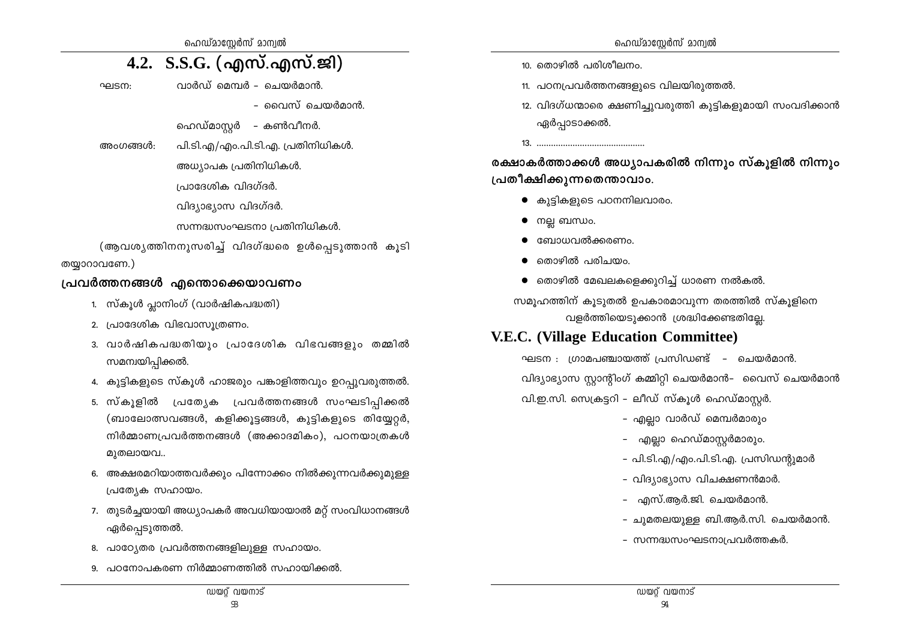## 4.2. S.S.G. (എസ്.എസ്.ജി)

ഘടന: വാർഡ് മെമ്പർ – ചെയർമാൻ.

– വൈസ് ചെയർമാൻ.

ഹെഡ്മാസ്റ്റർ – കൺവീനർ.

അംഗങ്ങൾ: പി.ടി.എ/എം.പി.ടി.എ. പ്രതിനിധികൾ.

അധ്യാപക പ്രതിനിധികൾ.

പ്രാദേശിക വിദഗ്ദർ.

വിദ്യാഭ്യാസ വിദഗ്ദർ.

സന്നദ്ധസംഘടനാ പ്രതിനിധികൾ.

(ആവശ്യത്തിനനുസരിച്ച് വിദഗ്ദ്ധരെ ഉൾപ്പെടുത്താൻ കൂടി തയ്യാറാവണേ.)

### പ്രവർത്തനങ്ങൾ എന്തൊക്കെയാവണം

1. സ്കൂൾ പ്ലാനിംഗ് (വാർഷികപദ്ധതി)
2. പ്രാദേശിക വിഭവാസൂത്രണം.
3. വാർഷികപദ്ധതിയും പ്രാദേശിക വിഭവങ്ങളും തമ്മിൽ സമന്വയിപ്പിക്കൽ.
4. കുട്ടികളുടെ സ്കൂൾ ഹാജരും പങ്കാളിത്തവും ഉറപ്പുവരുത്തൽ.
5. സ്കൂളിൽ പ്രത്യേക പ്രവർത്തനങ്ങൾ സംഘടിപ്പിക്കൽ (ബാലോത്സവങ്ങൾ, കളിക്കൂട്ടങ്ങൾ, കുട്ടികളുടെ തിയ്യേറ്റർ, നിർമ്മാണപ്രവർത്തനങ്ങൾ (അക്കാദമികം), പഠനയാത്രകൾ മുതലായവ..
6. അക്ഷരമറിയാത്തവർക്കും പിന്നോക്കം നിൽക്കുന്നവർക്കുമുള്ള പ്രത്യേക സഹായം.
7. തുടർച്ചയായി അധ്യാപകർ അവധിയായാൽ മറ്റ് സംവിധാനങ്ങൾ ഏർപ്പെടുത്തൽ.
8. പാഠ്യേതര പ്രവർത്തനങ്ങളിലുള്ള സഹായം.
9. പഠനോപകരണ നിർമ്മാണത്തിൽ സഹായിക്കൽ.
10. തൊഴിൽ പരിശീലനം.
11. പഠനപ്രവർത്തനങ്ങളുടെ വിലയിരുത്തൽ.
12. വിദഗ്ധന്മാരെ ക്ഷണിച്ചുവരുത്തി കുട്ടികളുമായി സംവദിക്കാൻ ഏർപ്പാടാക്കൽ.
13. ............................................

### രക്ഷാകർത്താക്കൾ അധ്യാപകരിൽ നിന്നും സ്കൂളിൽ നിന്നും പ്രതീക്ഷിക്കുന്നതെന്താവാം.

- കുട്ടികളുടെ പഠനനിലവാരം.
- നല്ല ബന്ധം.
- ബോധവൽക്കരണം.
- തൊഴിൽ പരിചയം.
- തൊഴിൽ മേഖലകളെക്കുറിച്ച് ധാരണ നൽകൽ.

സമൂഹത്തിന് കൂടുതൽ ഉപകാരമാവുന്ന തരത്തിൽ സ്കൂളിനെ വളർത്തിയെടുക്കാൻ ശ്രദ്ധിക്കേണ്ടതില്ലേ.

## V.E.C. (Village Education Committee)

ഘടന : ഗ്രാമപഞ്ചായത്ത് പ്രസിഡണ്ട് – ചെയർമാൻ.

വിദ്യാഭ്യാസ സ്റ്റാന്റിംഗ് കമ്മിറ്റി ചെയർമാൻ– വൈസ് ചെയർമാൻ

വി.ഇ.സി. സെക്രട്ടറി – ലീഡ് സ്കൂൾ ഹെഡ്മാസ്റ്റർ.

– എല്ലാ വാർഡ് മെമ്പർമാരും

– എല്ലാ ഹെഡ്മാസ്റ്റർമാരും.

– പി.ടി.എ/എം.പി.ടി.എ. പ്രസിഡന്റുമാർ

– വിദ്യാഭ്യാസ വിചക്ഷണൻമാർ.

– എസ്.ആർ.ജി. ചെയർമാൻ.

– ചുമതലയുള്ള ബി.ആർ.സി. ചെയർമാൻ.

– സന്നദ്ധസംഘടനാപ്രവർത്തകർ.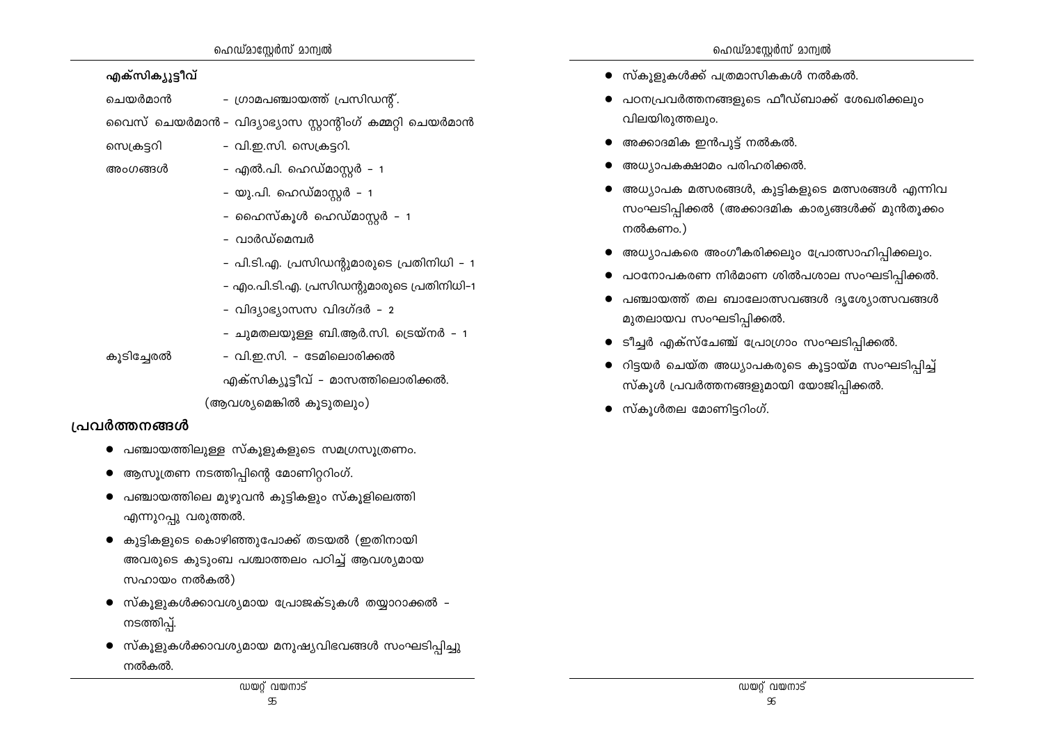**എക്സിക്യൂട്ടീവ്**

ചെയർമാൻ - ഗ്രാമപഞ്ചായത്ത് പ്രസിഡന്റ്.

വൈസ് ചെയർമാൻ - വിദ്യാഭ്യാസ സ്റ്റാന്റിംഗ് കമ്മറ്റി ചെയർമാൻ

സെക്രട്ടറി - വി.ഇ.സി. സെക്രട്ടറി.

അംഗങ്ങൾ
- എൽ.പി. ഹെഡ്മാസ്റ്റർ - 1
- യു.പി. ഹെഡ്മാസ്റ്റർ - 1
- ഹൈസ്കൂൾ ഹെഡ്മാസ്റ്റർ - 1
- വാർഡ്മെമ്പർ
- പി.ടി.എ. പ്രസിഡന്റുമാരുടെ പ്രതിനിധി - 1
- എം.പി.ടി.എ. പ്രസിഡന്റുമാരുടെ പ്രതിനിധി-1
- വിദ്യാഭ്യാസ വിദഗ്ദർ - 2
- ചുമതലയുള്ള ബി.ആർ.സി. ട്രെയ്നർ - 1

കൂടിച്ചേരൽ - വി.ഇ.സി. - ടേമിലൊരിക്കൽ

എക്സിക്യൂട്ടീവ് - മാസത്തിലൊരിക്കൽ.

(ആവശ്യമെങ്കിൽ കൂടുതലും)

## പ്രവർത്തനങ്ങൾ

- പഞ്ചായത്തിലുള്ള സ്കൂളുകളുടെ സമഗ്രസൂത്രണം.
- ആസൂത്രണ നടത്തിപ്പിന്റെ മോണിറ്ററിംഗ്.
- പഞ്ചായത്തിലെ മുഴുവൻ കുട്ടികളും സ്കൂളിലെത്തി എന്നുറപ്പു വരുത്തൽ.
- കുട്ടികളുടെ കൊഴിഞ്ഞുപോക്ക് തടയൽ (ഇതിനായി അവരുടെ കുടുംബ പശ്ചാത്തലം പഠിച്ച് ആവശ്യമായ സഹായം നൽകൽ)
- സ്കൂളുകൾക്കാവശ്യമായ പ്രോജക്ടുകൾ തയ്യാറാക്കൽ - നടത്തിപ്പ്.
- സ്കൂളുകൾക്കാവശ്യമായ മനുഷ്യവിഭവങ്ങൾ സംഘടിപ്പിച്ചു നൽകൽ.
- സ്കൂളുകൾക്ക് പത്രമാസികകൾ നൽകൽ.
- പഠനപ്രവർത്തനങ്ങളുടെ ഫീഡ്ബാക്ക് ശേഖരിക്കലും വിലയിരുത്തലും.
- അക്കാദമിക ഇൻപുട്ട് നൽകൽ.
- അധ്യാപകക്ഷാമം പരിഹരിക്കൽ.
- അധ്യാപക മത്സരങ്ങൾ, കുട്ടികളുടെ മത്സരങ്ങൾ എന്നിവ സംഘടിപ്പിക്കൽ (അക്കാദമിക കാര്യങ്ങൾക്ക് മുൻതൂക്കം നൽകണം.)
- അധ്യാപകരെ അംഗീകരിക്കലും പ്രോത്സാഹിപ്പിക്കലും.
- പഠനോപകരണ നിർമാണ ശിൽപശാല സംഘടിപ്പിക്കൽ.
- പഞ്ചായത്ത് തല ബാലോത്സവങ്ങൾ ദൃശ്യോത്സവങ്ങൾ മുതലായവ സംഘടിപ്പിക്കൽ.
- ടീച്ചർ എക്സ്ചേഞ്ച് പ്രോഗ്രാം സംഘടിപ്പിക്കൽ.
- റിട്ടയർ ചെയ്ത അധ്യാപകരുടെ കൂട്ടായ്മ സംഘടിപ്പിച്ച് സ്കൂൾ പ്രവർത്തനങ്ങളുമായി യോജിപ്പിക്കൽ.
- സ്കൂൾതല മോണിട്ടറിംഗ്.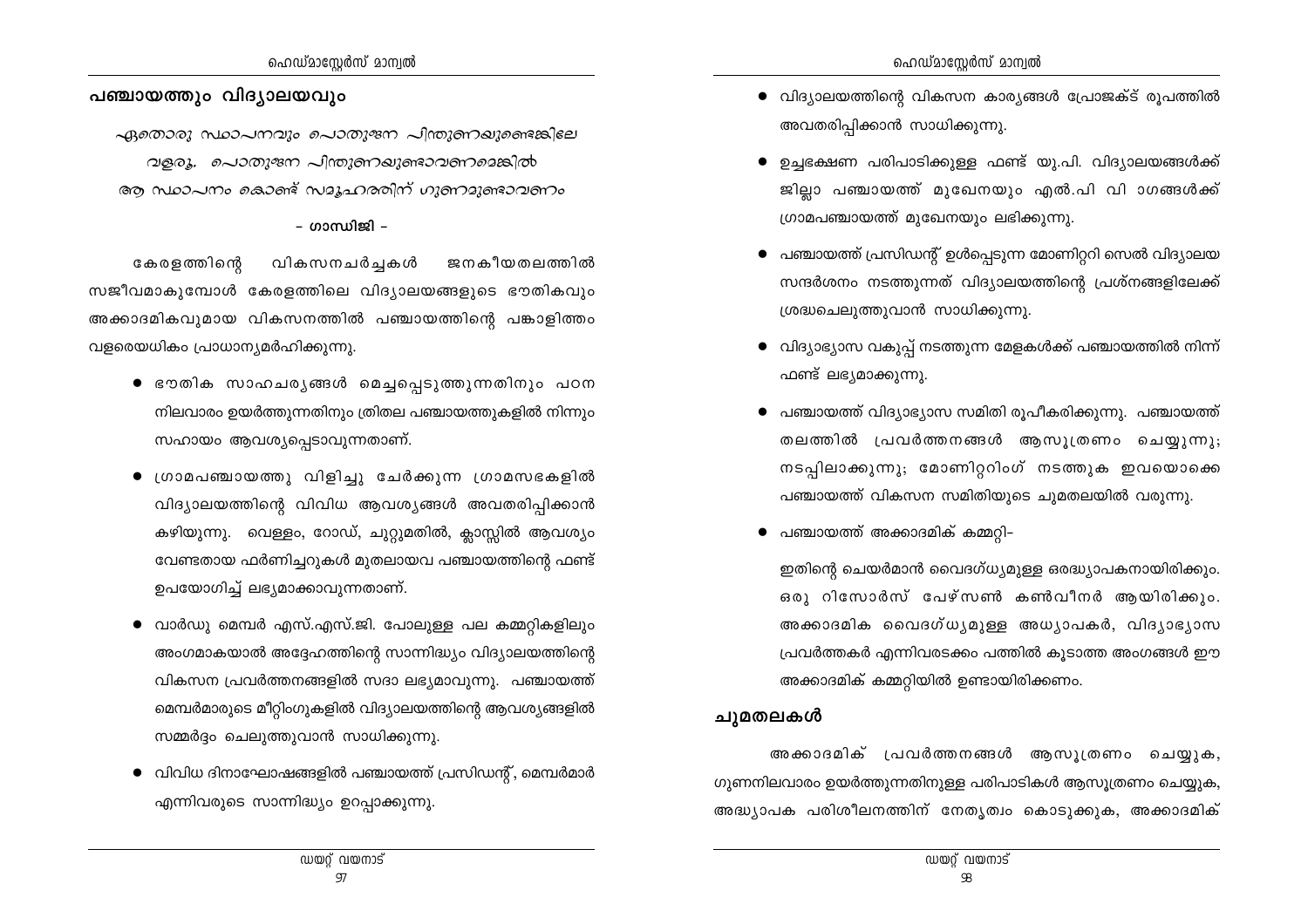## പഞ്ചായത്തും വിദ്യാലയവും

*ഏതൊരു സ്ഥാപനവും പൊതുജന പിന്തുണയുണ്ടെങ്കിലേ*
*വളരൂ. പൊതുജന പിന്തുണയുണ്ടാവണമെങ്കിൽ*
*ആ സ്ഥാപനം കൊണ്ട് സമൂഹത്തിന് ഗുണമുണ്ടാവണം*

**- ഗാന്ധിജി -**

കേരളത്തിന്റെ വികസനചർച്ചകൾ ജനകീയതലത്തിൽ സജീവമാകുമ്പോൾ കേരളത്തിലെ വിദ്യാലയങ്ങളുടെ ഭൗതികവും അക്കാദമികവുമായ വികസനത്തിൽ പഞ്ചായത്തിന്റെ പങ്കാളിത്തം വളരെയധികം പ്രാധാന്യമർഹിക്കുന്നു.

- ഭൗതിക സാഹചര്യങ്ങൾ മെച്ചപ്പെടുത്തുന്നതിനും പഠന നിലവാരം ഉയർത്തുന്നതിനും ത്രിതല പഞ്ചായത്തുകളിൽ നിന്നും സഹായം ആവശ്യപ്പെടാവുന്നതാണ്.
- ഗ്രാമപഞ്ചായത്തു വിളിച്ചു ചേർക്കുന്ന ഗ്രാമസഭകളിൽ വിദ്യാലയത്തിന്റെ വിവിധ ആവശ്യങ്ങൾ അവതരിപ്പിക്കാൻ കഴിയുന്നു. വെള്ളം, റോഡ്, ചുറ്റുമതിൽ, ക്ലാസ്സിൽ ആവശ്യം വേണ്ടതായ ഫർണിച്ചറുകൾ മുതലായവ പഞ്ചായത്തിന്റെ ഫണ്ട് ഉപയോഗിച്ച് ലഭ്യമാക്കാവുന്നതാണ്.
- വാർഡു മെമ്പർ എസ്.എസ്.ജി. പോലുള്ള പല കമ്മറ്റികളിലും അംഗമാകയാൽ അദ്ദേഹത്തിന്റെ സാന്നിദ്ധ്യം വിദ്യാലയത്തിന്റെ വികസന പ്രവർത്തനങ്ങളിൽ സദാ ലഭ്യമാവുന്നു. പഞ്ചായത്ത് മെമ്പർമാരുടെ മീറ്റിംഗുകളിൽ വിദ്യാലയത്തിന്റെ ആവശ്യങ്ങളിൽ സമ്മർദ്ദം ചെലുത്തുവാൻ സാധിക്കുന്നു.
- വിവിധ ദിനാഘോഷങ്ങളിൽ പഞ്ചായത്ത് പ്രസിഡന്റ്, മെമ്പർമാർ എന്നിവരുടെ സാന്നിദ്ധ്യം ഉറപ്പാക്കുന്നു.
- വിദ്യാലയത്തിന്റെ വികസന കാര്യങ്ങൾ പ്രോജക്ട് രൂപത്തിൽ അവതരിപ്പിക്കാൻ സാധിക്കുന്നു.
- ഉച്ചഭക്ഷണ പരിപാടിക്കുള്ള ഫണ്ട് യു.പി. വിദ്യാലയങ്ങൾക്ക് ജില്ലാ പഞ്ചായത്ത് മുഖേനയും എൽ.പി വി ഠഗങ്ങൾക്ക് ഗ്രാമപഞ്ചായത്ത് മുഖേനയും ലഭിക്കുന്നു.
- പഞ്ചായത്ത് പ്രസിഡന്റ് ഉൾപ്പെടുന്ന മോണിറ്ററി സെൽ വിദ്യാലയ സന്ദർശനം നടത്തുന്നത് വിദ്യാലയത്തിന്റെ പ്രശ്നങ്ങളിലേക്ക് ശ്രദ്ധചെലുത്തുവാൻ സാധിക്കുന്നു.
- വിദ്യാഭ്യാസ വകുപ്പ് നടത്തുന്ന മേളകൾക്ക് പഞ്ചായത്തിൽ നിന്ന് ഫണ്ട് ലഭ്യമാക്കുന്നു.
- പഞ്ചായത്ത് വിദ്യാഭ്യാസ സമിതി രൂപീകരിക്കുന്നു. പഞ്ചായത്ത് തലത്തിൽ പ്രവർത്തനങ്ങൾ ആസൂത്രണം ചെയ്യുന്നു; നടപ്പിലാക്കുന്നു; മോണിറ്ററിംഗ് നടത്തുക ഇവയൊക്കെ പഞ്ചായത്ത് വികസന സമിതിയുടെ ചുമതലയിൽ വരുന്നു.
- പഞ്ചായത്ത് അക്കാദമിക് കമ്മറ്റി–

  ഇതിന്റെ ചെയർമാൻ വൈദഗ്ധ്യമുള്ള ഒരദ്ധ്യാപകനായിരിക്കും. ഒരു റിസോർസ് പേഴ്സൺ കൺവീനർ ആയിരിക്കും. അക്കാദമിക വൈദഗ്ധ്യമുള്ള അധ്യാപകർ, വിദ്യാഭ്യാസ പ്രവർത്തകർ എന്നിവരടക്കം പത്തിൽ കൂടാത്ത അംഗങ്ങൾ ഈ അക്കാദമിക് കമ്മറ്റിയിൽ ഉണ്ടായിരിക്കണം.

## ചുമതലകൾ

അക്കാദമിക് പ്രവർത്തനങ്ങൾ ആസൂത്രണം ചെയ്യുക, ഗുണനിലവാരം ഉയർത്തുന്നതിനുള്ള പരിപാടികൾ ആസൂത്രണം ചെയ്യുക, അദ്ധ്യാപക പരിശീലനത്തിന് നേതൃത്വം കൊടുക്കുക, അക്കാദമിക്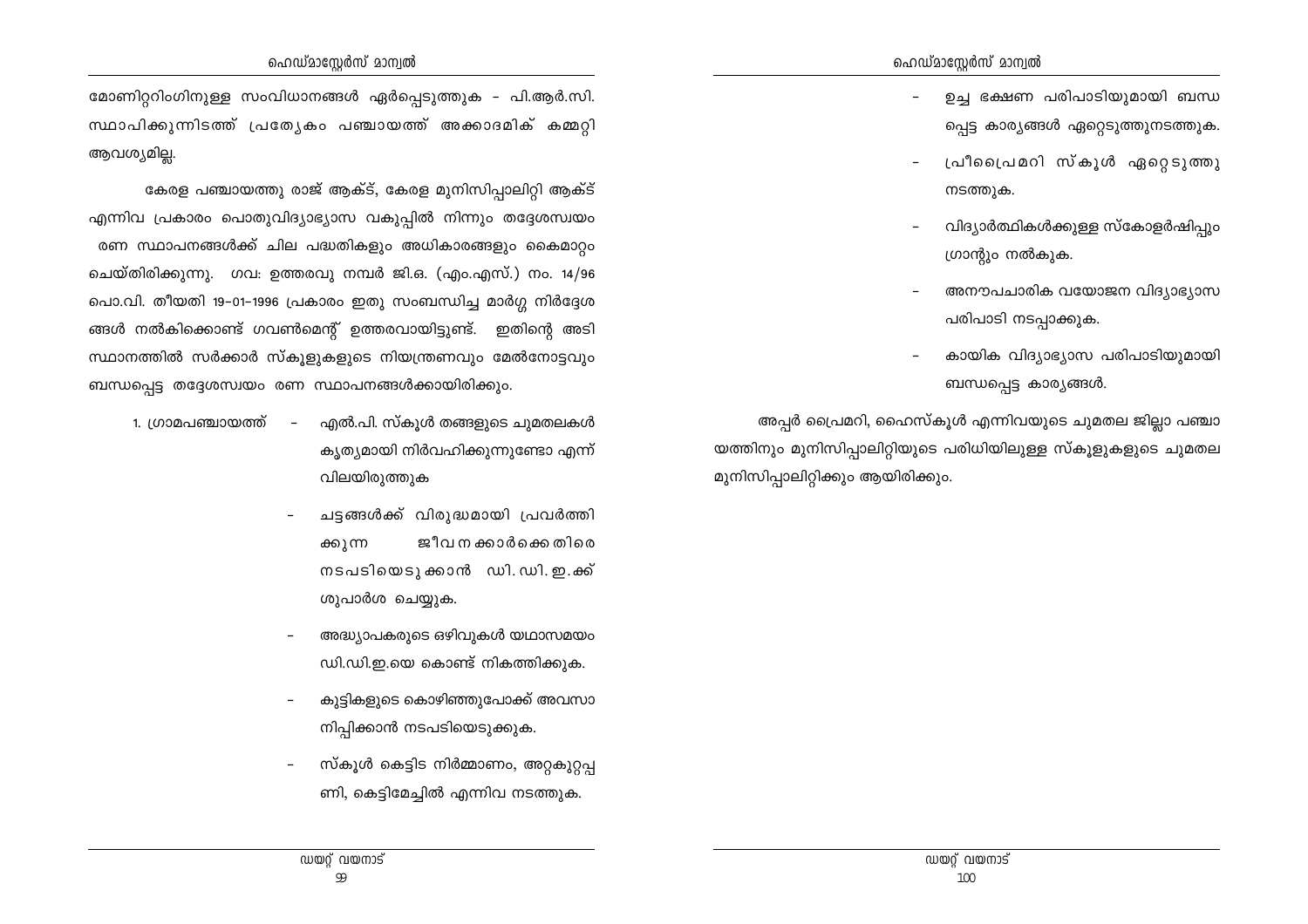മോണിറ്ററിംഗിനുള്ള സംവിധാനങ്ങൾ ഏർപ്പെടുത്തുക - പി.ആർ.സി. സ്ഥാപിക്കുന്നിടത്ത് പ്രത്യേകം പഞ്ചായത്ത് അക്കാദമിക് കമ്മറ്റി ആവശ്യമില്ല.

കേരള പഞ്ചായത്തു രാജ് ആക്ട്, കേരള മുനിസിപ്പാലിറ്റി ആക്ട് എന്നിവ പ്രകാരം പൊതുവിദ്യാഭ്യാസ വകുപ്പിൽ നിന്നും തദ്ദേശസ്വയം രണ സ്ഥാപനങ്ങൾക്ക് ചില പദ്ധതികളും അധികാരങ്ങളും കൈമാറ്റം ചെയ്തിരിക്കുന്നു. ഗവ: ഉത്തരവു നമ്പർ ജി.ഒ. (എം.എസ്.) നം. 14/96 പൊ.വി. തീയതി 19-01-1996 പ്രകാരം ഇതു സംബന്ധിച്ച മാർഗ്ഗ നിർദ്ദേശ ങ്ങൾ നൽകിക്കൊണ്ട് ഗവൺമെന്റ് ഉത്തരവായിട്ടുണ്ട്. ഇതിന്റെ അടി സ്ഥാനത്തിൽ സർക്കാർ സ്കൂളുകളുടെ നിയന്ത്രണവും മേൽനോട്ടവും ബന്ധപ്പെട്ട തദ്ദേശസ്വയം രണ സ്ഥാപനങ്ങൾക്കായിരിക്കും.

1. ഗ്രാമപഞ്ചായത്ത്
   - എൽ.പി. സ്കൂൾ തങ്ങളുടെ ചുമതലകൾ കൃത്യമായി നിർവഹിക്കുന്നുണ്ടോ എന്ന് വിലയിരുത്തുക
   - ചട്ടങ്ങൾക്ക് വിരുദ്ധമായി പ്രവർത്തിക്കുന്ന ജീവനക്കാർക്കെതിരെ നടപടിയെടുക്കാൻ ഡി.ഡി.ഇ.ക്ക് ശുപാർശ ചെയ്യുക.
   - അദ്ധ്യാപകരുടെ ഒഴിവുകൾ യഥാസമയം ഡി.ഡി.ഇ.യെ കൊണ്ട് നികത്തിക്കുക.
   - കുട്ടികളുടെ കൊഴിഞ്ഞുപോക്ക് അവസാനിപ്പിക്കാൻ നടപടിയെടുക്കുക.
   - സ്കൂൾ കെട്ടിട നിർമ്മാണം, അറ്റകുറ്റപ്പണി, കെട്ടിമേച്ചിൽ എന്നിവ നടത്തുക.
   - ഉച്ച ഭക്ഷണ പരിപാടിയുമായി ബന്ധപ്പെട്ട കാര്യങ്ങൾ ഏറ്റെടുത്തുനടത്തുക.
   - പ്രീപ്രൈമറി സ്കൂൾ ഏറ്റെടുത്തു നടത്തുക.
   - വിദ്യാർത്ഥികൾക്കുള്ള സ്കോളർഷിപ്പും ഗ്രാന്റും നൽകുക.
   - അനൗപചാരിക വയോജന വിദ്യാഭ്യാസ പരിപാടി നടപ്പാക്കുക.
   - കായിക വിദ്യാഭ്യാസ പരിപാടിയുമായി ബന്ധപ്പെട്ട കാര്യങ്ങൾ.

അപ്പർ പ്രൈമറി, ഹൈസ്കൂൾ എന്നിവയുടെ ചുമതല ജില്ലാ പഞ്ചായത്തിനും മുനിസിപ്പാലിറ്റിയുടെ പരിധിയിലുള്ള സ്കൂളുകളുടെ ചുമതല മുനിസിപ്പാലിറ്റിക്കും ആയിരിക്കും.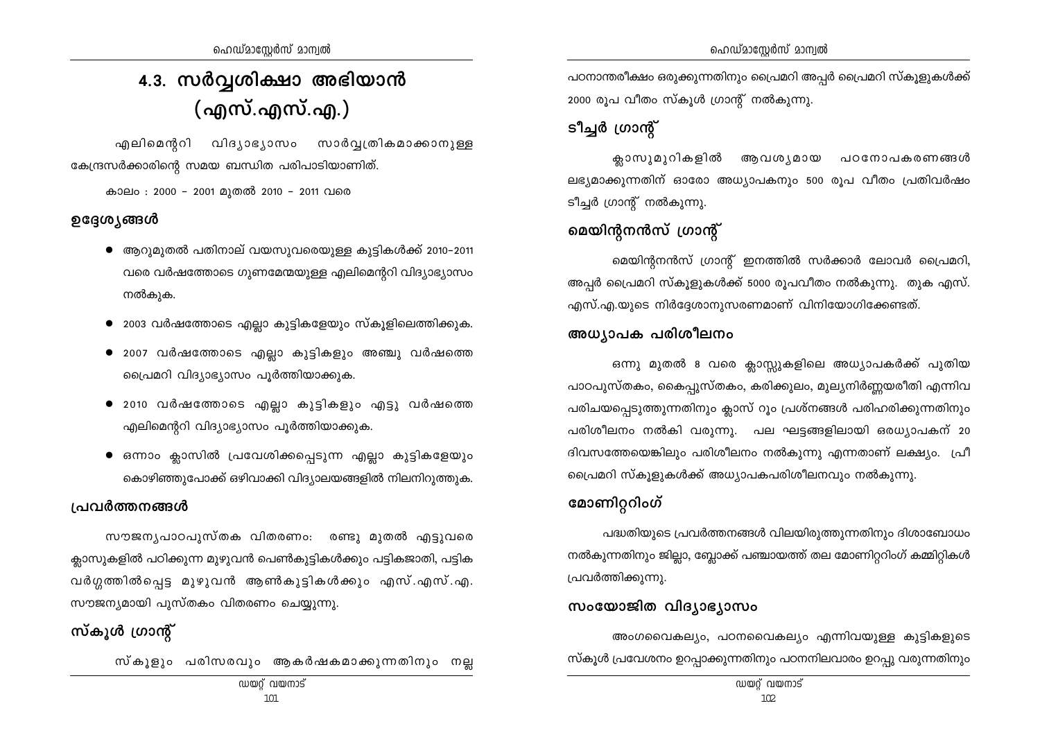# 4.3. സർവ്വശിക്ഷാ അഭിയാൻ (എസ്.എസ്.എ.)

എലിമെന്ററി വിദ്യാഭ്യാസം സാർവ്വത്രികമാക്കാനുള്ള കേന്ദ്രസർക്കാരിന്റെ സമയ ബന്ധിത പരിപാടിയാണിത്.

കാലം : 2000 - 2001 മുതൽ 2010 - 2011 വരെ

## ഉദ്ദേശ്യങ്ങൾ

- ആറുമുതൽ പതിനാല് വയസുവരെയുള്ള കുട്ടികൾക്ക് 2010-2011 വരെ വർഷത്തോടെ ഗുണമേന്മയുള്ള എലിമെന്ററി വിദ്യാഭ്യാസം നൽകുക.
- 2003 വർഷത്തോടെ എല്ലാ കുട്ടികളേയും സ്കൂളിലെത്തിക്കുക.
- 2007 വർഷത്തോടെ എല്ലാ കുട്ടികളും അഞ്ചു വർഷത്തെ പ്രൈമറി വിദ്യാഭ്യാസം പൂർത്തിയാക്കുക.
- 2010 വർഷത്തോടെ എല്ലാ കുട്ടികളും എട്ടു വർഷത്തെ എലിമെന്ററി വിദ്യാഭ്യാസം പൂർത്തിയാക്കുക.
- ഒന്നാം ക്ലാസിൽ പ്രവേശിക്കപ്പെടുന്ന എല്ലാ കുട്ടികളേയും കൊഴിഞ്ഞുപോക്ക് ഒഴിവാക്കി വിദ്യാലയങ്ങളിൽ നിലനിറുത്തുക.

## പ്രവർത്തനങ്ങൾ

സൗജന്യപാഠപുസ്തക വിതരണം: രണ്ടു മുതൽ എട്ടുവരെ ക്ലാസുകളിൽ പഠിക്കുന്ന മുഴുവൻ പെൺകുട്ടികൾക്കും പട്ടികജാതി, പട്ടിക വർഗ്ഗത്തിൽപ്പെട്ട മുഴുവൻ ആൺകുട്ടികൾക്കും എസ്.എസ്.എ. സൗജന്യമായി പുസ്തകം വിതരണം ചെയ്യുന്നു.

## സ്കൂൾ ഗ്രാന്റ്

സ്കൂളും പരിസരവും ആകർഷകമാക്കുന്നതിനും നല്ല പഠനാന്തരീക്ഷം ഒരുക്കുന്നതിനും പ്രൈമറി അപ്പർ പ്രൈമറി സ്കൂളുകൾക്ക് 2000 രൂപ വീതം സ്കൂൾ ഗ്രാന്റ് നൽകുന്നു.

## ടീച്ചർ ഗ്രാന്റ്

ക്ലാസുമുറികളിൽ ആവശ്യമായ പഠനോപകരണങ്ങൾ ലഭ്യമാക്കുന്നതിന് ഓരോ അധ്യാപകനും 500 രൂപ വീതം പ്രതിവർഷം ടീച്ചർ ഗ്രാന്റ് നൽകുന്നു.

## മെയിന്റനൻസ് ഗ്രാന്റ്

മെയിന്റനൻസ് ഗ്രാന്റ് ഇനത്തിൽ സർക്കാർ ലോവർ പ്രൈമറി, അപ്പർ പ്രൈമറി സ്കൂളുകൾക്ക് 5000 രൂപവീതം നൽകുന്നു. തുക എസ്. എസ്.എ.യുടെ നിർദ്ദേശാനുസരണമാണ് വിനിയോഗിക്കേണ്ടത്.

## അധ്യാപക പരിശീലനം

ഒന്നു മുതൽ 8 വരെ ക്ലാസ്സുകളിലെ അധ്യാപകർക്ക് പുതിയ പാഠപുസ്തകം, കൈപ്പുസ്തകം, കരിക്കുലം, മൂല്യനിർണ്ണയരീതി എന്നിവ പരിചയപ്പെടുത്തുന്നതിനും ക്ലാസ് റൂം പ്രശ്നങ്ങൾ പരിഹരിക്കുന്നതിനും പരിശീലനം നൽകി വരുന്നു. പല ഘട്ടങ്ങളിലായി ഒരധ്യാപകന് 20 ദിവസത്തേയെങ്കിലും പരിശീലനം നൽകുന്നു എന്നതാണ് ലക്ഷ്യം. പ്രീ പ്രൈമറി സ്കൂളുകൾക്ക് അധ്യാപകപരിശീലനവും നൽകുന്നു.

## മോണിറ്ററിംഗ്

പദ്ധതിയുടെ പ്രവർത്തനങ്ങൾ വിലയിരുത്തുന്നതിനും ദിശാബോധം നൽകുന്നതിനും ജില്ലാ, ബ്ലോക്ക് പഞ്ചായത്ത് തല മോണിറ്ററിംഗ് കമ്മിറ്റികൾ പ്രവർത്തിക്കുന്നു.

## സംയോജിത വിദ്യാഭ്യാസം

അംഗവൈകല്യം, പഠനവൈകല്യം എന്നിവയുള്ള കുട്ടികളുടെ സ്കൂൾ പ്രവേശനം ഉറപ്പാക്കുന്നതിനും പഠനനിലവാരം ഉറപ്പു വരുന്നതിനും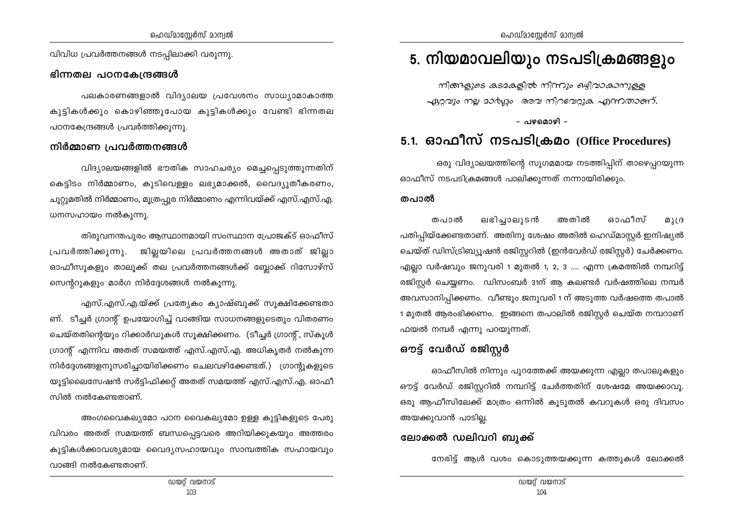വിവിധ പ്രവർത്തനങ്ങൾ നടപ്പിലാക്കി വരുന്നു.

### ഭിന്നതല പഠനകേന്ദ്രങ്ങൾ

പലകാരണങ്ങളാൽ വിദ്യാലയ പ്രവേശനം സാധ്യാമാകാത്ത കുട്ടികൾക്കും കൊഴിഞ്ഞുപോയ കുട്ടികൾക്കും വേണ്ടി ഭിന്നതല പഠനകേന്ദ്രങ്ങൾ പ്രവർത്തിക്കുന്നു.

### നിർമ്മാണ പ്രവർത്തനങ്ങൾ

വിദ്യാലയങ്ങളിൽ ഭൗതിക സാഹചര്യം മെച്ചപ്പെടുത്തുന്നതിന് കെട്ടിടം നിർമ്മാണം, കുടിവെള്ളം ലഭ്യമാക്കൽ, വൈദ്യുതീകരണം, ചുറ്റുമതിൽ നിർമ്മാണം, മൂത്രപ്പുര നിർമ്മാണം എന്നിവയ്ക്ക് എസ്.എസ്.എ. ധനസഹായം നൽകുന്നു.

തിരുവനന്തപുരം ആസ്ഥാനമായി സംസ്ഥാന പ്രോജക്ട് ഓഫീസ് പ്രവർത്തിക്കുന്നു. ജില്ലയിലെ പ്രവർത്തനങ്ങൾ അതാത് ജില്ലാ ഓഫീസുകളും താലൂക്ക് തല പ്രവർത്തനങ്ങൾക്ക് ബ്ലോക്ക് റിസോഴ്സ് സെന്ററുകളും മാർഗ നിർദ്ദേശങ്ങൾ നൽകുന്നു.

എസ്.എസ്.എ.യ്ക്ക് പ്രത്യേകം ക്യാഷ്ബുക്ക് സൂക്ഷിക്കേണ്ടതാണ്. ടീച്ചർ ഗ്രാന്റ് ഉപയോഗിച്ച് വാങ്ങിയ സാധനങ്ങളുടെതും വിതരണം ചെയ്തതിന്റെയും റിക്കാർഡുകൾ സൂക്ഷിക്കണം. (ടീച്ചർ ഗ്രാന്റ്, സ്കൂൾ ഗ്രാന്റ് എന്നിവ അതത് സമയത്ത് എസ്.എസ്.എ. അധികൃതർ നൽകുന്ന നിർദ്ദേശങ്ങളനുസരിച്ചായിരിക്കണം ചെലവഴിക്കേണ്ടത്.) ഗ്രാന്റുകളുടെ യൂട്ടിലൈസേഷൻ സർട്ടിഫിക്കറ്റ് അതത് സമയത്ത് എസ്.എസ്.എ. ഓഫീസിൽ നൽകേണ്ടതാണ്.

അംഗവൈകല്യമോ പഠന വൈകല്യമോ ഉള്ള കുട്ടികളുടെ പേരു വിവരം അതത് സമയത്ത് ബന്ധപ്പെട്ടവരെ അറിയിക്കുകയും അത്തരം കുട്ടികൾക്കാവശ്യമായ വൈദ്യസഹായവും സാമ്പത്തിക സഹായവും വാങ്ങി നൽകേണ്ടതാണ്.

# 5. നിയമാവലിയും നടപടിക്രമങ്ങളും

*നിങ്ങളുടെ കടമകളിൽ നിന്നും ഒഴിവാകാനുള്ള ഏറ്റവും നല്ല മാർഗ്ഗം അവ നിറവേറ്റുക എന്നതാണ്.*

**– പഴമൊഴി –**

## 5.1. ഓഫീസ് നടപടിക്രമം (Office Procedures)

ഒരു വിദ്യാലയത്തിന്റെ സുഗമമായ നടത്തിപ്പിന് താഴെപ്പറയുന്ന ഓഫീസ് നടപടിക്രമങ്ങൾ പാലിക്കുന്നത് നന്നായിരിക്കും.

**തപാൽ**

തപാൽ ലഭിച്ചാലുടൻ അതിൽ ഓഫീസ് മുദ്ര പതിപ്പിയ്ക്കേണ്ടതാണ്. അതിനു ശേഷം അതിൽ ഹെഡ്മാസ്റ്റർ ഇനിഷ്യൽ ചെയ്ത് ഡിസ്ട്രിബ്യൂഷൻ രജിസ്റ്ററിൽ (ഇൻവേർഡ് രജിസ്റ്റർ) ചേർക്കണം. എല്ലാ വർഷവും ജനുവരി 1 മുതൽ 1, 2, 3 .... എന്ന ക്രമത്തിൽ നമ്പറിട്ട് രജിസ്റ്റർ ചെയ്യണം. ഡിസംബർ 31ന് ആ കലണ്ടർ വർഷത്തിലെ നമ്പർ അവസാനിപ്പിക്കണം. വീണ്ടും ജനുവരി 1 ന് അടുത്ത വർഷത്തെ തപാൽ 1 മുതൽ ആരംഭിക്കണം. ഇങ്ങനെ തപാലിൽ രജിസ്റ്റർ ചെയ്ത നമ്പറാണ് ഫയൽ നമ്പർ എന്നു പറയുന്നത്.

### ഔട്ട് വേർഡ് രജിസ്റ്റർ

ഓഫീസിൽ നിന്നും പുറത്തേക്ക് അയക്കുന്ന എല്ലാ തപാലുകളും ഔട്ട് വേർഡ് രജിസ്റ്ററിൽ നമ്പറിട്ട് ചേർത്തതിന് ശേഷമേ അയക്കാവൂ. ഒരു ആഫീസിലേക്ക് മാത്രം ഒന്നിൽ കൂടുതൽ കവറുകൾ ഒരു ദിവസം അയക്കുവാൻ പാടില്ല.

### ലോക്കൽ ഡലിവറി ബുക്ക്

നേരിട്ട് ആൾ വശം കൊടുത്തയക്കുന്ന കത്തുകൾ ലോക്കൽ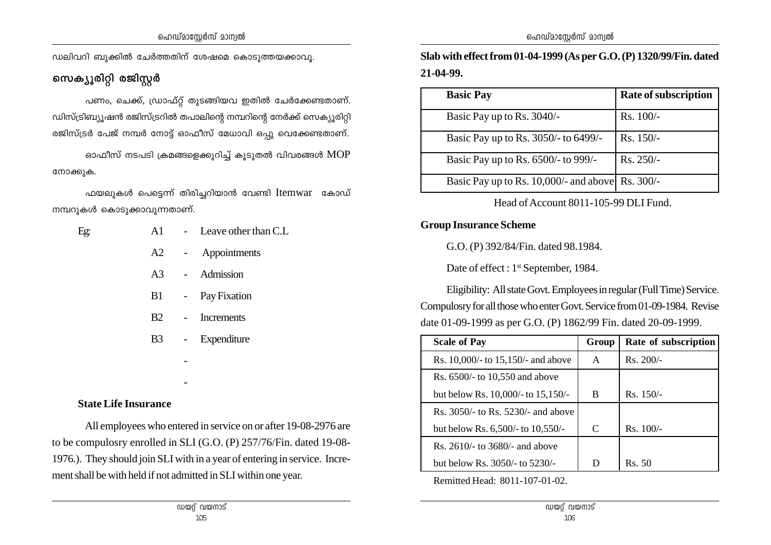ഡലിവറി ബുക്കിൽ ചേർത്തതിന് ശേഷമെ കൊടുത്തയക്കാവൂ.

## സെക്യൂരിറ്റി രജിസ്റ്റർ

പണം, ചെക്ക്, ഡ്രാഫ്റ്റ് തുടങ്ങിയവ ഇതിൽ ചേർക്കേണ്ടതാണ്. ഡിസ്ട്രിബ്യൂഷൻ രജിസ്ട്രറിൽ തപാലിന്റെ നമ്പറിന്റെ നേർക്ക് സെക്യൂരിറ്റി രജിസ്ട്രർ പേജ് നമ്പർ നോട്ട് ഓഫീസ് മേധാവി ഒപ്പു വെക്കേണ്ടതാണ്.

ഓഫീസ് നടപടി ക്രമങ്ങളെക്കുറിച്ച് കൂടുതൽ വിവരങ്ങൾ MOP നോക്കുക.

ഫയലുകൾ പെട്ടെന്ന് തിരിച്ചറിയാൻ വേണ്ടി Itemwar കോഡ് നമ്പറുകൾ കൊടുക്കാവുന്നതാണ്.

Eg:

- A1 - Leave other than C.L
- A2 - Appointments
- A3 - Admission
- B1 - Pay Fixation
- B2 - Increments
- B3 - Expenditure
- -
- -

**State Life Insurance**

All employees who entered in service on or after 19-08-2976 are to be compulosry enrolled in SLI (G.O. (P) 257/76/Fin. dated 19-08-1976.). They should join SLI with in a year of entering in service. Increment shall be with held if not admitted in SLI within one year.

**Slab with effect from 01-04-1999 (As per G.O. (P) 1320/99/Fin. dated 21-04-99.**

| Basic Pay | Rate of subscription |
|---|---|
| Basic Pay up to Rs. 3040/- | Rs. 100/- |
| Basic Pay up to Rs. 3050/- to 6499/- | Rs. 150/- |
| Basic Pay up to Rs. 6500/- to 999/- | Rs. 250/- |
| Basic Pay up to Rs. 10,000/- and above | Rs. 300/- |

Head of Account 8011-105-99 DLI Fund.

**Group Insurance Scheme**

G.O. (P) 392/84/Fin. dated 98.1984.

Date of effect : 1st September, 1984.

Eligibility: All state Govt. Employees in regular (Full Time) Service. Compulosry for all those who enter Govt. Service from 01-09-1984. Revise date 01-09-1999 as per G.O. (P) 1862/99 Fin. dated 20-09-1999.

| Scale of Pay | Group | Rate of subscription |
|---|---|---|
| Rs. 10,000/- to 15,150/- and above | A | Rs. 200/- |
| Rs. 6500/- to 10,550 and above but below Rs. 10,000/- to 15,150/- | B | Rs. 150/- |
| Rs. 3050/- to Rs. 5230/- and above but below Rs. 6,500/- to 10,550/- | C | Rs. 100/- |
| Rs. 2610/- to 3680/- and above but below Rs. 3050/- to 5230/- | D | Rs. 50 |

Remitted Head: 8011-107-01-02.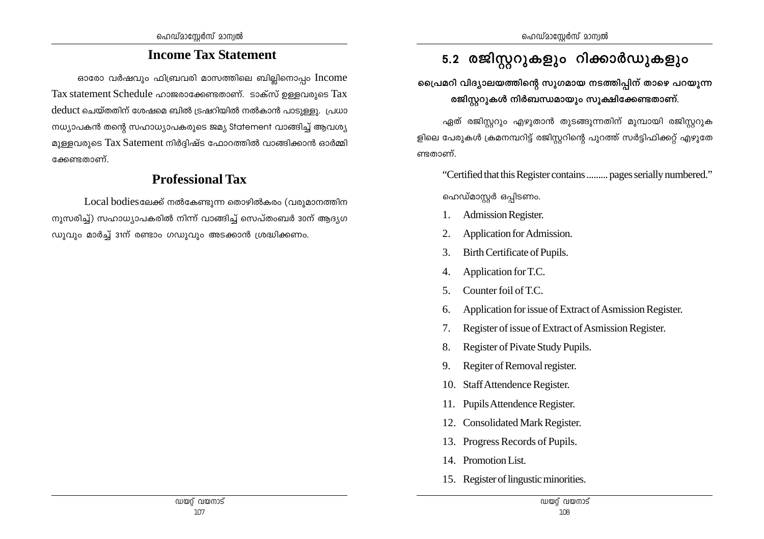## Income Tax Statement

ഓരോ വർഷവും ഫിബ്രവരി മാസത്തിലെ ബില്ലിനൊപ്പം Income Tax statement Schedule ഹാജരാക്കേണ്ടതാണ്. ടാക്സ് ഉള്ളവരുടെ Tax deduct ചെയ്തതിന് ശേഷമെ ബിൽ ട്രഷറിയിൽ നൽകാൻ പാടുള്ളു. പ്രധാനധ്യാപകൻ തന്റെ സഹാധ്യാപകരുടെ ജമ്യ Statement വാങ്ങിച്ച് ആവശ്യമുള്ളവരുടെ Tax Satement നിർദ്ദിഷ്ട ഫോറത്തിൽ വാങ്ങിക്കാൻ ഓർമ്മിക്കേണ്ടതാണ്.

## Professional Tax

Local bodiesലേക്ക് നൽകേണ്ടുന്ന തൊഴിൽകരം (വരുമാനത്തിനനുസരിച്ച്) സഹാധ്യാപകരിൽ നിന്ന് വാങ്ങിച്ച് സെപ്തംബർ 30ന് ആദ്യഗഡുവും മാർച്ച് 31ന് രണ്ടാം ഗഡുവും അടക്കാൻ ശ്രദ്ധിക്കണം.

## 5.2 രജിസ്റ്ററുകളും റിക്കാർഡുകളും

**പ്രൈമറി വിദ്യാലയത്തിന്റെ സുഗമായ നടത്തിപ്പിന് താഴെ പറയുന്ന രജിസ്റ്ററുകൾ നിർബന്ധമായും സൂക്ഷിക്കേണ്ടതാണ്.**

ഏത് രജിസ്റ്ററും എഴുതാൻ തുടങ്ങുന്നതിന് മുമ്പായി രജിസ്റ്ററുകളിലെ പേരുകൾ ക്രമനമ്പറിട്ട് രജിസ്റ്ററിന്റെ പുറത്ത് സർട്ടിഫിക്കറ്റ് എഴുതേണ്ടതാണ്.

"Certified that this Register contains ......... pages serially numbered."

ഹെഡ്മാസ്റ്റർ ഒപ്പിടണം.

1. Admission Register.
2. Application for Admission.
3. Birth Certificate of Pupils.
4. Application for T.C.
5. Counter foil of T.C.
6. Application for issue of Extract of Asmission Register.
7. Register of issue of Extract of Asmission Register.
8. Register of Pivate Study Pupils.
9. Regiter of Removal register.
10. Staff Attendence Register.
11. Pupils Attendence Register.
12. Consolidated Mark Register.
13. Progress Records of Pupils.
14. Promotion List.
15. Register of lingustic minorities.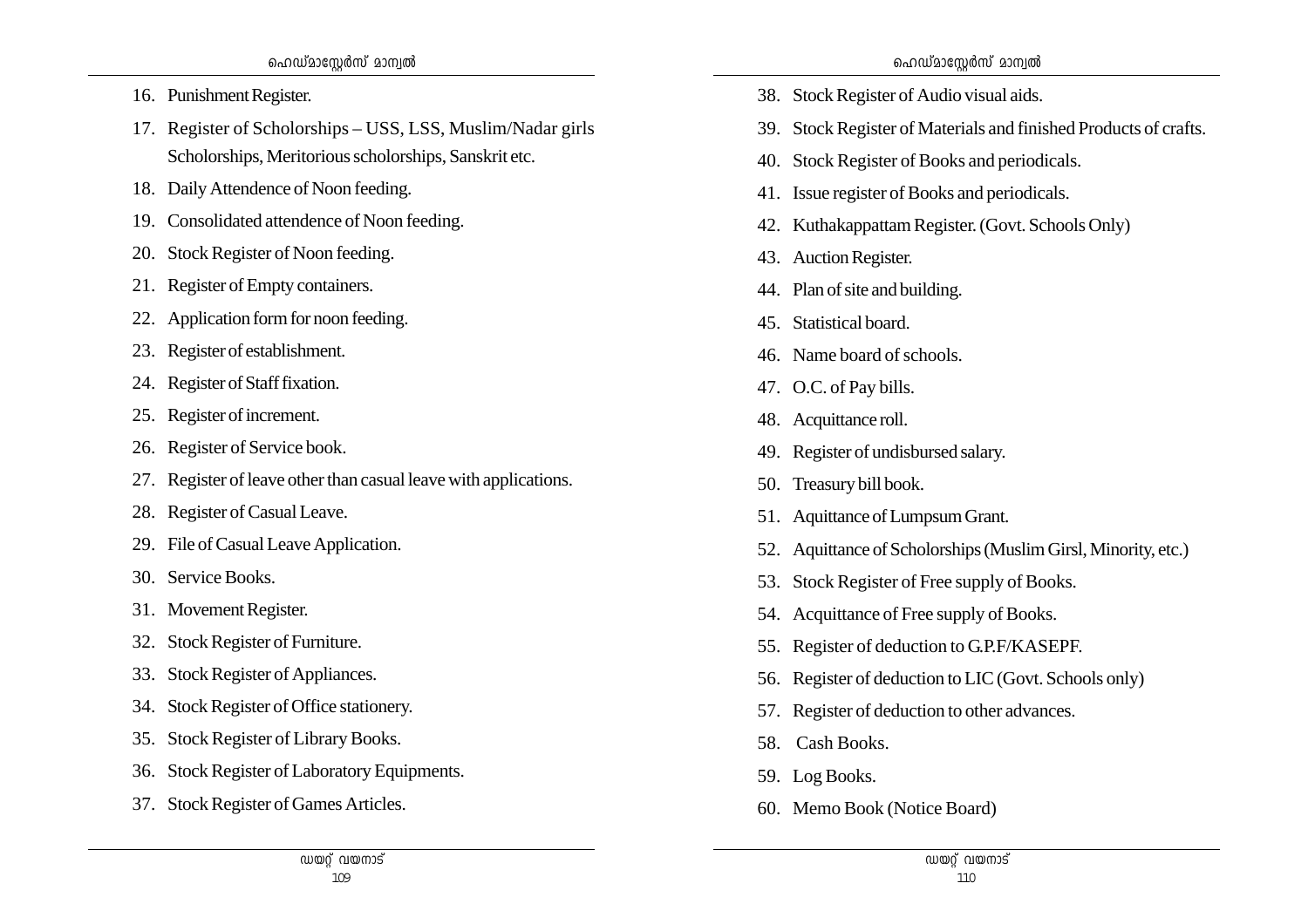16. Punishment Register.
17. Register of Scholorships – USS, LSS, Muslim/Nadar girls Scholorships, Meritorious scholorships, Sanskrit etc.
18. Daily Attendence of Noon feeding.
19. Consolidated attendence of Noon feeding.
20. Stock Register of Noon feeding.
21. Register of Empty containers.
22. Application form for noon feeding.
23. Register of establishment.
24. Register of Staff fixation.
25. Register of increment.
26. Register of Service book.
27. Register of leave other than casual leave with applications.
28. Register of Casual Leave.
29. File of Casual Leave Application.
30. Service Books.
31. Movement Register.
32. Stock Register of Furniture.
33. Stock Register of Appliances.
34. Stock Register of Office stationery.
35. Stock Register of Library Books.
36. Stock Register of Laboratory Equipments.
37. Stock Register of Games Articles.
38. Stock Register of Audio visual aids.
39. Stock Register of Materials and finished Products of crafts.
40. Stock Register of Books and periodicals.
41. Issue register of Books and periodicals.
42. Kuthakappattam Register. (Govt. Schools Only)
43. Auction Register.
44. Plan of site and building.
45. Statistical board.
46. Name board of schools.
47. O.C. of Pay bills.
48. Acquittance roll.
49. Register of undisbursed salary.
50. Treasury bill book.
51. Aquittance of Lumpsum Grant.
52. Aquittance of Scholorships (Muslim Girsl, Minority, etc.)
53. Stock Register of Free supply of Books.
54. Acquittance of Free supply of Books.
55. Register of deduction to G.P.F/KASEPF.
56. Register of deduction to LIC (Govt. Schools only)
57. Register of deduction to other advances.
58. Cash Books.
59. Log Books.
60. Memo Book (Notice Board)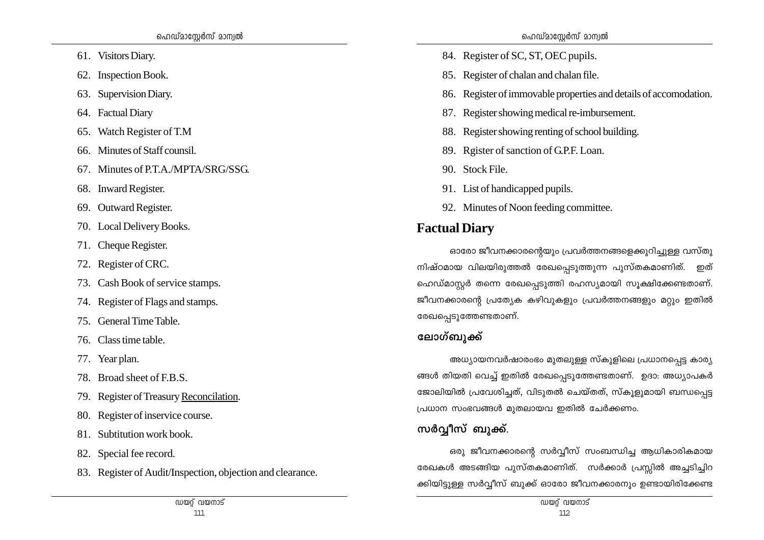61. Visitors Diary.
62. Inspection Book.
63. Supervision Diary.
64. Factual Diary
65. Watch Register of T.M
66. Minutes of Staff counsil.
67. Minutes of P.T.A./MPTA/SRG/SSG.
68. Inward Register.
69. Outward Register.
70. Local Delivery Books.
71. Cheque Register.
72. Register of CRC.
73. Cash Book of service stamps.
74. Register of Flags and stamps.
75. General Time Table.
76. Class time table.
77. Year plan.
78. Broad sheet of F.B.S.
79. Register of Treasury Reconcilation.
80. Register of inservice course.
81. Subtitution work book.
82. Special fee record.
83. Register of Audit/Inspection, objection and clearance.
84. Register of SC, ST, OEC pupils.
85. Register of chalan and chalan file.
86. Register of immovable properties and details of accomodation.
87. Register showing medical re-imbursement.
88. Register showing renting of school building.
89. Rgister of sanction of G.P.F. Loan.
90. Stock File.
91. List of handicapped pupils.
92. Minutes of Noon feeding committee.

## Factual Diary

ഓരോ ജീവനക്കാരന്റെയും പ്രവർത്തനങ്ങളെക്കുറിച്ചുള്ള വസ്തുനിഷ്ഠമായ വിലയിരുത്തൽ രേഖപ്പെടുത്തുന്ന പുസ്തകമാണിത്. ഇത് ഹെഡ്മാസ്റ്റർ തന്നെ രേഖപ്പെടുത്തി രഹസ്യമായി സൂക്ഷിക്കേണ്ടതാണ്. ജീവനക്കാരന്റെ പ്രത്യേക കഴിവുകളും പ്രവർത്തനങ്ങളും മറ്റും ഇതിൽ രേഖപ്പെടുത്തേണ്ടതാണ്.

## ലോഗ്ബുക്ക്

അധ്യായനവർഷാരംഭം മുതലുള്ള സ്കൂളിലെ പ്രധാനപ്പെട്ട കാര്യങ്ങൾ തിയതി വെച്ച് ഇതിൽ രേഖപ്പെടുത്തേണ്ടതാണ്. ഉദാ: അധ്യാപകർ ജോലിയിൽ പ്രവേശിച്ചത്, വിടുതൽ ചെയ്തത്, സ്കൂളുമായി ബന്ധപ്പെട്ട പ്രധാന സംഭവങ്ങൾ മുതലായവ ഇതിൽ ചേർക്കണം.

## സർവ്വീസ് ബുക്ക്.

ഒരു ജീവനക്കാരന്റെ സർവ്വീസ് സംബന്ധിച്ച ആധികാരികമായ രേഖകൾ അടങ്ങിയ പുസ്തകമാണിത്. സർക്കാർ പ്രസ്സിൽ അച്ചടിച്ചിറക്കിയിട്ടുള്ള സർവ്വീസ് ബുക്ക് ഓരോ ജീവനക്കാരനും ഉണ്ടായിരിക്കേണ്ട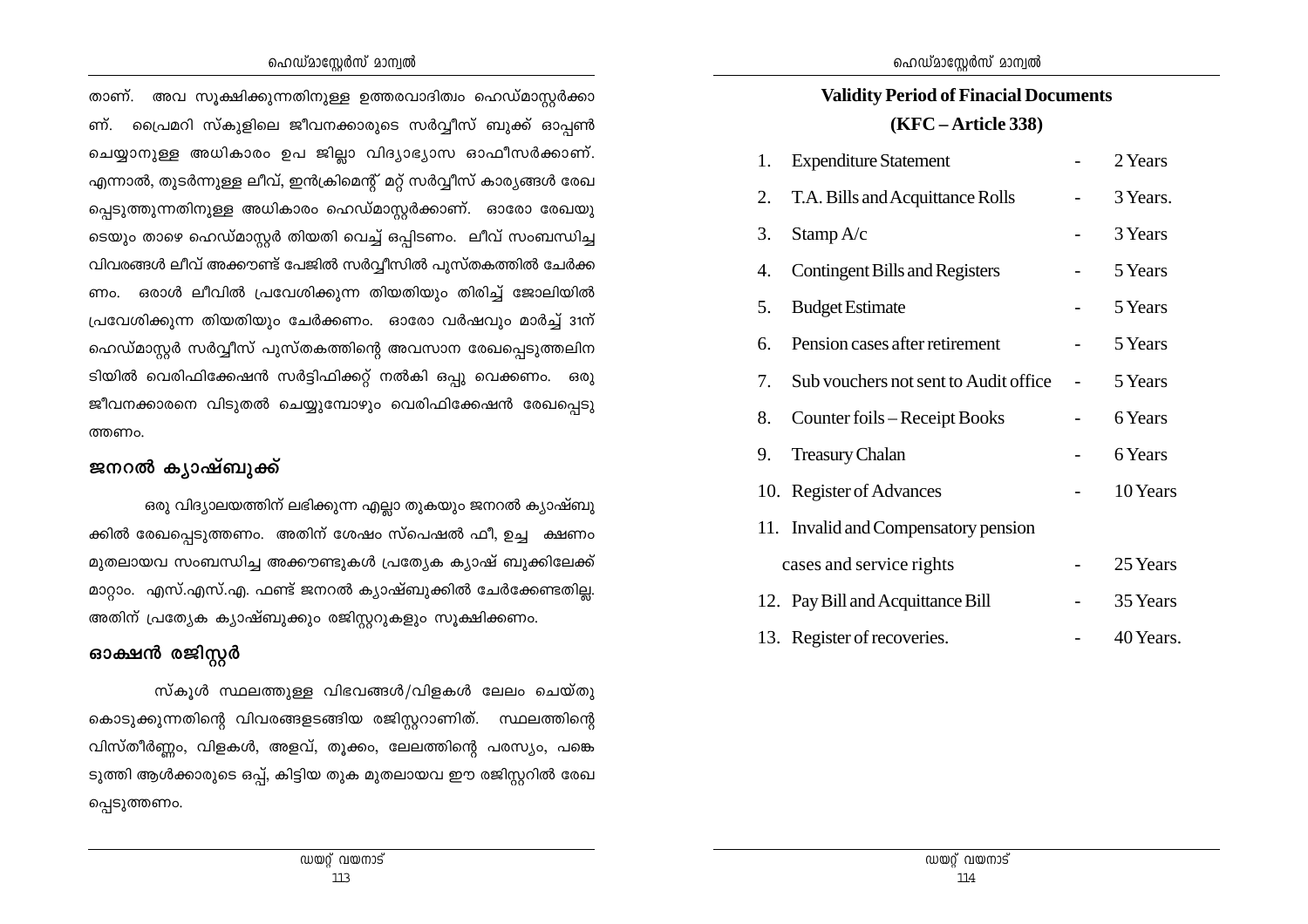താണ്. അവ സൂക്ഷിക്കുന്നതിനുള്ള ഉത്തരവാദിത്വം ഹെഡ്മാസ്റ്റർക്കാണ്. പ്രൈമറി സ്കൂളിലെ ജീവനക്കാരുടെ സർവ്വീസ് ബുക്ക് ഓപ്പൺ ചെയ്യാനുള്ള അധികാരം ഉപ ജില്ലാ വിദ്യാഭ്യാസ ഓഫീസർക്കാണ്. എന്നാൽ, തുടർന്നുള്ള ലീവ്, ഇൻക്രിമെന്റ് മറ്റ് സർവ്വീസ് കാര്യങ്ങൾ രേഖപ്പെടുത്തുന്നതിനുള്ള അധികാരം ഹെഡ്മാസ്റ്റർക്കാണ്. ഓരോ രേഖയുടെയും താഴെ ഹെഡ്മാസ്റ്റർ തിയതി വെച്ച് ഒപ്പിടണം. ലീവ് സംബന്ധിച്ച വിവരങ്ങൾ ലീവ് അക്കൗണ്ട് പേജിൽ സർവ്വീസിൽ പുസ്തകത്തിൽ ചേർക്കണം. ഒരാൾ ലീവിൽ പ്രവേശിക്കുന്ന തിയതിയും തിരിച്ച് ജോലിയിൽ പ്രവേശിക്കുന്ന തിയതിയും ചേർക്കണം. ഓരോ വർഷവും മാർച്ച് 31ന് ഹെഡ്മാസ്റ്റർ സർവ്വീസ് പുസ്തകത്തിന്റെ അവസാന രേഖപ്പെടുത്തലിനടിയിൽ വെരിഫിക്കേഷൻ സർട്ടിഫിക്കറ്റ് നൽകി ഒപ്പു വെക്കണം. ഒരു ജീവനക്കാരനെ വിടുതൽ ചെയ്യുമ്പോഴും വെരിഫിക്കേഷൻ രേഖപ്പെടുത്തണം.

## ജനറൽ ക്യാഷ്ബുക്ക്

ഒരു വിദ്യാലയത്തിന് ലഭിക്കുന്ന എല്ലാ തുകയും ജനറൽ ക്യാഷ്ബുക്കിൽ രേഖപ്പെടുത്തണം. അതിന് ശേഷം സ്പെഷൽ ഫീ, ഉച്ച ക്ഷണം മുതലായവ സംബന്ധിച്ച അക്കൗണ്ടുകൾ പ്രത്യേക ക്യാഷ് ബുക്കിലേക്ക് മാറ്റാം. എസ്.എസ്.എ. ഫണ്ട് ജനറൽ ക്യാഷ്ബുക്കിൽ ചേർക്കേണ്ടതില്ല. അതിന് പ്രത്യേക ക്യാഷ്ബുക്കും രജിസ്റ്ററുകളും സൂക്ഷിക്കണം.

## ഓക്ഷൻ രജിസ്റ്റർ

സ്കൂൾ സ്ഥലത്തുള്ള വിഭവങ്ങൾ/വിളകൾ ലേലം ചെയ്തു കൊടുക്കുന്നതിന്റെ വിവരങ്ങളടങ്ങിയ രജിസ്റ്ററാണിത്. സ്ഥലത്തിന്റെ വിസ്തീർണ്ണം, വിളകൾ, അളവ്, തൂക്കം, ലേലത്തിന്റെ പരസ്യം, പങ്കെടുത്തി ആൾക്കാരുടെ ഒപ്പ്, കിട്ടിയ തുക മുതലായവ ഈ രജിസ്റ്ററിൽ രേഖപ്പെടുത്തണം.

## Validity Period of Finacial Documents (KFC – Article 338)

| No. | Document | | Period |
|---|---|---|---|
| 1. | Expenditure Statement | - | 2 Years |
| 2. | T.A. Bills and Acquittance Rolls | - | 3 Years. |
| 3. | Stamp A/c | - | 3 Years |
| 4. | Contingent Bills and Registers | - | 5 Years |
| 5. | Budget Estimate | - | 5 Years |
| 6. | Pension cases after retirement | - | 5 Years |
| 7. | Sub vouchers not sent to Audit office | - | 5 Years |
| 8. | Counter foils – Receipt Books | - | 6 Years |
| 9. | Treasury Chalan | - | 6 Years |
| 10. | Register of Advances | - | 10 Years |
| 11. | Invalid and Compensatory pension cases and service rights | - | 25 Years |
| 12. | Pay Bill and Acquittance Bill | - | 35 Years |
| 13. | Register of recoveries. | - | 40 Years. |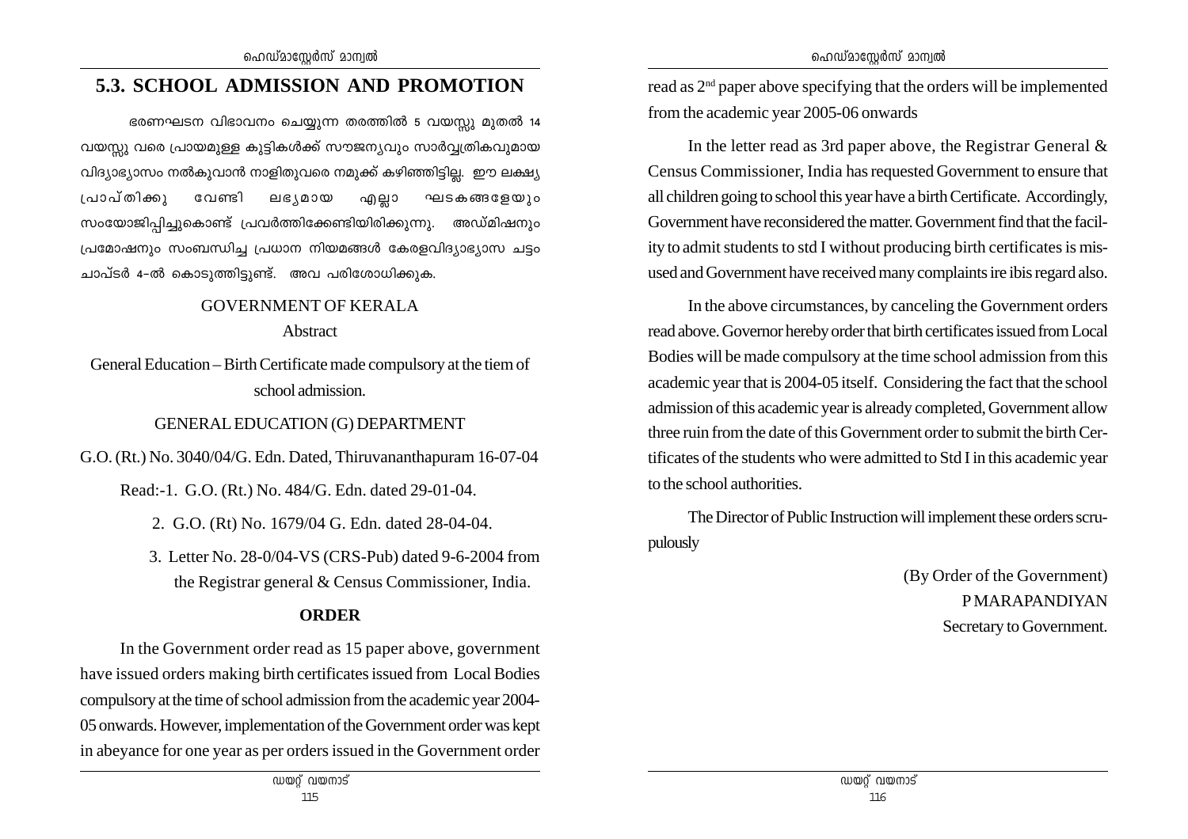## 5.3. SCHOOL ADMISSION AND PROMOTION

ഭരണഘടന വിഭാവനം ചെയ്യുന്ന തരത്തിൽ 5 വയസ്സു മുതൽ 14 വയസ്സു വരെ പ്രായമുള്ള കുട്ടികൾക്ക് സൗജന്യവും സാർവ്വത്രികവുമായ വിദ്യാഭ്യാസം നൽകുവാൻ നാളിതുവരെ നമുക്ക് കഴിഞ്ഞിട്ടില്ല. ഈ ലക്ഷ്യ പ്രാപ്തിക്കു വേണ്ടി ലഭ്യമായ എല്ലാ ഘടകങ്ങളേയും സംയോജിപ്പിച്ചുകൊണ്ട് പ്രവർത്തിക്കേണ്ടിയിരിക്കുന്നു. അഡ്മിഷനും പ്രമോഷനും സംബന്ധിച്ച പ്രധാന നിയമങ്ങൾ കേരളവിദ്യാഭ്യാസ ചട്ടം ചാപ്ടർ 4-ൽ കൊടുത്തിട്ടുണ്ട്. അവ പരിശോധിക്കുക.

GOVERNMENT OF KERALA

Abstract

General Education – Birth Certificate made compulsory at the tiem of school admission.

GENERAL EDUCATION (G) DEPARTMENT

G.O. (Rt.) No. 3040/04/G. Edn. Dated, Thiruvananthapuram 16-07-04

Read:-1. G.O. (Rt.) No. 484/G. Edn. dated 29-01-04.

2. G.O. (Rt) No. 1679/04 G. Edn. dated 28-04-04.

3. Letter No. 28-0/04-VS (CRS-Pub) dated 9-6-2004 from the Registrar general & Census Commissioner, India.

**ORDER**

In the Government order read as 15 paper above, government have issued orders making birth certificates issued from Local Bodies compulsory at the time of school admission from the academic year 2004-05 onwards. However, implementation of the Government order was kept in abeyance for one year as per orders issued in the Government order read as 2nd paper above specifying that the orders will be implemented from the academic year 2005-06 onwards

In the letter read as 3rd paper above, the Registrar General & Census Commissioner, India has requested Government to ensure that all children going to school this year have a birth Certificate. Accordingly, Government have reconsidered the matter. Government find that the facility to admit students to std I without producing birth certificates is misused and Government have received many complaints ire ibis regard also.

In the above circumstances, by canceling the Government orders read above. Governor hereby order that birth certificates issued from Local Bodies will be made compulsory at the time school admission from this academic year that is 2004-05 itself. Considering the fact that the school admission of this academic year is already completed, Government allow three ruin from the date of this Government order to submit the birth Certificates of the students who were admitted to Std I in this academic year to the school authorities.

The Director of Public Instruction will implement these orders scrupulously

(By Order of the Government)
P MARAPANDIYAN
Secretary to Government.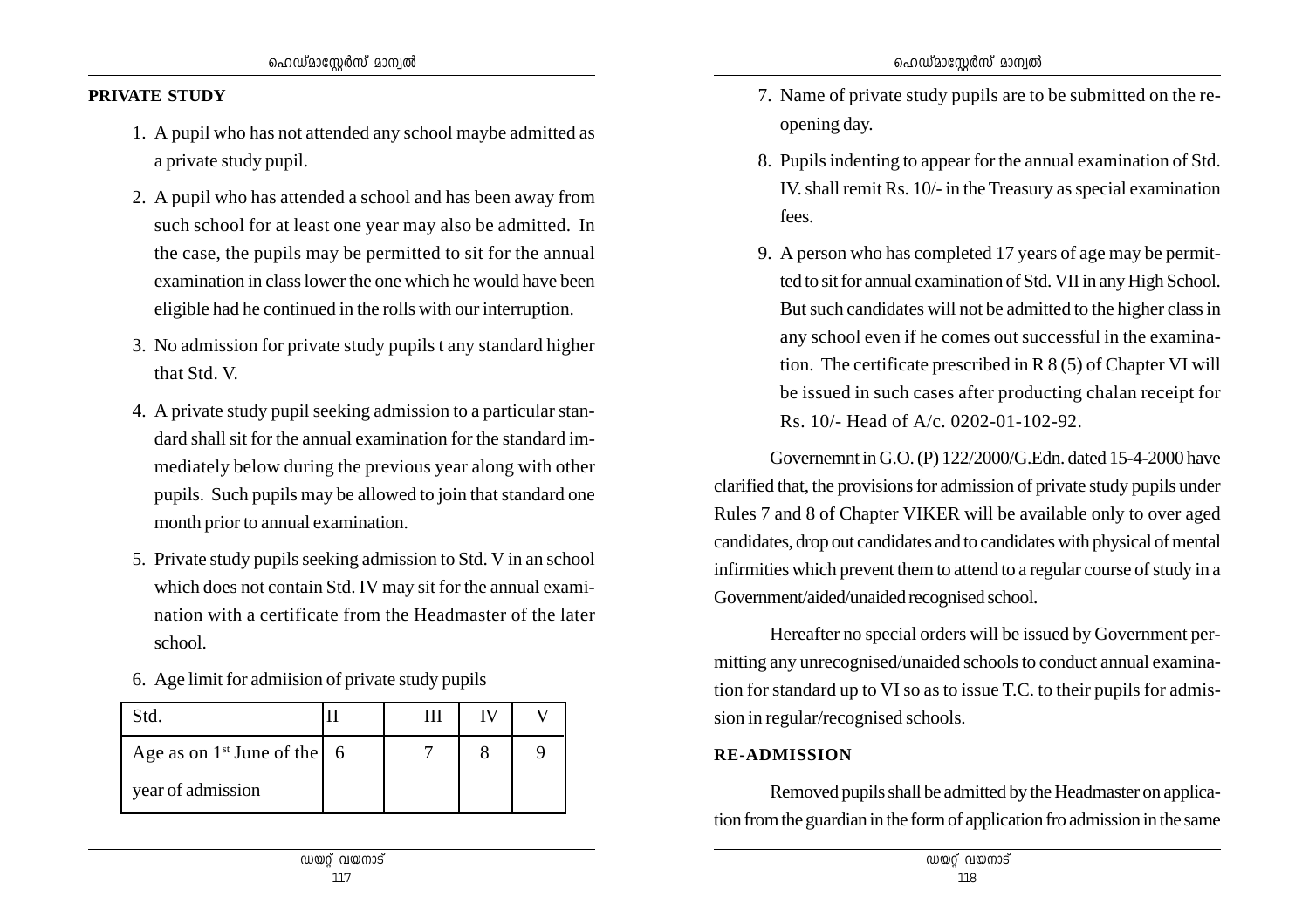**PRIVATE STUDY**

1. A pupil who has not attended any school maybe admitted as a private study pupil.
2. A pupil who has attended a school and has been away from such school for at least one year may also be admitted. In the case, the pupils may be permitted to sit for the annual examination in class lower the one which he would have been eligible had he continued in the rolls with our interruption.
3. No admission for private study pupils t any standard higher that Std. V.
4. A private study pupil seeking admission to a particular standard shall sit for the annual examination for the standard immediately below during the previous year along with other pupils. Such pupils may be allowed to join that standard one month prior to annual examination.
5. Private study pupils seeking admission to Std. V in an school which does not contain Std. IV may sit for the annual examination with a certificate from the Headmaster of the later school.
6. Age limit for admiision of private study pupils

| Std. | II | III | IV | V |
|---|---|---|---|---|
| Age as on 1st June of the year of admission | 6 | 7 | 8 | 9 |

7. Name of private study pupils are to be submitted on the reopening day.
8. Pupils indenting to appear for the annual examination of Std. IV. shall remit Rs. 10/- in the Treasury as special examination fees.
9. A person who has completed 17 years of age may be permitted to sit for annual examination of Std. VII in any High School. But such candidates will not be admitted to the higher class in any school even if he comes out successful in the examination. The certificate prescribed in R 8 (5) of Chapter VI will be issued in such cases after producting chalan receipt for Rs. 10/- Head of A/c. 0202-01-102-92.

Governemnt in G.O. (P) 122/2000/G.Edn. dated 15-4-2000 have clarified that, the provisions for admission of private study pupils under Rules 7 and 8 of Chapter VIKER will be available only to over aged candidates, drop out candidates and to candidates with physical of mental infirmities which prevent them to attend to a regular course of study in a Government/aided/unaided recognised school.

Hereafter no special orders will be issued by Government permitting any unrecognised/unaided schools to conduct annual examination for standard up to VI so as to issue T.C. to their pupils for admission in regular/recognised schools.

**RE-ADMISSION**

Removed pupils shall be admitted by the Headmaster on application from the guardian in the form of application fro admission in the same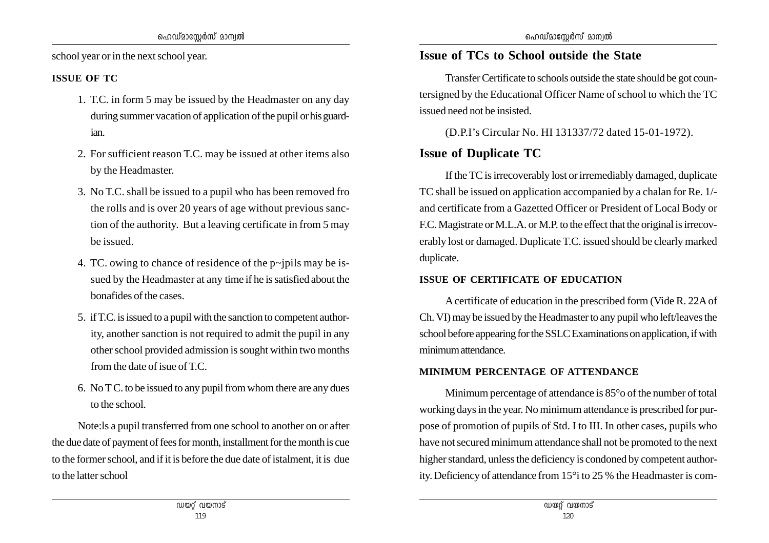school year or in the next school year.

**ISSUE OF TC**

1. T.C. in form 5 may be issued by the Headmaster on any day during summer vacation of application of the pupil or his guardian.
2. For sufficient reason T.C. may be issued at other items also by the Headmaster.
3. No T.C. shall be issued to a pupil who has been removed fro the rolls and is over 20 years of age without previous sanction of the authority. But a leaving certificate in from 5 may be issued.
4. TC. owing to chance of residence of the p~jpils may be issued by the Headmaster at any time if he is satisfied about the bonafides of the cases.
5. if T.C. is issued to a pupil with the sanction to competent authority, another sanction is not required to admit the pupil in any other school provided admission is sought within two months from the date of isue of T.C.
6. No T C. to be issued to any pupil from whom there are any dues to the school.

Note:ls a pupil transferred from one school to another on or after the due date of payment of fees for month, installment for the month is cue to the former school, and if it is before the due date of istalment, it is due to the latter school

## Issue of TCs to School outside the State

Transfer Certificate to schools outside the state should be got countersigned by the Educational Officer Name of school to which the TC issued need not be insisted.

(D.P.I's Circular No. HI 131337/72 dated 15-01-1972).

## Issue of Duplicate TC

If the TC is irrecoverably lost or irremediably damaged, duplicate TC shall be issued on application accompanied by a chalan for Re. 1/- and certificate from a Gazetted Officer or President of Local Body or F.C. Magistrate or M.L.A. or M.P. to the effect that the original is irrecoverably lost or damaged. Duplicate T.C. issued should be clearly marked duplicate.

**ISSUE OF CERTIFICATE OF EDUCATION**

A certificate of education in the prescribed form (Vide R. 22A of Ch. VI) may be issued by the Headmaster to any pupil who left/leaves the school before appearing for the SSLC Examinations on application, if with minimum attendance.

**MINIMUM PERCENTAGE OF ATTENDANCE**

Minimum percentage of attendance is 85°o of the number of total working days in the year. No minimum attendance is prescribed for purpose of promotion of pupils of Std. I to III. In other cases, pupils who have not secured minimum attendance shall not be promoted to the next higher standard, unless the deficiency is condoned by competent authority. Deficiency of attendance from 15°i to 25 % the Headmaster is com-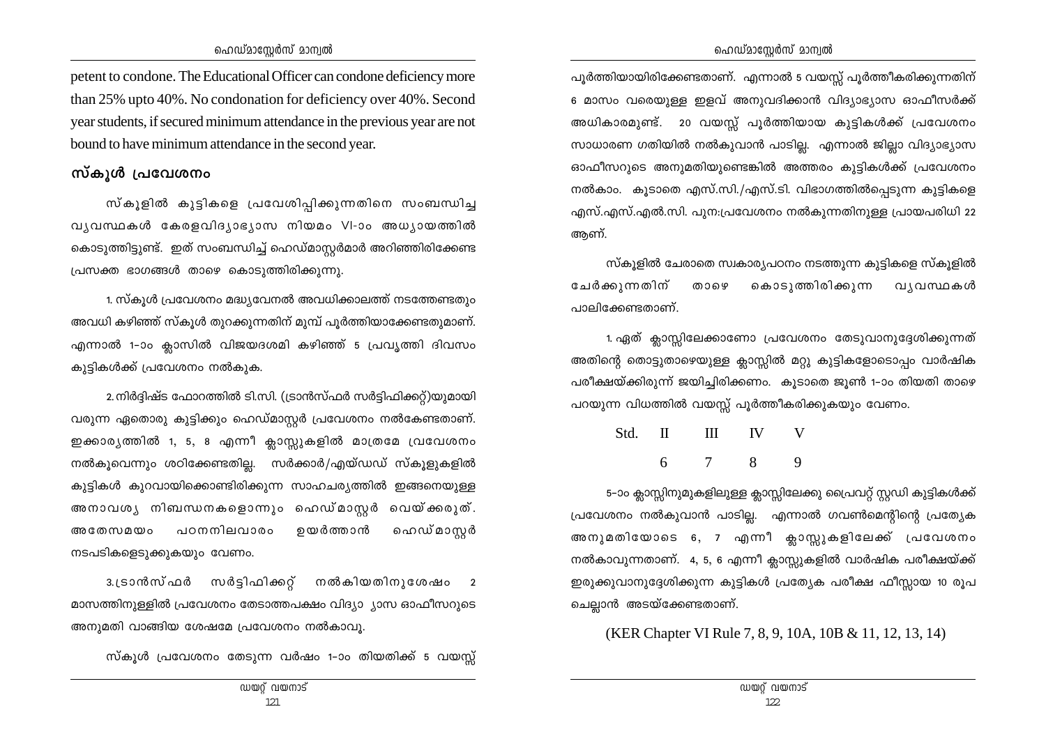petent to condone. The Educational Officer can condone deficiency more than 25% upto 40%. No condonation for deficiency over 40%. Second year students, if secured minimum attendance in the previous year are not bound to have minimum attendance in the second year.

## സ്കൂൾ പ്രവേശനം

സ്കൂളിൽ കുട്ടികളെ പ്രവേശിപ്പിക്കുന്നതിനെ സംബന്ധിച്ച വ്യവസ്ഥകൾ കേരളവിദ്യാഭ്യാസ നിയമം VI-ാം അധ്യായത്തിൽ കൊടുത്തിട്ടുണ്ട്. ഇത് സംബന്ധിച്ച് ഹെഡ്മാസ്റ്റർമാർ അറിഞ്ഞിരിക്കേണ്ട പ്രസക്ത ഭാഗങ്ങൾ താഴെ കൊടുത്തിരിക്കുന്നു.

1. സ്കൂൾ പ്രവേശനം മദ്ധ്യവേനൽ അവധിക്കാലത്ത് നടത്തേണ്ടതും അവധി കഴിഞ്ഞ് സ്കൂൾ തുറക്കുന്നതിന് മുമ്പ് പൂർത്തിയാക്കേണ്ടതുമാണ്. എന്നാൽ 1-ാം ക്ലാസിൽ വിജയദശമി കഴിഞ്ഞ് 5 പ്രവൃത്തി ദിവസം കുട്ടികൾക്ക് പ്രവേശനം നൽകുക.

2. നിർദ്ദിഷ്ട ഫോറത്തിൽ ടി.സി. (ട്രാൻസ്ഫർ സർട്ടിഫിക്കറ്റ്)യുമായി വരുന്ന ഏതൊരു കുട്ടിക്കും ഹെഡ്മാസ്റ്റർ പ്രവേശനം നൽകേണ്ടതാണ്. ഇക്കാര്യത്തിൽ 1, 5, 8 എന്നീ ക്ലാസ്സുകളിൽ മാത്രമേ വ്രവേശനം നൽകൂവെന്നും ശഠിക്കേണ്ടതില്ല. സർക്കാർ/എയ്ഡഡ് സ്കൂളുകളിൽ കുട്ടികൾ കുറവായിക്കൊണ്ടിരിക്കുന്ന സാഹചര്യത്തിൽ ഇങ്ങനെയുള്ള അനാവശ്യ നിബന്ധനകളൊന്നും ഹെഡ്മാസ്റ്റർ വെയ്ക്കരുത്. അതേസമയം പഠനനിലവാരം ഉയർത്താൻ ഹെഡ്മാസ്റ്റർ നടപടികളെടുക്കുകയും വേണം.

3. ട്രാൻസ്ഫർ സർട്ടിഫിക്കറ്റ് നൽകിയതിനുശേഷം 2 മാസത്തിനുള്ളിൽ പ്രവേശനം തേടാത്തപക്ഷം വിദ്യാ ്യാസ ഓഫീസറുടെ അനുമതി വാങ്ങിയ ശേഷമേ പ്രവേശനം നൽകാവൂ.

സ്കൂൾ പ്രവേശനം തേടുന്ന വർഷം 1-ാം തിയതിക്ക് 5 വയസ്സ് പൂർത്തിയായിരിക്കേണ്ടതാണ്. എന്നാൽ 5 വയസ്സ് പൂർത്തീകരിക്കുന്നതിന് 6 മാസം വരെയുള്ള ഇളവ് അനുവദിക്കാൻ വിദ്യാഭ്യാസ ഓഫീസർക്ക് അധികാരമുണ്ട്. 20 വയസ്സ് പൂർത്തിയായ കുട്ടികൾക്ക് പ്രവേശനം സാധാരണ ഗതിയിൽ നൽകുവാൻ പാടില്ല. എന്നാൽ ജില്ലാ വിദ്യാഭ്യാസ ഓഫീസറുടെ അനുമതിയുണ്ടെങ്കിൽ അത്തരം കുട്ടികൾക്ക് പ്രവേശനം നൽകാം. കൂടാതെ എസ്.സി./എസ്.ടി. വിഭാഗത്തിൽപ്പെടുന്ന കുട്ടികളെ എസ്.എസ്.എൽ.സി. പുനഃപ്രവേശനം നൽകുന്നതിനുള്ള പ്രായപരിധി 22 ആണ്.

സ്കൂളിൽ ചേരാതെ സ്വകാര്യപഠനം നടത്തുന്ന കുട്ടികളെ സ്കൂളിൽ ചേർക്കുന്നതിന് താഴെ കൊടുത്തിരിക്കുന്ന വ്യവസ്ഥകൾ പാലിക്കേണ്ടതാണ്.

1. ഏത് ക്ലാസ്സിലേക്കാണോ പ്രവേശനം തേടുവാനുദ്ദേശിക്കുന്നത് അതിന്റെ തൊട്ടുതാഴെയുള്ള ക്ലാസ്സിൽ മറ്റു കുട്ടികളോടൊപ്പം വാർഷിക പരീക്ഷയ്ക്കിരുന്ന് ജയിച്ചിരിക്കണം. കൂടാതെ ജൂൺ 1-ാം തിയതി താഴെ പറയുന്ന വിധത്തിൽ വയസ്സ് പൂർത്തീകരിക്കുകയും വേണം.

| Std. | II | III | IV | V |
|---|---|---|---|---|
| | 6 | 7 | 8 | 9 |

5-ാം ക്ലാസ്സിനുമുകളിലുള്ള ക്ലാസ്സിലേക്കു പ്രൈവറ്റ് സ്റ്റഡി കുട്ടികൾക്ക് പ്രവേശനം നൽകുവാൻ പാടില്ല. എന്നാൽ ഗവൺമെന്റിന്റെ പ്രത്യേക അനുമതിയോടെ 6, 7 എന്നീ ക്ലാസ്സുകളിലേക്ക് പ്രവേശനം നൽകാവുന്നതാണ്. 4, 5, 6 എന്നീ ക്ലാസ്സുകളിൽ വാർഷിക പരീക്ഷയ്ക്ക് ഇരുക്കുവാനുദ്ദേശിക്കുന്ന കുട്ടികൾ പ്രത്യേക പരീക്ഷ ഫീസ്സായ 10 രൂപ ചെല്ലാൻ അടയ്ക്കേണ്ടതാണ്.

(KER Chapter VI Rule 7, 8, 9, 10A, 10B & 11, 12, 13, 14)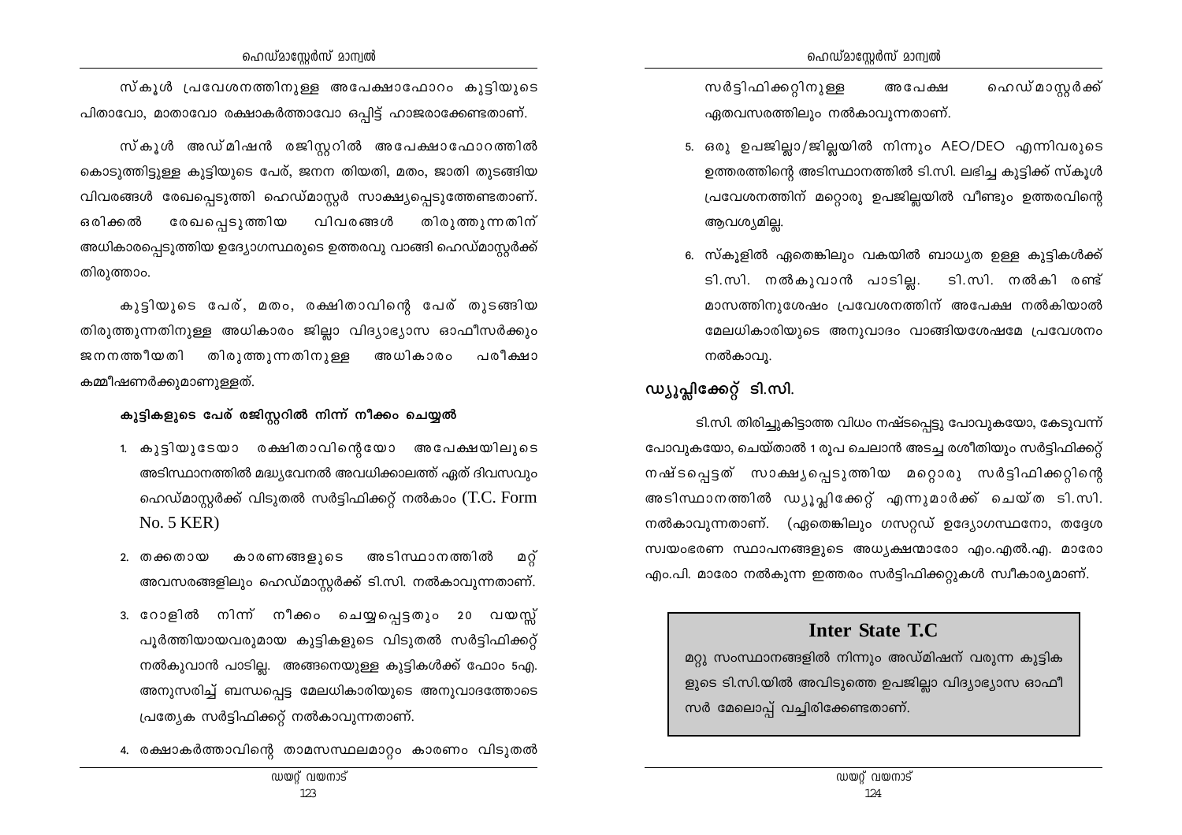സ്കൂൾ പ്രവേശനത്തിനുള്ള അപേക്ഷാഫോറം കുട്ടിയുടെ പിതാവോ, മാതാവോ രക്ഷാകർത്താവോ ഒപ്പിട്ട് ഹാജരാക്കേണ്ടതാണ്.

സ്കൂൾ അഡ്മിഷൻ രജിസ്റ്ററിൽ അപേക്ഷാഫോറത്തിൽ കൊടുത്തിട്ടുള്ള കുട്ടിയുടെ പേര്, ജനന തിയതി, മതം, ജാതി തുടങ്ങിയ വിവരങ്ങൾ രേഖപ്പെടുത്തി ഹെഡ്മാസ്റ്റർ സാക്ഷ്യപ്പെടുത്തേണ്ടതാണ്. ഒരിക്കൽ രേഖപ്പെടുത്തിയ വിവരങ്ങൾ തിരുത്തുന്നതിന് അധികാരപ്പെടുത്തിയ ഉദ്യോഗസ്ഥരുടെ ഉത്തരവു വാങ്ങി ഹെഡ്മാസ്റ്റർക്ക് തിരുത്താം.

കുട്ടിയുടെ പേര്, മതം, രക്ഷിതാവിന്റെ പേര് തുടങ്ങിയ തിരുത്തുന്നതിനുള്ള അധികാരം ജില്ലാ വിദ്യാഭ്യാസ ഓഫീസർക്കും ജനനത്തീയതി തിരുത്തുന്നതിനുള്ള അധികാരം പരീക്ഷാ കമ്മീഷണർക്കുമാണുള്ളത്.

**കുട്ടികളുടെ പേര് രജിസ്റ്ററിൽ നിന്ന് നീക്കം ചെയ്യൽ**

1. കുട്ടിയുടേയാ രക്ഷിതാവിന്റെയോ അപേക്ഷയിലൂടെ അടിസ്ഥാനത്തിൽ മദ്ധ്യവേനൽ അവധിക്കാലത്ത് ഏത് ദിവസവും ഹെഡ്മാസ്റ്റർക്ക് വിടുതൽ സർട്ടിഫിക്കറ്റ് നൽകാം (T.C. Form No. 5 KER)
2. തക്കതായ കാരണങ്ങളുടെ അടിസ്ഥാനത്തിൽ മറ്റ് അവസരങ്ങളിലും ഹെഡ്മാസ്റ്റർക്ക് ടി.സി. നൽകാവുന്നതാണ്.
3. റോളിൽ നിന്ന് നീക്കം ചെയ്യപ്പെട്ടതും 20 വയസ്സ് പൂർത്തിയായവരുമായ കുട്ടികളുടെ വിടുതൽ സർട്ടിഫിക്കറ്റ് നൽകുവാൻ പാടില്ല. അങ്ങനെയുള്ള കുട്ടികൾക്ക് ഫോം 5എ. അനുസരിച്ച് ബന്ധപ്പെട്ട മേലധികാരിയുടെ അനുവാദത്തോടെ പ്രത്യേക സർട്ടിഫിക്കറ്റ് നൽകാവുന്നതാണ്.
4. രക്ഷാകർത്താവിന്റെ താമസസ്ഥലമാറ്റം കാരണം വിടുതൽ സർട്ടിഫിക്കറ്റിനുള്ള അപേക്ഷ ഹെഡ്മാസ്റ്റർക്ക് ഏതവസരത്തിലും നൽകാവുന്നതാണ്.
5. ഒരു ഉപജില്ലാ/ജില്ലയിൽ നിന്നും AEO/DEO എന്നിവരുടെ ഉത്തരത്തിന്റെ അടിസ്ഥാനത്തിൽ ടി.സി. ലഭിച്ച കുട്ടിക്ക് സ്കൂൾ പ്രവേശനത്തിന് മറ്റൊരു ഉപജില്ലയിൽ വീണ്ടും ഉത്തരവിന്റെ ആവശ്യമില്ല.
6. സ്കൂളിൽ ഏതെങ്കിലും വകയിൽ ബാധ്യത ഉള്ള കുട്ടികൾക്ക് ടി.സി. നൽകുവാൻ പാടില്ല. ടി.സി. നൽകി രണ്ട് മാസത്തിനുശേഷം പ്രവേശനത്തിന് അപേക്ഷ നൽകിയാൽ മേലധികാരിയുടെ അനുവാദം വാങ്ങിയശേഷമേ പ്രവേശനം നൽകാവൂ.

## ഡ്യൂപ്ലിക്കേറ്റ് ടി.സി.

ടി.സി. തിരിച്ചുകിട്ടാത്ത വിധം നഷ്ടപ്പെട്ടു പോവുകയോ, കേടുവന്ന് പോവുകയോ, ചെയ്താൽ 1 രൂപ ചെലാൻ അടച്ച രശീതിയും സർട്ടിഫിക്കറ്റ് നഷ്ടപ്പെട്ടത് സാക്ഷ്യപ്പെടുത്തിയ മറ്റൊരു സർട്ടിഫിക്കറ്റിന്റെ അടിസ്ഥാനത്തിൽ ഡ്യൂപ്ലിക്കേറ്റ് എന്നുമാർക്ക് ചെയ്ത ടി.സി. നൽകാവുന്നതാണ്. (ഏതെങ്കിലും ഗസറ്റഡ് ഉദ്യോഗസ്ഥനോ, തദ്ദേശ സ്വയംഭരണ സ്ഥാപനങ്ങളുടെ അധ്യക്ഷന്മാരോ എം.എൽ.എ. മാരോ എം.പി. മാരോ നൽകുന്ന ഇത്തരം സർട്ടിഫിക്കറ്റുകൾ സ്വീകാര്യമാണ്.

## Inter State T.C

മറ്റു സംസ്ഥാനങ്ങളിൽ നിന്നും അഡ്മിഷന് വരുന്ന കുട്ടികളുടെ ടി.സി.യിൽ അവിടുത്തെ ഉപജില്ലാ വിദ്യാഭ്യാസ ഓഫീസർ മേലൊപ്പ് വച്ചിരിക്കേണ്ടതാണ്.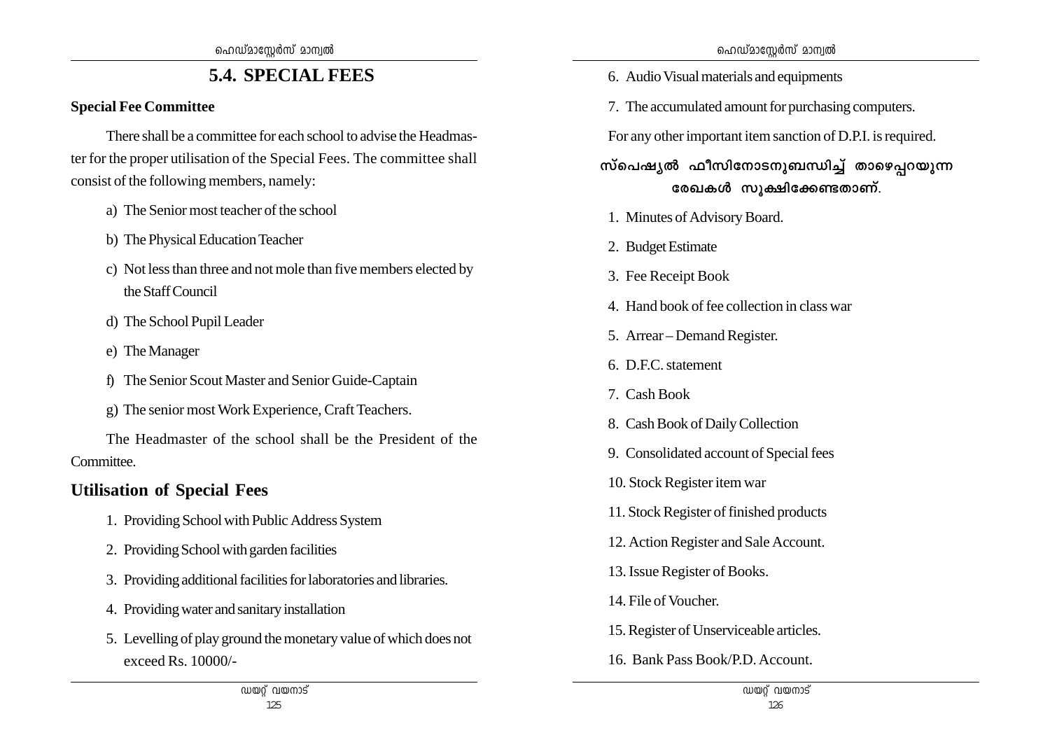## 5.4. SPECIAL FEES

**Special Fee Committee**

There shall be a committee for each school to advise the Headmaster for the proper utilisation of the Special Fees. The committee shall consist of the following members, namely:

a) The Senior most teacher of the school

b) The Physical Education Teacher

c) Not less than three and not mole than five members elected by the Staff Council

d) The School Pupil Leader

e) The Manager

f) The Senior Scout Master and Senior Guide-Captain

g) The senior most Work Experience, Craft Teachers.

The Headmaster of the school shall be the President of the Committee.

### Utilisation of Special Fees

1. Providing School with Public Address System
2. Providing School with garden facilities
3. Providing additional facilities for laboratories and libraries.
4. Providing water and sanitary installation
5. Levelling of play ground the monetary value of which does not exceed Rs. 10000/-
6. Audio Visual materials and equipments
7. The accumulated amount for purchasing computers.

For any other important item sanction of D.P.I. is required.

**സ്പെഷ്യൽ ഫീസിനോടനുബന്ധിച്ച് താഴെപ്പറയുന്ന രേഖകൾ സൂക്ഷിക്കേണ്ടതാണ്.**

1. Minutes of Advisory Board.
2. Budget Estimate
3. Fee Receipt Book
4. Hand book of fee collection in class war
5. Arrear – Demand Register.
6. D.F.C. statement
7. Cash Book
8. Cash Book of Daily Collection
9. Consolidated account of Special fees
10. Stock Register item war
11. Stock Register of finished products
12. Action Register and Sale Account.
13. Issue Register of Books.
14. File of Voucher.
15. Register of Unserviceable articles.
16. Bank Pass Book/P.D. Account.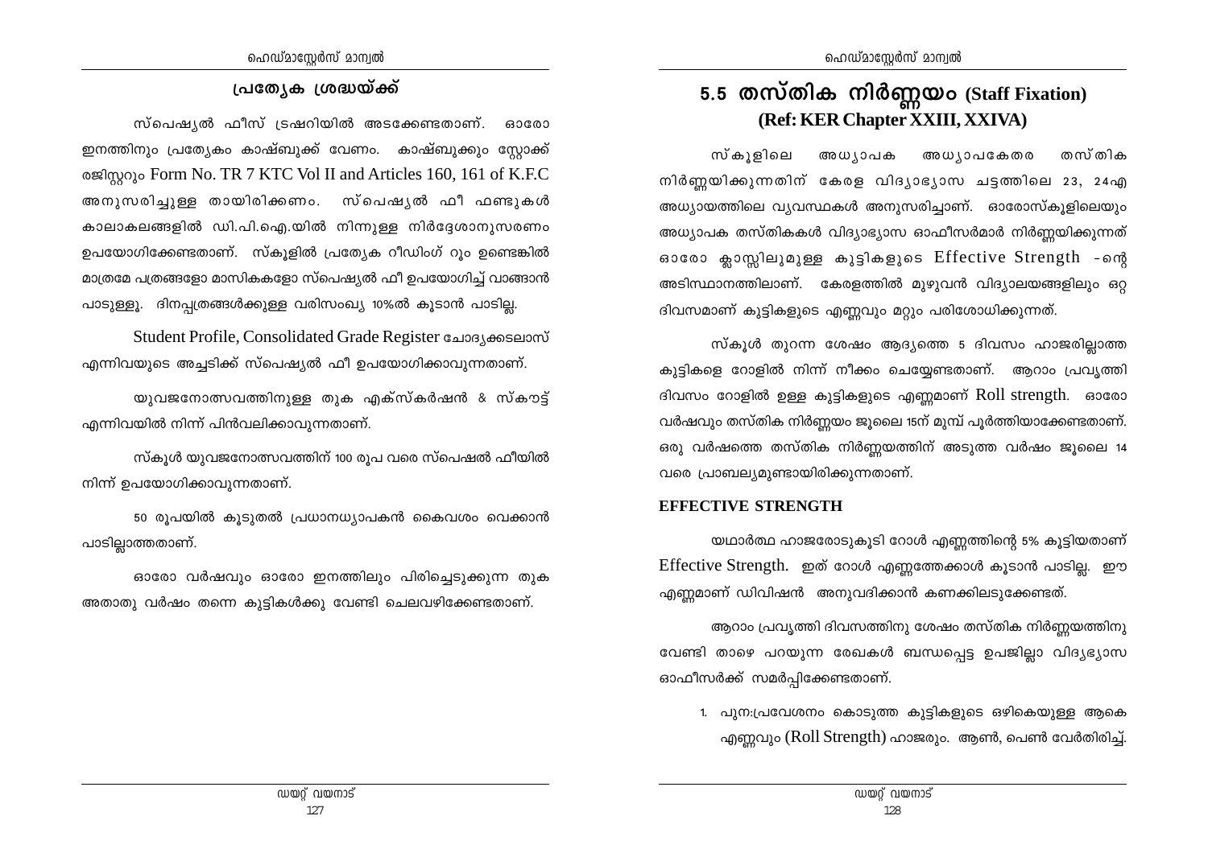## പ്രത്യേക ശ്രദ്ധയ്ക്ക്

സ്പെഷ്യൽ ഫീസ് ട്രഷറിയിൽ അടക്കേണ്ടതാണ്. ഓരോ ഇനത്തിനും പ്രത്യേകം കാഷ്ബുക്ക് വേണം. കാഷ്ബുക്കും സ്റ്റോക്ക് രജിസ്റ്ററും Form No. TR 7 KTC Vol II and Articles 160, 161 of K.F.C അനുസരിച്ചുള്ള തായിരിക്കണം. സ്പെഷ്യൽ ഫീ ഫണ്ടുകൾ കാലാകലങ്ങളിൽ ഡി.പി.ഐ.യിൽ നിന്നുള്ള നിർദ്ദേശാനുസരണം ഉപയോഗിക്കേണ്ടതാണ്. സ്കൂളിൽ പ്രത്യേക റീഡിംഗ് റൂം ഉണ്ടെങ്കിൽ മാത്രമേ പത്രങ്ങളോ മാസികകളോ സ്പെഷ്യൽ ഫീ ഉപയോഗിച്ച് വാങ്ങാൻ പാടുള്ളൂ. ദിനപ്പത്രങ്ങൾക്കുള്ള വരിസംഖ്യ 10%ൽ കൂടാൻ പാടില്ല.

Student Profile, Consolidated Grade Register ചോദ്യക്കടലാസ് എന്നിവയുടെ അച്ചടിക്ക് സ്പെഷ്യൽ ഫീ ഉപയോഗിക്കാവുന്നതാണ്.

യുവജനോത്സവത്തിനുള്ള തുക എക്സ്കർഷൻ & സ്കൗട്ട് എന്നിവയിൽ നിന്ന് പിൻവലിക്കാവുന്നതാണ്.

സ്കൂൾ യുവജനോത്സവത്തിന് 100 രൂപ വരെ സ്പെഷൽ ഫീയിൽ നിന്ന് ഉപയോഗിക്കാവുന്നതാണ്.

50 രൂപയിൽ കൂടുതൽ പ്രധാനധ്യാപകൻ കൈവശം വെക്കാൻ പാടില്ലാത്തതാണ്.

ഓരോ വർഷവും ഓരോ ഇനത്തിലും പിരിച്ചെടുക്കുന്ന തുക അതാതു വർഷം തന്നെ കുട്ടികൾക്കു വേണ്ടി ചെലവഴിക്കേണ്ടതാണ്.

## 5.5 തസ്തിക നിർണ്ണയം (Staff Fixation) (Ref: KER Chapter XXIII, XXIVA)

സ്കൂളിലെ അധ്യാപക അധ്യാപകേതര തസ്തിക നിർണ്ണയിക്കുന്നതിന് കേരള വിദ്യാഭ്യാസ ചട്ടത്തിലെ 23, 24എ അധ്യായത്തിലെ വ്യവസ്ഥകൾ അനുസരിച്ചാണ്. ഓരോസ്കൂളിലെയും അധ്യാപക തസ്തികകൾ വിദ്യാഭ്യാസ ഓഫീസർമാർ നിർണ്ണയിക്കുന്നത് ഓരോ ക്ലാസ്സിലുമുള്ള കുട്ടികളുടെ Effective Strength -ന്റെ അടിസ്ഥാനത്തിലാണ്. കേരളത്തിൽ മുഴുവൻ വിദ്യാലയങ്ങളിലും ഒറ്റ ദിവസമാണ് കുട്ടികളുടെ എണ്ണവും മറ്റും പരിശോധിക്കുന്നത്.

സ്കൂൾ തുറന്ന ശേഷം ആദ്യത്തെ 5 ദിവസം ഹാജരില്ലാത്ത കുട്ടികളെ റോളിൽ നിന്ന് നീക്കം ചെയ്യേണ്ടതാണ്. ആറാം പ്രവൃത്തി ദിവസം റോളിൽ ഉള്ള കുട്ടികളുടെ എണ്ണമാണ് Roll strength. ഓരോ വർഷവും തസ്തിക നിർണ്ണയം ജൂലൈ 15ന് മുമ്പ് പൂർത്തിയാക്കേണ്ടതാണ്. ഒരു വർഷത്തെ തസ്തിക നിർണ്ണയത്തിന് അടുത്ത വർഷം ജൂലൈ 14 വരെ പ്രാബല്യമുണ്ടായിരിക്കുന്നതാണ്.

### EFFECTIVE STRENGTH

യഥാർത്ഥ ഹാജരോടുകൂടി റോൾ എണ്ണത്തിന്റെ 5% കൂട്ടിയതാണ് Effective Strength. ഇത് റോൾ എണ്ണത്തേക്കാൾ കൂടാൻ പാടില്ല. ഈ എണ്ണമാണ് ഡിവിഷൻ അനുവദിക്കാൻ കണക്കിലെടുക്കേണ്ടത്.

ആറാം പ്രവൃത്തി ദിവസത്തിനു ശേഷം തസ്തിക നിർണ്ണയത്തിനു വേണ്ടി താഴെ പറയുന്ന രേഖകൾ ബന്ധപ്പെട്ട ഉപജില്ലാ വിദ്യഭ്യാസ ഓഫീസർക്ക് സമർപ്പിക്കേണ്ടതാണ്.

1. പുന:പ്രവേശനം കൊടുത്ത കുട്ടികളുടെ ഒഴികെയുള്ള ആകെ എണ്ണവും (Roll Strength) ഹാജരും. ആൺ, പെൺ വേർതിരിച്ച്.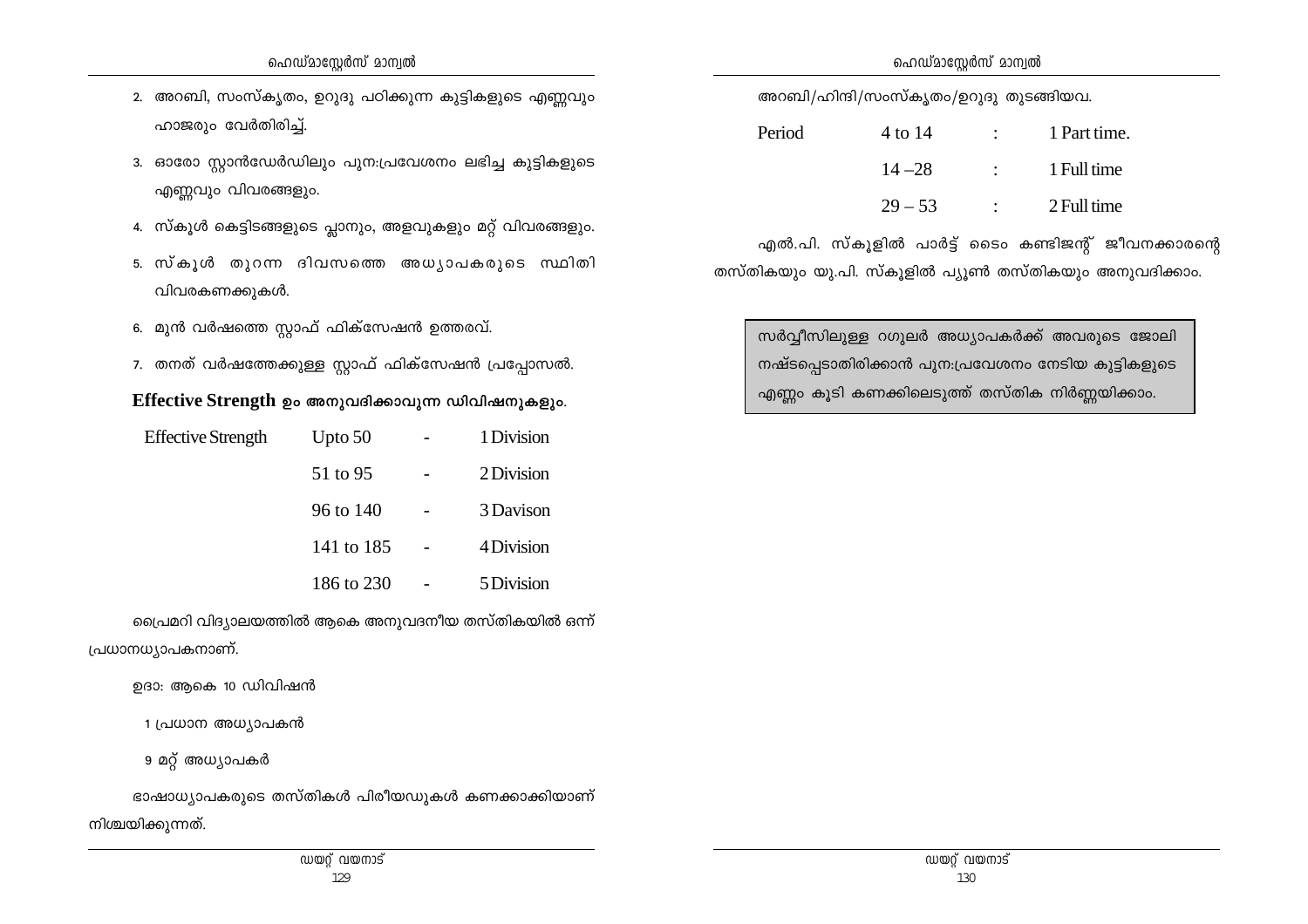2. അറബി, സംസ്കൃതം, ഉറുദു പഠിക്കുന്ന കുട്ടികളുടെ എണ്ണവും ഹാജരും വേർതിരിച്ച്.
3. ഓരോ സ്റ്റാൻഡേർഡിലും പുന:പ്രവേശനം ലഭിച്ച കുട്ടികളുടെ എണ്ണവും വിവരങ്ങളും.
4. സ്കൂൾ കെട്ടിടങ്ങളുടെ പ്ലാനും, അളവുകളും മറ്റ് വിവരങ്ങളും.
5. സ്കൂൾ തുറന്ന ദിവസത്തെ അധ്യാപകരുടെ സ്ഥിതി വിവരകണക്കുകൾ.
6. മുൻ വർഷത്തെ സ്റ്റാഫ് ഫിക്സേഷൻ ഉത്തരവ്.
7. തനത് വർഷത്തേക്കുള്ള സ്റ്റാഫ് ഫിക്സേഷൻ പ്രപ്പോസൽ.

**Effective Strength ഉം അനുവദിക്കാവുന്ന ഡിവിഷനുകളും.**

| Effective Strength | | | |
|---|---|---|---|
| | Upto 50 | - | 1 Division |
| | 51 to 95 | - | 2 Division |
| | 96 to 140 | - | 3 Davison |
| | 141 to 185 | - | 4 Division |
| | 186 to 230 | - | 5 Division |

പ്രൈമറി വിദ്യാലയത്തിൽ ആകെ അനുവദനീയ തസ്തികയിൽ ഒന്ന് പ്രധാനധ്യാപകനാണ്.

ഉദാ: ആകെ 10 ഡിവിഷൻ

1 പ്രധാന അധ്യാപകൻ

9 മറ്റ് അധ്യാപകർ

ഭാഷാധ്യാപകരുടെ തസ്തികൾ പിരീയഡുകൾ കണക്കാക്കിയാണ് നിശ്ചയിക്കുന്നത്.

അറബി/ഹിന്ദി/സംസ്കൃതം/ഉറുദു തുടങ്ങിയവ.

| Period | | | |
|---|---|---|---|
| | 4 to 14 | : | 1 Part time. |
| | 14 – 28 | : | 1 Full time |
| | 29 – 53 | : | 2 Full time |

എൽ.പി. സ്കൂളിൽ പാർട്ട് ടൈം കണ്ടിജന്റ് ജീവനക്കാരന്റെ തസ്തികയും യു.പി. സ്കൂളിൽ പ്യൂൺ തസ്തികയും അനുവദിക്കാം.

> സർവ്വീസിലുള്ള റഗുലർ അധ്യാപകർക്ക് അവരുടെ ജോലി നഷ്ടപ്പെടാതിരിക്കാൻ പുന:പ്രവേശനം നേടിയ കുട്ടികളുടെ എണ്ണം കൂടി കണക്കിലെടുത്ത് തസ്തിക നിർണ്ണയിക്കാം.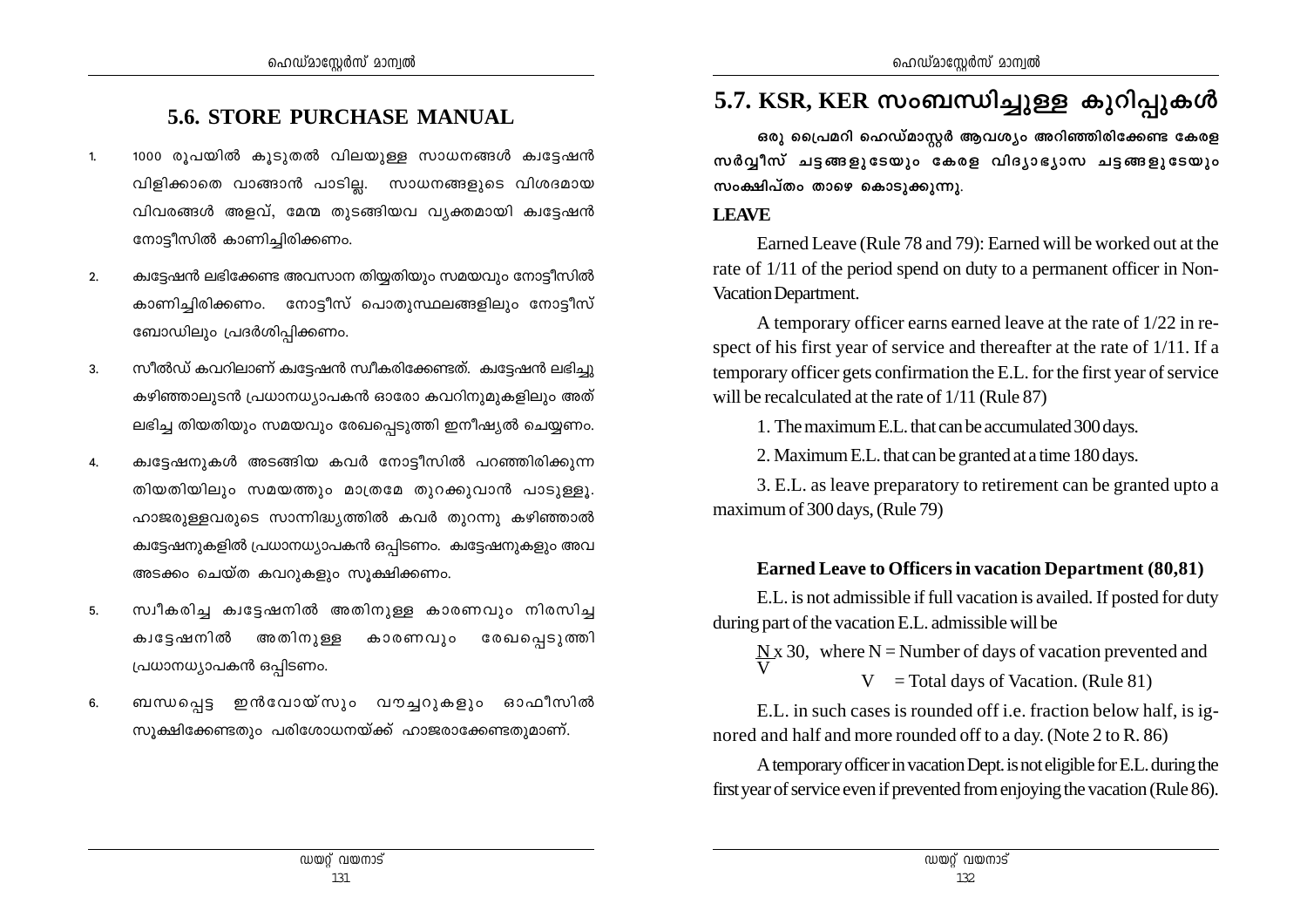## 5.6. STORE PURCHASE MANUAL

1. 1000 രൂപയിൽ കൂടുതൽ വിലയുള്ള സാധനങ്ങൾ ക്വട്ടേഷൻ വിളിക്കാതെ വാങ്ങാൻ പാടില്ല. സാധനങ്ങളുടെ വിശദമായ വിവരങ്ങൾ അളവ്, മേന്മ തുടങ്ങിയവ വ്യക്തമായി ക്വട്ടേഷൻ നോട്ടീസിൽ കാണിച്ചിരിക്കണം.

2. ക്വട്ടേഷൻ ലഭിക്കേണ്ട അവസാന തിയ്യതിയും സമയവും നോട്ടീസിൽ കാണിച്ചിരിക്കണം. നോട്ടീസ് പൊതുസ്ഥലങ്ങളിലും നോട്ടീസ് ബോഡിലും പ്രദർശിപ്പിക്കണം.

3. സീൽഡ് കവറിലാണ് ക്വട്ടേഷൻ സ്വീകരിക്കേണ്ടത്. ക്വട്ടേഷൻ ലഭിച്ചു കഴിഞ്ഞാലുടൻ പ്രധാനധ്യാപകൻ ഓരോ കവറിനുമുകളിലും അത് ലഭിച്ച തിയതിയും സമയവും രേഖപ്പെടുത്തി ഇനീഷ്യൽ ചെയ്യണം.

4. ക്വട്ടേഷനുകൾ അടങ്ങിയ കവർ നോട്ടീസിൽ പറഞ്ഞിരിക്കുന്ന തിയതിയിലും സമയത്തും മാത്രമേ തുറക്കുവാൻ പാടുള്ളൂ. ഹാജരുള്ളവരുടെ സാന്നിദ്ധ്യത്തിൽ കവർ തുറന്നു കഴിഞ്ഞാൽ ക്വട്ടേഷനുകളിൽ പ്രധാനധ്യാപകൻ ഒപ്പിടണം. ക്വട്ടേഷനുകളും അവ അടക്കം ചെയ്ത കവറുകളും സൂക്ഷിക്കണം.

5. സ്വീകരിച്ച ക്വട്ടേഷനിൽ അതിനുള്ള കാരണവും നിരസിച്ച ക്വട്ടേഷനിൽ അതിനുള്ള കാരണവും രേഖപ്പെടുത്തി പ്രധാനധ്യാപകൻ ഒപ്പിടണം.

6. ബന്ധപ്പെട്ട ഇൻവോയ്സും വൗച്ചറുകളും ഓഫീസിൽ സൂക്ഷിക്കേണ്ടതും പരിശോധനയ്ക്ക് ഹാജരാക്കേണ്ടതുമാണ്.

## 5.7. KSR, KER സംബന്ധിച്ചുള്ള കുറിപ്പുകൾ

**ഒരു പ്രൈമറി ഹെഡ്മാസ്റ്റർ ആവശ്യം അറിഞ്ഞിരിക്കേണ്ട കേരള സർവ്വീസ് ചട്ടങ്ങളുടേയും കേരള വിദ്യാഭ്യാസ ചട്ടങ്ങളുടേയും സംക്ഷിപ്തം താഴെ കൊടുക്കുന്നു.**

**LEAVE**

Earned Leave (Rule 78 and 79): Earned will be worked out at the rate of 1/11 of the period spend on duty to a permanent officer in Non-Vacation Department.

A temporary officer earns earned leave at the rate of 1/22 in respect of his first year of service and thereafter at the rate of 1/11. If a temporary officer gets confirmation the E.L. for the first year of service will be recalculated at the rate of 1/11 (Rule 87)

1. The maximum E.L. that can be accumulated 300 days.

2. Maximum E.L. that can be granted at a time 180 days.

3. E.L. as leave preparatory to retirement can be granted upto a maximum of 300 days, (Rule 79)

**Earned Leave to Officers in vacation Department (80,81)**

E.L. is not admissible if full vacation is availed. If posted for duty during part of the vacation E.L. admissible will be

$\frac{N}{V} \times 30$, where N = Number of days of vacation prevented and V = Total days of Vacation. (Rule 81)

E.L. in such cases is rounded off i.e. fraction below half, is ignored and half and more rounded off to a day. (Note 2 to R. 86)

A temporary officer in vacation Dept. is not eligible for E.L. during the first year of service even if prevented from enjoying the vacation (Rule 86).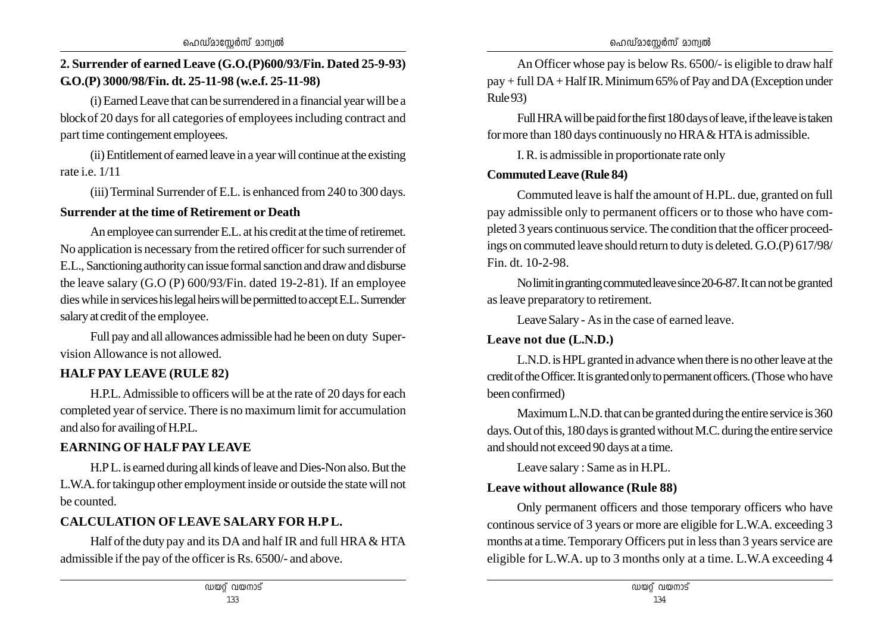**2. Surrender of earned Leave (G.O.(P)600/93/Fin. Dated 25-9-93) G.O.(P) 3000/98/Fin. dt. 25-11-98 (w.e.f. 25-11-98)**

(i) Earned Leave that can be surrendered in a financial year will be a block of 20 days for all categories of employees including contract and part time contingement employees.

(ii) Entitlement of earned leave in a year will continue at the existing rate i.e. 1/11

(iii) Terminal Surrender of E.L. is enhanced from 240 to 300 days.

**Surrender at the time of Retirement or Death**

An employee can surrender E.L. at his credit at the time of retiremet. No application is necessary from the retired officer for such surrender of E.L., Sanctioning authority can issue formal sanction and draw and disburse the leave salary (G.O (P) 600/93/Fin. dated 19-2-81). If an employee dies while in services his legal heirs will be permitted to accept E.L. Surrender salary at credit of the employee.

Full pay and all allowances admissible had he been on duty Supervision Allowance is not allowed.

**HALF PAY LEAVE (RULE 82)**

H.P.L. Admissible to officers will be at the rate of 20 days for each completed year of service. There is no maximum limit for accumulation and also for availing of H.P.L.

**EARNING OF HALF PAY LEAVE**

H.P L. is earned during all kinds of leave and Dies-Non also. But the L.W.A. for takingup other employment inside or outside the state will not be counted.

**CALCULATION OF LEAVE SALARY FOR H.P L.**

Half of the duty pay and its DA and half IR and full HRA & HTA admissible if the pay of the officer is Rs. 6500/- and above.

An Officer whose pay is below Rs. 6500/- is eligible to draw half pay + full DA + Half IR. Minimum 65% of Pay and DA (Exception under Rule 93)

Full HRA will be paid for the first 180 days of leave, if the leave is taken for more than 180 days continuously no HRA & HTA is admissible.

I. R. is admissible in proportionate rate only

**Commuted Leave (Rule 84)**

Commuted leave is half the amount of H.PL. due, granted on full pay admissible only to permanent officers or to those who have completed 3 years continuous service. The condition that the officer proceedings on commuted leave should return to duty is deleted. G.O.(P) 617/98/ Fin. dt. 10-2-98.

No limit in granting commuted leave since 20-6-87. It can not be granted as leave preparatory to retirement.

Leave Salary - As in the case of earned leave.

**Leave not due (L.N.D.)**

L.N.D. is HPL granted in advance when there is no other leave at the credit of the Officer. It is granted only to permanent officers. (Those who have been confirmed)

Maximum L.N.D. that can be granted during the entire service is 360 days. Out of this, 180 days is granted without M.C. during the entire service and should not exceed 90 days at a time.

Leave salary : Same as in H.PL.

**Leave without allowance (Rule 88)**

Only permanent officers and those temporary officers who have continous service of 3 years or more are eligible for L.W.A. exceeding 3 months at a time. Temporary Officers put in less than 3 years service are eligible for L.W.A. up to 3 months only at a time. L.W.A exceeding 4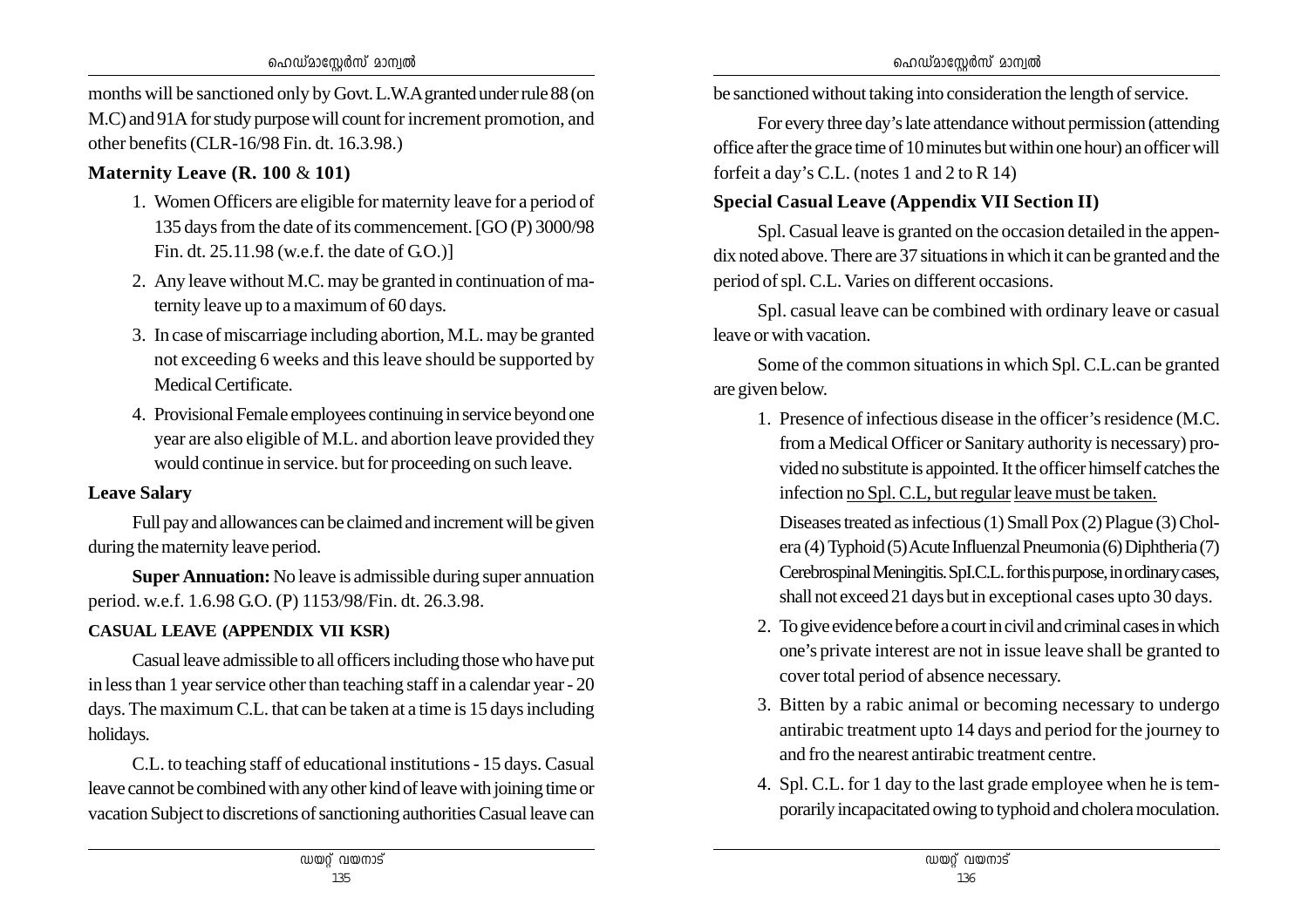months will be sanctioned only by Govt. L.W.A granted under rule 88 (on M.C) and 91A for study purpose will count for increment promotion, and other benefits (CLR-16/98 Fin. dt. 16.3.98.)

### Maternity Leave (R. 100 & 101)

1. Women Officers are eligible for maternity leave for a period of 135 days from the date of its commencement. [GO (P) 3000/98 Fin. dt. 25.11.98 (w.e.f. the date of G.O.)]
2. Any leave without M.C. may be granted in continuation of maternity leave up to a maximum of 60 days.
3. In case of miscarriage including abortion, M.L. may be granted not exceeding 6 weeks and this leave should be supported by Medical Certificate.
4. Provisional Female employees continuing in service beyond one year are also eligible of M.L. and abortion leave provided they would continue in service. but for proceeding on such leave.

### Leave Salary

Full pay and allowances can be claimed and increment will be given during the maternity leave period.

**Super Annuation:** No leave is admissible during super annuation period. w.e.f. 1.6.98 G.O. (P) 1153/98/Fin. dt. 26.3.98.

### CASUAL LEAVE (APPENDIX VII KSR)

Casual leave admissible to all officers including those who have put in less than 1 year service other than teaching staff in a calendar year - 20 days. The maximum C.L. that can be taken at a time is 15 days including holidays.

C.L. to teaching staff of educational institutions - 15 days. Casual leave cannot be combined with any other kind of leave with joining time or vacation Subject to discretions of sanctioning authorities Casual leave can be sanctioned without taking into consideration the length of service.

For every three day's late attendance without permission (attending office after the grace time of 10 minutes but within one hour) an officer will forfeit a day's C.L. (notes 1 and 2 to R 14)

### Special Casual Leave (Appendix VII Section II)

Spl. Casual leave is granted on the occasion detailed in the appendix noted above. There are 37 situations in which it can be granted and the period of spl. C.L. Varies on different occasions.

Spl. casual leave can be combined with ordinary leave or casual leave or with vacation.

Some of the common situations in which Spl. C.L.can be granted are given below.

1. Presence of infectious disease in the officer's residence (M.C. from a Medical Officer or Sanitary authority is necessary) provided no substitute is appointed. It the officer himself catches the infection no Spl. C.L, but regular leave must be taken.

   Diseases treated as infectious (1) Small Pox (2) Plague (3) Cholera (4) Typhoid (5) Acute Influenzal Pneumonia (6) Diphtheria (7) Cerebrospinal Meningitis. SpI.C.L. for this purpose, in ordinary cases, shall not exceed 21 days but in exceptional cases upto 30 days.
2. To give evidence before a court in civil and criminal cases in which one's private interest are not in issue leave shall be granted to cover total period of absence necessary.
3. Bitten by a rabic animal or becoming necessary to undergo antirabic treatment upto 14 days and period for the journey to and fro the nearest antirabic treatment centre.
4. Spl. C.L. for 1 day to the last grade employee when he is temporarily incapacitated owing to typhoid and cholera moculation.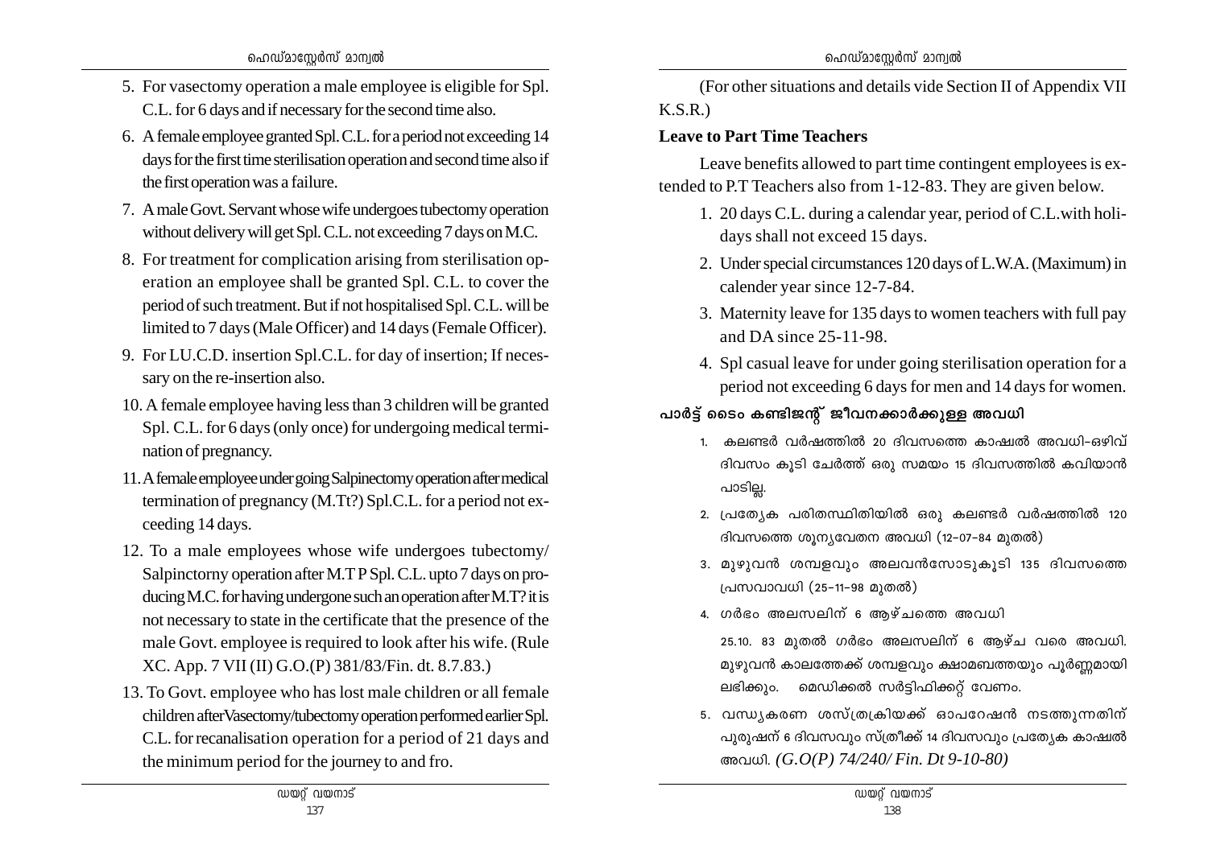5. For vasectomy operation a male employee is eligible for Spl. C.L. for 6 days and if necessary for the second time also.
6. A female employee granted Spl. C.L. for a period not exceeding 14 days for the first time sterilisation operation and second time also if the first operation was a failure.
7. A male Govt. Servant whose wife undergoes tubectomy operation without delivery will get Spl. C.L. not exceeding 7 days on M.C.
8. For treatment for complication arising from sterilisation operation an employee shall be granted Spl. C.L. to cover the period of such treatment. But if not hospitalised Spl. C.L. will be limited to 7 days (Male Officer) and 14 days (Female Officer).
9. For LU.C.D. insertion Spl.C.L. for day of insertion; If necessary on the re-insertion also.
10. A female employee having less than 3 children will be granted Spl. C.L. for 6 days (only once) for undergoing medical termination of pregnancy.
11. A female employee under going Salpinectomy operation after medical termination of pregnancy (M.Tt?) Spl.C.L. for a period not exceeding 14 days.
12. To a male employees whose wife undergoes tubectomy/ Salpinctorny operation after M.T P Spl. C.L. upto 7 days on producing M.C. for having undergone such an operation after M.T? it is not necessary to state in the certificate that the presence of the male Govt. employee is required to look after his wife. (Rule XC. App. 7 VII (II) G.O.(P) 381/83/Fin. dt. 8.7.83.)
13. To Govt. employee who has lost male children or all female children after Vasectomy/tubectomy operation performed earlier Spl. C.L. for recanalisation operation for a period of 21 days and the minimum period for the journey to and fro.

(For other situations and details vide Section II of Appendix VII K.S.R.)

**Leave to Part Time Teachers**

Leave benefits allowed to part time contingent employees is extended to P.T Teachers also from 1-12-83. They are given below.

1. 20 days C.L. during a calendar year, period of C.L.with holidays shall not exceed 15 days.
2. Under special circumstances 120 days of L.W.A. (Maximum) in calender year since 12-7-84.
3. Maternity leave for 135 days to women teachers with full pay and DA since 25-11-98.
4. Spl casual leave for under going sterilisation operation for a period not exceeding 6 days for men and 14 days for women.

**പാർട്ട് ടൈം കണ്ടിജന്റ് ജീവനക്കാർക്കുള്ള അവധി**

1. കലണ്ടർ വർഷത്തിൽ 20 ദിവസത്തെ കാഷ്വൽ അവധി-ഒഴിവ് ദിവസം കൂടി ചേർത്ത് ഒരു സമയം 15 ദിവസത്തിൽ കവിയാൻ പാടില്ല.
2. പ്രത്യേക പരിതസ്ഥിതിയിൽ ഒരു കലണ്ടർ വർഷത്തിൽ 120 ദിവസത്തെ ശൂന്യവേതന അവധി (12-07-84 മുതൽ)
3. മുഴുവൻ ശമ്പളവും അലവൻസോടുകൂടി 135 ദിവസത്തെ പ്രസവാവധി (25-11-98 മുതൽ)
4. ഗർഭം അലസലിന് 6 ആഴ്ചത്തെ അവധി

   25.10. 83 മുതൽ ഗർഭം അലസലിന് 6 ആഴ്ച വരെ അവധി. മുഴുവൻ കാലത്തേക്ക് ശമ്പളവും ക്ഷാമബത്തയും പൂർണ്ണമായി ലഭിക്കും. മെഡിക്കൽ സർട്ടിഫിക്കറ്റ് വേണം.
5. വന്ധ്യകരണ ശസ്ത്രക്രിയക്ക് ഓപറേഷൻ നടത്തുന്നതിന് പുരുഷന് 6 ദിവസവും സ്ത്രീക്ക് 14 ദിവസവും പ്രത്യേക കാഷ്വൽ അവധി. *(G.O(P) 74/240/ Fin. Dt 9-10-80)*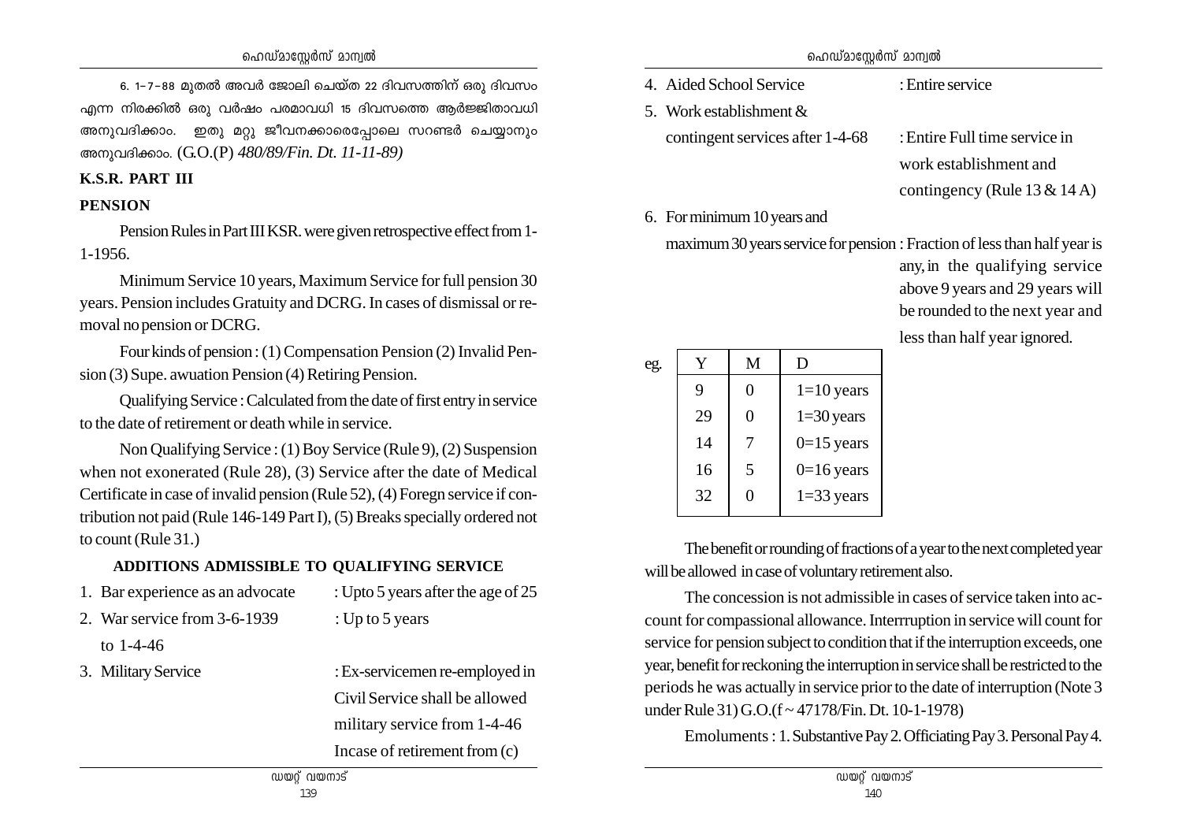6. 1-7-88 മുതൽ അവർ ജോലി ചെയ്ത 22 ദിവസത്തിന് ഒരു ദിവസം എന്ന നിരക്കിൽ ഒരു വർഷം പരമാവധി 15 ദിവസത്തെ ആർജ്ജിതാവധി അനുവദിക്കാം. ഇതു മറ്റു ജീവനക്കാരെപ്പോലെ സറണ്ടർ ചെയ്യാനും അനുവദിക്കാം. (G.O.(P) *480/89/Fin. Dt. 11-11-89)*

## K.S.R. PART III

### PENSION

Pension Rules in Part III KSR. were given retrospective effect from 1-1-1956.

Minimum Service 10 years, Maximum Service for full pension 30 years. Pension includes Gratuity and DCRG. In cases of dismissal or removal no pension or DCRG.

Four kinds of pension : (1) Compensation Pension (2) Invalid Pension (3) Supe. awuation Pension (4) Retiring Pension.

Qualifying Service : Calculated from the date of first entry in service to the date of retirement or death while in service.

Non Qualifying Service : (1) Boy Service (Rule 9), (2) Suspension when not exonerated (Rule 28), (3) Service after the date of Medical Certificate in case of invalid pension (Rule 52), (4) Foregn service if contribution not paid (Rule 146-149 Part I), (5) Breaks specially ordered not to count (Rule 31.)

### ADDITIONS ADMISSIBLE TO QUALIFYING SERVICE

1. Bar experience as an advocate : Upto 5 years after the age of 25
2. War service from 3-6-1939 to 1-4-46 : Up to 5 years
3. Military Service : Ex-servicemen re-employed in Civil Service shall be allowed military service from 1-4-46 Incase of retirement from (c)
4. Aided School Service : Entire service
5. Work establishment & contingent services after 1-4-68 : Entire Full time service in work establishment and contingency (Rule 13 & 14 A)
6. For minimum 10 years and maximum 30 years service for pension : Fraction of less than half year is any, in the qualifying service above 9 years and 29 years will be rounded to the next year and less than half year ignored.

eg.

| Y | M | D |
|---|---|---|
| 9 | 0 | 1=10 years |
| 29 | 0 | 1=30 years |
| 14 | 7 | 0=15 years |
| 16 | 5 | 0=16 years |
| 32 | 0 | 1=33 years |

The benefit or rounding of fractions of a year to the next completed year will be allowed in case of voluntary retirement also.

The concession is not admissible in cases of service taken into account for compassional allowance. Interrruption in service will count for service for pension subject to condition that if the interruption exceeds, one year, benefit for reckoning the interruption in service shall be restricted to the periods he was actually in service prior to the date of interruption (Note 3 under Rule 31) G.O.(f ~ 47178/Fin. Dt. 10-1-1978)

Emoluments : 1. Substantive Pay 2. Officiating Pay 3. Personal Pay 4.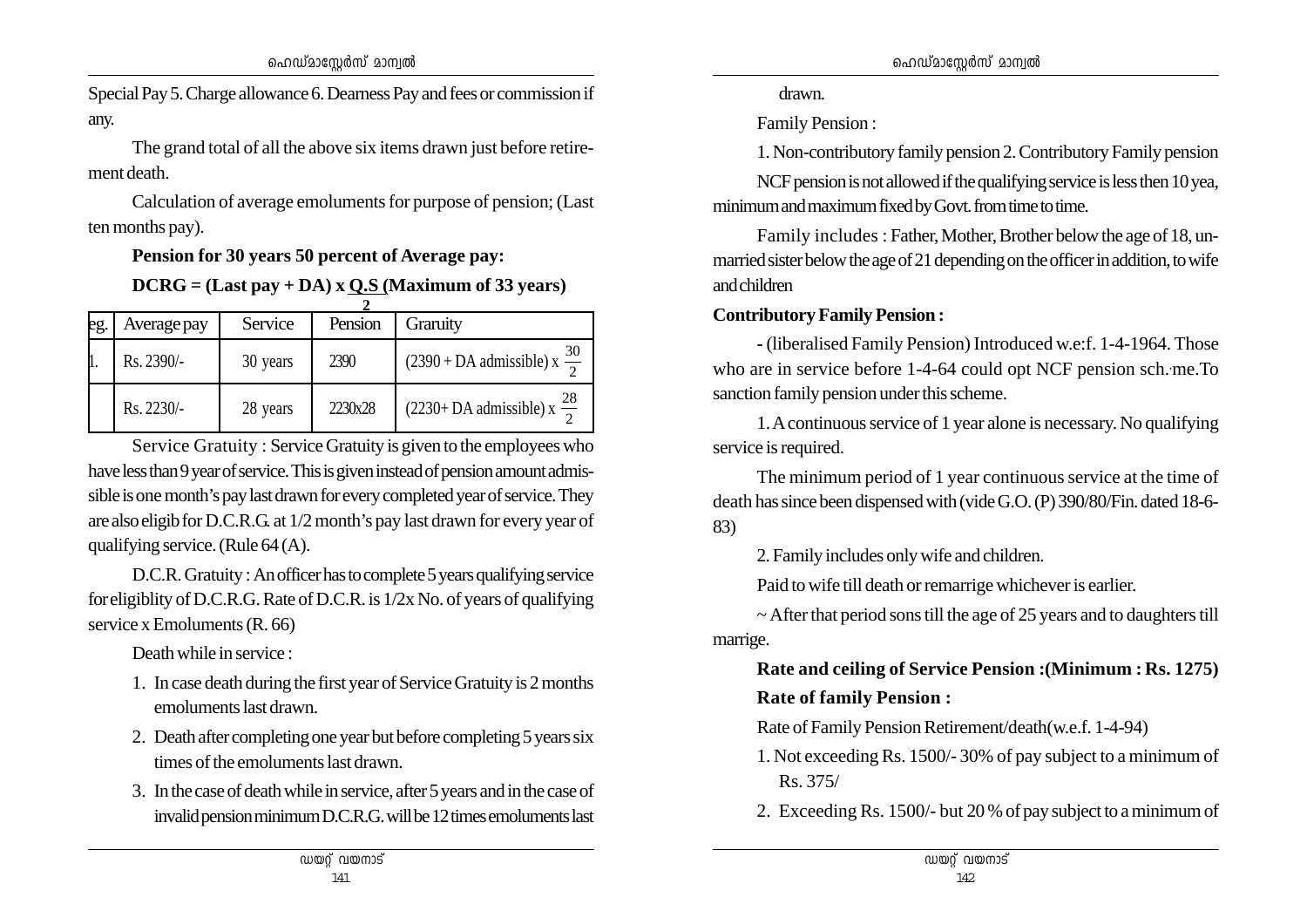Special Pay 5. Charge allowance 6. Dearness Pay and fees or commission if any.

The grand total of all the above six items drawn just before retirement death.

Calculation of average emoluments for purpose of pension; (Last ten months pay).

**Pension for 30 years 50 percent of Average pay:**

**DCRG = (Last pay + DA) x $\frac{\text{Q.S}}{2}$ (Maximum of 33 years)**

| eg. | Average pay | Service | Pension | Graruity |
|---|---|---|---|---|
| 1. | Rs. 2390/- | 30 years | 2390 | (2390 + DA admissible) x $\frac{30}{2}$ |
| | Rs. 2230/- | 28 years | 2230x28 | (2230+ DA admissible) x $\frac{28}{2}$ |

Service Gratuity : Service Gratuity is given to the employees who have less than 9 year of service. This is given instead of pension amount admissible is one month's pay last drawn for every completed year of service. They are also eligib for D.C.R.G. at 1/2 month's pay last drawn for every year of qualifying service. (Rule 64 (A).

D.C.R. Gratuity : An officer has to complete 5 years qualifying service for eligiblity of D.C.R.G. Rate of D.C.R. is 1/2x No. of years of qualifying service x Emoluments (R. 66)

Death while in service :

1. In case death during the first year of Service Gratuity is 2 months emoluments last drawn.
2. Death after completing one year but before completing 5 years six times of the emoluments last drawn.
3. In the case of death while in service, after 5 years and in the case of invalid pension minimum D.C.R.G. will be 12 times emoluments last drawn.

Family Pension :

1. Non-contributory family pension 2. Contributory Family pension

NCF pension is not allowed if the qualifying service is less then 10 yea, minimum and maximum fixed by Govt. from time to time.

Family includes : Father, Mother, Brother below the age of 18, unmarried sister below the age of 21 depending on the officer in addition, to wife and children

**Contributory Family Pension :**

- (liberalised Family Pension) Introduced w.e:f. 1-4-1964. Those who are in service before 1-4-64 could opt NCF pension sch.me.To sanction family pension under this scheme.

1. A continuous service of 1 year alone is necessary. No qualifying service is required.

The minimum period of 1 year continuous service at the time of death has since been dispensed with (vide G.O. (P) 390/80/Fin. dated 18-6-83)

2. Family includes only wife and children.

Paid to wife till death or remarrige whichever is earlier.

~ After that period sons till the age of 25 years and to daughters till marrige.

**Rate and ceiling of Service Pension :(Minimum : Rs. 1275)**

**Rate of family Pension :**

Rate of Family Pension Retirement/death(w.e.f. 1-4-94)

1. Not exceeding Rs. 1500/- 30% of pay subject to a minimum of Rs. 375/
2. Exceeding Rs. 1500/- but 20 % of pay subject to a minimum of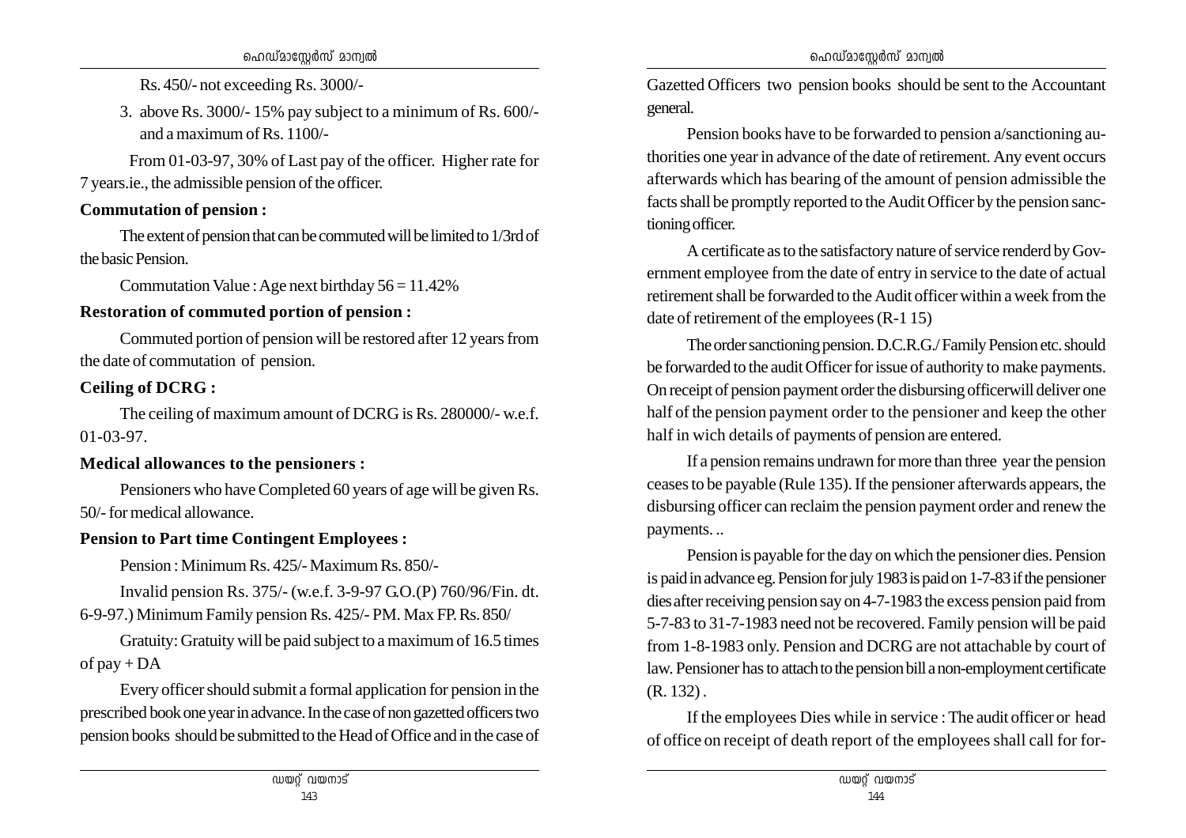Rs. 450/- not exceeding Rs. 3000/-

3. above Rs. 3000/- 15% pay subject to a minimum of Rs. 600/- and a maximum of Rs. 1100/-

From 01-03-97, 30% of Last pay of the officer. Higher rate for 7 years.ie., the admissible pension of the officer.

**Commutation of pension :**

The extent of pension that can be commuted will be limited to 1/3rd of the basic Pension.

Commutation Value : Age next birthday 56 = 11.42%

**Restoration of commuted portion of pension :**

Commuted portion of pension will be restored after 12 years from the date of commutation of pension.

**Ceiling of DCRG :**

The ceiling of maximum amount of DCRG is Rs. 280000/- w.e.f. 01-03-97.

**Medical allowances to the pensioners :**

Pensioners who have Completed 60 years of age will be given Rs. 50/- for medical allowance.

**Pension to Part time Contingent Employees :**

Pension : Minimum Rs. 425/- Maximum Rs. 850/-

Invalid pension Rs. 375/- (w.e.f. 3-9-97 G.O.(P) 760/96/Fin. dt. 6-9-97.) Minimum Family pension Rs. 425/- PM. Max FP. Rs. 850/

Gratuity: Gratuity will be paid subject to a maximum of 16.5 times of pay + DA

Every officer should submit a formal application for pension in the prescribed book one year in advance. In the case of non gazetted officers two pension books should be submitted to the Head of Office and in the case of Gazetted Officers two pension books should be sent to the Accountant general.

Pension books have to be forwarded to pension a/sanctioning authorities one year in advance of the date of retirement. Any event occurs afterwards which has bearing of the amount of pension admissible the facts shall be promptly reported to the Audit Officer by the pension sanctioning officer.

A certificate as to the satisfactory nature of service renderd by Government employee from the date of entry in service to the date of actual retirement shall be forwarded to the Audit officer within a week from the date of retirement of the employees (R-1 15)

The order sanctioning pension. D.C.R.G./ Family Pension etc. should be forwarded to the audit Officer for issue of authority to make payments. On receipt of pension payment order the disbursing officerwill deliver one half of the pension payment order to the pensioner and keep the other half in wich details of payments of pension are entered.

If a pension remains undrawn for more than three year the pension ceases to be payable (Rule 135). If the pensioner afterwards appears, the disbursing officer can reclaim the pension payment order and renew the payments. ..

Pension is payable for the day on which the pensioner dies. Pension is paid in advance eg. Pension for july 1983 is paid on 1-7-83 if the pensioner dies after receiving pension say on 4-7-1983 the excess pension paid from 5-7-83 to 31-7-1983 need not be recovered. Family pension will be paid from 1-8-1983 only. Pension and DCRG are not attachable by court of law. Pensioner has to attach to the pension bill a non-employment certificate (R. 132) .

If the employees Dies while in service : The audit officer or head of office on receipt of death report of the employees shall call for for-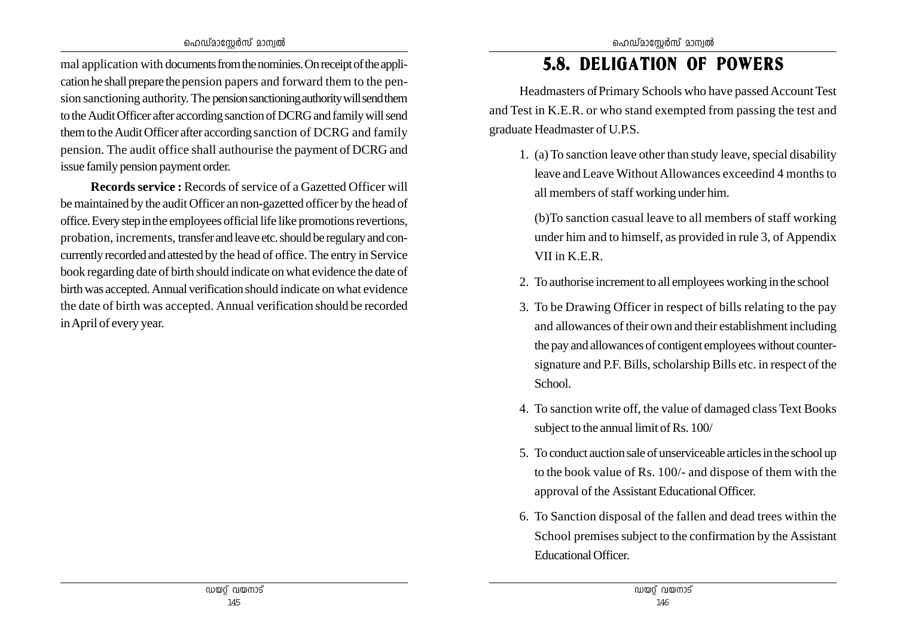mal application with documents from the nominies. On receipt of the application he shall prepare the pension papers and forward them to the pension sanctioning authority. The pension sanctioning authority will send them to the Audit Officer after according sanction of DCRG and family will send them to the Audit Officer after according sanction of DCRG and family pension. The audit office shall authourise the payment of DCRG and issue family pension payment order.

**Records service :** Records of service of a Gazetted Officer will be maintained by the audit Officer an non-gazetted officer by the head of office. Every step in the employees official life like promotions revertions, probation, increments, transfer and leave etc. should be regulary and concurrently recorded and attested by the head of office. The entry in Service book regarding date of birth should indicate on what evidence the date of birth was accepted. Annual verification should indicate on what evidence the date of birth was accepted. Annual verification should be recorded in April of every year.

# 5.8. DELIGATION OF POWERS

Headmasters of Primary Schools who have passed Account Test and Test in K.E.R. or who stand exempted from passing the test and graduate Headmaster of U.P.S.

1. (a) To sanction leave other than study leave, special disability leave and Leave Without Allowances exceedind 4 months to all members of staff working under him.

   (b)To sanction casual leave to all members of staff working under him and to himself, as provided in rule 3, of Appendix VII in K.E.R.

2. To authorise increment to all employees working in the school
3. To be Drawing Officer in respect of bills relating to the pay and allowances of their own and their establishment including the pay and allowances of contigent employees without countersignature and P.F. Bills, scholarship Bills etc. in respect of the School.
4. To sanction write off, the value of damaged class Text Books subject to the annual limit of Rs. 100/
5. To conduct auction sale of unserviceable articles in the school up to the book value of Rs. 100/- and dispose of them with the approval of the Assistant Educational Officer.
6. To Sanction disposal of the fallen and dead trees within the School premises subject to the confirmation by the Assistant Educational Officer.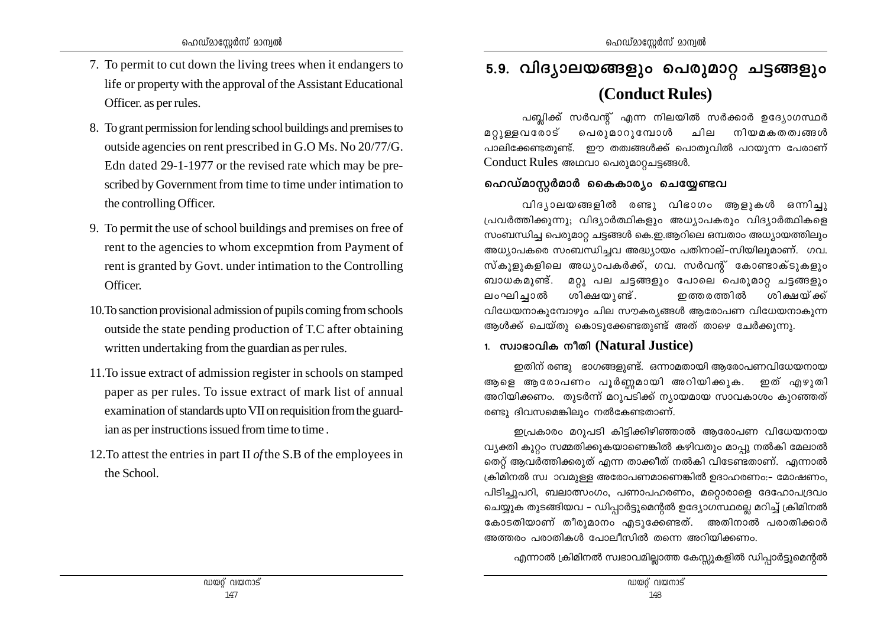7. To permit to cut down the living trees when it endangers to life or property with the approval of the Assistant Educational Officer. as per rules.

8. To grant permission for lending school buildings and premises to outside agencies on rent prescribed in G.O Ms. No 20/77/G. Edn dated 29-1-1977 or the revised rate which may be prescribed by Government from time to time under intimation to the controlling Officer.

9. To permit the use of school buildings and premises on free of rent to the agencies to whom excepmtion from Payment of rent is granted by Govt. under intimation to the Controlling Officer.

10. To sanction provisional admission of pupils coming from schools outside the state pending production of T.C after obtaining written undertaking from the guardian as per rules.

11. To issue extract of admission register in schools on stamped paper as per rules. To issue extract of mark list of annual examination of standards upto VII on requisition from the guardian as per instructions issued from time to time .

12. To attest the entries in part II *of* the S.B of the employees in the School.

## 5.9. വിദ്യാലയങ്ങളും പെരുമാറ്റ ചട്ടങ്ങളും (Conduct Rules)

പബ്ലിക്ക് സർവന്റ് എന്ന നിലയിൽ സർക്കാർ ഉദ്യോഗസ്ഥർ മറ്റുള്ളവരോട് പെരുമാറുമ്പോൾ ചില നിയമകതത്വങ്ങൾ പാലിക്കേണ്ടതുണ്ട്. ഈ തത്വങ്ങൾക്ക് പൊതുവിൽ പറയുന്ന പേരാണ് Conduct Rules അഥവാ പെരുമാറ്റചട്ടങ്ങൾ.

### ഹെഡ്മാസ്റ്റർമാർ കൈകാര്യം ചെയ്യേണ്ടവ

വിദ്യാലയങ്ങളിൽ രണ്ടു വിഭാഗം ആളുകൾ ഒന്നിച്ചു പ്രവർത്തിക്കുന്നു; വിദ്യാർത്ഥികളും അധ്യാപകരും വിദ്യാർത്ഥികളെ സംബന്ധിച്ച പെരുമാറ്റ ചട്ടങ്ങൾ കെ.ഇ.ആറിലെ ഒമ്പതാം അധ്യായത്തിലും അധ്യാപകരെ സംബന്ധിച്ചവ അദ്ധ്യായം പതിനാല്-സിയിലുമാണ്. ഗവ. സ്കൂളുകളിലെ അധ്യാപകർക്ക്, ഗവ. സർവന്റ് കോണ്ടാക്ടുകളും ബാധകമുണ്ട്. മറ്റു പല ചട്ടങ്ങളും പോലെ പെരുമാറ്റ ചട്ടങ്ങളും ലംഘിച്ചാൽ ശിക്ഷയുണ്ട്. ഇത്തരത്തിൽ ശിക്ഷയ്ക്ക് വിധേയനാകുമ്പോഴും ചില സൗകര്യങ്ങൾ ആരോപണ വിധേയനാകുന്ന ആൾക്ക് ചെയ്തു കൊടുക്കേണ്ടതുണ്ട് അത് താഴെ ചേർക്കുന്നു.

#### 1. സ്വാഭാവിക നീതി (Natural Justice)

ഇതിന് രണ്ടു ഭാഗങ്ങളുണ്ട്. ഒന്നാമതായി ആരോപണവിധേയനായ ആളെ ആരോപണം പൂർണ്ണമായി അറിയിക്കുക. ഇത് എഴുതി അറിയിക്കണം. തുടർന്ന് മറുപടിക്ക് ന്യായമായ സാവകാശം കുറഞ്ഞത് രണ്ടു ദിവസമെങ്കിലും നൽകേണ്ടതാണ്.

ഇപ്രകാരം മറുപടി കിട്ടിക്കഴിഞ്ഞാൽ ആരോപണ വിധേയനായ വ്യക്തി കുറ്റം സമ്മതിക്കുകയാണെങ്കിൽ കഴിവതും മാപ്പു നൽകി മേലാൽ തെറ്റ് ആവർത്തിക്കരുത് എന്ന താക്കീത് നൽകി വിടേണ്ടതാണ്. എന്നാൽ ക്രിമിനൽ സ്വ ാവമുള്ള അരോപണമാണെങ്കിൽ ഉദാഹരണം:- മോഷണം, പിടിച്ചുപറി, ബലാത്സംഗം, പണാപഹരണം, മറ്റൊരാളെ ദേഹോപദ്രവം ചെയ്യുക തുടങ്ങിയവ - ഡിപ്പാർട്ടുമെന്റൽ ഉദ്യോഗസ്ഥരല്ല മറിച്ച് ക്രിമിനൽ കോടതിയാണ് തീരുമാനം എടുക്കേണ്ടത്. അതിനാൽ പരാതിക്കാർ അത്തരം പരാതികൾ പോലീസിൽ തന്നെ അറിയിക്കണം.

എന്നാൽ ക്രിമിനൽ സ്വഭാവമില്ലാത്ത കേസ്സുകളിൽ ഡിപ്പാർട്ടുമെന്റൽ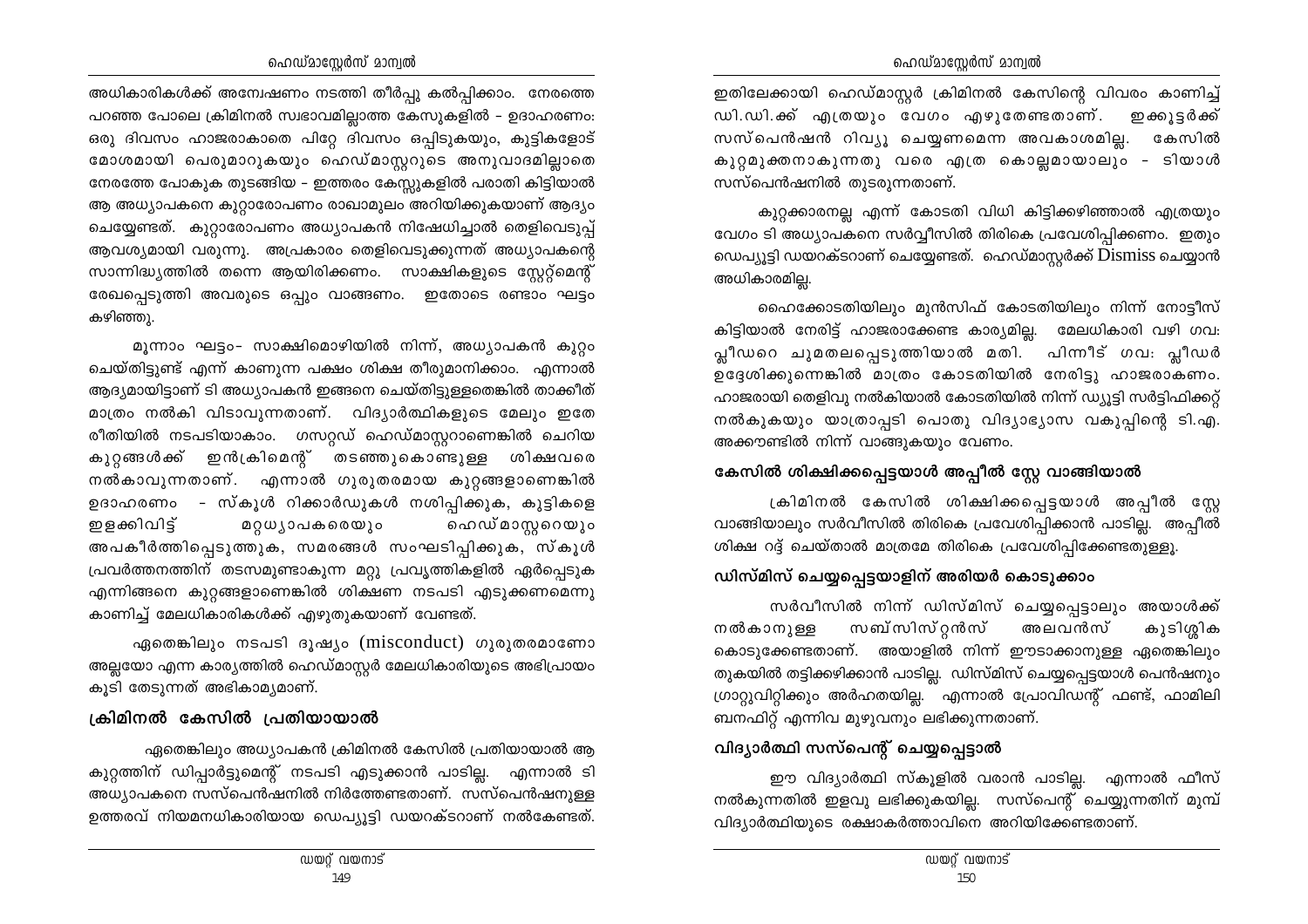അധികാരികൾക്ക് അന്വേഷണം നടത്തി തീർപ്പു കൽപ്പിക്കാം. നേരത്തെ പറഞ്ഞ പോലെ ക്രിമിനൽ സ്വഭാവമില്ലാത്ത കേസുകളിൽ – ഉദാഹരണം: ഒരു ദിവസം ഹാജരാകാതെ പിറ്റേ ദിവസം ഒപ്പിടുകയും, കുട്ടികളോട് മോശമായി പെരുമാറുകയും ഹെഡ്മാസ്റ്ററുടെ അനുവാദമില്ലാതെ നേരത്തേ പോകുക തുടങ്ങിയ – ഇത്തരം കേസ്സുകളിൽ പരാതി കിട്ടിയാൽ ആ അധ്യാപകനെ കുറ്റാരോപണം രാഖാമൂലം അറിയിക്കുകയാണ് ആദ്യം ചെയ്യേണ്ടത്. കുറ്റാരോപണം അധ്യാപകൻ നിഷേധിച്ചാൽ തെളിവെടുപ്പ് ആവശ്യമായി വരുന്നു. അപ്രകാരം തെളിവെടുക്കുന്നത് അധ്യാപകന്റെ സാന്നിദ്ധ്യത്തിൽ തന്നെ ആയിരിക്കണം. സാക്ഷികളുടെ സ്റ്റേറ്റ്മെന്റ് രേഖപ്പെടുത്തി അവരുടെ ഒപ്പും വാങ്ങണം. ഇതോടെ രണ്ടാം ഘട്ടം കഴിഞ്ഞു.

മൂന്നാം ഘട്ടം– സാക്ഷിമൊഴിയിൽ നിന്ന്, അധ്യാപകൻ കുറ്റം ചെയ്തിട്ടുണ്ട് എന്ന് കാണുന്ന പക്ഷം ശിക്ഷ തീരുമാനിക്കാം. എന്നാൽ ആദ്യമായിട്ടാണ് ടി അധ്യാപകൻ ഇങ്ങനെ ചെയ്തിട്ടുള്ളതെങ്കിൽ താക്കീത് മാത്രം നൽകി വിടാവുന്നതാണ്. വിദ്യാർത്ഥികളുടെ മേലും ഇതേ രീതിയിൽ നടപടിയാകാം. ഗസറ്റഡ് ഹെഡ്മാസ്റ്ററാണെങ്കിൽ ചെറിയ കുറ്റങ്ങൾക്ക് ഇൻക്രിമെന്റ് തടഞ്ഞുകൊണ്ടുള്ള ശിക്ഷവരെ നൽകാവുന്നതാണ്. എന്നാൽ ഗുരുതരമായ കുറ്റങ്ങളാണെങ്കിൽ ഉദാഹരണം – സ്കൂൾ റിക്കാർഡുകൾ നശിപ്പിക്കുക, കുട്ടികളെ ഇളക്കിവിട്ട് മറ്റധ്യാപകരെയും ഹെഡ്മാസ്റ്ററെയും അപകീർത്തിപ്പെടുത്തുക, സമരങ്ങൾ സംഘടിപ്പിക്കുക, സ്കൂൾ പ്രവർത്തനത്തിന് തടസമുണ്ടാകുന്ന മറ്റു പ്രവൃത്തികളിൽ ഏർപ്പെടുക എന്നിങ്ങനെ കുറ്റങ്ങളാണെങ്കിൽ ശിക്ഷണ നടപടി എടുക്കണമെന്നു കാണിച്ച് മേലധികാരികൾക്ക് എഴുതുകയാണ് വേണ്ടത്.

ഏതെങ്കിലും നടപടി ദൂഷ്യം (misconduct) ഗുരുതരമാണോ അല്ലയോ എന്ന കാര്യത്തിൽ ഹെഡ്മാസ്റ്റർ മേലധികാരിയുടെ അഭിപ്രായം കൂടി തേടുന്നത് അഭികാമ്യമാണ്.

## ക്രിമിനൽ കേസിൽ പ്രതിയായാൽ

ഏതെങ്കിലും അധ്യാപകൻ ക്രിമിനൽ കേസിൽ പ്രതിയായാൽ ആ കുറ്റത്തിന് ഡിപ്പാർട്ടുമെന്റ് നടപടി എടുക്കാൻ പാടില്ല. എന്നാൽ ടി അധ്യാപകനെ സസ്പെൻഷനിൽ നിർത്തേണ്ടതാണ്. സസ്പെൻഷനുള്ള ഉത്തരവ് നിയമനധികാരിയായ ഡെപ്യൂട്ടി ഡയറക്ടറാണ് നൽകേണ്ടത്. ഇതിലേക്കായി ഹെഡ്മാസ്റ്റർ ക്രിമിനൽ കേസിന്റെ വിവരം കാണിച്ച് ഡി.ഡി.ക്ക് എത്രയും വേഗം എഴുതേണ്ടതാണ്. ഇക്കൂട്ടർക്ക് സസ്പെൻഷൻ റിവ്യൂ ചെയ്യണമെന്ന അവകാശമില്ല. കേസിൽ കുറ്റമുക്തനാകുന്നതു വരെ എത്ര കൊല്ലമായാലും – ടിയാൾ സസ്പെൻഷനിൽ തുടരുന്നതാണ്.

കുറ്റക്കാരനല്ല എന്ന് കോടതി വിധി കിട്ടിക്കഴിഞ്ഞാൽ എത്രയും വേഗം ടി അധ്യാപകനെ സർവ്വീസിൽ തിരികെ പ്രവേശിപ്പിക്കണം. ഇതും ഡെപ്യൂട്ടി ഡയറക്ടറാണ് ചെയ്യേണ്ടത്. ഹെഡ്മാസ്റ്റർക്ക് Dismiss ചെയ്യാൻ അധികാരമില്ല.

ഹൈക്കോടതിയിലും മുൻസിഫ് കോടതിയിലും നിന്ന് നോട്ടീസ് കിട്ടിയാൽ നേരിട്ട് ഹാജരാക്കേണ്ട കാര്യമില്ല. മേലധികാരി വഴി ഗവ: പ്ലീഡറെ ചുമതലപ്പെടുത്തിയാൽ മതി. പിന്നീട് ഗവ: പ്ലീഡർ ഉദ്ദേശിക്കുന്നെങ്കിൽ മാത്രം കോടതിയിൽ നേരിട്ടു ഹാജരാകണം. ഹാജരായി തെളിവു നൽകിയാൽ കോടതിയിൽ നിന്ന് ഡ്യൂട്ടി സർട്ടിഫിക്കറ്റ് നൽകുകയും യാത്രാപ്പടി പൊതു വിദ്യാഭ്യാസ വകുപ്പിന്റെ ടി.എ. അക്കൗണ്ടിൽ നിന്ന് വാങ്ങുകയും വേണം.

## കേസിൽ ശിക്ഷിക്കപ്പെട്ടയാൾ അപ്പീൽ സ്റ്റേ വാങ്ങിയാൽ

ക്രിമിനൽ കേസിൽ ശിക്ഷിക്കപ്പെട്ടയാൾ അപ്പീൽ സ്റ്റേ വാങ്ങിയാലും സർവീസിൽ തിരികെ പ്രവേശിപ്പിക്കാൻ പാടില്ല. അപ്പീൽ ശിക്ഷ റദ്ദ് ചെയ്താൽ മാത്രമേ തിരികെ പ്രവേശിപ്പിക്കേണ്ടതുള്ളു.

## ഡിസ്മിസ് ചെയ്യപ്പെട്ടയാളിന് അരിയർ കൊടുക്കാം

സർവീസിൽ നിന്ന് ഡിസ്മിസ് ചെയ്യപ്പെട്ടാലും അയാൾക്ക് നൽകാനുള്ള സബ്സിസ്റ്റൻസ് അലവൻസ് കുടിശ്ശിക കൊടുക്കേണ്ടതാണ്. അയാളിൽ നിന്ന് ഈടാക്കാനുള്ള ഏതെങ്കിലും തുകയിൽ തട്ടിക്കഴിക്കാൻ പാടില്ല. ഡിസ്മിസ് ചെയ്യപ്പെട്ടയാൾ പെൻഷനും ഗ്രാറ്റുവിറ്റിക്കും അർഹതയില്ല. എന്നാൽ പ്രോവിഡന്റ് ഫണ്ട്, ഫാമിലി ബനഫിറ്റ് എന്നിവ മുഴുവനും ലഭിക്കുന്നതാണ്.

## വിദ്യാർത്ഥി സസ്പെന്റ് ചെയ്യപ്പെട്ടാൽ

ഈ വിദ്യാർത്ഥി സ്കൂളിൽ വരാൻ പാടില്ല. എന്നാൽ ഫീസ് നൽകുന്നതിൽ ഇളവു ലഭിക്കുകയില്ല. സസ്പെന്റ് ചെയ്യുന്നതിന് മുമ്പ് വിദ്യാർത്ഥിയുടെ രക്ഷാകർത്താവിനെ അറിയിക്കേണ്ടതാണ്.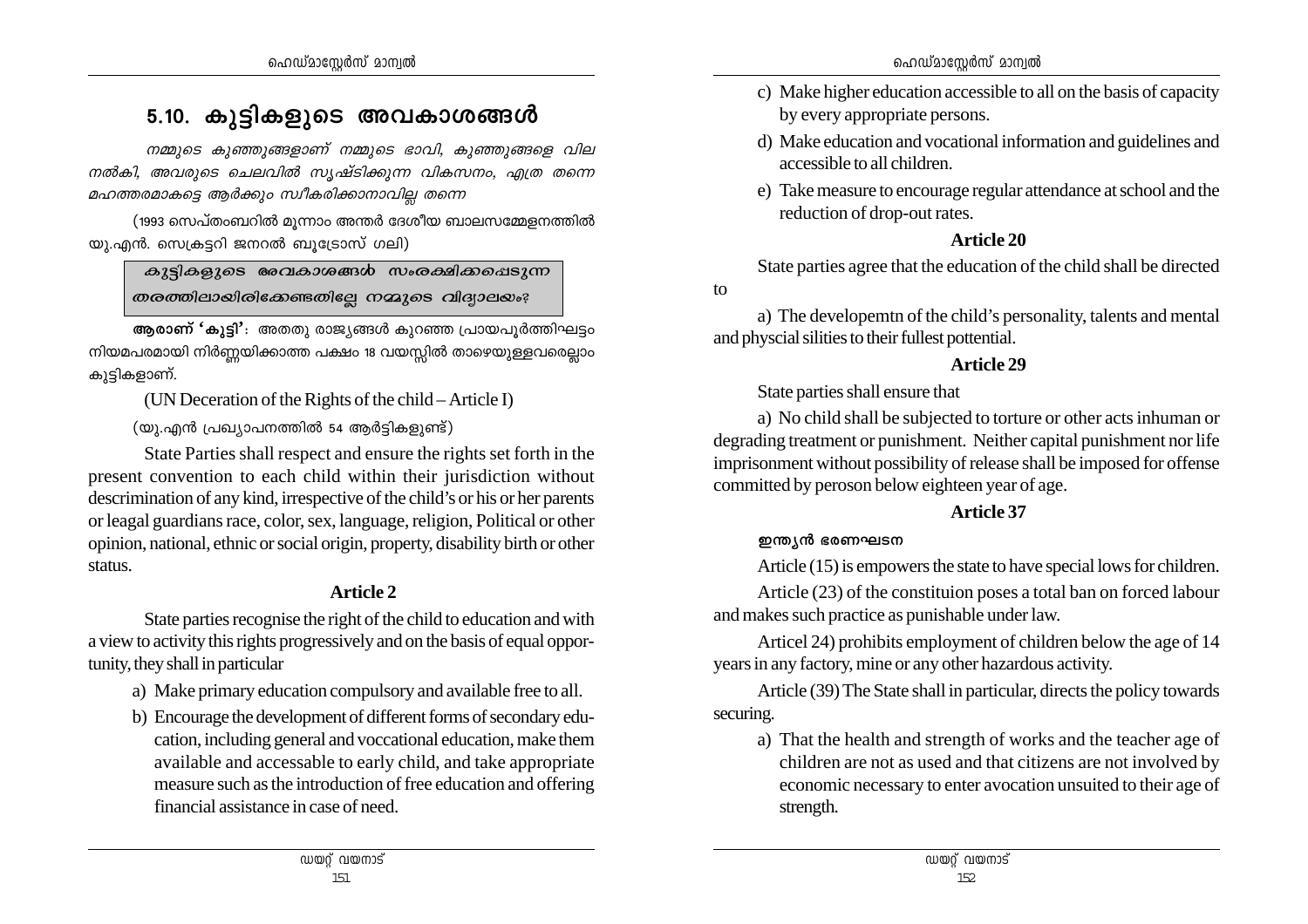# 5.10. കുട്ടികളുടെ അവകാശങ്ങൾ

*നമ്മുടെ കുഞ്ഞുങ്ങളാണ് നമ്മുടെ ഭാവി, കുഞ്ഞുങ്ങളെ വില നൽകി, അവരുടെ ചെലവിൽ സൃഷ്ടിക്കുന്ന വികസനം, എത്ര തന്നെ മഹത്തരമാകട്ടെ ആർക്കും സ്വീകരിക്കാനാവില്ല തന്നെ*

(1993 സെപ്തംബറിൽ മൂന്നാം അന്തർ ദേശീയ ബാലസമ്മേളനത്തിൽ യു.എൻ. സെക്രട്ടറി ജനറൽ ബൂട്രോസ് ഗലി)

***കുട്ടികളുടെ അവകാശങ്ങൾ സംരക്ഷിക്കപ്പെടുന്ന തരത്തിലായിരിക്കേണ്ടതില്ലേ നമ്മുടെ വിദ്യാലയം?***

**ആരാണ് 'കുട്ടി'**: അതതു രാജ്യങ്ങൾ കുറഞ്ഞ പ്രായപൂർത്തിഘട്ടം നിയമപരമായി നിർണ്ണയിക്കാത്ത പക്ഷം 18 വയസ്സിൽ താഴെയുള്ളവരെല്ലാം കുട്ടികളാണ്.

(UN Deceration of the Rights of the child – Article I)

(യു.എൻ പ്രഖ്യാപനത്തിൽ 54 ആർട്ടികളുണ്ട്)

State Parties shall respect and ensure the rights set forth in the present convention to each child within their jurisdiction without descrimination of any kind, irrespective of the child's or his or her parents or leagal guardians race, color, sex, language, religion, Political or other opinion, national, ethnic or social origin, property, disability birth or other status.

**Article 2**

State parties recognise the right of the child to education and with a view to activity this rights progressively and on the basis of equal opportunity, they shall in particular

a) Make primary education compulsory and available free to all.

b) Encourage the development of different forms of secondary education, including general and voccational education, make them available and accessable to early child, and take appropriate measure such as the introduction of free education and offering financial assistance in case of need.

c) Make higher education accessible to all on the basis of capacity by every appropriate persons.

d) Make education and vocational information and guidelines and accessible to all children.

e) Take measure to encourage regular attendance at school and the reduction of drop-out rates.

**Article 20**

State parties agree that the education of the child shall be directed to

a) The developemtn of the child's personality, talents and mental and physcial silities to their fullest pottential.

**Article 29**

State parties shall ensure that

a) No child shall be subjected to torture or other acts inhuman or degrading treatment or punishment. Neither capital punishment nor life imprisonment without possibility of release shall be imposed for offense committed by peroson below eighteen year of age.

**Article 37**

**ഇന്ത്യൻ ഭരണഘടന**

Article (15) is empowers the state to have special lows for children.

Article (23) of the constituion poses a total ban on forced labour and makes such practice as punishable under law.

Articel 24) prohibits employment of children below the age of 14 years in any factory, mine or any other hazardous activity.

Article (39) The State shall in particular, directs the policy towards securing.

a) That the health and strength of works and the teacher age of children are not as used and that citizens are not involved by economic necessary to enter avocation unsuited to their age of strength.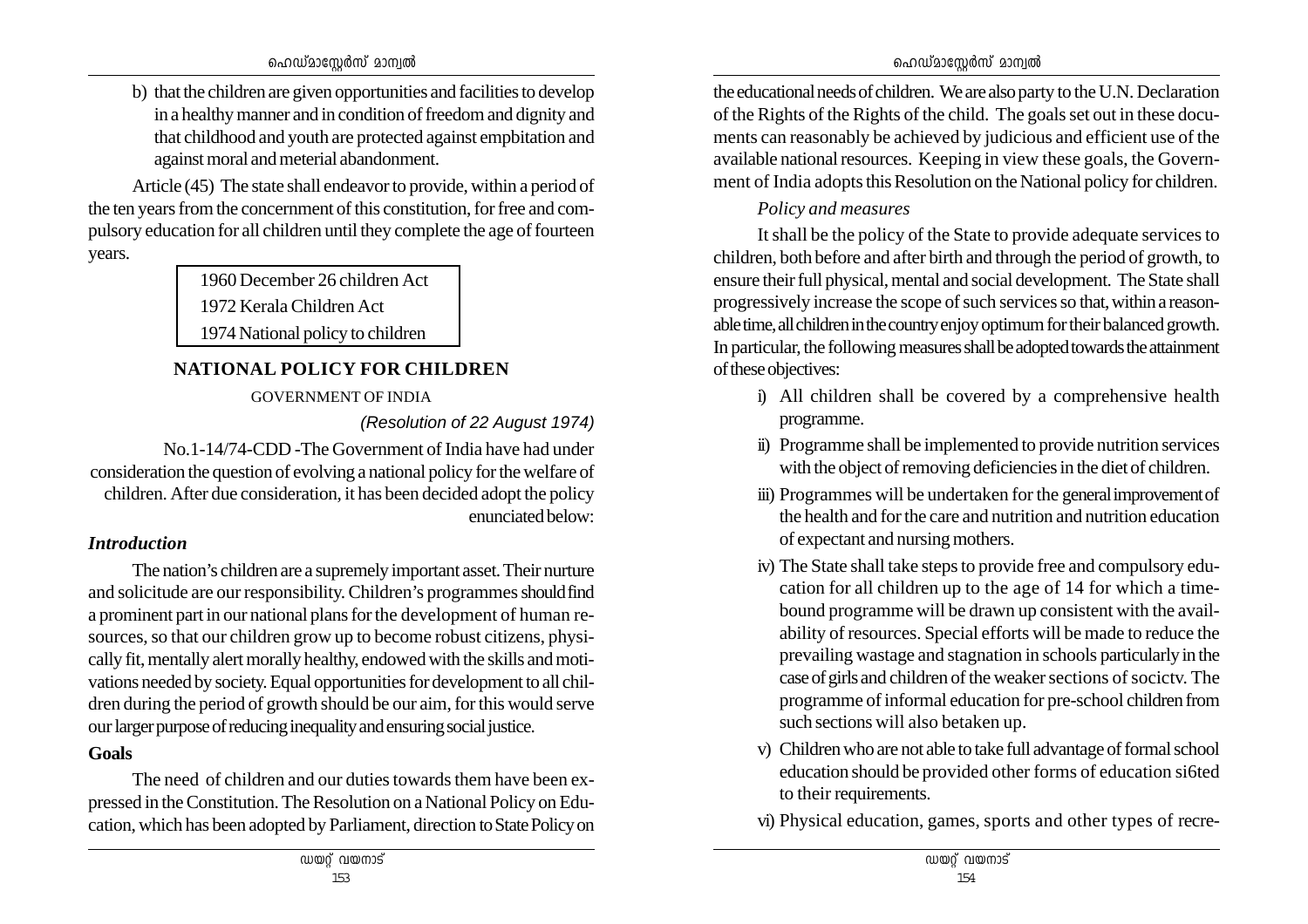b) that the children are given opportunities and facilities to develop in a healthy manner and in condition of freedom and dignity and that childhood and youth are protected against empbitation and against moral and meterial abandonment.

Article (45) The state shall endeavor to provide, within a period of the ten years from the concernment of this constitution, for free and compulsory education for all children until they complete the age of fourteen years.

1960 December 26 children Act
1972 Kerala Children Act
1974 National policy to children

## NATIONAL POLICY FOR CHILDREN

GOVERNMENT OF INDIA

*(Resolution of 22 August 1974)*

No.1-14/74-CDD -The Government of India have had under consideration the question of evolving a national policy for the welfare of children. After due consideration, it has been decided adopt the policy enunciated below:

### *Introduction*

The nation's children are a supremely important asset. Their nurture and solicitude are our responsibility. Children's programmes should find a prominent part in our national plans for the development of human resources, so that our children grow up to become robust citizens, physically fit, mentally alert morally healthy, endowed with the skills and motivations needed by society. Equal opportunities for development to all children during the period of growth should be our aim, for this would serve our larger purpose of reducing inequality and ensuring social justice.

### Goals

The need of children and our duties towards them have been expressed in the Constitution. The Resolution on a National Policy on Education, which has been adopted by Parliament, direction to State Policy on the educational needs of children. We are also party to the U.N. Declaration of the Rights of the Rights of the child. The goals set out in these documents can reasonably be achieved by judicious and efficient use of the available national resources. Keeping in view these goals, the Government of India adopts this Resolution on the National policy for children.

*Policy and measures*

It shall be the policy of the State to provide adequate services to children, both before and after birth and through the period of growth, to ensure their full physical, mental and social development. The State shall progressively increase the scope of such services so that, within a reasonable time, all children in the country enjoy optimum for their balanced growth. In particular, the following measures shall be adopted towards the attainment of these objectives:

i) All children shall be covered by a comprehensive health programme.

ii) Programme shall be implemented to provide nutrition services with the object of removing deficiencies in the diet of children.

iii) Programmes will be undertaken for the general improvement of the health and for the care and nutrition and nutrition education of expectant and nursing mothers.

iv) The State shall take steps to provide free and compulsory education for all children up to the age of 14 for which a time-bound programme will be drawn up consistent with the availability of resources. Special efforts will be made to reduce the prevailing wastage and stagnation in schools particularly in the case of girls and children of the weaker sections of socictv. The programme of informal education for pre-school children from such sections will also betaken up.

v) Children who are not able to take full advantage of formal school education should be provided other forms of education si6ted to their requirements.

vi) Physical education, games, sports and other types of recre-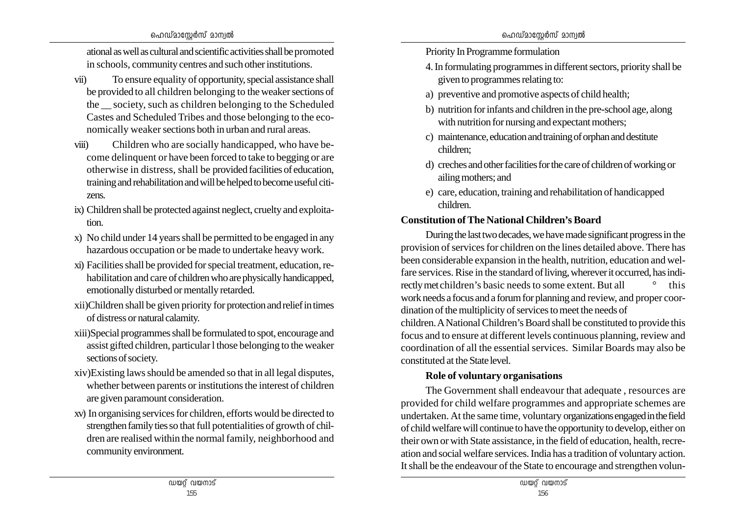ational as well as cultural and scientific activities shall be promoted in schools, community centres and such other institutions.

vii) To ensure equality of opportunity, special assistance shall be provided to all children belonging to the weaker sections of the __ society, such as children belonging to the Scheduled Castes and Scheduled Tribes and those belonging to the economically weaker sections both in urban and rural areas.

viii) Children who are socially handicapped, who have become delinquent or have been forced to take to begging or are otherwise in distress, shall be provided facilities of education, training and rehabilitation and will be helped to become useful citizens.

ix) Children shall be protected against neglect, cruelty and exploitation.

x) No child under 14 years shall be permitted to be engaged in any hazardous occupation or be made to undertake heavy work.

xi) Facilities shall be provided for special treatment, education, rehabilitation and care of children who are physically handicapped, emotionally disturbed or mentally retarded.

xii) Children shall be given priority for protection and relief in times of distress or natural calamity.

xiii) Special programmes shall be formulated to spot, encourage and assist gifted children, particular l those belonging to the weaker sections of society.

xiv) Existing laws should be amended so that in all legal disputes, whether between parents or institutions the interest of children are given paramount consideration.

xv) In organising services for children, efforts would be directed to strengthen family ties so that full potentialities of growth of children are realised within the normal family, neighborhood and community environment.

Priority In Programme formulation

4. In formulating programmes in different sectors, priority shall be given to programmes relating to:

a) preventive and promotive aspects of child health;

b) nutrition for infants and children in the pre-school age, along with nutrition for nursing and expectant mothers;

c) maintenance, education and training of orphan and destitute children;

d) creches and other facilities for the care of children of working or ailing mothers; and

e) care, education, training and rehabilitation of handicapped children.

**Constitution of The National Children's Board**

During the last two decades, we have made significant progress in the provision of services for children on the lines detailed above. There has been considerable expansion in the health, nutrition, education and welfare services. Rise in the standard of living, wherever it occurred, has indirectly met children's basic needs to some extent. But all ° this work needs a focus and a forum for planning and review, and proper coordination of the multiplicity of services to meet the needs of children. A National Children's Board shall be constituted to provide this focus and to ensure at different levels continuous planning, review and coordination of all the essential services. Similar Boards may also be constituted at the State level.

**Role of voluntary organisations**

The Government shall endeavour that adequate , resources are provided for child welfare programmes and appropriate schemes are undertaken. At the same time, voluntary organizations engaged in the field of child welfare will continue to have the opportunity to develop, either on their own or with State assistance, in the field of education, health, recreation and social welfare services. India has a tradition of voluntary action. It shall be the endeavour of the State to encourage and strengthen volun-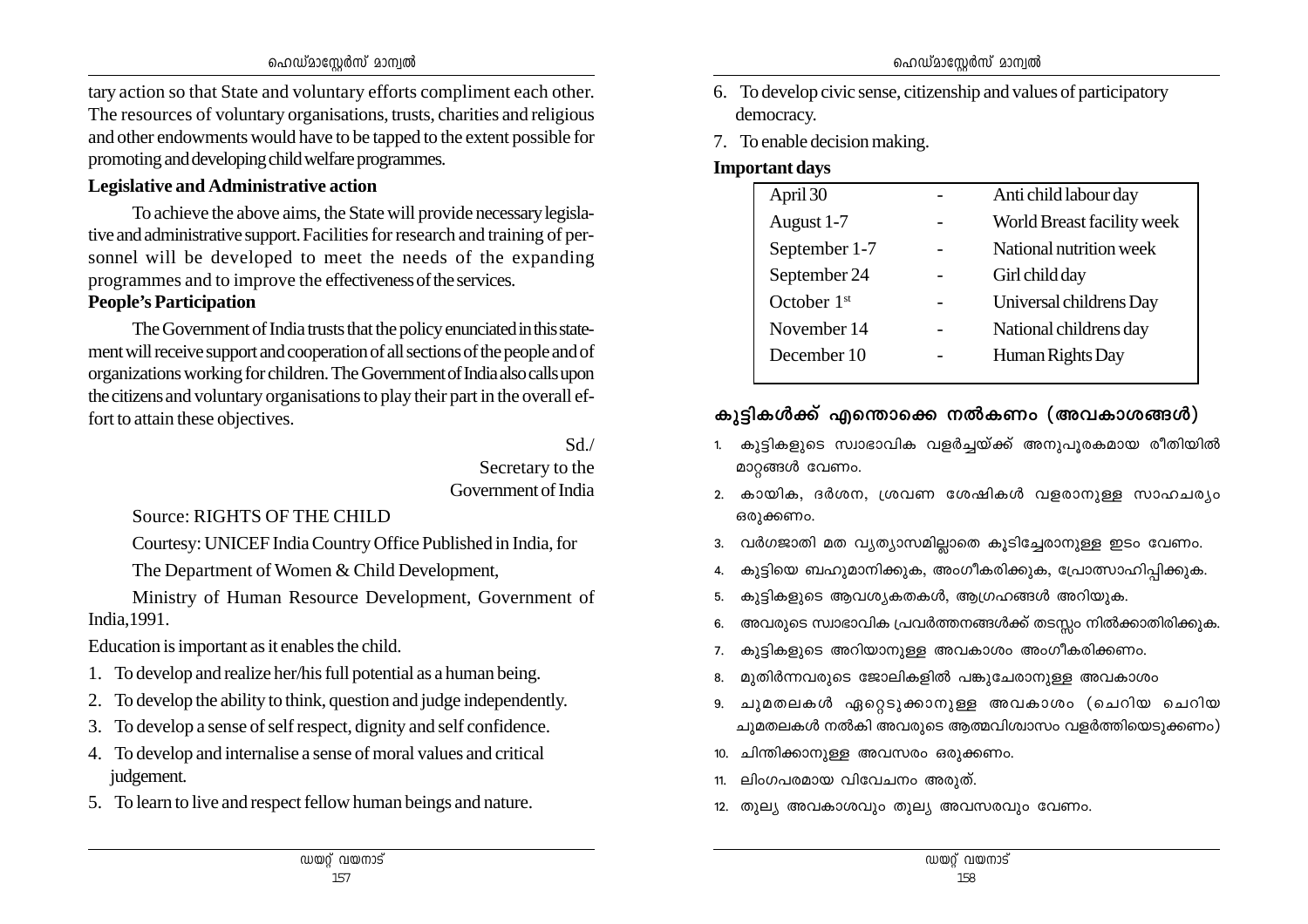tary action so that State and voluntary efforts compliment each other. The resources of voluntary organisations, trusts, charities and religious and other endowments would have to be tapped to the extent possible for promoting and developing child welfare programmes.

**Legislative and Administrative action**

To achieve the above aims, the State will provide necessary legislative and administrative support. Facilities for research and training of personnel will be developed to meet the needs of the expanding programmes and to improve the effectiveness of the services.

**People's Participation**

The Government of India trusts that the policy enunciated in this statement will receive support and cooperation of all sections of the people and of organizations working for children. The Government of India also calls upon the citizens and voluntary organisations to play their part in the overall effort to attain these objectives.

Sd./
Secretary to the
Government of India

Source: RIGHTS OF THE CHILD

Courtesy: UNICEF India Country Office Published in India, for

The Department of Women & Child Development,

Ministry of Human Resource Development, Government of India,1991.

Education is important as it enables the child.

1. To develop and realize her/his full potential as a human being.
2. To develop the ability to think, question and judge independently.
3. To develop a sense of self respect, dignity and self confidence.
4. To develop and internalise a sense of moral values and critical judgement.
5. To learn to live and respect fellow human beings and nature.
6. To develop civic sense, citizenship and values of participatory democracy.
7. To enable decision making.

**Important days**

| | | |
|---|---|---|
| April 30 | - | Anti child labour day |
| August 1-7 | - | World Breast facility week |
| September 1-7 | - | National nutrition week |
| September 24 | - | Girl child day |
| October 1st | - | Universal childrens Day |
| November 14 | - | National childrens day |
| December 10 | - | Human Rights Day |

## കുട്ടികൾക്ക് എന്തൊക്കെ നൽകണം (അവകാശങ്ങൾ)

1. കുട്ടികളുടെ സ്വാഭാവിക വളർച്ചയ്ക്ക് അനുപൂരകമായ രീതിയിൽ മാറ്റങ്ങൾ വേണം.
2. കായിക, ദർശന, ശ്രവണ ശേഷികൾ വളരാനുള്ള സാഹചര്യം ഒരുക്കണം.
3. വർഗജാതി മത വ്യത്യാസമില്ലാതെ കൂടിച്ചേരാനുള്ള ഇടം വേണം.
4. കുട്ടിയെ ബഹുമാനിക്കുക, അംഗീകരിക്കുക, പ്രോത്സാഹിപ്പിക്കുക.
5. കുട്ടികളുടെ ആവശ്യകതകൾ, ആഗ്രഹങ്ങൾ അറിയുക.
6. അവരുടെ സ്വാഭാവിക പ്രവർത്തനങ്ങൾക്ക് തടസ്സം നിൽക്കാതിരിക്കുക.
7. കുട്ടികളുടെ അറിയാനുള്ള അവകാശം അംഗീകരിക്കണം.
8. മുതിർന്നവരുടെ ജോലികളിൽ പങ്കുചേരാനുള്ള അവകാശം
9. ചുമതലകൾ ഏറ്റെടുക്കാനുള്ള അവകാശം (ചെറിയ ചെറിയ ചുമതലകൾ നൽകി അവരുടെ ആത്മവിശ്വാസം വളർത്തിയെടുക്കണം)
10. ചിന്തിക്കാനുള്ള അവസരം ഒരുക്കണം.
11. ലിംഗപരമായ വിവേചനം അരുത്.
12. തുല്യ അവകാശവും തുല്യ അവസരവും വേണം.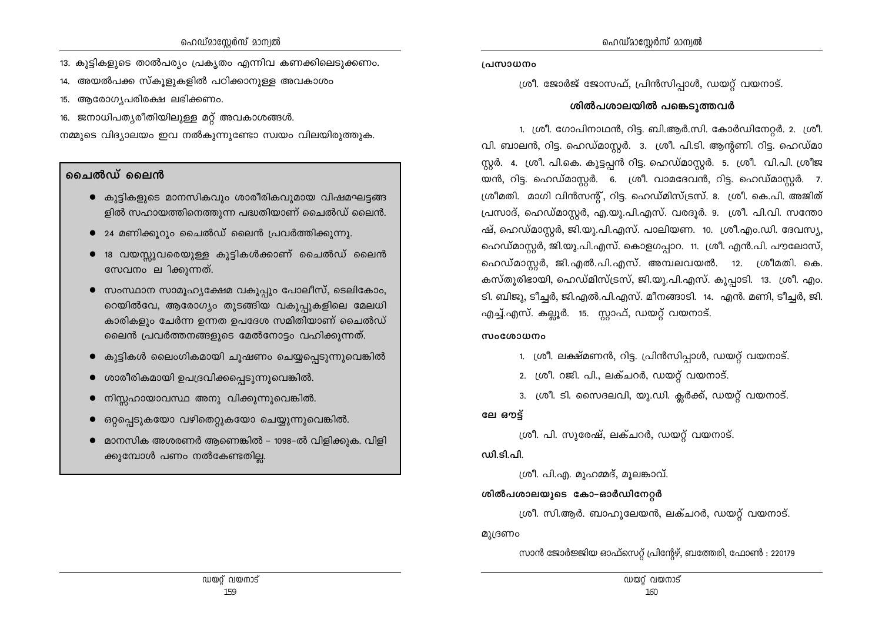13. കുട്ടികളുടെ താൽപര്യം പ്രകൃതം എന്നിവ കണക്കിലെടുക്കണം.
14. അയൽപക്ക സ്കൂളുകളിൽ പഠിക്കാനുള്ള അവകാശം
15. ആരോഗ്യപരിരക്ഷ ലഭിക്കണം.
16. ജനാധിപത്യരീതിയിലുള്ള മറ്റ് അവകാശങ്ങൾ.

നമ്മുടെ വിദ്യാലയം ഇവ നൽകുന്നുണ്ടോ സ്വയം വിലയിരുത്തുക.

## ചൈൽഡ് ലൈൻ

- കുട്ടികളുടെ മാനസികവും ശാരീരികവുമായ വിഷമഘട്ടങ്ങളിൽ സഹായത്തിനെത്തുന്ന പദ്ധതിയാണ് ചൈൽഡ് ലൈൻ.
- 24 മണിക്കൂറും ചൈൽഡ് ലൈൻ പ്രവർത്തിക്കുന്നു.
- 18 വയസ്സുവരെയുള്ള കുട്ടികൾക്കാണ് ചൈൽഡ് ലൈൻ സേവനം ല ിക്കുന്നത്.
- സംസ്ഥാന സാമൂഹ്യക്ഷേമ വകുപ്പും പോലീസ്, ടെലികോം, റെയിൽവേ, ആരോഗ്യം തുടങ്ങിയ വകുപ്പുകളിലെ മേലധികാരികളും ചേർന്ന ഉന്നത ഉപദേശ സമിതിയാണ് ചൈൽഡ് ലൈൻ പ്രവർത്തനങ്ങളുടെ മേൽനോട്ടം വഹിക്കുന്നത്.
- കുട്ടികൾ ലൈംഗികമായി ചൂഷണം ചെയ്യപ്പെടുന്നുവെങ്കിൽ
- ശാരീരികമായി ഉപദ്രവിക്കപ്പെടുന്നുവെങ്കിൽ.
- നിസ്സഹായാവസ്ഥ അനു വിക്കുന്നുവെങ്കിൽ.
- ഒറ്റപ്പെടുകയോ വഴിതെറ്റുകയോ ചെയ്യുന്നുവെങ്കിൽ.
- മാനസിക അശരണർ ആണെങ്കിൽ – 1098–ൽ വിളിക്കുക. വിളിക്കുമ്പോൾ പണം നൽകേണ്ടതില്ല.

**പ്രസാധനം**

ശ്രീ. ജോർജ് ജോസഫ്, പ്രിൻസിപ്പാൾ, ഡയറ്റ് വയനാട്.

### ശിൽപശാലയിൽ പങ്കെടുത്തവർ

1. ശ്രീ. ഗോപിനാഥൻ, റിട്ട. ബി.ആർ.സി. കോർഡിനേറ്റർ. 2. ശ്രീ. വി. ബാലൻ, റിട്ട. ഹെഡ്മാസ്റ്റർ. 3. ശ്രീ. പി.ടി. ആന്റണി. റിട്ട. ഹെഡ്മാസ്റ്റർ. 4. ശ്രീ. പി.കെ. കുട്ടപ്പൻ റിട്ട. ഹെഡ്മാസ്റ്റർ. 5. ശ്രീ. വി.പി. ശ്രീജയൻ, റിട്ട. ഹെഡ്മാസ്റ്റർ. 6. ശ്രീ. വാമദേവൻ, റിട്ട. ഹെഡ്മാസ്റ്റർ. 7. ശ്രീമതി. മാഗി വിൻസന്റ്, റിട്ട. ഹെഡ്മിസ്ട്രസ്. 8. ശ്രീ. കെ.പി. അജിത് പ്രസാദ്, ഹെഡ്മാസ്റ്റർ, എ.യു.പി.എസ്. വരദൂർ. 9. ശ്രീ. പി.വി. സന്തോഷ്, ഹെഡ്മാസ്റ്റർ, ജി.യു.പി.എസ്. പാലിയണ. 10. ശ്രീ.എം.ഡി. ദേവസ്യ, ഹെഡ്മാസ്റ്റർ, ജി.യു.പി.എസ്. കൊളഗപ്പാറ. 11. ശ്രീ. എൻ.പി. പൗലോസ്, ഹെഡ്മാസ്റ്റർ, ജി.എൽ.പി.എസ്. അമ്പലവയൽ. 12. ശ്രീമതി. കെ. കസ്തൂരിഭായി, ഹെഡ്മിസ്ട്രസ്, ജി.യു.പി.എസ്. കുപ്പാടി. 13. ശ്രീ. എം. ടി. ബിജു, ടീച്ചർ, ജി.എൽ.പി.എസ്. മീനങ്ങാടി. 14. എൻ. മണി, ടീച്ചർ, ജി.എച്ച്.എസ്. കല്ലൂർ. 15. സ്റ്റാഫ്, ഡയറ്റ് വയനാട്.

**സംശോധനം**

1. ശ്രീ. ലക്ഷ്മണൻ, റിട്ട. പ്രിൻസിപ്പാൾ, ഡയറ്റ് വയനാട്.
2. ശ്രീ. റജി. പി., ലക്ചറർ, ഡയറ്റ് വയനാട്.
3. ശ്രീ. ടി. സൈദലവി, യു.ഡി. ക്ലർക്ക്, ഡയറ്റ് വയനാട്.

**ലേ ഔട്ട്**

ശ്രീ. പി. സുരേഷ്, ലക്ചറർ, ഡയറ്റ് വയനാട്.

**ഡി.ടി.പി.**

ശ്രീ. പി.എ. മുഹമ്മദ്, മൂലങ്കാവ്.

**ശിൽപശാലയുടെ കോ-ഓർഡിനേറ്റർ**

ശ്രീ. സി.ആർ. ബാഹുലേയൻ, ലക്ചറർ, ഡയറ്റ് വയനാട്.

**മുദ്രണം**

സാൻ ജോർജ്ജിയ ഓഫ്സെറ്റ് പ്രിന്റേഴ്, ബത്തേരി, ഫോൺ : 220179